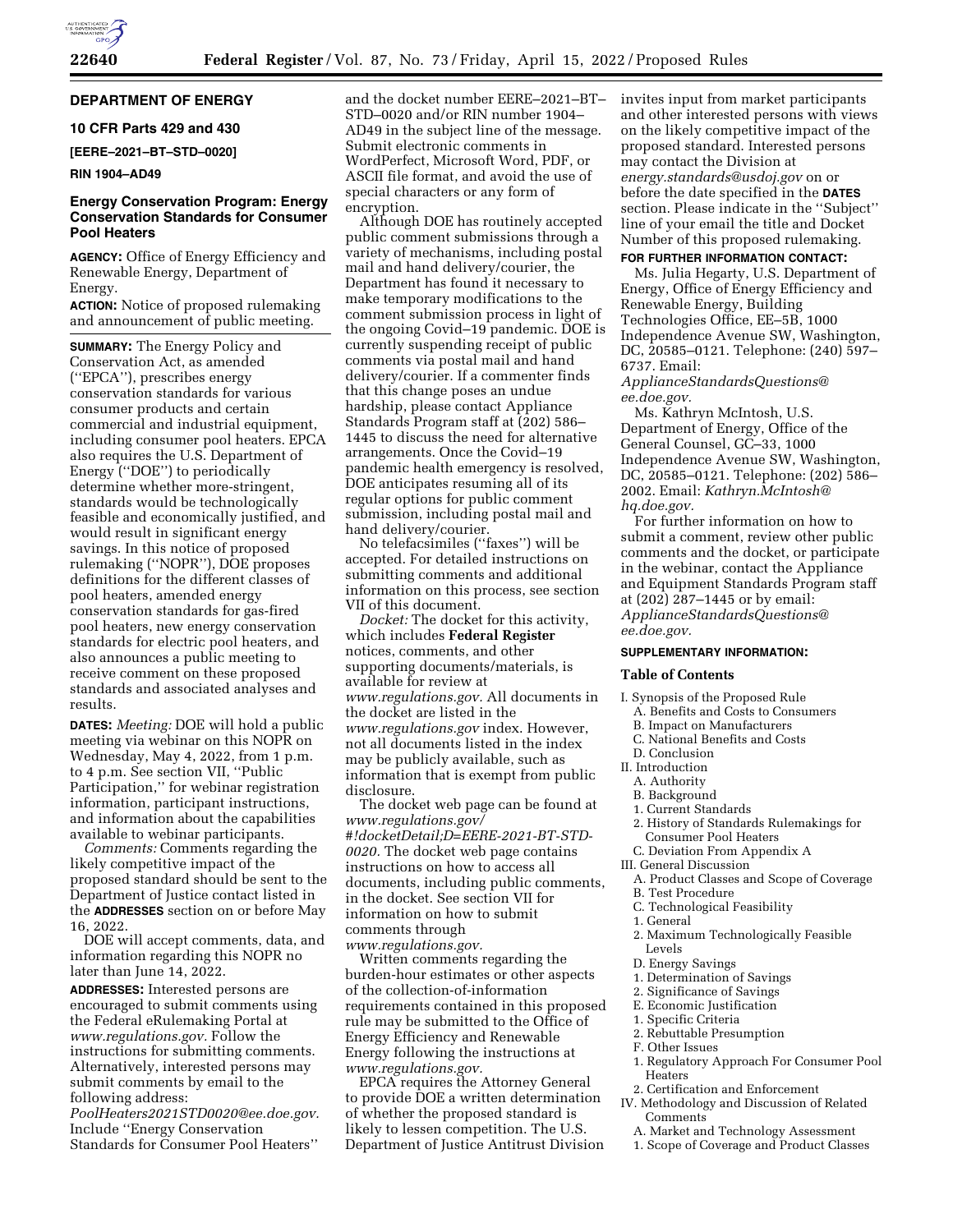## DEPARTMENT OF ENERGY

### 10 CFR Parts 429 and 430

**[EERE–2021–BT–STD–0020]**

**RIN 1904–AD49**

### Energy Conservation Program: Energy Conservation Standards for Consumer Pool Heaters

**AGENCY:** Office of Energy Efficiency and Renewable Energy, Department of Energy.

**ACTION:** Notice of proposed rulemaking and announcement of public meeting.

**SUMMARY:** The Energy Policy and Conservation Act, as amended (''EPCA''), prescribes energy conservation standards for various consumer products and certain commercial and industrial equipment, including consumer pool heaters. EPCA also requires the U.S. Department of Energy (''DOE'') to periodically determine whether more-stringent, standards would be technologically feasible and economically justified, and would result in significant energy savings. In this notice of proposed rulemaking (''NOPR''), DOE proposes definitions for the different classes of pool heaters, amended energy conservation standards for gas-fired pool heaters, new energy conservation standards for electric pool heaters, and also announces a public meeting to receive comment on these proposed standards and associated analyses and results.

**DATES:** *Meeting:* DOE will hold a public meeting via webinar on this NOPR on Wednesday, May 4, 2022, from 1 p.m. to 4 p.m. See section VII, ''Public Participation,'' for webinar registration information, participant instructions, and information about the capabilities available to webinar participants.

*Comments:* Comments regarding the likely competitive impact of the proposed standard should be sent to the Department of Justice contact listed in the **ADDRESSES** section on or before May 16, 2022.

DOE will accept comments, data, and information regarding this NOPR no later than June 14, 2022.

**ADDRESSES:** Interested persons are encouraged to submit comments using the Federal eRulemaking Portal at *www.regulations.gov.* Follow the instructions for submitting comments. Alternatively, interested persons may submit comments by email to the following address: *PoolHeaters2021STD0020@ee.doe.gov.* Include ''Energy Conservation Standards for Consumer Pool Heaters'' and the docket number EERE–2021–BT–STD–0020 and/or RIN number 1904–AD49 in the subject line of the message. Submit electronic comments in WordPerfect, Microsoft Word, PDF, or ASCII file format, and avoid the use of special characters or any form of encryption.

Although DOE has routinely accepted public comment submissions through a variety of mechanisms, including postal mail and hand delivery/courier, the Department has found it necessary to make temporary modifications to the comment submission process in light of the ongoing Covid–19 pandemic. DOE is currently suspending receipt of public comments via postal mail and hand delivery/courier. If a commenter finds that this change poses an undue hardship, please contact Appliance Standards Program staff at (202) 586–1445 to discuss the need for alternative arrangements. Once the Covid–19 pandemic health emergency is resolved, DOE anticipates resuming all of its regular options for public comment submission, including postal mail and hand delivery/courier.

No telefacsimiles (''faxes'') will be accepted. For detailed instructions on submitting comments and additional information on this process, see section VII of this document.

*Docket:* The docket for this activity, which includes **Federal Register** notices, comments, and other supporting documents/materials, is available for review at *www.regulations.gov.* All documents in the docket are listed in the *www.regulations.gov* index. However, not all documents listed in the index may be publicly available, such as information that is exempt from public disclosure.

The docket web page can be found at *www.regulations.gov/#!docketDetail;D=EERE-2021-BT-STD-0020.* The docket web page contains instructions on how to access all documents, including public comments, in the docket. See section VII for information on how to submit comments through *www.regulations.gov.*

Written comments regarding the burden-hour estimates or other aspects of the collection-of-information requirements contained in this proposed rule may be submitted to the Office of Energy Efficiency and Renewable Energy following the instructions at *www.regulations.gov.*

EPCA requires the Attorney General to provide DOE a written determination of whether the proposed standard is likely to lessen competition. The U.S. Department of Justice Antitrust Division invites input from market participants and other interested persons with views on the likely competitive impact of the proposed standard. Interested persons may contact the Division at *energy.standards@usdoj.gov* on or before the date specified in the **DATES** section. Please indicate in the ''Subject'' line of your email the title and Docket Number of this proposed rulemaking.

**FOR FURTHER INFORMATION CONTACT:**

Ms. Julia Hegarty, U.S. Department of Energy, Office of Energy Efficiency and Renewable Energy, Building Technologies Office, EE–5B, 1000 Independence Avenue SW, Washington, DC, 20585–0121. Telephone: (240) 597–6737. Email: *ApplianceStandardsQuestions@ee.doe.gov.*

Ms. Kathryn McIntosh, U.S. Department of Energy, Office of the General Counsel, GC–33, 1000 Independence Avenue SW, Washington, DC, 20585–0121. Telephone: (202) 586–2002. Email: *Kathryn.McIntosh@hq.doe.gov.*

For further information on how to submit a comment, review other public comments and the docket, or participate in the webinar, contact the Appliance and Equipment Standards Program staff at (202) 287–1445 or by email: *ApplianceStandardsQuestions@ee.doe.gov.*

**SUPPLEMENTARY INFORMATION:**

**Table of Contents**

- I. Synopsis of the Proposed Rule
  - A. Benefits and Costs to Consumers
  - B. Impact on Manufacturers
  - C. National Benefits and Costs
  - D. Conclusion
- II. Introduction
  - A. Authority
  - B. Background
    - 1. Current Standards
    - 2. History of Standards Rulemakings for Consumer Pool Heaters
  - C. Deviation From Appendix A
- III. General Discussion
  - A. Product Classes and Scope of Coverage
  - B. Test Procedure
  - C. Technological Feasibility
    - 1. General
    - 2. Maximum Technologically Feasible Levels
  - D. Energy Savings
    - 1. Determination of Savings
    - 2. Significance of Savings
  - E. Economic Justification
    - 1. Specific Criteria
    - 2. Rebuttable Presumption
  - F. Other Issues
    - 1. Regulatory Approach For Consumer Pool Heaters
    - 2. Certification and Enforcement
- IV. Methodology and Discussion of Related Comments
  - A. Market and Technology Assessment
    - 1. Scope of Coverage and Product Classes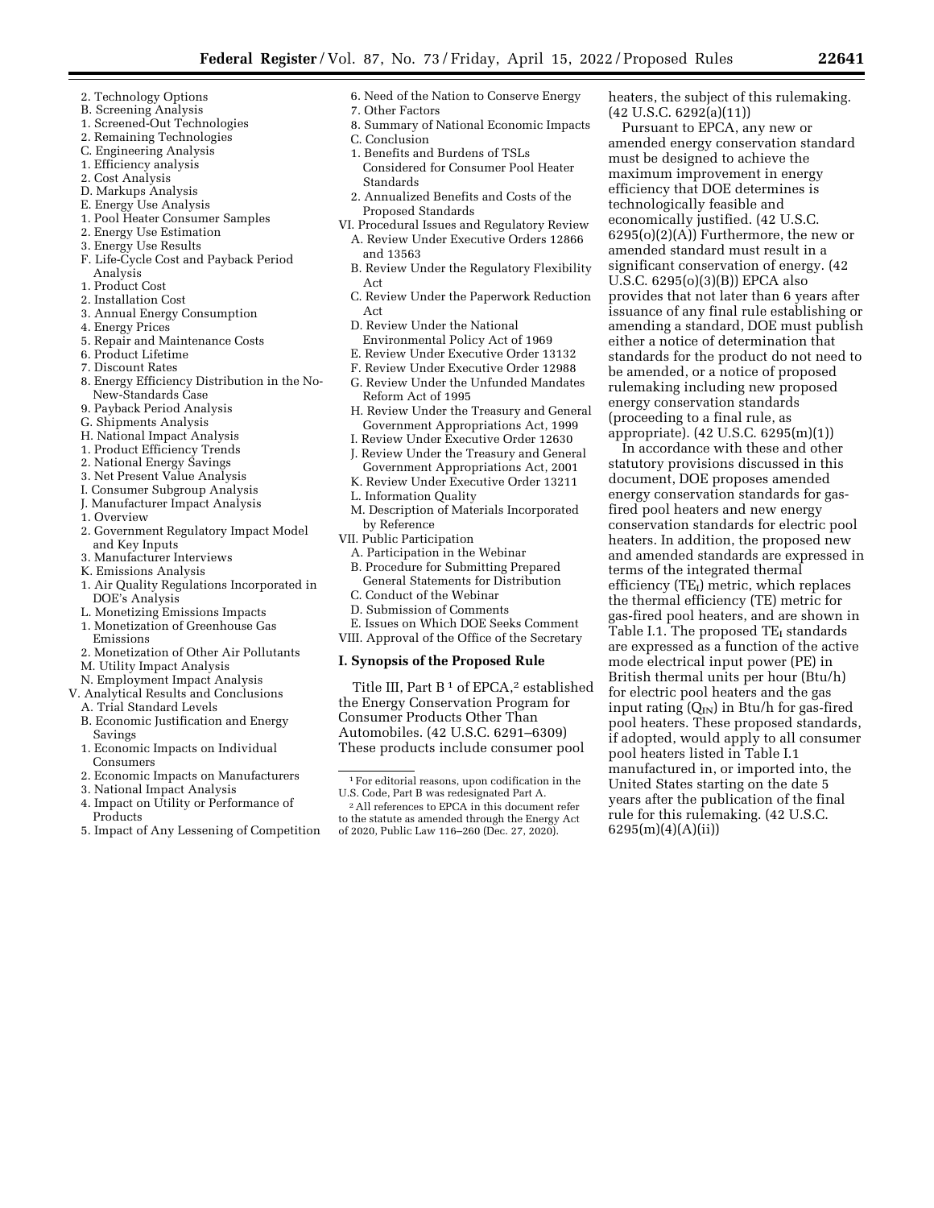2. Technology Options
B. Screening Analysis
1. Screened-Out Technologies
2. Remaining Technologies
C. Engineering Analysis
1. Efficiency analysis
2. Cost Analysis
D. Markups Analysis
E. Energy Use Analysis
1. Pool Heater Consumer Samples
2. Energy Use Estimation
3. Energy Use Results
F. Life-Cycle Cost and Payback Period Analysis
1. Product Cost
2. Installation Cost
3. Annual Energy Consumption
4. Energy Prices
5. Repair and Maintenance Costs
6. Product Lifetime
7. Discount Rates
8. Energy Efficiency Distribution in the No-New-Standards Case
9. Payback Period Analysis
G. Shipments Analysis
H. National Impact Analysis
1. Product Efficiency Trends
2. National Energy Savings
3. Net Present Value Analysis
I. Consumer Subgroup Analysis
J. Manufacturer Impact Analysis
1. Overview
2. Government Regulatory Impact Model and Key Inputs
3. Manufacturer Interviews
K. Emissions Analysis
1. Air Quality Regulations Incorporated in DOE's Analysis
L. Monetizing Emissions Impacts
1. Monetization of Greenhouse Gas Emissions
2. Monetization of Other Air Pollutants
M. Utility Impact Analysis
N. Employment Impact Analysis
V. Analytical Results and Conclusions
A. Trial Standard Levels
B. Economic Justification and Energy Savings
1. Economic Impacts on Individual Consumers
2. Economic Impacts on Manufacturers
3. National Impact Analysis
4. Impact on Utility or Performance of Products
5. Impact of Any Lessening of Competition
6. Need of the Nation to Conserve Energy
7. Other Factors
8. Summary of National Economic Impacts
C. Conclusion
1. Benefits and Burdens of TSLs Considered for Consumer Pool Heater Standards
2. Annualized Benefits and Costs of the Proposed Standards
VI. Procedural Issues and Regulatory Review
A. Review Under Executive Orders 12866 and 13563
B. Review Under the Regulatory Flexibility Act
C. Review Under the Paperwork Reduction Act
D. Review Under the National Environmental Policy Act of 1969
E. Review Under Executive Order 13132
F. Review Under Executive Order 12988
G. Review Under the Unfunded Mandates Reform Act of 1995
H. Review Under the Treasury and General Government Appropriations Act, 1999
I. Review Under Executive Order 12630
J. Review Under the Treasury and General Government Appropriations Act, 2001
K. Review Under Executive Order 13211
L. Information Quality
M. Description of Materials Incorporated by Reference
VII. Public Participation
A. Participation in the Webinar
B. Procedure for Submitting Prepared General Statements for Distribution
C. Conduct of the Webinar
D. Submission of Comments
E. Issues on Which DOE Seeks Comment
VIII. Approval of the Office of the Secretary

## I. Synopsis of the Proposed Rule

Title III, Part B [1] of EPCA,[2] established the Energy Conservation Program for Consumer Products Other Than Automobiles. (42 U.S.C. 6291–6309) These products include consumer pool heaters, the subject of this rulemaking. (42 U.S.C. 6292(a)(11))

Pursuant to EPCA, any new or amended energy conservation standard must be designed to achieve the maximum improvement in energy efficiency that DOE determines is technologically feasible and economically justified. (42 U.S.C. 6295(o)(2)(A)) Furthermore, the new or amended standard must result in a significant conservation of energy. (42 U.S.C. 6295(o)(3)(B)) EPCA also provides that not later than 6 years after issuance of any final rule establishing or amending a standard, DOE must publish either a notice of determination that standards for the product do not need to be amended, or a notice of proposed rulemaking including new proposed energy conservation standards (proceeding to a final rule, as appropriate). (42 U.S.C. 6295(m)(1))

In accordance with these and other statutory provisions discussed in this document, DOE proposes amended energy conservation standards for gas-fired pool heaters and new energy conservation standards for electric pool heaters. In addition, the proposed new and amended standards are expressed in terms of the integrated thermal efficiency ($TE_I$) metric, which replaces the thermal efficiency (TE) metric for gas-fired pool heaters, and are shown in Table I.1. The proposed $TE_I$ standards are expressed as a function of the active mode electrical input power (PE) in British thermal units per hour (Btu/h) for electric pool heaters and the gas input rating ($Q_{IN}$) in Btu/h for gas-fired pool heaters. These proposed standards, if adopted, would apply to all consumer pool heaters listed in Table I.1 manufactured in, or imported into, the United States starting on the date 5 years after the publication of the final rule for this rulemaking. (42 U.S.C. 6295(m)(4)(A)(ii))

---

[1] For editorial reasons, upon codification in the U.S. Code, Part B was redesignated Part A.

[2] All references to EPCA in this document refer to the statute as amended through the Energy Act of 2020, Public Law 116–260 (Dec. 27, 2020).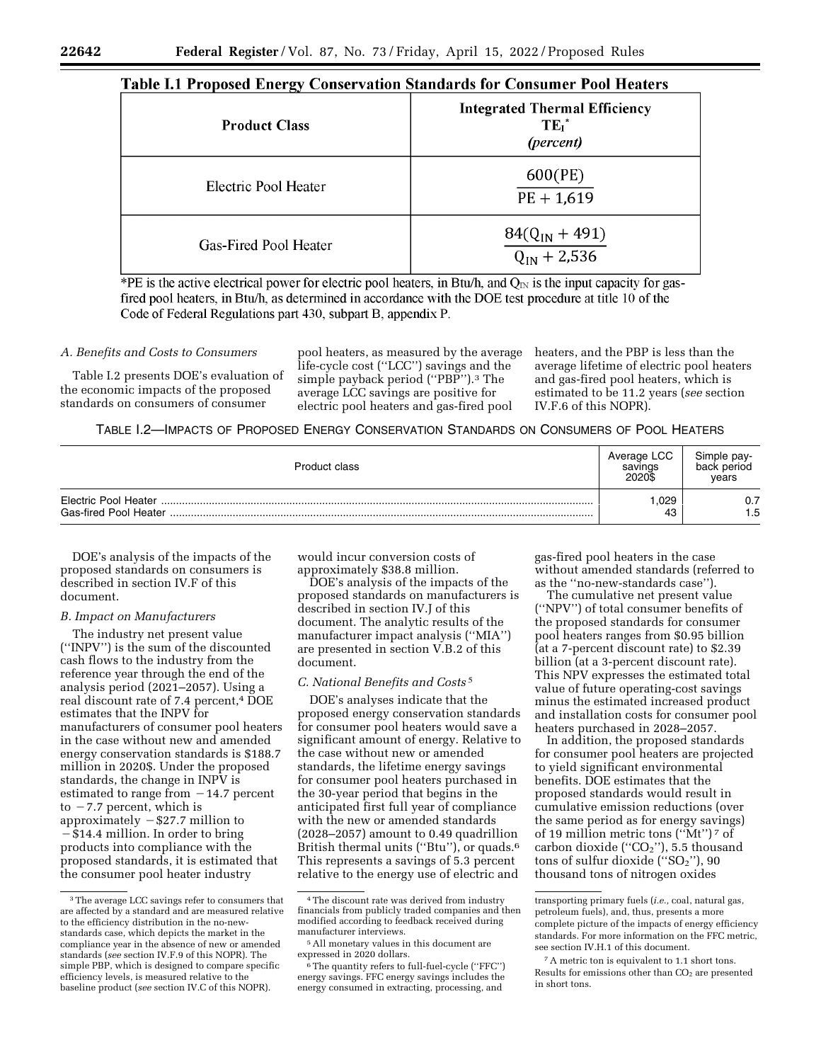**Table I.1 Proposed Energy Conservation Standards for Consumer Pool Heaters**

| Product Class | Integrated Thermal Efficiency $TE_I$* *(percent)* |
| --- | --- |
| Electric Pool Heater | $\frac{600(PE)}{PE + 1{,}619}$ |
| Gas-Fired Pool Heater | $\frac{84(Q_{IN} + 491)}{Q_{IN} + 2{,}536}$ |

*PE is the active electrical power for electric pool heaters, in Btu/h, and $Q_{IN}$ is the input capacity for gas-fired pool heaters, in Btu/h, as determined in accordance with the DOE test procedure at title 10 of the Code of Federal Regulations part 430, subpart B, appendix P.

*A. Benefits and Costs to Consumers*

Table I.2 presents DOE's evaluation of the economic impacts of the proposed standards on consumers of consumer pool heaters, as measured by the average life-cycle cost ("LCC") savings and the simple payback period ("PBP").[3] The average LCC savings are positive for electric pool heaters and gas-fired pool heaters, and the PBP is less than the average lifetime of electric pool heaters and gas-fired pool heaters, which is estimated to be 11.2 years (*see* section IV.F.6 of this NOPR).

TABLE I.2—IMPACTS OF PROPOSED ENERGY CONSERVATION STANDARDS ON CONSUMERS OF POOL HEATERS

| Product class | Average LCC savings 2020$ | Simple payback period years |
| --- | --- | --- |
| Electric Pool Heater | 1,029 | 0.7 |
| Gas-fired Pool Heater | 43 | 1.5 |

DOE's analysis of the impacts of the proposed standards on consumers is described in section IV.F of this document.

*B. Impact on Manufacturers*

The industry net present value ("INPV") is the sum of the discounted cash flows to the industry from the reference year through the end of the analysis period (2021–2057). Using a real discount rate of 7.4 percent,[4] DOE estimates that the INPV for manufacturers of consumer pool heaters in the case without new and amended energy conservation standards is $188.7 million in 2020$. Under the proposed standards, the change in INPV is estimated to range from −14.7 percent to −7.7 percent, which is approximately −$27.7 million to −$14.4 million. In order to bring products into compliance with the proposed standards, it is estimated that the consumer pool heater industry would incur conversion costs of approximately $38.8 million.

DOE's analysis of the impacts of the proposed standards on manufacturers is described in section IV.J of this document. The analytic results of the manufacturer impact analysis ("MIA") are presented in section V.B.2 of this document.

*C. National Benefits and Costs*[5]

DOE's analyses indicate that the proposed energy conservation standards for consumer pool heaters would save a significant amount of energy. Relative to the case without new or amended standards, the lifetime energy savings for consumer pool heaters purchased in the 30-year period that begins in the anticipated first full year of compliance with the new or amended standards (2028–2057) amount to 0.49 quadrillion British thermal units ("Btu"), or quads.[6] This represents a savings of 5.3 percent relative to the energy use of electric and gas-fired pool heaters in the case without amended standards (referred to as the "no-new-standards case").

The cumulative net present value ("NPV") of total consumer benefits of the proposed standards for consumer pool heaters ranges from $0.95 billion (at a 7-percent discount rate) to $2.39 billion (at a 3-percent discount rate). This NPV expresses the estimated total value of future operating-cost savings minus the estimated increased product and installation costs for consumer pool heaters purchased in 2028–2057.

In addition, the proposed standards for consumer pool heaters are projected to yield significant environmental benefits. DOE estimates that the proposed standards would result in cumulative emission reductions (over the same period as for energy savings) of 19 million metric tons ("Mt")[7] of carbon dioxide ("$CO_2$"), 5.5 thousand tons of sulfur dioxide ("$SO_2$"), 90 thousand tons of nitrogen oxides

---

[3] The average LCC savings refer to consumers that are affected by a standard and are measured relative to the efficiency distribution in the no-new-standards case, which depicts the market in the compliance year in the absence of new or amended standards (*see* section IV.F.9 of this NOPR). The simple PBP, which is designed to compare specific efficiency levels, is measured relative to the baseline product (*see* section IV.C of this NOPR).

[4] The discount rate was derived from industry financials from publicly traded companies and then modified according to feedback received during manufacturer interviews.

[5] All monetary values in this document are expressed in 2020 dollars.

[6] The quantity refers to full-fuel-cycle ("FFC") energy savings. FFC energy savings includes the energy consumed in extracting, processing, and transporting primary fuels (*i.e.*, coal, natural gas, petroleum fuels), and, thus, presents a more complete picture of the impacts of energy efficiency standards. For more information on the FFC metric, see section IV.H.1 of this document.

[7] A metric ton is equivalent to 1.1 short tons. Results for emissions other than $CO_2$ are presented in short tons.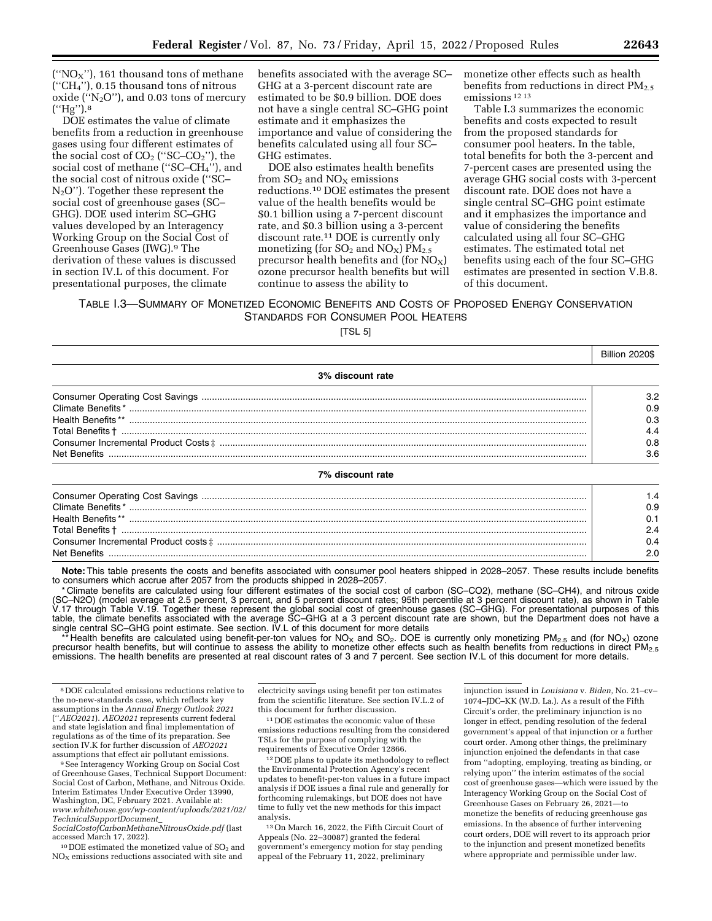("$NO_X$"), 161 thousand tons of methane ("$CH_4$"), 0.15 thousand tons of nitrous oxide ("$N_2O$"), and 0.03 tons of mercury ("Hg").[8]

DOE estimates the value of climate benefits from a reduction in greenhouse gases using four different estimates of the social cost of $CO_2$ ("SC–$CO_2$"), the social cost of methane ("SC–$CH_4$"), and the social cost of nitrous oxide ("SC–$N_2O$"). Together these represent the social cost of greenhouse gases (SC–GHG). DOE used interim SC–GHG values developed by an Interagency Working Group on the Social Cost of Greenhouse Gases (IWG).[9] The derivation of these values is discussed in section IV.L of this document. For presentational purposes, the climate benefits associated with the average SC–GHG at a 3-percent discount rate are estimated to be $0.9 billion. DOE does not have a single central SC–GHG point estimate and it emphasizes the importance and value of considering the benefits calculated using all four SC–GHG estimates.

DOE also estimates health benefits from $SO_2$ and $NO_X$ emissions reductions.[10] DOE estimates the present value of the health benefits would be $0.1 billion using a 7-percent discount rate, and $0.3 billion using a 3-percent discount rate.[11] DOE is currently only monetizing (for $SO_2$ and $NO_X$) $PM_{2.5}$ precursor health benefits and (for $NO_X$) ozone precursor health benefits but will continue to assess the ability to monetize other effects such as health benefits from reductions in direct $PM_{2.5}$ emissions [12] [13]

Table I.3 summarizes the economic benefits and costs expected to result from the proposed standards for consumer pool heaters. In the table, total benefits for both the 3-percent and 7-percent cases are presented using the average GHG social costs with 3-percent discount rate. DOE does not have a single central SC–GHG point estimate and it emphasizes the importance and value of considering the benefits calculated using all four SC–GHG estimates. The estimated total net benefits using each of the four SC–GHG estimates are presented in section V.B.8. of this document.

TABLE I.3—SUMMARY OF MONETIZED ECONOMIC BENEFITS AND COSTS OF PROPOSED ENERGY CONSERVATION STANDARDS FOR CONSUMER POOL HEATERS

[TSL 5]

| | Billion 2020$ |
|---|---|
| **3% discount rate** | |
| Consumer Operating Cost Savings | 3.2 |
| Climate Benefits* | 0.9 |
| Health Benefits** | 0.3 |
| Total Benefits † | 4.4 |
| Consumer Incremental Product Costs ‡ | 0.8 |
| Net Benefits | 3.6 |
| **7% discount rate** | |
| Consumer Operating Cost Savings | 1.4 |
| Climate Benefits* | 0.9 |
| Health Benefits** | 0.1 |
| Total Benefits † | 2.4 |
| Consumer Incremental Product costs ‡ | 0.4 |
| Net Benefits | 2.0 |

**Note:** This table presents the costs and benefits associated with consumer pool heaters shipped in 2028–2057. These results include benefits to consumers which accrue after 2057 from the products shipped in 2028–2057.

* Climate benefits are calculated using four different estimates of the social cost of carbon (SC–CO2), methane (SC–CH4), and nitrous oxide (SC–N2O) (model average at 2.5 percent, 3 percent, and 5 percent discount rates; 95th percentile at 3 percent discount rate), as shown in Table V.17 through Table V.19. Together these represent the global social cost of greenhouse gases (SC–GHG). For presentational purposes of this table, the climate benefits associated with the average SC–GHG at a 3 percent discount rate are shown, but the Department does not have a single central SC–GHG point estimate. See section. IV.L of this document for more details

** Health benefits are calculated using benefit-per-ton values for $NO_X$ and $SO_2$. DOE is currently only monetizing $PM_{2.5}$ and (for $NO_X$) ozone precursor health benefits, but will continue to assess the ability to monetize other effects such as health benefits from reductions in direct $PM_{2.5}$ emissions. The health benefits are presented at real discount rates of 3 and 7 percent. See section IV.L of this document for more details.

---

[8] DOE calculated emissions reductions relative to the no-new-standards case, which reflects key assumptions in the *Annual Energy Outlook 2021* ("*AEO2021*). *AEO2021* represents current federal and state legislation and final implementation of regulations as of the time of its preparation. See section IV.K for further discussion of *AEO2021* assumptions that effect air pollutant emissions.

[9] See Interagency Working Group on Social Cost of Greenhouse Gases, Technical Support Document: Social Cost of Carbon, Methane, and Nitrous Oxide. Interim Estimates Under Executive Order 13990, Washington, DC, February 2021. Available at: *www.whitehouse.gov/wp-content/uploads/2021/02/TechnicalSupportDocument_SocialCostofCarbonMethaneNitrousOxide.pdf* (last accessed March 17, 2022).

[10] DOE estimated the monetized value of $SO_2$ and $NO_X$ emissions reductions associated with site and electricity savings using benefit per ton estimates from the scientific literature. See section IV.L.2 of this document for further discussion.

[11] DOE estimates the economic value of these emissions reductions resulting from the considered TSLs for the purpose of complying with the requirements of Executive Order 12866.

[12] DOE plans to update its methodology to reflect the Environmental Protection Agency's recent updates to benefit-per-ton values in a future impact analysis if DOE issues a final rule and generally for forthcoming rulemakings, but DOE does not have time to fully vet the new methods for this impact analysis.

[13] On March 16, 2022, the Fifth Circuit Court of Appeals (No. 22–30087) granted the federal government's emergency motion for stay pending appeal of the February 11, 2022, preliminary injunction issued in *Louisiana* v. *Biden,* No. 21–cv–1074–JDC–KK (W.D. La.). As a result of the Fifth Circuit's order, the preliminary injunction is no longer in effect, pending resolution of the federal government's appeal of that injunction or a further court order. Among other things, the preliminary injunction enjoined the defendants in that case from "adopting, employing, treating as binding, or relying upon" the interim estimates of the social cost of greenhouse gases—which were issued by the Interagency Working Group on the Social Cost of Greenhouse Gases on February 26, 2021—to monetize the benefits of reducing greenhouse gas emissions. In the absence of further intervening court orders, DOE will revert to its approach prior to the injunction and present monetized benefits where appropriate and permissible under law.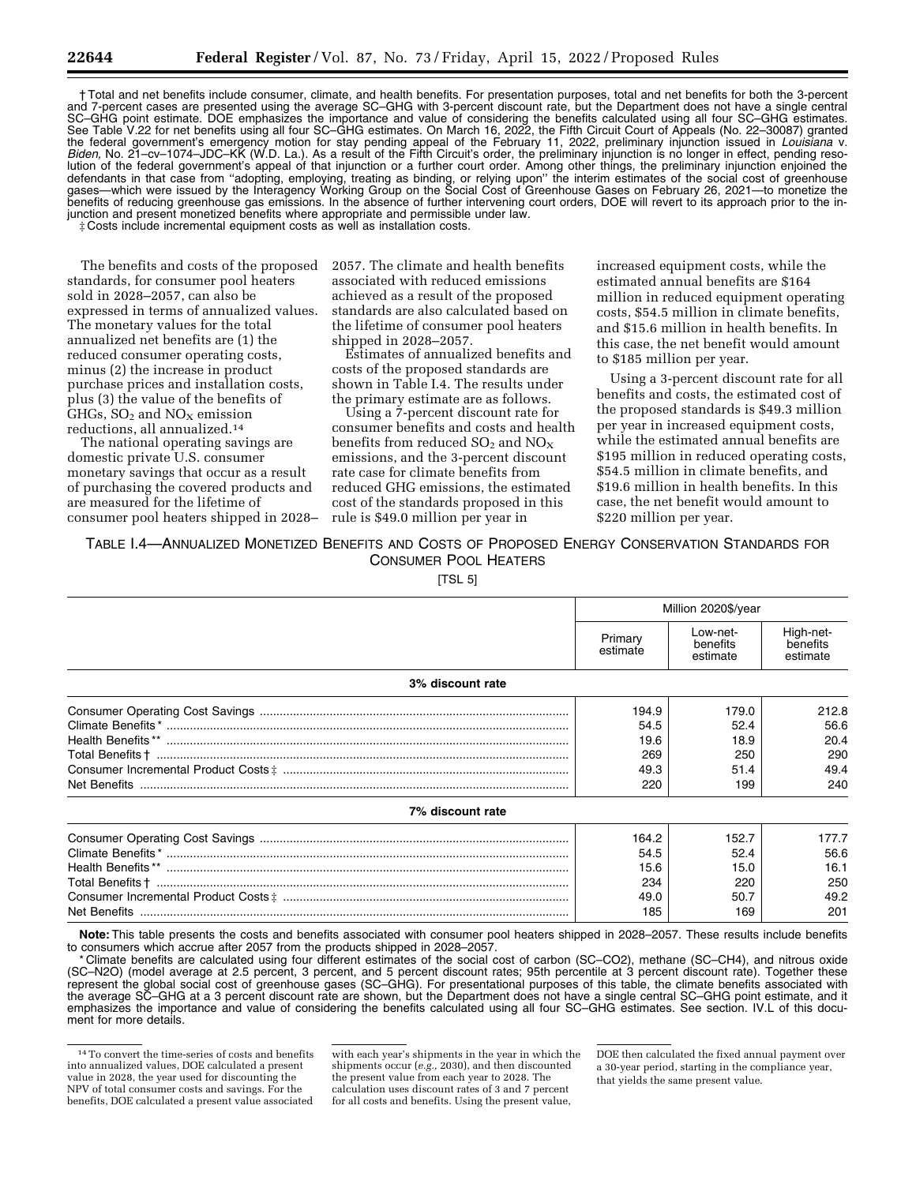† Total and net benefits include consumer, climate, and health benefits. For presentation purposes, total and net benefits for both the 3-percent and 7-percent cases are presented using the average SC–GHG with 3-percent discount rate, but the Department does not have a single central SC–GHG point estimate. DOE emphasizes the importance and value of considering the benefits calculated using all four SC–GHG estimates. See Table V.22 for net benefits using all four SC–GHG estimates. On March 16, 2022, the Fifth Circuit Court of Appeals (No. 22–30087) granted the federal government's emergency motion for stay pending appeal of the February 11, 2022, preliminary injunction issued in *Louisiana* v. *Biden,* No. 21–cv–1074–JDC–KK (W.D. La.). As a result of the Fifth Circuit's order, the preliminary injunction is no longer in effect, pending resolution of the federal government's appeal of that injunction or a further court order. Among other things, the preliminary injunction enjoined the defendants in that case from ''adopting, employing, treating as binding, or relying upon'' the interim estimates of the social cost of greenhouse gases—which were issued by the Interagency Working Group on the Social Cost of Greenhouse Gases on February 26, 2021—to monetize the benefits of reducing greenhouse gas emissions. In the absence of further intervening court orders, DOE will revert to its approach prior to the injunction and present monetized benefits where appropriate and permissible under law.

‡ Costs include incremental equipment costs as well as installation costs.

The benefits and costs of the proposed standards, for consumer pool heaters sold in 2028–2057, can also be expressed in terms of annualized values. The monetary values for the total annualized net benefits are (1) the reduced consumer operating costs, minus (2) the increase in product purchase prices and installation costs, plus (3) the value of the benefits of GHGs, $SO_2$ and $NO_X$ emission reductions, all annualized.[14]

The national operating savings are domestic private U.S. consumer monetary savings that occur as a result of purchasing the covered products and are measured for the lifetime of consumer pool heaters shipped in 2028–2057. The climate and health benefits associated with reduced emissions achieved as a result of the proposed standards are also calculated based on the lifetime of consumer pool heaters shipped in 2028–2057.

Estimates of annualized benefits and costs of the proposed standards are shown in Table I.4. The results under the primary estimate are as follows.

Using a 7-percent discount rate for consumer benefits and costs and health benefits from reduced $SO_2$ and $NO_X$ emissions, and the 3-percent discount rate case for climate benefits from reduced GHG emissions, the estimated cost of the standards proposed in this rule is $49.0 million per year in increased equipment costs, while the estimated annual benefits are $164 million in reduced equipment operating costs, $54.5 million in climate benefits, and $15.6 million in health benefits. In this case, the net benefit would amount to $185 million per year.

Using a 3-percent discount rate for all benefits and costs, the estimated cost of the proposed standards is $49.3 million per year in increased equipment costs, while the estimated annual benefits are $195 million in reduced operating costs, $54.5 million in climate benefits, and $19.6 million in health benefits. In this case, the net benefit would amount to $220 million per year.

TABLE I.4—ANNUALIZED MONETIZED BENEFITS AND COSTS OF PROPOSED ENERGY CONSERVATION STANDARDS FOR CONSUMER POOL HEATERS

[TSL 5]

| | Million 2020$/year | | |
|---|---|---|---|
| | Primary estimate | Low-net-benefits estimate | High-net-benefits estimate |
| **3% discount rate** | | | |
| Consumer Operating Cost Savings | 194.9 | 179.0 | 212.8 |
| Climate Benefits* | 54.5 | 52.4 | 56.6 |
| Health Benefits** | 19.6 | 18.9 | 20.4 |
| Total Benefits † | 269 | 250 | 290 |
| Consumer Incremental Product Costs ‡ | 49.3 | 51.4 | 49.4 |
| Net Benefits | 220 | 199 | 240 |
| **7% discount rate** | | | |
| Consumer Operating Cost Savings | 164.2 | 152.7 | 177.7 |
| Climate Benefits* | 54.5 | 52.4 | 56.6 |
| Health Benefits** | 15.6 | 15.0 | 16.1 |
| Total Benefits † | 234 | 220 | 250 |
| Consumer Incremental Product Costs ‡ | 49.0 | 50.7 | 49.2 |
| Net Benefits | 185 | 169 | 201 |

**Note:** This table presents the costs and benefits associated with consumer pool heaters shipped in 2028–2057. These results include benefits to consumers which accrue after 2057 from the products shipped in 2028–2057.

\* Climate benefits are calculated using four different estimates of the social cost of carbon (SC–CO2), methane (SC–CH4), and nitrous oxide (SC–N2O) (model average at 2.5 percent, 3 percent, and 5 percent discount rates; 95th percentile at 3 percent discount rate). Together these represent the global social cost of greenhouse gases (SC–GHG). For presentational purposes of this table, the climate benefits associated with the average SC–GHG at a 3 percent discount rate are shown, but the Department does not have a single central SC–GHG point estimate, and it emphasizes the importance and value of considering the benefits calculated using all four SC–GHG estimates. See section. IV.L of this document for more details.

[14] To convert the time-series of costs and benefits into annualized values, DOE calculated a present value in 2028, the year used for discounting the NPV of total consumer costs and savings. For the benefits, DOE calculated a present value associated with each year's shipments in the year in which the shipments occur (*e.g.,* 2030), and then discounted the present value from each year to 2028. The calculation uses discount rates of 3 and 7 percent for all costs and benefits. Using the present value, DOE then calculated the fixed annual payment over a 30-year period, starting in the compliance year, that yields the same present value.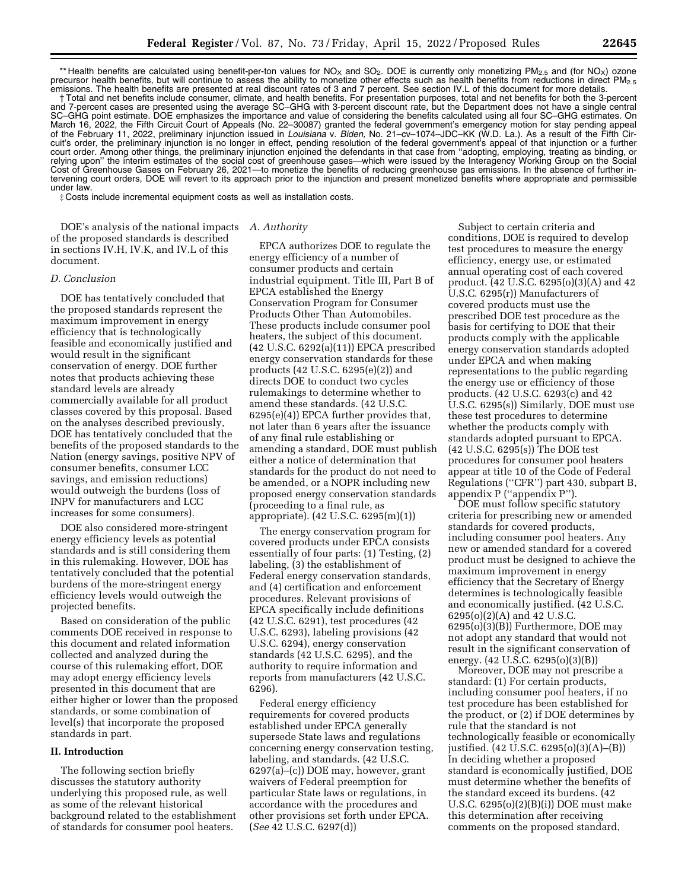** Health benefits are calculated using benefit-per-ton values for $NO_X$ and $SO_2$. DOE is currently only monetizing $PM_{2.5}$ and (for $NO_X$) ozone precursor health benefits, but will continue to assess the ability to monetize other effects such as health benefits from reductions in direct $PM_{2.5}$ emissions. The health benefits are presented at real discount rates of 3 and 7 percent. See section IV.L of this document for more details.

† Total and net benefits include consumer, climate, and health benefits. For presentation purposes, total and net benefits for both the 3-percent and 7-percent cases are presented using the average SC–GHG with 3-percent discount rate, but the Department does not have a single central SC–GHG point estimate. DOE emphasizes the importance and value of considering the benefits calculated using all four SC–GHG estimates. On March 16, 2022, the Fifth Circuit Court of Appeals (No. 22–30087) granted the federal government's emergency motion for stay pending appeal of the February 11, 2022, preliminary injunction issued in *Louisiana* v. *Biden,* No. 21–cv–1074–JDC–KK (W.D. La.). As a result of the Fifth Circuit's order, the preliminary injunction is no longer in effect, pending resolution of the federal government's appeal of that injunction or a further court order. Among other things, the preliminary injunction enjoined the defendants in that case from "adopting, employing, treating as binding, or relying upon" the interim estimates of the social cost of greenhouse gases—which were issued by the Interagency Working Group on the Social Cost of Greenhouse Gases on February 26, 2021—to monetize the benefits of reducing greenhouse gas emissions. In the absence of further intervening court orders, DOE will revert to its approach prior to the injunction and present monetized benefits where appropriate and permissible under law.

‡ Costs include incremental equipment costs as well as installation costs.

DOE's analysis of the national impacts of the proposed standards is described in sections IV.H, IV.K, and IV.L of this document.

### D. Conclusion

DOE has tentatively concluded that the proposed standards represent the maximum improvement in energy efficiency that is technologically feasible and economically justified and would result in the significant conservation of energy. DOE further notes that products achieving these standard levels are already commercially available for all product classes covered by this proposal. Based on the analyses described previously, DOE has tentatively concluded that the benefits of the proposed standards to the Nation (energy savings, positive NPV of consumer benefits, consumer LCC savings, and emission reductions) would outweigh the burdens (loss of INPV for manufacturers and LCC increases for some consumers).

DOE also considered more-stringent energy efficiency levels as potential standards and is still considering them in this rulemaking. However, DOE has tentatively concluded that the potential burdens of the more-stringent energy efficiency levels would outweigh the projected benefits.

Based on consideration of the public comments DOE received in response to this document and related information collected and analyzed during the course of this rulemaking effort, DOE may adopt energy efficiency levels presented in this document that are either higher or lower than the proposed standards, or some combination of level(s) that incorporate the proposed standards in part.

## II. Introduction

The following section briefly discusses the statutory authority underlying this proposed rule, as well as some of the relevant historical background related to the establishment of standards for consumer pool heaters.

### A. Authority

EPCA authorizes DOE to regulate the energy efficiency of a number of consumer products and certain industrial equipment. Title III, Part B of EPCA established the Energy Conservation Program for Consumer Products Other Than Automobiles. These products include consumer pool heaters, the subject of this document. (42 U.S.C. 6292(a)(11)) EPCA prescribed energy conservation standards for these products (42 U.S.C. 6295(e)(2)) and directs DOE to conduct two cycles rulemakings to determine whether to amend these standards. (42 U.S.C. 6295(e)(4)) EPCA further provides that, not later than 6 years after the issuance of any final rule establishing or amending a standard, DOE must publish either a notice of determination that standards for the product do not need to be amended, or a NOPR including new proposed energy conservation standards (proceeding to a final rule, as appropriate). (42 U.S.C. 6295(m)(1))

The energy conservation program for covered products under EPCA consists essentially of four parts: (1) Testing, (2) labeling, (3) the establishment of Federal energy conservation standards, and (4) certification and enforcement procedures. Relevant provisions of EPCA specifically include definitions (42 U.S.C. 6291), test procedures (42 U.S.C. 6293), labeling provisions (42 U.S.C. 6294), energy conservation standards (42 U.S.C. 6295), and the authority to require information and reports from manufacturers (42 U.S.C. 6296).

Federal energy efficiency requirements for covered products established under EPCA generally supersede State laws and regulations concerning energy conservation testing, labeling, and standards. (42 U.S.C. 6297(a)–(c)) DOE may, however, grant waivers of Federal preemption for particular State laws or regulations, in accordance with the procedures and other provisions set forth under EPCA. (*See* 42 U.S.C. 6297(d))

Subject to certain criteria and conditions, DOE is required to develop test procedures to measure the energy efficiency, energy use, or estimated annual operating cost of each covered product. (42 U.S.C. 6295(o)(3)(A) and 42 U.S.C. 6295(r)) Manufacturers of covered products must use the prescribed DOE test procedure as the basis for certifying to DOE that their products comply with the applicable energy conservation standards adopted under EPCA and when making representations to the public regarding the energy use or efficiency of those products. (42 U.S.C. 6293(c) and 42 U.S.C. 6295(s)) Similarly, DOE must use these test procedures to determine whether the products comply with standards adopted pursuant to EPCA. (42 U.S.C. 6295(s)) The DOE test procedures for consumer pool heaters appear at title 10 of the Code of Federal Regulations ("CFR") part 430, subpart B, appendix P ("appendix P").

DOE must follow specific statutory criteria for prescribing new or amended standards for covered products, including consumer pool heaters. Any new or amended standard for a covered product must be designed to achieve the maximum improvement in energy efficiency that the Secretary of Energy determines is technologically feasible and economically justified. (42 U.S.C. 6295(o)(2)(A) and 42 U.S.C. 6295(o)(3)(B)) Furthermore, DOE may not adopt any standard that would not result in the significant conservation of energy. (42 U.S.C. 6295(o)(3)(B))

Moreover, DOE may not prescribe a standard: (1) For certain products, including consumer pool heaters, if no test procedure has been established for the product, or (2) if DOE determines by rule that the standard is not technologically feasible or economically justified. (42 U.S.C. 6295(o)(3)(A)–(B)) In deciding whether a proposed standard is economically justified, DOE must determine whether the benefits of the standard exceed its burdens. (42 U.S.C. 6295(o)(2)(B)(i)) DOE must make this determination after receiving comments on the proposed standard,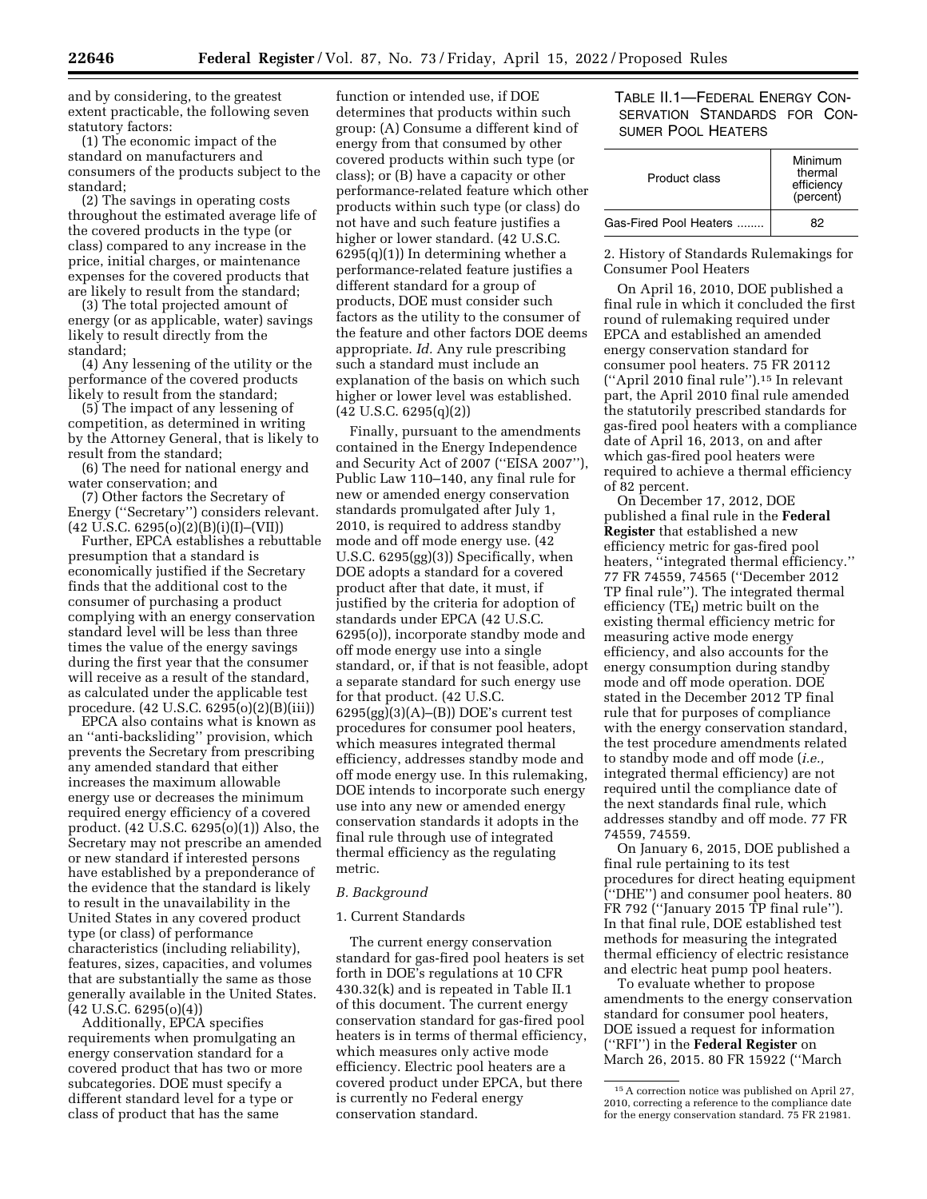and by considering, to the greatest extent practicable, the following seven statutory factors:

(1) The economic impact of the standard on manufacturers and consumers of the products subject to the standard;

(2) The savings in operating costs throughout the estimated average life of the covered products in the type (or class) compared to any increase in the price, initial charges, or maintenance expenses for the covered products that are likely to result from the standard;

(3) The total projected amount of energy (or as applicable, water) savings likely to result directly from the standard;

(4) Any lessening of the utility or the performance of the covered products likely to result from the standard;

(5) The impact of any lessening of competition, as determined in writing by the Attorney General, that is likely to result from the standard;

(6) The need for national energy and water conservation; and

(7) Other factors the Secretary of Energy (''Secretary'') considers relevant. (42 U.S.C. 6295(o)(2)(B)(i)(I)–(VII))

Further, EPCA establishes a rebuttable presumption that a standard is economically justified if the Secretary finds that the additional cost to the consumer of purchasing a product complying with an energy conservation standard level will be less than three times the value of the energy savings during the first year that the consumer will receive as a result of the standard, as calculated under the applicable test procedure. (42 U.S.C. 6295(o)(2)(B)(iii))

EPCA also contains what is known as an ''anti-backsliding'' provision, which prevents the Secretary from prescribing any amended standard that either increases the maximum allowable energy use or decreases the minimum required energy efficiency of a covered product. (42 U.S.C. 6295(o)(1)) Also, the Secretary may not prescribe an amended or new standard if interested persons have established by a preponderance of the evidence that the standard is likely to result in the unavailability in the United States in any covered product type (or class) of performance characteristics (including reliability), features, sizes, capacities, and volumes that are substantially the same as those generally available in the United States. (42 U.S.C. 6295(o)(4))

Additionally, EPCA specifies requirements when promulgating an energy conservation standard for a covered product that has two or more subcategories. DOE must specify a different standard level for a type or class of product that has the same function or intended use, if DOE determines that products within such group: (A) Consume a different kind of energy from that consumed by other covered products within such type (or class); or (B) have a capacity or other performance-related feature which other products within such type (or class) do not have and such feature justifies a higher or lower standard. (42 U.S.C. 6295(q)(1)) In determining whether a performance-related feature justifies a different standard for a group of products, DOE must consider such factors as the utility to the consumer of the feature and other factors DOE deems appropriate. *Id.* Any rule prescribing such a standard must include an explanation of the basis on which such higher or lower level was established. (42 U.S.C. 6295(q)(2))

Finally, pursuant to the amendments contained in the Energy Independence and Security Act of 2007 (''EISA 2007''), Public Law 110–140, any final rule for new or amended energy conservation standards promulgated after July 1, 2010, is required to address standby mode and off mode energy use. (42 U.S.C. 6295(gg)(3)) Specifically, when DOE adopts a standard for a covered product after that date, it must, if justified by the criteria for adoption of standards under EPCA (42 U.S.C. 6295(o)), incorporate standby mode and off mode energy use into a single standard, or, if that is not feasible, adopt a separate standard for such energy use for that product. (42 U.S.C. 6295(gg)(3)(A)–(B)) DOE's current test procedures for consumer pool heaters, which measures integrated thermal efficiency, addresses standby mode and off mode energy use. In this rulemaking, DOE intends to incorporate such energy use into any new or amended energy conservation standards it adopts in the final rule through use of integrated thermal efficiency as the regulating metric.

## *B. Background*

### 1. Current Standards

The current energy conservation standard for gas-fired pool heaters is set forth in DOE's regulations at 10 CFR 430.32(k) and is repeated in Table II.1 of this document. The current energy conservation standard for gas-fired pool heaters is in terms of thermal efficiency, which measures only active mode efficiency. Electric pool heaters are a covered product under EPCA, but there is currently no Federal energy conservation standard.

TABLE II.1—FEDERAL ENERGY CONSERVATION STANDARDS FOR CONSUMER POOL HEATERS

| Product class | Minimum thermal efficiency (percent) |
|---|---|
| Gas-Fired Pool Heaters | 82 |

### 2. History of Standards Rulemakings for Consumer Pool Heaters

On April 16, 2010, DOE published a final rule in which it concluded the first round of rulemaking required under EPCA and established an amended energy conservation standard for consumer pool heaters. 75 FR 20112 (''April 2010 final rule'').[15] In relevant part, the April 2010 final rule amended the statutorily prescribed standards for gas-fired pool heaters with a compliance date of April 16, 2013, on and after which gas-fired pool heaters were required to achieve a thermal efficiency of 82 percent.

On December 17, 2012, DOE published a final rule in the **Federal Register** that established a new efficiency metric for gas-fired pool heaters, ''integrated thermal efficiency.'' 77 FR 74559, 74565 (''December 2012 TP final rule''). The integrated thermal efficiency ($TE_I$) metric built on the existing thermal efficiency metric for measuring active mode energy efficiency, and also accounts for the energy consumption during standby mode and off mode operation. DOE stated in the December 2012 TP final rule that for purposes of compliance with the energy conservation standard, the test procedure amendments related to standby mode and off mode (*i.e.,* integrated thermal efficiency) are not required until the compliance date of the next standards final rule, which addresses standby and off mode. 77 FR 74559, 74559.

On January 6, 2015, DOE published a final rule pertaining to its test procedures for direct heating equipment (''DHE'') and consumer pool heaters. 80 FR 792 (''January 2015 TP final rule''). In that final rule, DOE established test methods for measuring the integrated thermal efficiency of electric resistance and electric heat pump pool heaters.

To evaluate whether to propose amendments to the energy conservation standard for consumer pool heaters, DOE issued a request for information (''RFI'') in the **Federal Register** on March 26, 2015. 80 FR 15922 (''March

[15] A correction notice was published on April 27, 2010, correcting a reference to the compliance date for the energy conservation standard. 75 FR 21981.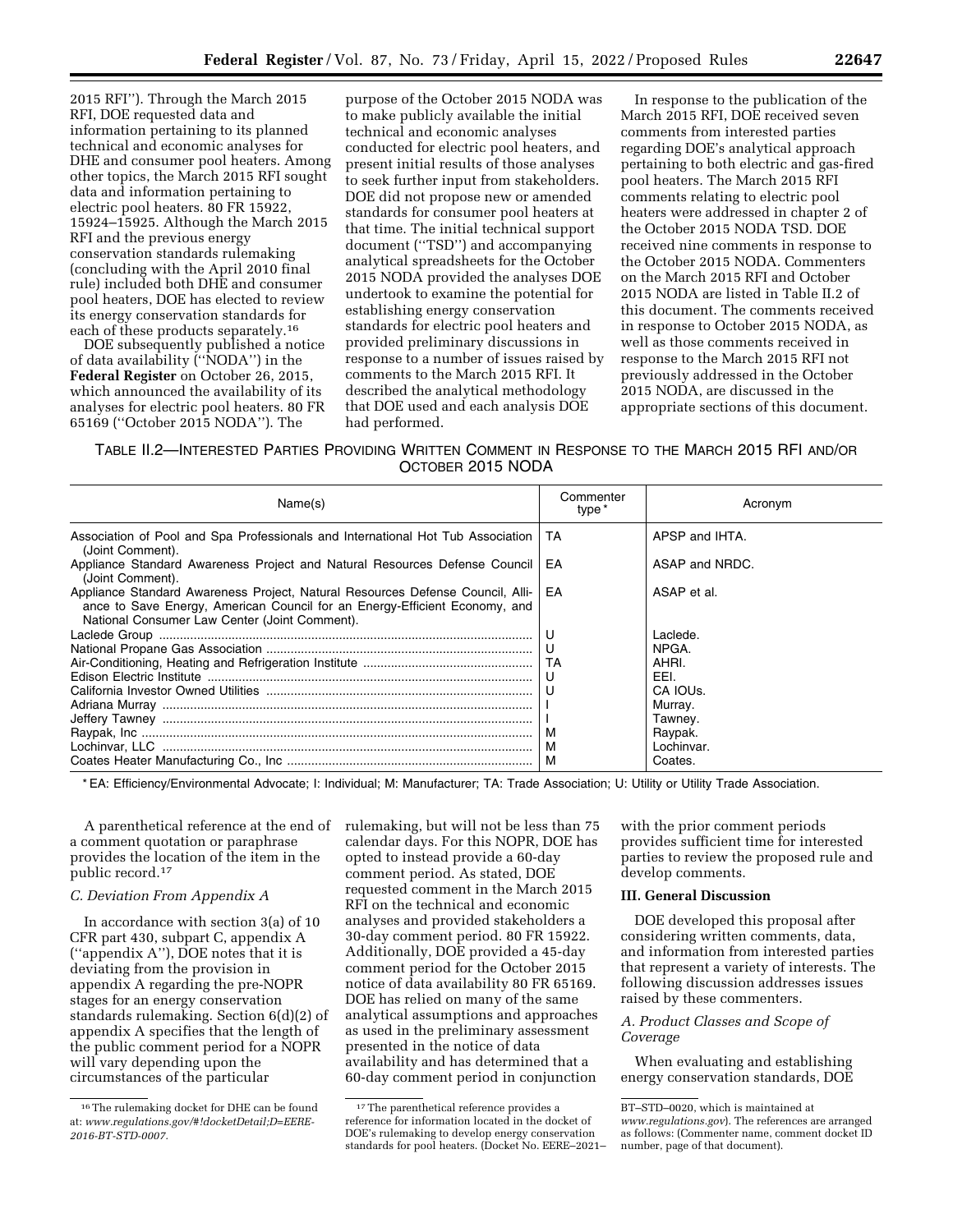2015 RFI''). Through the March 2015 RFI, DOE requested data and information pertaining to its planned technical and economic analyses for DHE and consumer pool heaters. Among other topics, the March 2015 RFI sought data and information pertaining to electric pool heaters. 80 FR 15922, 15924–15925. Although the March 2015 RFI and the previous energy conservation standards rulemaking (concluding with the April 2010 final rule) included both DHE and consumer pool heaters, DOE has elected to review its energy conservation standards for each of these products separately.[16]

DOE subsequently published a notice of data availability (''NODA'') in the **Federal Register** on October 26, 2015, which announced the availability of its analyses for electric pool heaters. 80 FR 65169 (''October 2015 NODA''). The purpose of the October 2015 NODA was to make publicly available the initial technical and economic analyses conducted for electric pool heaters, and present initial results of those analyses to seek further input from stakeholders. DOE did not propose new or amended standards for consumer pool heaters at that time. The initial technical support document (''TSD'') and accompanying analytical spreadsheets for the October 2015 NODA provided the analyses DOE undertook to examine the potential for establishing energy conservation standards for electric pool heaters and provided preliminary discussions in response to a number of issues raised by comments to the March 2015 RFI. It described the analytical methodology that DOE used and each analysis DOE had performed.

In response to the publication of the March 2015 RFI, DOE received seven comments from interested parties regarding DOE's analytical approach pertaining to both electric and gas-fired pool heaters. The March 2015 RFI comments relating to electric pool heaters were addressed in chapter 2 of the October 2015 NODA TSD. DOE received nine comments in response to the October 2015 NODA. Commenters on the March 2015 RFI and October 2015 NODA are listed in Table II.2 of this document. The comments received in response to October 2015 NODA, as well as those comments received in response to the March 2015 RFI not previously addressed in the October 2015 NODA, are discussed in the appropriate sections of this document.

TABLE II.2—INTERESTED PARTIES PROVIDING WRITTEN COMMENT IN RESPONSE TO THE MARCH 2015 RFI AND/OR OCTOBER 2015 NODA

| Name(s) | Commenter type* | Acronym |
|---|---|---|
| Association of Pool and Spa Professionals and International Hot Tub Association (Joint Comment). | TA | APSP and IHTA. |
| Appliance Standard Awareness Project and Natural Resources Defense Council (Joint Comment). | EA | ASAP and NRDC. |
| Appliance Standard Awareness Project, Natural Resources Defense Council, Alliance to Save Energy, American Council for an Energy-Efficient Economy, and National Consumer Law Center (Joint Comment). | EA | ASAP et al. |
| Laclede Group | U | Laclede. |
| National Propane Gas Association | U | NPGA. |
| Air-Conditioning, Heating and Refrigeration Institute | TA | AHRI. |
| Edison Electric Institute | U | EEI. |
| California Investor Owned Utilities | U | CA IOUs. |
| Adriana Murray | I | Murray. |
| Jeffery Tawney | I | Tawney. |
| Raypak, Inc | M | Raypak. |
| Lochinvar, LLC | M | Lochinvar. |
| Coates Heater Manufacturing Co., Inc | M | Coates. |

* EA: Efficiency/Environmental Advocate; I: Individual; M: Manufacturer; TA: Trade Association; U: Utility or Utility Trade Association.

A parenthetical reference at the end of a comment quotation or paraphrase provides the location of the item in the public record.[17]

### C. Deviation From Appendix A

In accordance with section 3(a) of 10 CFR part 430, subpart C, appendix A (''appendix A''), DOE notes that it is deviating from the provision in appendix A regarding the pre-NOPR stages for an energy conservation standards rulemaking. Section 6(d)(2) of appendix A specifies that the length of the public comment period for a NOPR will vary depending upon the circumstances of the particular rulemaking, but will not be less than 75 calendar days. For this NOPR, DOE has opted to instead provide a 60-day comment period. As stated, DOE requested comment in the March 2015 RFI on the technical and economic analyses and provided stakeholders a 30-day comment period. 80 FR 15922. Additionally, DOE provided a 45-day comment period for the October 2015 notice of data availability 80 FR 65169. DOE has relied on many of the same analytical assumptions and approaches as used in the preliminary assessment presented in the notice of data availability and has determined that a 60-day comment period in conjunction with the prior comment periods provides sufficient time for interested parties to review the proposed rule and develop comments.

## III. General Discussion

DOE developed this proposal after considering written comments, data, and information from interested parties that represent a variety of interests. The following discussion addresses issues raised by these commenters.

### A. Product Classes and Scope of Coverage

When evaluating and establishing energy conservation standards, DOE

[16] The rulemaking docket for DHE can be found at: *www.regulations.gov/#!docketDetail;D=EERE-2016-BT-STD-0007.*

[17] The parenthetical reference provides a reference for information located in the docket of DOE's rulemaking to develop energy conservation standards for pool heaters. (Docket No. EERE–2021–BT–STD–0020, which is maintained at *www.regulations.gov*). The references are arranged as follows: (Commenter name, comment docket ID number, page of that document).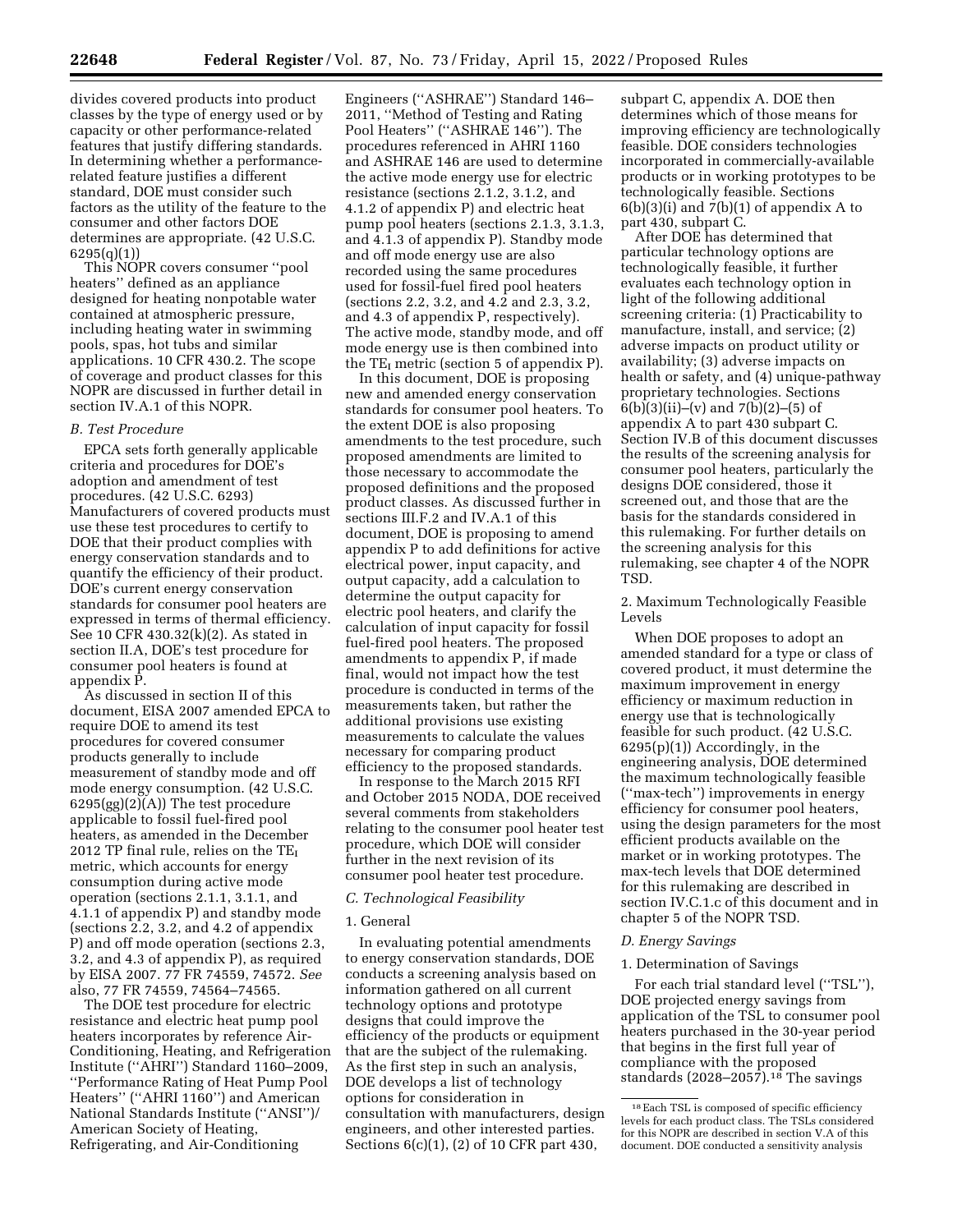divides covered products into product classes by the type of energy used or by capacity or other performance-related features that justify differing standards. In determining whether a performance-related feature justifies a different standard, DOE must consider such factors as the utility of the feature to the consumer and other factors DOE determines are appropriate. (42 U.S.C. 6295(q)(1))

This NOPR covers consumer "pool heaters" defined as an appliance designed for heating nonpotable water contained at atmospheric pressure, including heating water in swimming pools, spas, hot tubs and similar applications. 10 CFR 430.2. The scope of coverage and product classes for this NOPR are discussed in further detail in section IV.A.1 of this NOPR.

### *B. Test Procedure*

EPCA sets forth generally applicable criteria and procedures for DOE's adoption and amendment of test procedures. (42 U.S.C. 6293) Manufacturers of covered products must use these test procedures to certify to DOE that their product complies with energy conservation standards and to quantify the efficiency of their product. DOE's current energy conservation standards for consumer pool heaters are expressed in terms of thermal efficiency. See 10 CFR 430.32(k)(2). As stated in section II.A, DOE's test procedure for consumer pool heaters is found at appendix P.

As discussed in section II of this document, EISA 2007 amended EPCA to require DOE to amend its test procedures for covered consumer products generally to include measurement of standby mode and off mode energy consumption. (42 U.S.C. 6295(gg)(2)(A)) The test procedure applicable to fossil fuel-fired pool heaters, as amended in the December 2012 TP final rule, relies on the $TE_I$ metric, which accounts for energy consumption during active mode operation (sections 2.1.1, 3.1.1, and 4.1.1 of appendix P) and standby mode (sections 2.2, 3.2, and 4.2 of appendix P) and off mode operation (sections 2.3, 3.2, and 4.3 of appendix P), as required by EISA 2007. 77 FR 74559, 74572. *See* also, 77 FR 74559, 74564–74565.

The DOE test procedure for electric resistance and electric heat pump pool heaters incorporates by reference Air-Conditioning, Heating, and Refrigeration Institute ("AHRI") Standard 1160–2009, "Performance Rating of Heat Pump Pool Heaters" ("AHRI 1160") and American National Standards Institute ("ANSI")/ American Society of Heating, Refrigerating, and Air-Conditioning Engineers ("ASHRAE") Standard 146–2011, "Method of Testing and Rating Pool Heaters" ("ASHRAE 146"). The procedures referenced in AHRI 1160 and ASHRAE 146 are used to determine the active mode energy use for electric resistance (sections 2.1.2, 3.1.2, and 4.1.2 of appendix P) and electric heat pump pool heaters (sections 2.1.3, 3.1.3, and 4.1.3 of appendix P). Standby mode and off mode energy use are also recorded using the same procedures used for fossil-fuel fired pool heaters (sections 2.2, 3.2, and 4.2 and 2.3, 3.2, and 4.3 of appendix P, respectively). The active mode, standby mode, and off mode energy use is then combined into the $TE_I$ metric (section 5 of appendix P).

In this document, DOE is proposing new and amended energy conservation standards for consumer pool heaters. To the extent DOE is also proposing amendments to the test procedure, such proposed amendments are limited to those necessary to accommodate the proposed definitions and the proposed product classes. As discussed further in sections III.F.2 and IV.A.1 of this document, DOE is proposing to amend appendix P to add definitions for active electrical power, input capacity, and output capacity, add a calculation to determine the output capacity for electric pool heaters, and clarify the calculation of input capacity for fossil fuel-fired pool heaters. The proposed amendments to appendix P, if made final, would not impact how the test procedure is conducted in terms of the measurements taken, but rather the additional provisions use existing measurements to calculate the values necessary for comparing product efficiency to the proposed standards.

In response to the March 2015 RFI and October 2015 NODA, DOE received several comments from stakeholders relating to the consumer pool heater test procedure, which DOE will consider further in the next revision of its consumer pool heater test procedure.

### *C. Technological Feasibility*

#### 1. General

In evaluating potential amendments to energy conservation standards, DOE conducts a screening analysis based on information gathered on all current technology options and prototype designs that could improve the efficiency of the products or equipment that are the subject of the rulemaking. As the first step in such an analysis, DOE develops a list of technology options for consideration in consultation with manufacturers, design engineers, and other interested parties. Sections 6(c)(1), (2) of 10 CFR part 430, subpart C, appendix A. DOE then determines which of those means for improving efficiency are technologically feasible. DOE considers technologies incorporated in commercially-available products or in working prototypes to be technologically feasible. Sections 6(b)(3)(i) and 7(b)(1) of appendix A to part 430, subpart C.

After DOE has determined that particular technology options are technologically feasible, it further evaluates each technology option in light of the following additional screening criteria: (1) Practicability to manufacture, install, and service; (2) adverse impacts on product utility or availability; (3) adverse impacts on health or safety, and (4) unique-pathway proprietary technologies. Sections 6(b)(3)(ii)–(v) and 7(b)(2)–(5) of appendix A to part 430 subpart C. Section IV.B of this document discusses the results of the screening analysis for consumer pool heaters, particularly the designs DOE considered, those it screened out, and those that are the basis for the standards considered in this rulemaking. For further details on the screening analysis for this rulemaking, see chapter 4 of the NOPR TSD.

#### 2. Maximum Technologically Feasible Levels

When DOE proposes to adopt an amended standard for a type or class of covered product, it must determine the maximum improvement in energy efficiency or maximum reduction in energy use that is technologically feasible for such product. (42 U.S.C. 6295(p)(1)) Accordingly, in the engineering analysis, DOE determined the maximum technologically feasible ("max-tech") improvements in energy efficiency for consumer pool heaters, using the design parameters for the most efficient products available on the market or in working prototypes. The max-tech levels that DOE determined for this rulemaking are described in section IV.C.1.c of this document and in chapter 5 of the NOPR TSD.

### *D. Energy Savings*

#### 1. Determination of Savings

For each trial standard level ("TSL"), DOE projected energy savings from application of the TSL to consumer pool heaters purchased in the 30-year period that begins in the first full year of compliance with the proposed standards (2028–2057).[18] The savings

[18] Each TSL is composed of specific efficiency levels for each product class. The TSLs considered for this NOPR are described in section V.A of this document. DOE conducted a sensitivity analysis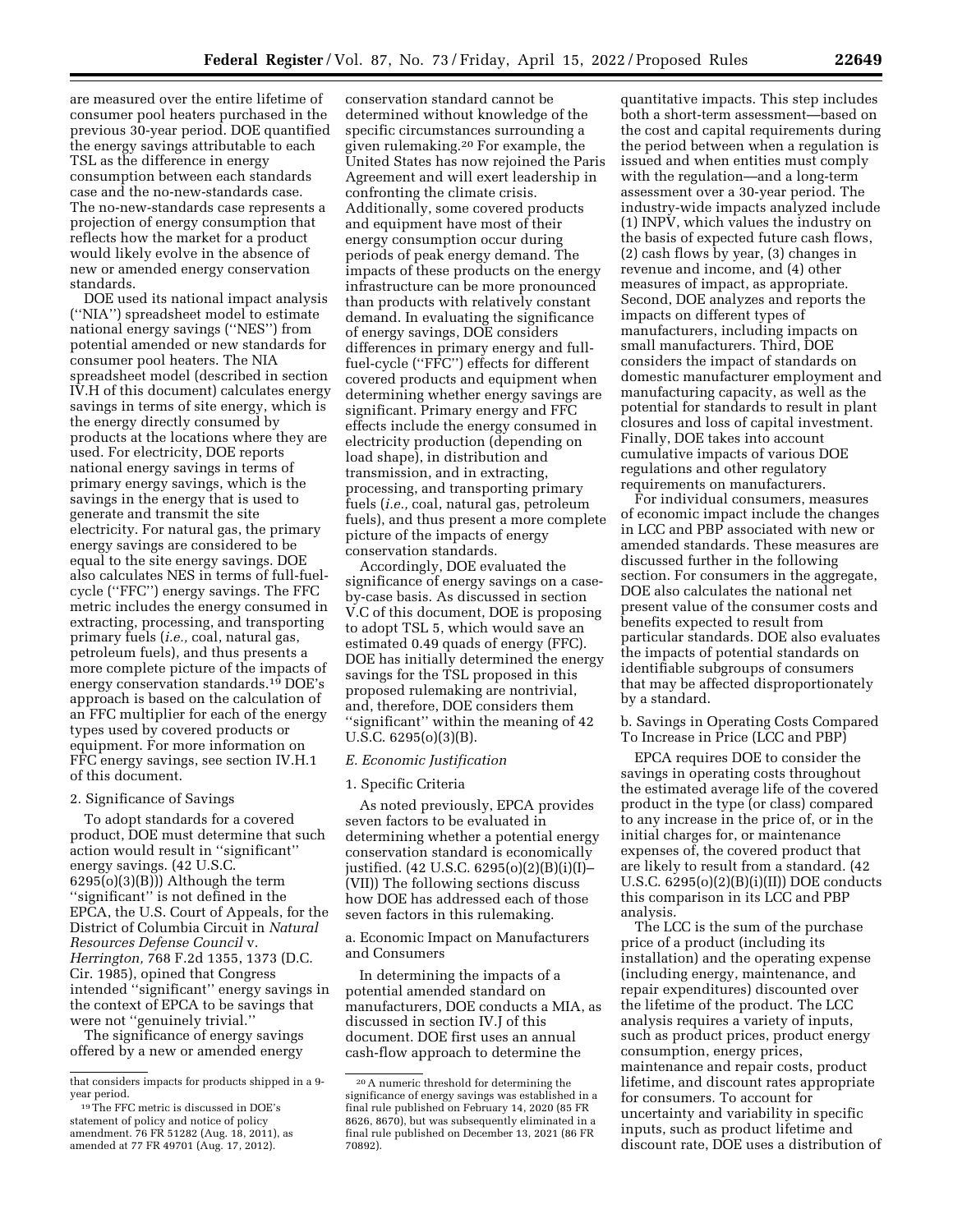are measured over the entire lifetime of consumer pool heaters purchased in the previous 30-year period. DOE quantified the energy savings attributable to each TSL as the difference in energy consumption between each standards case and the no-new-standards case. The no-new-standards case represents a projection of energy consumption that reflects how the market for a product would likely evolve in the absence of new or amended energy conservation standards.

DOE used its national impact analysis (''NIA'') spreadsheet model to estimate national energy savings (''NES'') from potential amended or new standards for consumer pool heaters. The NIA spreadsheet model (described in section IV.H of this document) calculates energy savings in terms of site energy, which is the energy directly consumed by products at the locations where they are used. For electricity, DOE reports national energy savings in terms of primary energy savings, which is the savings in the energy that is used to generate and transmit the site electricity. For natural gas, the primary energy savings are considered to be equal to the site energy savings. DOE also calculates NES in terms of full-fuel-cycle (''FFC'') energy savings. The FFC metric includes the energy consumed in extracting, processing, and transporting primary fuels (*i.e.,* coal, natural gas, petroleum fuels), and thus presents a more complete picture of the impacts of energy conservation standards.[19] DOE's approach is based on the calculation of an FFC multiplier for each of the energy types used by covered products or equipment. For more information on FFC energy savings, see section IV.H.1 of this document.

### 2. Significance of Savings

To adopt standards for a covered product, DOE must determine that such action would result in ''significant'' energy savings. (42 U.S.C. 6295(o)(3)(B))) Although the term ''significant'' is not defined in the EPCA, the U.S. Court of Appeals, for the District of Columbia Circuit in *Natural Resources Defense Council* v. *Herrington,* 768 F.2d 1355, 1373 (D.C. Cir. 1985), opined that Congress intended ''significant'' energy savings in the context of EPCA to be savings that were not ''genuinely trivial.''

The significance of energy savings offered by a new or amended energy conservation standard cannot be determined without knowledge of the specific circumstances surrounding a given rulemaking.[20] For example, the United States has now rejoined the Paris Agreement and will exert leadership in confronting the climate crisis. Additionally, some covered products and equipment have most of their energy consumption occur during periods of peak energy demand. The impacts of these products on the energy infrastructure can be more pronounced than products with relatively constant demand. In evaluating the significance of energy savings, DOE considers differences in primary energy and full-fuel-cycle (''FFC'') effects for different covered products and equipment when determining whether energy savings are significant. Primary energy and FFC effects include the energy consumed in electricity production (depending on load shape), in distribution and transmission, and in extracting, processing, and transporting primary fuels (*i.e.,* coal, natural gas, petroleum fuels), and thus present a more complete picture of the impacts of energy conservation standards.

Accordingly, DOE evaluated the significance of energy savings on a case-by-case basis. As discussed in section V.C of this document, DOE is proposing to adopt TSL 5, which would save an estimated 0.49 quads of energy (FFC). DOE has initially determined the energy savings for the TSL proposed in this proposed rulemaking are nontrivial, and, therefore, DOE considers them ''significant'' within the meaning of 42 U.S.C. 6295(o)(3)(B).

## *E. Economic Justification*

### 1. Specific Criteria

As noted previously, EPCA provides seven factors to be evaluated in determining whether a potential energy conservation standard is economically justified. (42 U.S.C. 6295(o)(2)(B)(i)(I)–(VII)) The following sections discuss how DOE has addressed each of those seven factors in this rulemaking.

#### a. Economic Impact on Manufacturers and Consumers

In determining the impacts of a potential amended standard on manufacturers, DOE conducts a MIA, as discussed in section IV.J of this document. DOE first uses an annual cash-flow approach to determine the quantitative impacts. This step includes both a short-term assessment—based on the cost and capital requirements during the period between when a regulation is issued and when entities must comply with the regulation—and a long-term assessment over a 30-year period. The industry-wide impacts analyzed include (1) INPV, which values the industry on the basis of expected future cash flows, (2) cash flows by year, (3) changes in revenue and income, and (4) other measures of impact, as appropriate. Second, DOE analyzes and reports the impacts on different types of manufacturers, including impacts on small manufacturers. Third, DOE considers the impact of standards on domestic manufacturer employment and manufacturing capacity, as well as the potential for standards to result in plant closures and loss of capital investment. Finally, DOE takes into account cumulative impacts of various DOE regulations and other regulatory requirements on manufacturers.

For individual consumers, measures of economic impact include the changes in LCC and PBP associated with new or amended standards. These measures are discussed further in the following section. For consumers in the aggregate, DOE also calculates the national net present value of the consumer costs and benefits expected to result from particular standards. DOE also evaluates the impacts of potential standards on identifiable subgroups of consumers that may be affected disproportionately by a standard.

#### b. Savings in Operating Costs Compared To Increase in Price (LCC and PBP)

EPCA requires DOE to consider the savings in operating costs throughout the estimated average life of the covered product in the type (or class) compared to any increase in the price of, or in the initial charges for, or maintenance expenses of, the covered product that are likely to result from a standard. (42 U.S.C. 6295(o)(2)(B)(i)(II)) DOE conducts this comparison in its LCC and PBP analysis.

The LCC is the sum of the purchase price of a product (including its installation) and the operating expense (including energy, maintenance, and repair expenditures) discounted over the lifetime of the product. The LCC analysis requires a variety of inputs, such as product prices, product energy consumption, energy prices, maintenance and repair costs, product lifetime, and discount rates appropriate for consumers. To account for uncertainty and variability in specific inputs, such as product lifetime and discount rate, DOE uses a distribution of

---

that considers impacts for products shipped in a 9-year period.

[19] The FFC metric is discussed in DOE's statement of policy and notice of policy amendment. 76 FR 51282 (Aug. 18, 2011), as amended at 77 FR 49701 (Aug. 17, 2012).

[20] A numeric threshold for determining the significance of energy savings was established in a final rule published on February 14, 2020 (85 FR 8626, 8670), but was subsequently eliminated in a final rule published on December 13, 2021 (86 FR 70892).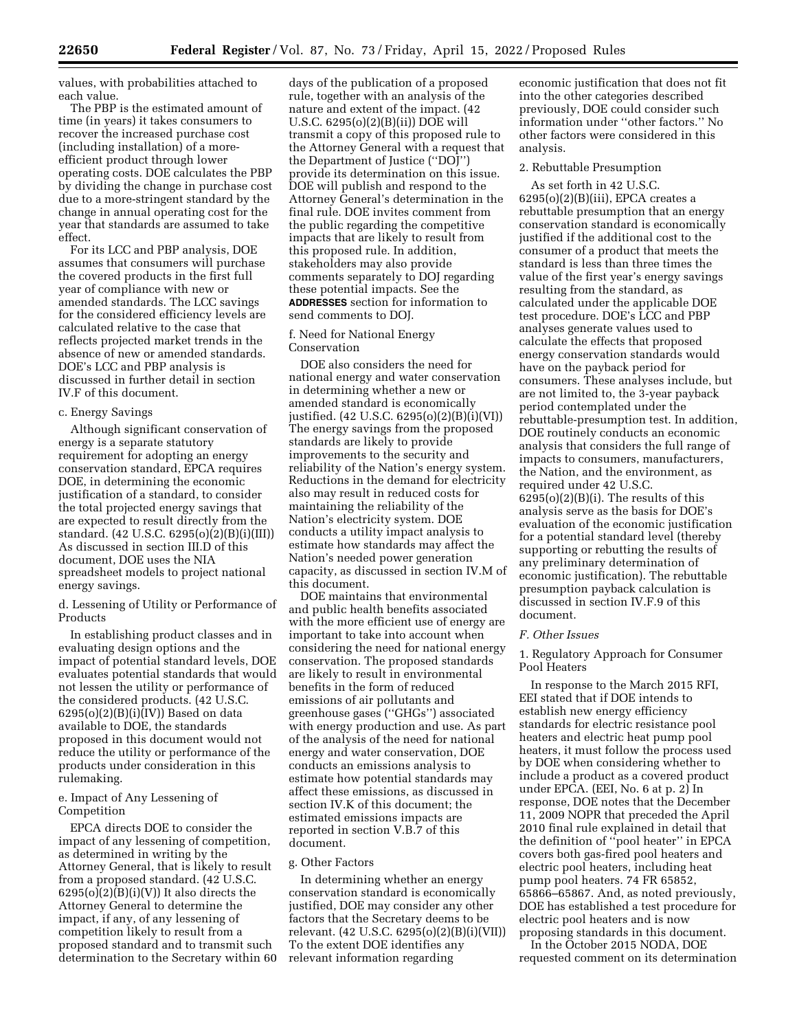values, with probabilities attached to each value.

The PBP is the estimated amount of time (in years) it takes consumers to recover the increased purchase cost (including installation) of a more-efficient product through lower operating costs. DOE calculates the PBP by dividing the change in purchase cost due to a more-stringent standard by the change in annual operating cost for the year that standards are assumed to take effect.

For its LCC and PBP analysis, DOE assumes that consumers will purchase the covered products in the first full year of compliance with new or amended standards. The LCC savings for the considered efficiency levels are calculated relative to the case that reflects projected market trends in the absence of new or amended standards. DOE's LCC and PBP analysis is discussed in further detail in section IV.F of this document.

c. Energy Savings

Although significant conservation of energy is a separate statutory requirement for adopting an energy conservation standard, EPCA requires DOE, in determining the economic justification of a standard, to consider the total projected energy savings that are expected to result directly from the standard. (42 U.S.C. 6295(o)(2)(B)(i)(III)) As discussed in section III.D of this document, DOE uses the NIA spreadsheet models to project national energy savings.

d. Lessening of Utility or Performance of Products

In establishing product classes and in evaluating design options and the impact of potential standard levels, DOE evaluates potential standards that would not lessen the utility or performance of the considered products. (42 U.S.C. 6295(o)(2)(B)(i)(IV)) Based on data available to DOE, the standards proposed in this document would not reduce the utility or performance of the products under consideration in this rulemaking.

e. Impact of Any Lessening of Competition

EPCA directs DOE to consider the impact of any lessening of competition, as determined in writing by the Attorney General, that is likely to result from a proposed standard. (42 U.S.C. 6295(o)(2)(B)(i)(V)) It also directs the Attorney General to determine the impact, if any, of any lessening of competition likely to result from a proposed standard and to transmit such determination to the Secretary within 60 days of the publication of a proposed rule, together with an analysis of the nature and extent of the impact. (42 U.S.C. 6295(o)(2)(B)(ii)) DOE will transmit a copy of this proposed rule to the Attorney General with a request that the Department of Justice ("DOJ") provide its determination on this issue. DOE will publish and respond to the Attorney General's determination in the final rule. DOE invites comment from the public regarding the competitive impacts that are likely to result from this proposed rule. In addition, stakeholders may also provide comments separately to DOJ regarding these potential impacts. See the **ADDRESSES** section for information to send comments to DOJ.

f. Need for National Energy Conservation

DOE also considers the need for national energy and water conservation in determining whether a new or amended standard is economically justified. (42 U.S.C. 6295(o)(2)(B)(i)(VI)) The energy savings from the proposed standards are likely to provide improvements to the security and reliability of the Nation's energy system. Reductions in the demand for electricity also may result in reduced costs for maintaining the reliability of the Nation's electricity system. DOE conducts a utility impact analysis to estimate how standards may affect the Nation's needed power generation capacity, as discussed in section IV.M of this document.

DOE maintains that environmental and public health benefits associated with the more efficient use of energy are important to take into account when considering the need for national energy conservation. The proposed standards are likely to result in environmental benefits in the form of reduced emissions of air pollutants and greenhouse gases ("GHGs") associated with energy production and use. As part of the analysis of the need for national energy and water conservation, DOE conducts an emissions analysis to estimate how potential standards may affect these emissions, as discussed in section IV.K of this document; the estimated emissions impacts are reported in section V.B.7 of this document.

g. Other Factors

In determining whether an energy conservation standard is economically justified, DOE may consider any other factors that the Secretary deems to be relevant. (42 U.S.C. 6295(o)(2)(B)(i)(VII)) To the extent DOE identifies any relevant information regarding economic justification that does not fit into the other categories described previously, DOE could consider such information under "other factors." No other factors were considered in this analysis.

2. Rebuttable Presumption

As set forth in 42 U.S.C. 6295(o)(2)(B)(iii), EPCA creates a rebuttable presumption that an energy conservation standard is economically justified if the additional cost to the consumer of a product that meets the standard is less than three times the value of the first year's energy savings resulting from the standard, as calculated under the applicable DOE test procedure. DOE's LCC and PBP analyses generate values used to calculate the effects that proposed energy conservation standards would have on the payback period for consumers. These analyses include, but are not limited to, the 3-year payback period contemplated under the rebuttable-presumption test. In addition, DOE routinely conducts an economic analysis that considers the full range of impacts to consumers, manufacturers, the Nation, and the environment, as required under 42 U.S.C. 6295(o)(2)(B)(i). The results of this analysis serve as the basis for DOE's evaluation of the economic justification for a potential standard level (thereby supporting or rebutting the results of any preliminary determination of economic justification). The rebuttable presumption payback calculation is discussed in section IV.F.9 of this document.

### *F. Other Issues*

1. Regulatory Approach for Consumer Pool Heaters

In response to the March 2015 RFI, EEI stated that if DOE intends to establish new energy efficiency standards for electric resistance pool heaters and electric heat pump pool heaters, it must follow the process used by DOE when considering whether to include a product as a covered product under EPCA. (EEI, No. 6 at p. 2) In response, DOE notes that the December 11, 2009 NOPR that preceded the April 2010 final rule explained in detail that the definition of "pool heater" in EPCA covers both gas-fired pool heaters and electric pool heaters, including heat pump pool heaters. 74 FR 65852, 65866–65867. And, as noted previously, DOE has established a test procedure for electric pool heaters and is now proposing standards in this document.

In the October 2015 NODA, DOE requested comment on its determination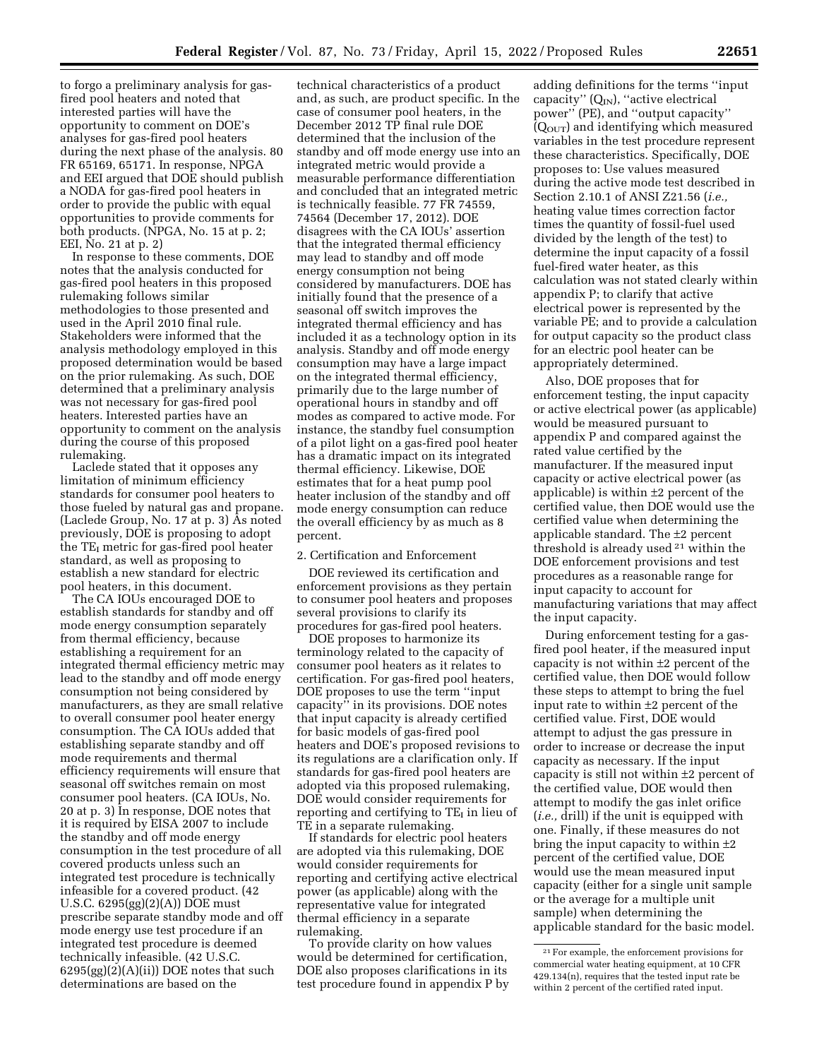to forgo a preliminary analysis for gas-fired pool heaters and noted that interested parties will have the opportunity to comment on DOE's analyses for gas-fired pool heaters during the next phase of the analysis. 80 FR 65169, 65171. In response, NPGA and EEI argued that DOE should publish a NODA for gas-fired pool heaters in order to provide the public with equal opportunities to provide comments for both products. (NPGA, No. 15 at p. 2; EEI, No. 21 at p. 2)

In response to these comments, DOE notes that the analysis conducted for gas-fired pool heaters in this proposed rulemaking follows similar methodologies to those presented and used in the April 2010 final rule. Stakeholders were informed that the analysis methodology employed in this proposed determination would be based on the prior rulemaking. As such, DOE determined that a preliminary analysis was not necessary for gas-fired pool heaters. Interested parties have an opportunity to comment on the analysis during the course of this proposed rulemaking.

Laclede stated that it opposes any limitation of minimum efficiency standards for consumer pool heaters to those fueled by natural gas and propane. (Laclede Group, No. 17 at p. 3) As noted previously, DOE is proposing to adopt the $TE_I$ metric for gas-fired pool heater standard, as well as proposing to establish a new standard for electric pool heaters, in this document.

The CA IOUs encouraged DOE to establish standards for standby and off mode energy consumption separately from thermal efficiency, because establishing a requirement for an integrated thermal efficiency metric may lead to the standby and off mode energy consumption not being considered by manufacturers, as they are small relative to overall consumer pool heater energy consumption. The CA IOUs added that establishing separate standby and off mode requirements and thermal efficiency requirements will ensure that seasonal off switches remain on most consumer pool heaters. (CA IOUs, No. 20 at p. 3) In response, DOE notes that it is required by EISA 2007 to include the standby and off mode energy consumption in the test procedure of all covered products unless such an integrated test procedure is technically infeasible for a covered product. (42 U.S.C. 6295(gg)(2)(A)) DOE must prescribe separate standby mode and off mode energy use test procedure if an integrated test procedure is deemed technically infeasible. (42 U.S.C. 6295(gg)(2)(A)(ii)) DOE notes that such determinations are based on the technical characteristics of a product and, as such, are product specific. In the case of consumer pool heaters, in the December 2012 TP final rule DOE determined that the inclusion of the standby and off mode energy use into an integrated metric would provide a measurable performance differentiation and concluded that an integrated metric is technically feasible. 77 FR 74559, 74564 (December 17, 2012). DOE disagrees with the CA IOUs' assertion that the integrated thermal efficiency may lead to standby and off mode energy consumption not being considered by manufacturers. DOE has initially found that the presence of a seasonal off switch improves the integrated thermal efficiency and has included it as a technology option in its analysis. Standby and off mode energy consumption may have a large impact on the integrated thermal efficiency, primarily due to the large number of operational hours in standby and off modes as compared to active mode. For instance, the standby fuel consumption of a pilot light on a gas-fired pool heater has a dramatic impact on its integrated thermal efficiency. Likewise, DOE estimates that for a heat pump pool heater inclusion of the standby and off mode energy consumption can reduce the overall efficiency by as much as 8 percent.

2. Certification and Enforcement

DOE reviewed its certification and enforcement provisions as they pertain to consumer pool heaters and proposes several provisions to clarify its procedures for gas-fired pool heaters.

DOE proposes to harmonize its terminology related to the capacity of consumer pool heaters as it relates to certification. For gas-fired pool heaters, DOE proposes to use the term "input capacity" in its provisions. DOE notes that input capacity is already certified for basic models of gas-fired pool heaters and DOE's proposed revisions to its regulations are a clarification only. If standards for gas-fired pool heaters are adopted via this proposed rulemaking, DOE would consider requirements for reporting and certifying to $TE_I$ in lieu of TE in a separate rulemaking.

If standards for electric pool heaters are adopted via this rulemaking, DOE would consider requirements for reporting and certifying active electrical power (as applicable) along with the representative value for integrated thermal efficiency in a separate rulemaking.

To provide clarity on how values would be determined for certification, DOE also proposes clarifications in its test procedure found in appendix P by adding definitions for the terms "input capacity" ($Q_{IN}$), "active electrical power" (PE), and "output capacity" ($Q_{OUT}$) and identifying which measured variables in the test procedure represent these characteristics. Specifically, DOE proposes to: Use values measured during the active mode test described in Section 2.10.1 of ANSI Z21.56 (*i.e.,* heating value times correction factor times the quantity of fossil-fuel used divided by the length of the test) to determine the input capacity of a fossil fuel-fired water heater, as this calculation was not stated clearly within appendix P; to clarify that active electrical power is represented by the variable PE; and to provide a calculation for output capacity so the product class for an electric pool heater can be appropriately determined.

Also, DOE proposes that for enforcement testing, the input capacity or active electrical power (as applicable) would be measured pursuant to appendix P and compared against the rated value certified by the manufacturer. If the measured input capacity or active electrical power (as applicable) is within ±2 percent of the certified value, then DOE would use the certified value when determining the applicable standard. The ±2 percent threshold is already used [21] within the DOE enforcement provisions and test procedures as a reasonable range for input capacity to account for manufacturing variations that may affect the input capacity.

During enforcement testing for a gas-fired pool heater, if the measured input capacity is not within ±2 percent of the certified value, then DOE would follow these steps to attempt to bring the fuel input rate to within ±2 percent of the certified value. First, DOE would attempt to adjust the gas pressure in order to increase or decrease the input capacity as necessary. If the input capacity is still not within ±2 percent of the certified value, DOE would then attempt to modify the gas inlet orifice (*i.e.,* drill) if the unit is equipped with one. Finally, if these measures do not bring the input capacity to within ±2 percent of the certified value, DOE would use the mean measured input capacity (either for a single unit sample or the average for a multiple unit sample) when determining the applicable standard for the basic model.

[21] For example, the enforcement provisions for commercial water heating equipment, at 10 CFR 429.134(n), requires that the tested input rate be within 2 percent of the certified rated input.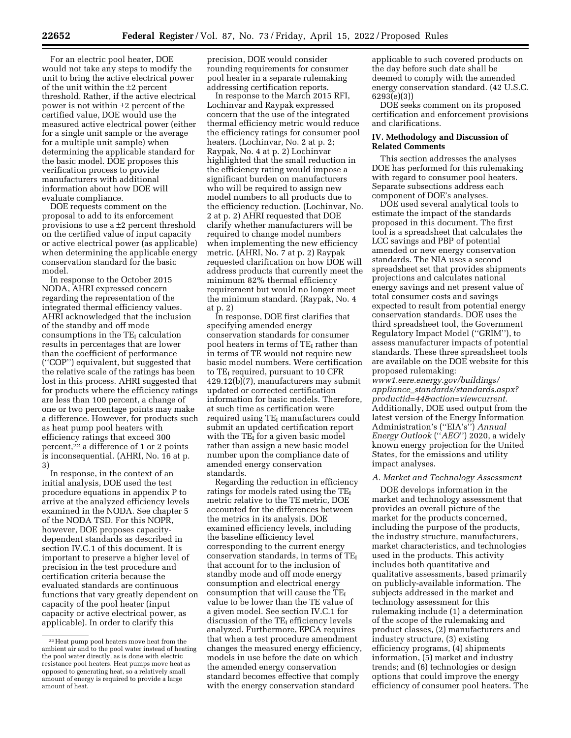For an electric pool heater, DOE would not take any steps to modify the unit to bring the active electrical power of the unit within the ±2 percent threshold. Rather, if the active electrical power is not within ±2 percent of the certified value, DOE would use the measured active electrical power (either for a single unit sample or the average for a multiple unit sample) when determining the applicable standard for the basic model. DOE proposes this verification process to provide manufacturers with additional information about how DOE will evaluate compliance.

DOE requests comment on the proposal to add to its enforcement provisions to use a ±2 percent threshold on the certified value of input capacity or active electrical power (as applicable) when determining the applicable energy conservation standard for the basic model.

In response to the October 2015 NODA, AHRI expressed concern regarding the representation of the integrated thermal efficiency values. AHRI acknowledged that the inclusion of the standby and off mode consumptions in the $TE_I$ calculation results in percentages that are lower than the coefficient of performance (''COP'') equivalent, but suggested that the relative scale of the ratings has been lost in this process. AHRI suggested that for products where the efficiency ratings are less than 100 percent, a change of one or two percentage points may make a difference. However, for products such as heat pump pool heaters with efficiency ratings that exceed 300 percent,[22] a difference of 1 or 2 points is inconsequential. (AHRI, No. 16 at p. 3)

In response, in the context of an initial analysis, DOE used the test procedure equations in appendix P to arrive at the analyzed efficiency levels examined in the NODA. See chapter 5 of the NODA TSD. For this NOPR, however, DOE proposes capacity-dependent standards as described in section IV.C.1 of this document. It is important to preserve a higher level of precision in the test procedure and certification criteria because the evaluated standards are continuous functions that vary greatly dependent on capacity of the pool heater (input capacity or active electrical power, as applicable). In order to clarify this precision, DOE would consider rounding requirements for consumer pool heater in a separate rulemaking addressing certification reports.

In response to the March 2015 RFI, Lochinvar and Raypak expressed concern that the use of the integrated thermal efficiency metric would reduce the efficiency ratings for consumer pool heaters. (Lochinvar, No. 2 at p. 2; Raypak, No. 4 at p. 2) Lochinvar highlighted that the small reduction in the efficiency rating would impose a significant burden on manufacturers who will be required to assign new model numbers to all products due to the efficiency reduction. (Lochinvar, No. 2 at p. 2) AHRI requested that DOE clarify whether manufacturers will be required to change model numbers when implementing the new efficiency metric. (AHRI, No. 7 at p. 2) Raypak requested clarification on how DOE will address products that currently meet the minimum 82% thermal efficiency requirement but would no longer meet the minimum standard. (Raypak, No. 4 at p. 2)

In response, DOE first clarifies that specifying amended energy conservation standards for consumer pool heaters in terms of $TE_I$ rather than in terms of TE would not require new basic model numbers. Were certification to $TE_I$ required, pursuant to 10 CFR 429.12(b)(7), manufacturers may submit updated or corrected certification information for basic models. Therefore, at such time as certification were required using $TE_I$ manufacturers could submit an updated certification report with the $TE_I$ for a given basic model rather than assign a new basic model number upon the compliance date of amended energy conservation standards.

Regarding the reduction in efficiency ratings for models rated using the $TE_I$ metric relative to the TE metric, DOE accounted for the differences between the metrics in its analysis. DOE examined efficiency levels, including the baseline efficiency level corresponding to the current energy conservation standards, in terms of $TE_I$ that account for to the inclusion of standby mode and off mode energy consumption and electrical energy consumption that will cause the $TE_I$ value to be lower than the TE value of a given model. See section IV.C.1 for discussion of the $TE_I$ efficiency levels analyzed. Furthermore, EPCA requires that when a test procedure amendment changes the measured energy efficiency, models in use before the date on which the amended energy conservation standard becomes effective that comply with the energy conservation standard applicable to such covered products on the day before such date shall be deemed to comply with the amended energy conservation standard. (42 U.S.C. 6293(e)(3))

DOE seeks comment on its proposed certification and enforcement provisions and clarifications.

## IV. Methodology and Discussion of Related Comments

This section addresses the analyses DOE has performed for this rulemaking with regard to consumer pool heaters. Separate subsections address each component of DOE's analyses.

DOE used several analytical tools to estimate the impact of the standards proposed in this document. The first tool is a spreadsheet that calculates the LCC savings and PBP of potential amended or new energy conservation standards. The NIA uses a second spreadsheet set that provides shipments projections and calculates national energy savings and net present value of total consumer costs and savings expected to result from potential energy conservation standards. DOE uses the third spreadsheet tool, the Government Regulatory Impact Model (''GRIM''), to assess manufacturer impacts of potential standards. These three spreadsheet tools are available on the DOE website for this proposed rulemaking: *www1.eere.energy.gov/buildings/appliance_standards/standards.aspx?productid=44&action=viewcurrent.* Additionally, DOE used output from the latest version of the Energy Information Administration's (''EIA's'') *Annual Energy Outlook* (''*AEO*'') 2020, a widely known energy projection for the United States, for the emissions and utility impact analyses.

### A. Market and Technology Assessment

DOE develops information in the market and technology assessment that provides an overall picture of the market for the products concerned, including the purpose of the products, the industry structure, manufacturers, market characteristics, and technologies used in the products. This activity includes both quantitative and qualitative assessments, based primarily on publicly-available information. The subjects addressed in the market and technology assessment for this rulemaking include (1) a determination of the scope of the rulemaking and product classes, (2) manufacturers and industry structure, (3) existing efficiency programs, (4) shipments information, (5) market and industry trends; and (6) technologies or design options that could improve the energy efficiency of consumer pool heaters. The

[22] Heat pump pool heaters move heat from the ambient air and to the pool water instead of heating the pool water directly, as is done with electric resistance pool heaters. Heat pumps move heat as opposed to generating heat, so a relatively small amount of energy is required to provide a large amount of heat.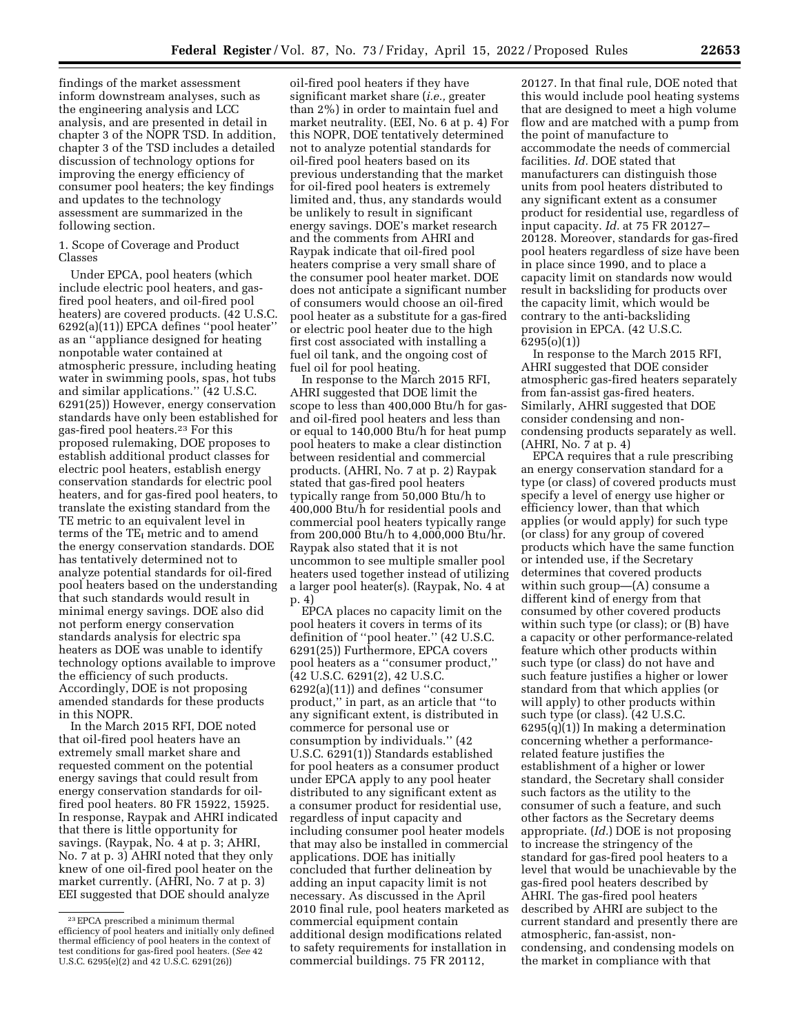findings of the market assessment inform downstream analyses, such as the engineering analysis and LCC analysis, and are presented in detail in chapter 3 of the NOPR TSD. In addition, chapter 3 of the TSD includes a detailed discussion of technology options for improving the energy efficiency of consumer pool heaters; the key findings and updates to the technology assessment are summarized in the following section.

1. Scope of Coverage and Product Classes

Under EPCA, pool heaters (which include electric pool heaters, and gas-fired pool heaters, and oil-fired pool heaters) are covered products. (42 U.S.C. 6292(a)(11)) EPCA defines ''pool heater'' as an ''appliance designed for heating nonpotable water contained at atmospheric pressure, including heating water in swimming pools, spas, hot tubs and similar applications.'' (42 U.S.C. 6291(25)) However, energy conservation standards have only been established for gas-fired pool heaters.[23] For this proposed rulemaking, DOE proposes to establish additional product classes for electric pool heaters, establish energy conservation standards for electric pool heaters, and for gas-fired pool heaters, to translate the existing standard from the TE metric to an equivalent level in terms of the $TE_I$ metric and to amend the energy conservation standards. DOE has tentatively determined not to analyze potential standards for oil-fired pool heaters based on the understanding that such standards would result in minimal energy savings. DOE also did not perform energy conservation standards analysis for electric spa heaters as DOE was unable to identify technology options available to improve the efficiency of such products. Accordingly, DOE is not proposing amended standards for these products in this NOPR.

In the March 2015 RFI, DOE noted that oil-fired pool heaters have an extremely small market share and requested comment on the potential energy savings that could result from energy conservation standards for oil-fired pool heaters. 80 FR 15922, 15925. In response, Raypak and AHRI indicated that there is little opportunity for savings. (Raypak, No. 4 at p. 3; AHRI, No. 7 at p. 3) AHRI noted that they only knew of one oil-fired pool heater on the market currently. (AHRI, No. 7 at p. 3) EEI suggested that DOE should analyze oil-fired pool heaters if they have significant market share (*i.e.,* greater than 2%) in order to maintain fuel and market neutrality. (EEI, No. 6 at p. 4) For this NOPR, DOE tentatively determined not to analyze potential standards for oil-fired pool heaters based on its previous understanding that the market for oil-fired pool heaters is extremely limited and, thus, any standards would be unlikely to result in significant energy savings. DOE's market research and the comments from AHRI and Raypak indicate that oil-fired pool heaters comprise a very small share of the consumer pool heater market. DOE does not anticipate a significant number of consumers would choose an oil-fired pool heater as a substitute for a gas-fired or electric pool heater due to the high first cost associated with installing a fuel oil tank, and the ongoing cost of fuel oil for pool heating.

In response to the March 2015 RFI, AHRI suggested that DOE limit the scope to less than 400,000 Btu/h for gas- and oil-fired pool heaters and less than or equal to 140,000 Btu/h for heat pump pool heaters to make a clear distinction between residential and commercial products. (AHRI, No. 7 at p. 2) Raypak stated that gas-fired pool heaters typically range from 50,000 Btu/h to 400,000 Btu/h for residential pools and commercial pool heaters typically range from 200,000 Btu/h to 4,000,000 Btu/hr. Raypak also stated that it is not uncommon to see multiple smaller pool heaters used together instead of utilizing a larger pool heater(s). (Raypak, No. 4 at p. 4)

EPCA places no capacity limit on the pool heaters it covers in terms of its definition of ''pool heater.'' (42 U.S.C. 6291(25)) Furthermore, EPCA covers pool heaters as a ''consumer product,'' (42 U.S.C. 6291(2), 42 U.S.C. 6292(a)(11)) and defines ''consumer product,'' in part, as an article that ''to any significant extent, is distributed in commerce for personal use or consumption by individuals.'' (42 U.S.C. 6291(1)) Standards established for pool heaters as a consumer product under EPCA apply to any pool heater distributed to any significant extent as a consumer product for residential use, regardless of input capacity and including consumer pool heater models that may also be installed in commercial applications. DOE has initially concluded that further delineation by adding an input capacity limit is not necessary. As discussed in the April 2010 final rule, pool heaters marketed as commercial equipment contain additional design modifications related to safety requirements for installation in commercial buildings. 75 FR 20112, 20127. In that final rule, DOE noted that this would include pool heating systems that are designed to meet a high volume flow and are matched with a pump from the point of manufacture to accommodate the needs of commercial facilities. *Id.* DOE stated that manufacturers can distinguish those units from pool heaters distributed to any significant extent as a consumer product for residential use, regardless of input capacity. *Id.* at 75 FR 20127–20128. Moreover, standards for gas-fired pool heaters regardless of size have been in place since 1990, and to place a capacity limit on standards now would result in backsliding for products over the capacity limit, which would be contrary to the anti-backsliding provision in EPCA. (42 U.S.C. 6295(o)(1))

In response to the March 2015 RFI, AHRI suggested that DOE consider atmospheric gas-fired heaters separately from fan-assist gas-fired heaters. Similarly, AHRI suggested that DOE consider condensing and non-condensing products separately as well. (AHRI, No. 7 at p. 4)

EPCA requires that a rule prescribing an energy conservation standard for a type (or class) of covered products must specify a level of energy use higher or efficiency lower, than that which applies (or would apply) for such type (or class) for any group of covered products which have the same function or intended use, if the Secretary determines that covered products within such group—(A) consume a different kind of energy from that consumed by other covered products within such type (or class); or (B) have a capacity or other performance-related feature which other products within such type (or class) do not have and such feature justifies a higher or lower standard from that which applies (or will apply) to other products within such type (or class). (42 U.S.C. 6295(q)(1)) In making a determination concerning whether a performance-related feature justifies the establishment of a higher or lower standard, the Secretary shall consider such factors as the utility to the consumer of such a feature, and such other factors as the Secretary deems appropriate. (*Id.*) DOE is not proposing to increase the stringency of the standard for gas-fired pool heaters to a level that would be unachievable by the gas-fired pool heaters described by AHRI. The gas-fired pool heaters described by AHRI are subject to the current standard and presently there are atmospheric, fan-assist, non-condensing, and condensing models on the market in compliance with that

[23] EPCA prescribed a minimum thermal efficiency of pool heaters and initially only defined thermal efficiency of pool heaters in the context of test conditions for gas-fired pool heaters. (*See* 42 U.S.C. 6295(e)(2) and 42 U.S.C. 6291(26))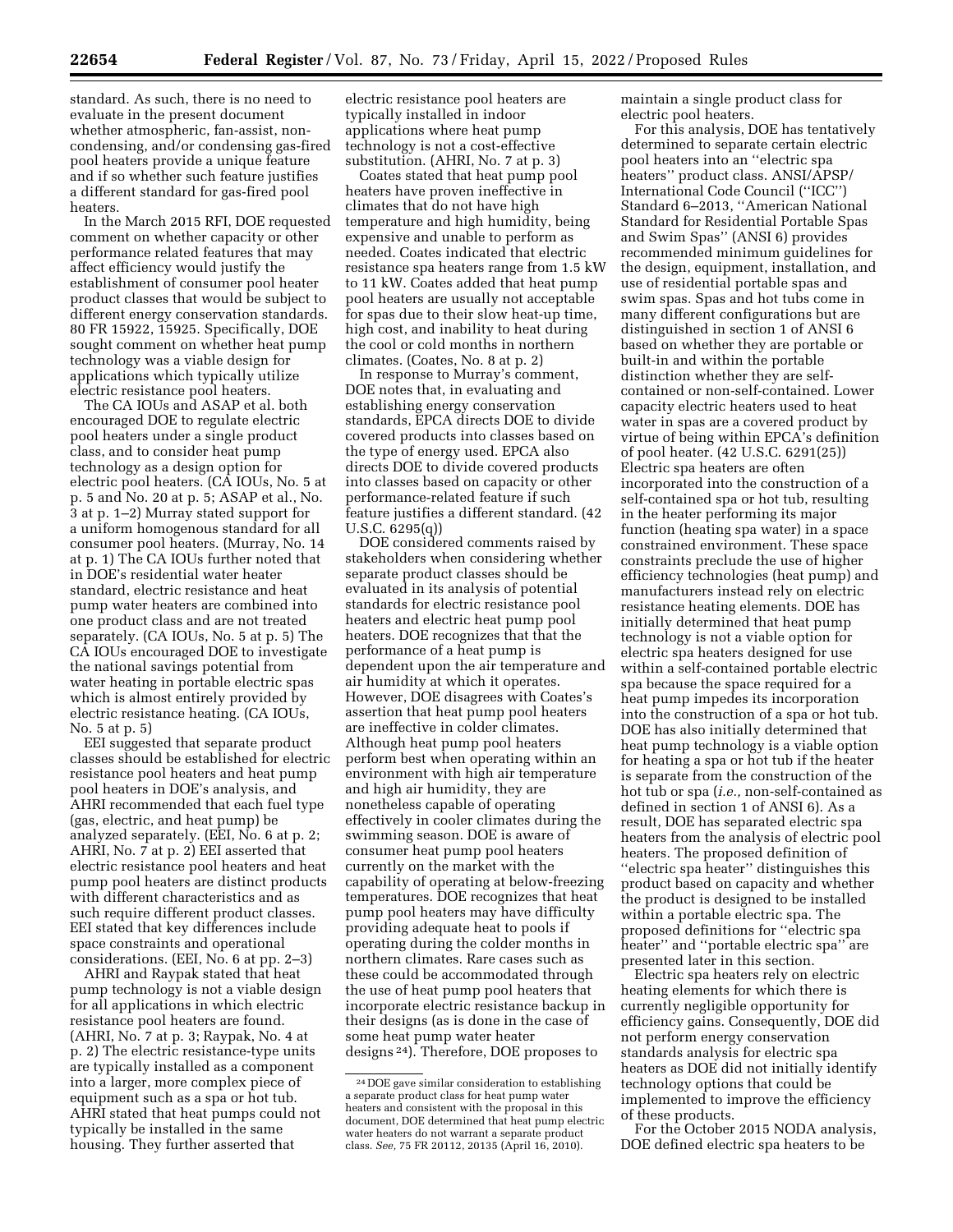standard. As such, there is no need to evaluate in the present document whether atmospheric, fan-assist, non-condensing, and/or condensing gas-fired pool heaters provide a unique feature and if so whether such feature justifies a different standard for gas-fired pool heaters.

In the March 2015 RFI, DOE requested comment on whether capacity or other performance related features that may affect efficiency would justify the establishment of consumer pool heater product classes that would be subject to different energy conservation standards. 80 FR 15922, 15925. Specifically, DOE sought comment on whether heat pump technology was a viable design for applications which typically utilize electric resistance pool heaters.

The CA IOUs and ASAP et al. both encouraged DOE to regulate electric pool heaters under a single product class, and to consider heat pump technology as a design option for electric pool heaters. (CA IOUs, No. 5 at p. 5 and No. 20 at p. 5; ASAP et al., No. 3 at p. 1–2) Murray stated support for a uniform homogenous standard for all consumer pool heaters. (Murray, No. 14 at p. 1) The CA IOUs further noted that in DOE's residential water heater standard, electric resistance and heat pump water heaters are combined into one product class and are not treated separately. (CA IOUs, No. 5 at p. 5) The CA IOUs encouraged DOE to investigate the national savings potential from water heating in portable electric spas which is almost entirely provided by electric resistance heating. (CA IOUs, No. 5 at p. 5)

EEI suggested that separate product classes should be established for electric resistance pool heaters and heat pump pool heaters in DOE's analysis, and AHRI recommended that each fuel type (gas, electric, and heat pump) be analyzed separately. (EEI, No. 6 at p. 2; AHRI, No. 7 at p. 2) EEI asserted that electric resistance pool heaters and heat pump pool heaters are distinct products with different characteristics and as such require different product classes. EEI stated that key differences include space constraints and operational considerations. (EEI, No. 6 at pp. 2–3)

AHRI and Raypak stated that heat pump technology is not a viable design for all applications in which electric resistance pool heaters are found. (AHRI, No. 7 at p. 3; Raypak, No. 4 at p. 2) The electric resistance-type units are typically installed as a component into a larger, more complex piece of equipment such as a spa or hot tub. AHRI stated that heat pumps could not typically be installed in the same housing. They further asserted that electric resistance pool heaters are typically installed in indoor applications where heat pump technology is not a cost-effective substitution. (AHRI, No. 7 at p. 3)

Coates stated that heat pump pool heaters have proven ineffective in climates that do not have high temperature and high humidity, being expensive and unable to perform as needed. Coates indicated that electric resistance spa heaters range from 1.5 kW to 11 kW. Coates added that heat pump pool heaters are usually not acceptable for spas due to their slow heat-up time, high cost, and inability to heat during the cool or cold months in northern climates. (Coates, No. 8 at p. 2)

In response to Murray's comment, DOE notes that, in evaluating and establishing energy conservation standards, EPCA directs DOE to divide covered products into classes based on the type of energy used. EPCA also directs DOE to divide covered products into classes based on capacity or other performance-related feature if such feature justifies a different standard. (42 U.S.C. 6295(q))

DOE considered comments raised by stakeholders when considering whether separate product classes should be evaluated in its analysis of potential standards for electric resistance pool heaters and electric heat pump pool heaters. DOE recognizes that that the performance of a heat pump is dependent upon the air temperature and air humidity at which it operates. However, DOE disagrees with Coates's assertion that heat pump pool heaters are ineffective in colder climates. Although heat pump pool heaters perform best when operating within an environment with high air temperature and high air humidity, they are nonetheless capable of operating effectively in cooler climates during the swimming season. DOE is aware of consumer heat pump pool heaters currently on the market with the capability of operating at below-freezing temperatures. DOE recognizes that heat pump pool heaters may have difficulty providing adequate heat to pools if operating during the colder months in northern climates. Rare cases such as these could be accommodated through the use of heat pump pool heaters that incorporate electric resistance backup in their designs (as is done in the case of some heat pump water heater designs[24]). Therefore, DOE proposes to maintain a single product class for electric pool heaters.

For this analysis, DOE has tentatively determined to separate certain electric pool heaters into an "electric spa heaters" product class. ANSI/APSP/International Code Council ("ICC") Standard 6–2013, "American National Standard for Residential Portable Spas and Swim Spas" (ANSI 6) provides recommended minimum guidelines for the design, equipment, installation, and use of residential portable spas and swim spas. Spas and hot tubs come in many different configurations but are distinguished in section 1 of ANSI 6 based on whether they are portable or built-in and within the portable distinction whether they are self-contained or non-self-contained. Lower capacity electric heaters used to heat water in spas are a covered product by virtue of being within EPCA's definition of pool heater. (42 U.S.C. 6291(25)) Electric spa heaters are often incorporated into the construction of a self-contained spa or hot tub, resulting in the heater performing its major function (heating spa water) in a space constrained environment. These space constraints preclude the use of higher efficiency technologies (heat pump) and manufacturers instead rely on electric resistance heating elements. DOE has initially determined that heat pump technology is not a viable option for electric spa heaters designed for use within a self-contained portable electric spa because the space required for a heat pump impedes its incorporation into the construction of a spa or hot tub. DOE has also initially determined that heat pump technology is a viable option for heating a spa or hot tub if the heater is separate from the construction of the hot tub or spa (*i.e.,* non-self-contained as defined in section 1 of ANSI 6). As a result, DOE has separated electric spa heaters from the analysis of electric pool heaters. The proposed definition of "electric spa heater" distinguishes this product based on capacity and whether the product is designed to be installed within a portable electric spa. The proposed definitions for "electric spa heater" and "portable electric spa" are presented later in this section.

Electric spa heaters rely on electric heating elements for which there is currently negligible opportunity for efficiency gains. Consequently, DOE did not perform energy conservation standards analysis for electric spa heaters as DOE did not initially identify technology options that could be implemented to improve the efficiency of these products.

For the October 2015 NODA analysis, DOE defined electric spa heaters to be

[24] DOE gave similar consideration to establishing a separate product class for heat pump water heaters and consistent with the proposal in this document, DOE determined that heat pump electric water heaters do not warrant a separate product class. *See,* 75 FR 20112, 20135 (April 16, 2010).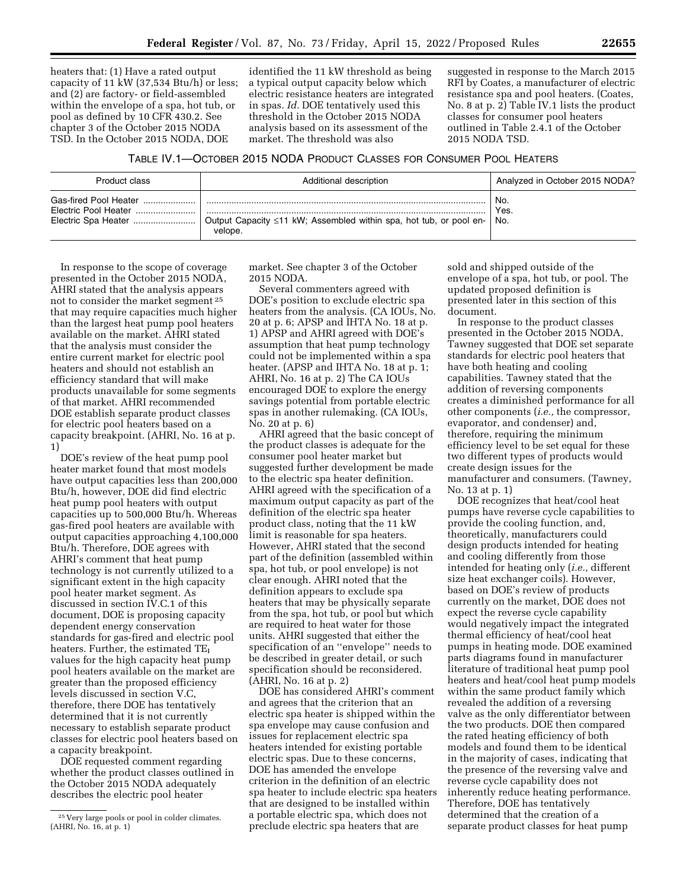heaters that: (1) Have a rated output capacity of 11 kW (37,534 Btu/h) or less; and (2) are factory- or field-assembled within the envelope of a spa, hot tub, or pool as defined by 10 CFR 430.2. See chapter 3 of the October 2015 NODA TSD. In the October 2015 NODA, DOE identified the 11 kW threshold as being a typical output capacity below which electric resistance heaters are integrated in spas. *Id.* DOE tentatively used this threshold in the October 2015 NODA analysis based on its assessment of the market. The threshold was also suggested in response to the March 2015 RFI by Coates, a manufacturer of electric resistance spa and pool heaters. (Coates, No. 8 at p. 2) Table IV.1 lists the product classes for consumer pool heaters outlined in Table 2.4.1 of the October 2015 NODA TSD.

TABLE IV.1—OCTOBER 2015 NODA PRODUCT CLASSES FOR CONSUMER POOL HEATERS

| Product class | Additional description | Analyzed in October 2015 NODA? |
| --- | --- | --- |
| Gas-fired Pool Heater | | No. |
| Electric Pool Heater | | Yes. |
| Electric Spa Heater | Output Capacity ≤11 kW; Assembled within spa, hot tub, or pool envelope. | No. |

In response to the scope of coverage presented in the October 2015 NODA, AHRI stated that the analysis appears not to consider the market segment[25] that may require capacities much higher than the largest heat pump pool heaters available on the market. AHRI stated that the analysis must consider the entire current market for electric pool heaters and should not establish an efficiency standard that will make products unavailable for some segments of that market. AHRI recommended DOE establish separate product classes for electric pool heaters based on a capacity breakpoint. (AHRI, No. 16 at p. 1)

DOE's review of the heat pump pool heater market found that most models have output capacities less than 200,000 Btu/h, however, DOE did find electric heat pump pool heaters with output capacities up to 500,000 Btu/h. Whereas gas-fired pool heaters are available with output capacities approaching 4,100,000 Btu/h. Therefore, DOE agrees with AHRI's comment that heat pump technology is not currently utilized to a significant extent in the high capacity pool heater market segment. As discussed in section IV.C.1 of this document, DOE is proposing capacity dependent energy conservation standards for gas-fired and electric pool heaters. Further, the estimated $TE_I$ values for the high capacity heat pump pool heaters available on the market are greater than the proposed efficiency levels discussed in section V.C, therefore, there DOE has tentatively determined that it is not currently necessary to establish separate product classes for electric pool heaters based on a capacity breakpoint.

DOE requested comment regarding whether the product classes outlined in the October 2015 NODA adequately describes the electric pool heater market. See chapter 3 of the October 2015 NODA.

Several commenters agreed with DOE's position to exclude electric spa heaters from the analysis. (CA IOUs, No. 20 at p. 6; APSP and IHTA No. 18 at p. 1) APSP and AHRI agreed with DOE's assumption that heat pump technology could not be implemented within a spa heater. (APSP and IHTA No. 18 at p. 1; AHRI, No. 16 at p. 2) The CA IOUs encouraged DOE to explore the energy savings potential from portable electric spas in another rulemaking. (CA IOUs, No. 20 at p. 6)

AHRI agreed that the basic concept of the product classes is adequate for the consumer pool heater market but suggested further development be made to the electric spa heater definition. AHRI agreed with the specification of a maximum output capacity as part of the definition of the electric spa heater product class, noting that the 11 kW limit is reasonable for spa heaters. However, AHRI stated that the second part of the definition (assembled within spa, hot tub, or pool envelope) is not clear enough. AHRI noted that the definition appears to exclude spa heaters that may be physically separate from the spa, hot tub, or pool but which are required to heat water for those units. AHRI suggested that either the specification of an "envelope" needs to be described in greater detail, or such specification should be reconsidered. (AHRI, No. 16 at p. 2)

DOE has considered AHRI's comment and agrees that the criterion that an electric spa heater is shipped within the spa envelope may cause confusion and issues for replacement electric spa heaters intended for existing portable electric spas. Due to these concerns, DOE has amended the envelope criterion in the definition of an electric spa heater to include electric spa heaters that are designed to be installed within a portable electric spa, which does not preclude electric spa heaters that are sold and shipped outside of the envelope of a spa, hot tub, or pool. The updated proposed definition is presented later in this section of this document.

In response to the product classes presented in the October 2015 NODA, Tawney suggested that DOE set separate standards for electric pool heaters that have both heating and cooling capabilities. Tawney stated that the addition of reversing components creates a diminished performance for all other components (*i.e.,* the compressor, evaporator, and condenser) and, therefore, requiring the minimum efficiency level to be set equal for these two different types of products would create design issues for the manufacturer and consumers. (Tawney, No. 13 at p. 1)

DOE recognizes that heat/cool heat pumps have reverse cycle capabilities to provide the cooling function, and, theoretically, manufacturers could design products intended for heating and cooling differently from those intended for heating only (*i.e.,* different size heat exchanger coils). However, based on DOE's review of products currently on the market, DOE does not expect the reverse cycle capability would negatively impact the integrated thermal efficiency of heat/cool heat pumps in heating mode. DOE examined parts diagrams found in manufacturer literature of traditional heat pump pool heaters and heat/cool heat pump models within the same product family which revealed the addition of a reversing valve as the only differentiator between the two products. DOE then compared the rated heating efficiency of both models and found them to be identical in the majority of cases, indicating that the presence of the reversing valve and reverse cycle capability does not inherently reduce heating performance. Therefore, DOE has tentatively determined that the creation of a separate product classes for heat pump

[25] Very large pools or pool in colder climates. (AHRI, No. 16, at p. 1)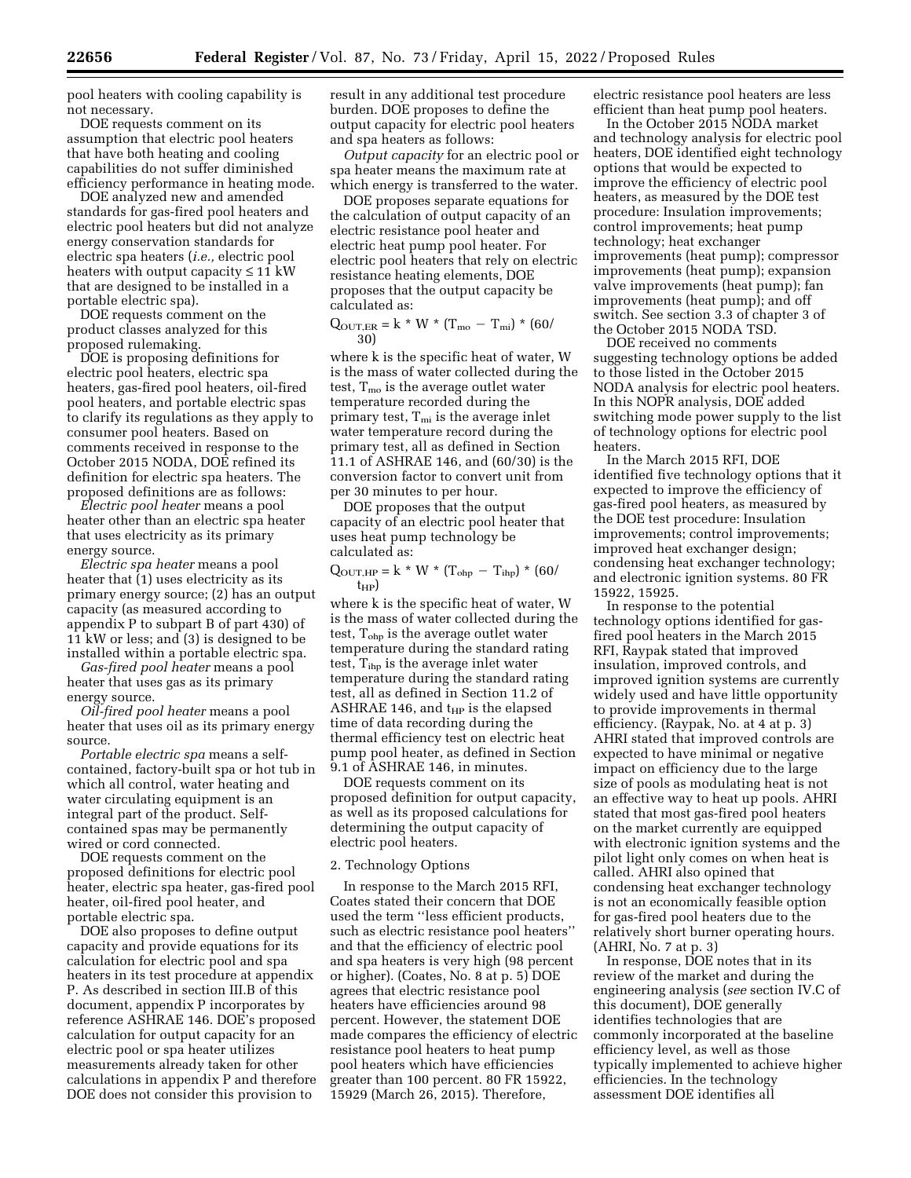pool heaters with cooling capability is not necessary.

DOE requests comment on its assumption that electric pool heaters that have both heating and cooling capabilities do not suffer diminished efficiency performance in heating mode.

DOE analyzed new and amended standards for gas-fired pool heaters and electric pool heaters but did not analyze energy conservation standards for electric spa heaters (*i.e.,* electric pool heaters with output capacity ≤ 11 kW that are designed to be installed in a portable electric spa).

DOE requests comment on the product classes analyzed for this proposed rulemaking.

DOE is proposing definitions for electric pool heaters, electric spa heaters, gas-fired pool heaters, oil-fired pool heaters, and portable electric spas to clarify its regulations as they apply to consumer pool heaters. Based on comments received in response to the October 2015 NODA, DOE refined its definition for electric spa heaters. The proposed definitions are as follows:

*Electric pool heater* means a pool heater other than an electric spa heater that uses electricity as its primary energy source.

*Electric spa heater* means a pool heater that (1) uses electricity as its primary energy source; (2) has an output capacity (as measured according to appendix P to subpart B of part 430) of 11 kW or less; and (3) is designed to be installed within a portable electric spa.

*Gas-fired pool heater* means a pool heater that uses gas as its primary energy source.

*Oil-fired pool heater* means a pool heater that uses oil as its primary energy source.

*Portable electric spa* means a self-contained, factory-built spa or hot tub in which all control, water heating and water circulating equipment is an integral part of the product. Self-contained spas may be permanently wired or cord connected.

DOE requests comment on the proposed definitions for electric pool heater, electric spa heater, gas-fired pool heater, oil-fired pool heater, and portable electric spa.

DOE also proposes to define output capacity and provide equations for its calculation for electric pool and spa heaters in its test procedure at appendix P. As described in section III.B of this document, appendix P incorporates by reference ASHRAE 146. DOE's proposed calculation for output capacity for an electric pool or spa heater utilizes measurements already taken for other calculations in appendix P and therefore DOE does not consider this provision to result in any additional test procedure burden. DOE proposes to define the output capacity for electric pool heaters and spa heaters as follows:

*Output capacity* for an electric pool or spa heater means the maximum rate at which energy is transferred to the water.

DOE proposes separate equations for the calculation of output capacity of an electric resistance pool heater and electric heat pump pool heater. For electric pool heaters that rely on electric resistance heating elements, DOE proposes that the output capacity be calculated as:

$$Q_{OUT,ER} = k * W * (T_{mo} - T_{mi}) * (60/30)$$

where k is the specific heat of water, W is the mass of water collected during the test, $T_{mo}$ is the average outlet water temperature recorded during the primary test, $T_{mi}$ is the average inlet water temperature record during the primary test, all as defined in Section 11.1 of ASHRAE 146, and (60/30) is the conversion factor to convert unit from per 30 minutes to per hour.

DOE proposes that the output capacity of an electric pool heater that uses heat pump technology be calculated as:

$$Q_{OUT,HP} = k * W * (T_{ohp} - T_{ihp}) * (60/t_{HP})$$

where k is the specific heat of water, W is the mass of water collected during the test, $T_{ohp}$ is the average outlet water temperature during the standard rating test, $T_{ihp}$ is the average inlet water temperature during the standard rating test, all as defined in Section 11.2 of ASHRAE 146, and $t_{HP}$ is the elapsed time of data recording during the thermal efficiency test on electric heat pump pool heater, as defined in Section 9.1 of ASHRAE 146, in minutes.

DOE requests comment on its proposed definition for output capacity, as well as its proposed calculations for determining the output capacity of electric pool heaters.

### 2. Technology Options

In response to the March 2015 RFI, Coates stated their concern that DOE used the term ''less efficient products, such as electric resistance pool heaters'' and that the efficiency of electric pool and spa heaters is very high (98 percent or higher). (Coates, No. 8 at p. 5) DOE agrees that electric resistance pool heaters have efficiencies around 98 percent. However, the statement DOE made compares the efficiency of electric resistance pool heaters to heat pump pool heaters which have efficiencies greater than 100 percent. 80 FR 15922, 15929 (March 26, 2015). Therefore, electric resistance pool heaters are less efficient than heat pump pool heaters.

In the October 2015 NODA market and technology analysis for electric pool heaters, DOE identified eight technology options that would be expected to improve the efficiency of electric pool heaters, as measured by the DOE test procedure: Insulation improvements; control improvements; heat pump technology; heat exchanger improvements (heat pump); compressor improvements (heat pump); expansion valve improvements (heat pump); fan improvements (heat pump); and off switch. See section 3.3 of chapter 3 of the October 2015 NODA TSD.

DOE received no comments suggesting technology options be added to those listed in the October 2015 NODA analysis for electric pool heaters. In this NOPR analysis, DOE added switching mode power supply to the list of technology options for electric pool heaters.

In the March 2015 RFI, DOE identified five technology options that it expected to improve the efficiency of gas-fired pool heaters, as measured by the DOE test procedure: Insulation improvements; control improvements; improved heat exchanger design; condensing heat exchanger technology; and electronic ignition systems. 80 FR 15922, 15925.

In response to the potential technology options identified for gas-fired pool heaters in the March 2015 RFI, Raypak stated that improved insulation, improved controls, and improved ignition systems are currently widely used and have little opportunity to provide improvements in thermal efficiency. (Raypak, No. at 4 at p. 3) AHRI stated that improved controls are expected to have minimal or negative impact on efficiency due to the large size of pools as modulating heat is not an effective way to heat up pools. AHRI stated that most gas-fired pool heaters on the market currently are equipped with electronic ignition systems and the pilot light only comes on when heat is called. AHRI also opined that condensing heat exchanger technology is not an economically feasible option for gas-fired pool heaters due to the relatively short burner operating hours. (AHRI, No. 7 at p. 3)

In response, DOE notes that in its review of the market and during the engineering analysis (*see* section IV.C of this document), DOE generally identifies technologies that are commonly incorporated at the baseline efficiency level, as well as those typically implemented to achieve higher efficiencies. In the technology assessment DOE identifies all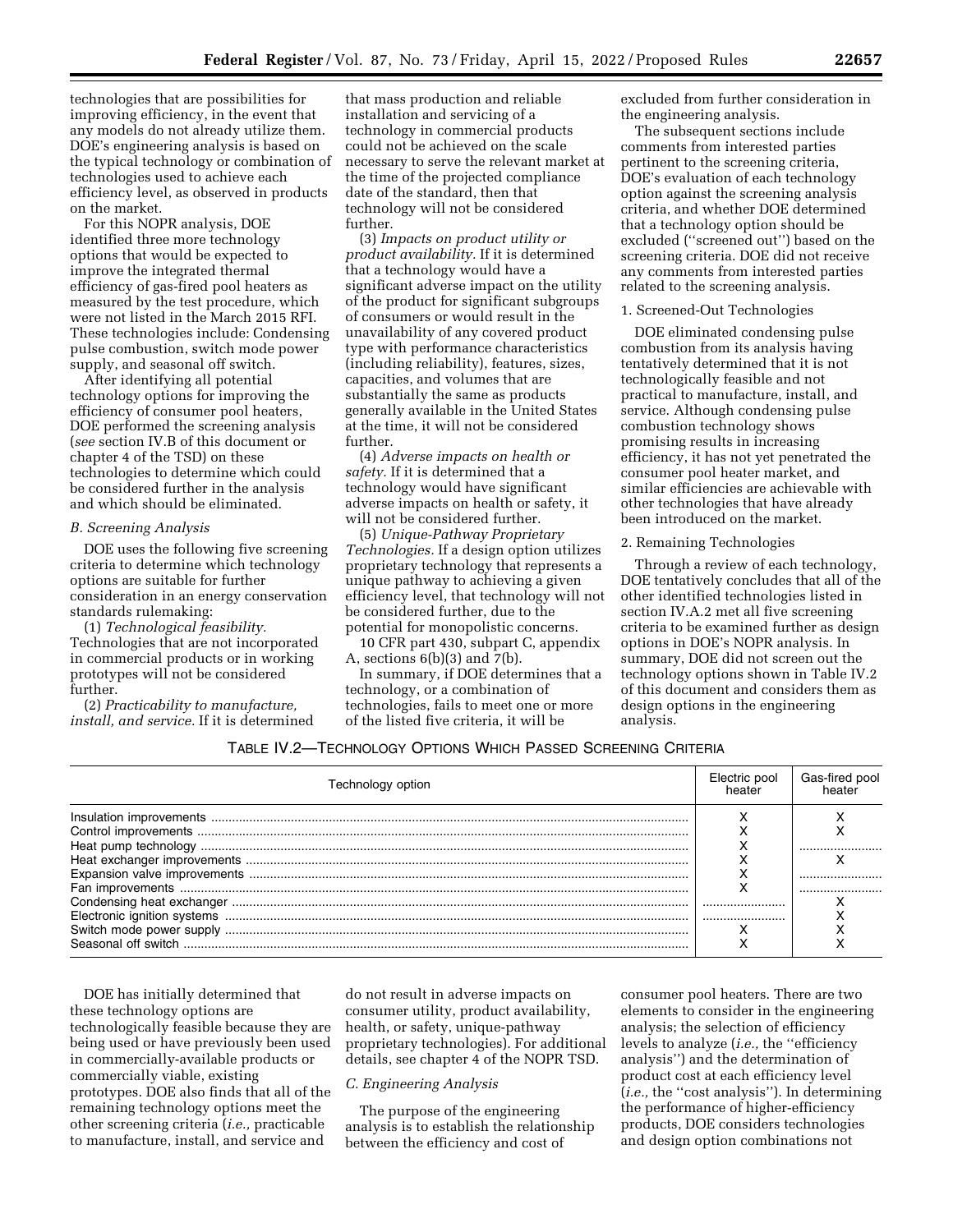technologies that are possibilities for improving efficiency, in the event that any models do not already utilize them. DOE's engineering analysis is based on the typical technology or combination of technologies used to achieve each efficiency level, as observed in products on the market.

For this NOPR analysis, DOE identified three more technology options that would be expected to improve the integrated thermal efficiency of gas-fired pool heaters as measured by the test procedure, which were not listed in the March 2015 RFI. These technologies include: Condensing pulse combustion, switch mode power supply, and seasonal off switch.

After identifying all potential technology options for improving the efficiency of consumer pool heaters, DOE performed the screening analysis (*see* section IV.B of this document or chapter 4 of the TSD) on these technologies to determine which could be considered further in the analysis and which should be eliminated.

### *B. Screening Analysis*

DOE uses the following five screening criteria to determine which technology options are suitable for further consideration in an energy conservation standards rulemaking:

(1) *Technological feasibility.* Technologies that are not incorporated in commercial products or in working prototypes will not be considered further.

(2) *Practicability to manufacture, install, and service.* If it is determined that mass production and reliable installation and servicing of a technology in commercial products could not be achieved on the scale necessary to serve the relevant market at the time of the projected compliance date of the standard, then that technology will not be considered further.

(3) *Impacts on product utility or product availability.* If it is determined that a technology would have a significant adverse impact on the utility of the product for significant subgroups of consumers or would result in the unavailability of any covered product type with performance characteristics (including reliability), features, sizes, capacities, and volumes that are substantially the same as products generally available in the United States at the time, it will not be considered further.

(4) *Adverse impacts on health or safety.* If it is determined that a technology would have significant adverse impacts on health or safety, it will not be considered further.

(5) *Unique-Pathway Proprietary Technologies.* If a design option utilizes proprietary technology that represents a unique pathway to achieving a given efficiency level, that technology will not be considered further, due to the potential for monopolistic concerns.

10 CFR part 430, subpart C, appendix A, sections 6(b)(3) and 7(b).

In summary, if DOE determines that a technology, or a combination of technologies, fails to meet one or more of the listed five criteria, it will be excluded from further consideration in the engineering analysis.

The subsequent sections include comments from interested parties pertinent to the screening criteria, DOE's evaluation of each technology option against the screening analysis criteria, and whether DOE determined that a technology option should be excluded ("screened out") based on the screening criteria. DOE did not receive any comments from interested parties related to the screening analysis.

#### 1. Screened-Out Technologies

DOE eliminated condensing pulse combustion from its analysis having tentatively determined that it is not technologically feasible and not practical to manufacture, install, and service. Although condensing pulse combustion technology shows promising results in increasing efficiency, it has not yet penetrated the consumer pool heater market, and similar efficiencies are achievable with other technologies that have already been introduced on the market.

#### 2. Remaining Technologies

Through a review of each technology, DOE tentatively concludes that all of the other identified technologies listed in section IV.A.2 met all five screening criteria to be examined further as design options in DOE's NOPR analysis. In summary, DOE did not screen out the technology options shown in Table IV.2 of this document and considers them as design options in the engineering analysis.

TABLE IV.2—TECHNOLOGY OPTIONS WHICH PASSED SCREENING CRITERIA

| Technology option | Electric pool heater | Gas-fired pool heater |
|---|---|---|
| Insulation improvements | X | X |
| Control improvements | X | X |
| Heat pump technology | X | |
| Heat exchanger improvements | X | X |
| Expansion valve improvements | X | |
| Fan improvements | X | |
| Condensing heat exchanger | | X |
| Electronic ignition systems | | X |
| Switch mode power supply | X | X |
| Seasonal off switch | X | X |

DOE has initially determined that these technology options are technologically feasible because they are being used or have previously been used in commercially-available products or commercially viable, existing prototypes. DOE also finds that all of the remaining technology options meet the other screening criteria (*i.e.,* practicable to manufacture, install, and service and do not result in adverse impacts on consumer utility, product availability, health, or safety, unique-pathway proprietary technologies). For additional details, see chapter 4 of the NOPR TSD.

### *C. Engineering Analysis*

The purpose of the engineering analysis is to establish the relationship between the efficiency and cost of consumer pool heaters. There are two elements to consider in the engineering analysis; the selection of efficiency levels to analyze (*i.e.,* the "efficiency analysis") and the determination of product cost at each efficiency level (*i.e.,* the "cost analysis"). In determining the performance of higher-efficiency products, DOE considers technologies and design option combinations not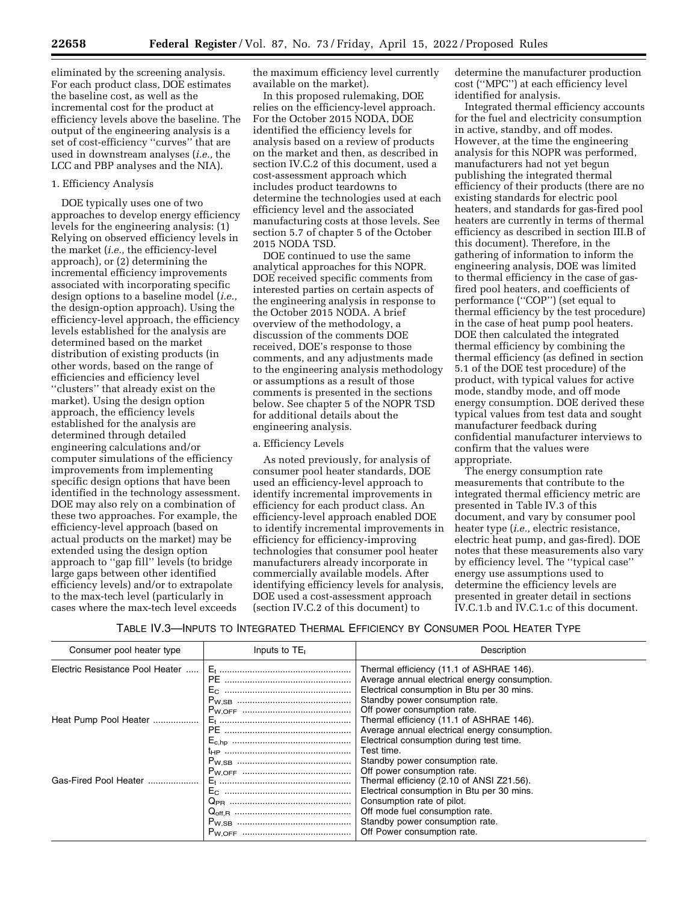eliminated by the screening analysis. For each product class, DOE estimates the baseline cost, as well as the incremental cost for the product at efficiency levels above the baseline. The output of the engineering analysis is a set of cost-efficiency "curves" that are used in downstream analyses (*i.e.,* the LCC and PBP analyses and the NIA).

#### 1. Efficiency Analysis

DOE typically uses one of two approaches to develop energy efficiency levels for the engineering analysis: (1) Relying on observed efficiency levels in the market (*i.e.,* the efficiency-level approach), or (2) determining the incremental efficiency improvements associated with incorporating specific design options to a baseline model (*i.e.,* the design-option approach). Using the efficiency-level approach, the efficiency levels established for the analysis are determined based on the market distribution of existing products (in other words, based on the range of efficiencies and efficiency level "clusters" that already exist on the market). Using the design option approach, the efficiency levels established for the analysis are determined through detailed engineering calculations and/or computer simulations of the efficiency improvements from implementing specific design options that have been identified in the technology assessment. DOE may also rely on a combination of these two approaches. For example, the efficiency-level approach (based on actual products on the market) may be extended using the design option approach to "gap fill" levels (to bridge large gaps between other identified efficiency levels) and/or to extrapolate to the max-tech level (particularly in cases where the max-tech level exceeds the maximum efficiency level currently available on the market).

In this proposed rulemaking, DOE relies on the efficiency-level approach. For the October 2015 NODA, DOE identified the efficiency levels for analysis based on a review of products on the market and then, as described in section IV.C.2 of this document, used a cost-assessment approach which includes product teardowns to determine the technologies used at each efficiency level and the associated manufacturing costs at those levels. See section 5.7 of chapter 5 of the October 2015 NODA TSD.

DOE continued to use the same analytical approaches for this NOPR. DOE received specific comments from interested parties on certain aspects of the engineering analysis in response to the October 2015 NODA. A brief overview of the methodology, a discussion of the comments DOE received, DOE's response to those comments, and any adjustments made to the engineering analysis methodology or assumptions as a result of those comments is presented in the sections below. See chapter 5 of the NOPR TSD for additional details about the engineering analysis.

##### a. Efficiency Levels

As noted previously, for analysis of consumer pool heater standards, DOE used an efficiency-level approach to identify incremental improvements in efficiency for each product class. An efficiency-level approach enabled DOE to identify incremental improvements in efficiency for efficiency-improving technologies that consumer pool heater manufacturers already incorporate in commercially available models. After identifying efficiency levels for analysis, DOE used a cost-assessment approach (section IV.C.2 of this document) to determine the manufacturer production cost ("MPC") at each efficiency level identified for analysis.

Integrated thermal efficiency accounts for the fuel and electricity consumption in active, standby, and off modes. However, at the time the engineering analysis for this NOPR was performed, manufacturers had not yet begun publishing the integrated thermal efficiency of their products (there are no existing standards for electric pool heaters, and standards for gas-fired pool heaters are currently in terms of thermal efficiency as described in section III.B of this document). Therefore, in the gathering of information to inform the engineering analysis, DOE was limited to thermal efficiency in the case of gas-fired pool heaters, and coefficients of performance ("COP") (set equal to thermal efficiency by the test procedure) in the case of heat pump pool heaters. DOE then calculated the integrated thermal efficiency by combining the thermal efficiency (as defined in section 5.1 of the DOE test procedure) of the product, with typical values for active mode, standby mode, and off mode energy consumption. DOE derived these typical values from test data and sought manufacturer feedback during confidential manufacturer interviews to confirm that the values were appropriate.

The energy consumption rate measurements that contribute to the integrated thermal efficiency metric are presented in Table IV.3 of this document, and vary by consumer pool heater type (*i.e.,* electric resistance, electric heat pump, and gas-fired). DOE notes that these measurements also vary by efficiency level. The "typical case" energy use assumptions used to determine the efficiency levels are presented in greater detail in sections IV.C.1.b and IV.C.1.c of this document.

TABLE IV.3—INPUTS TO INTEGRATED THERMAL EFFICIENCY BY CONSUMER POOL HEATER TYPE

| Consumer pool heater type | Inputs to $TE_I$ | Description |
|---|---|---|
| Electric Resistance Pool Heater | $E_t$ | Thermal efficiency (11.1 of ASHRAE 146). |
| | PE | Average annual electrical energy consumption. |
| | $E_C$ | Electrical consumption in Btu per 30 mins. |
| | $P_{W,SB}$ | Standby power consumption rate. |
| | $P_{W,OFF}$ | Off power consumption rate. |
| Heat Pump Pool Heater | $E_t$ | Thermal efficiency (11.1 of ASHRAE 146). |
| | PE | Average annual electrical energy consumption. |
| | $E_{c,hp}$ | Electrical consumption during test time. |
| | $t_{HP}$ | Test time. |
| | $P_{W,SB}$ | Standby power consumption rate. |
| | $P_{W,OFF}$ | Off power consumption rate. |
| Gas-Fired Pool Heater | $E_t$ | Thermal efficiency (2.10 of ANSI Z21.56). |
| | $E_C$ | Electrical consumption in Btu per 30 mins. |
| | $Q_{PR}$ | Consumption rate of pilot. |
| | $Q_{off,R}$ | Off mode fuel consumption rate. |
| | $P_{W,SB}$ | Standby power consumption rate. |
| | $P_{W,OFF}$ | Off Power consumption rate. |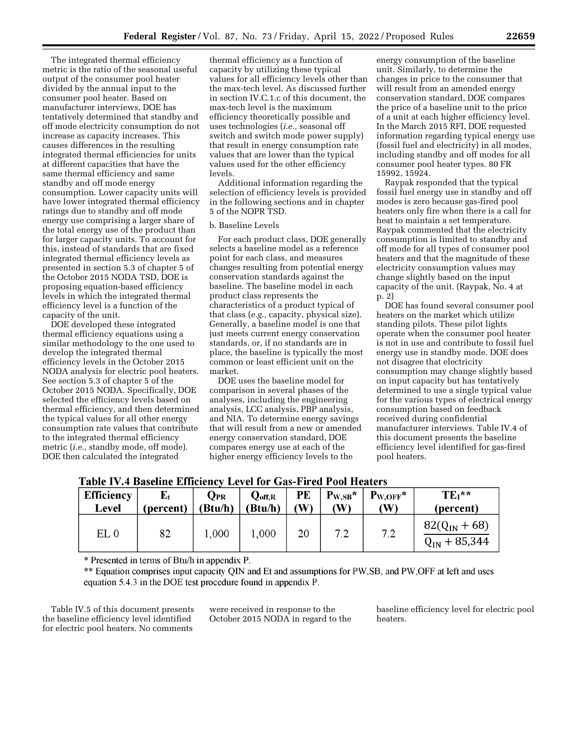The integrated thermal efficiency metric is the ratio of the seasonal useful output of the consumer pool heater divided by the annual input to the consumer pool heater. Based on manufacturer interviews, DOE has tentatively determined that standby and off mode electricity consumption do not increase as capacity increases. This causes differences in the resulting integrated thermal efficiencies for units at different capacities that have the same thermal efficiency and same standby and off mode energy consumption. Lower capacity units will have lower integrated thermal efficiency ratings due to standby and off mode energy use comprising a larger share of the total energy use of the product than for larger capacity units. To account for this, instead of standards that are fixed integrated thermal efficiency levels as presented in section 5.3 of chapter 5 of the October 2015 NODA TSD, DOE is proposing equation-based efficiency levels in which the integrated thermal efficiency level is a function of the capacity of the unit.

DOE developed these integrated thermal efficiency equations using a similar methodology to the one used to develop the integrated thermal efficiency levels in the October 2015 NODA analysis for electric pool heaters. See section 5.3 of chapter 5 of the October 2015 NODA. Specifically, DOE selected the efficiency levels based on thermal efficiency, and then determined the typical values for all other energy consumption rate values that contribute to the integrated thermal efficiency metric (*i.e.,* standby mode, off mode). DOE then calculated the integrated thermal efficiency as a function of capacity by utilizing these typical values for all efficiency levels other than the max-tech level. As discussed further in section IV.C.1.c of this document, the max-tech level is the maximum efficiency theoretically possible and uses technologies (*i.e.,* seasonal off switch and switch mode power supply) that result in energy consumption rate values that are lower than the typical values used for the other efficiency levels.

Additional information regarding the selection of efficiency levels is provided in the following sections and in chapter 5 of the NOPR TSD.

b. Baseline Levels

For each product class, DOE generally selects a baseline model as a reference point for each class, and measures changes resulting from potential energy conservation standards against the baseline. The baseline model in each product class represents the characteristics of a product typical of that class (*e.g.,* capacity, physical size). Generally, a baseline model is one that just meets current energy conservation standards, or, if no standards are in place, the baseline is typically the most common or least efficient unit on the market.

DOE uses the baseline model for comparison in several phases of the analyses, including the engineering analysis, LCC analysis, PBP analysis, and NIA. To determine energy savings that will result from a new or amended energy conservation standard, DOE compares energy use at each of the higher energy efficiency levels to the energy consumption of the baseline unit. Similarly, to determine the changes in price to the consumer that will result from an amended energy conservation standard, DOE compares the price of a baseline unit to the price of a unit at each higher efficiency level. In the March 2015 RFI, DOE requested information regarding typical energy use (fossil fuel and electricity) in all modes, including standby and off modes for all consumer pool heater types. 80 FR 15992, 15924.

Raypak responded that the typical fossil fuel energy use in standby and off modes is zero because gas-fired pool heaters only fire when there is a call for heat to maintain a set temperature. Raypak commented that the electricity consumption is limited to standby and off mode for all types of consumer pool heaters and that the magnitude of these electricity consumption values may change slightly based on the input capacity of the unit. (Raypak, No. 4 at p. 2)

DOE has found several consumer pool heaters on the market which utilize standing pilots. These pilot lights operate when the consumer pool heater is not in use and contribute to fossil fuel energy use in standby mode. DOE does not disagree that electricity consumption may change slightly based on input capacity but has tentatively determined to use a single typical value for the various types of electrical energy consumption based on feedback received during confidential manufacturer interviews. Table IV.4 of this document presents the baseline efficiency level identified for gas-fired pool heaters.

**Table IV.4 Baseline Efficiency Level for Gas-Fired Pool Heaters**

| Efficiency Level | $E_t$ (percent) | $Q_{PR}$ (Btu/h) | $Q_{off,R}$ (Btu/h) | PE (W) | $P_{W,SB}$* (W) | $P_{W,OFF}$* (W) | $TE_I$** (percent) |
|---|---|---|---|---|---|---|---|
| EL 0 | 82 | 1,000 | 1,000 | 20 | 7.2 | 7.2 | $\frac{82(Q_{IN}+68)}{Q_{IN}+85{,}344}$ |

\* Presented in terms of Btu/h in appendix P.

\*\* Equation comprises input capacity QIN and Et and assumptions for PW,SB, and PW,OFF at left and uses equation 5.4.3 in the DOE test procedure found in appendix P.

Table IV.5 of this document presents the baseline efficiency level identified for electric pool heaters. No comments were received in response to the October 2015 NODA in regard to the baseline efficiency level for electric pool heaters.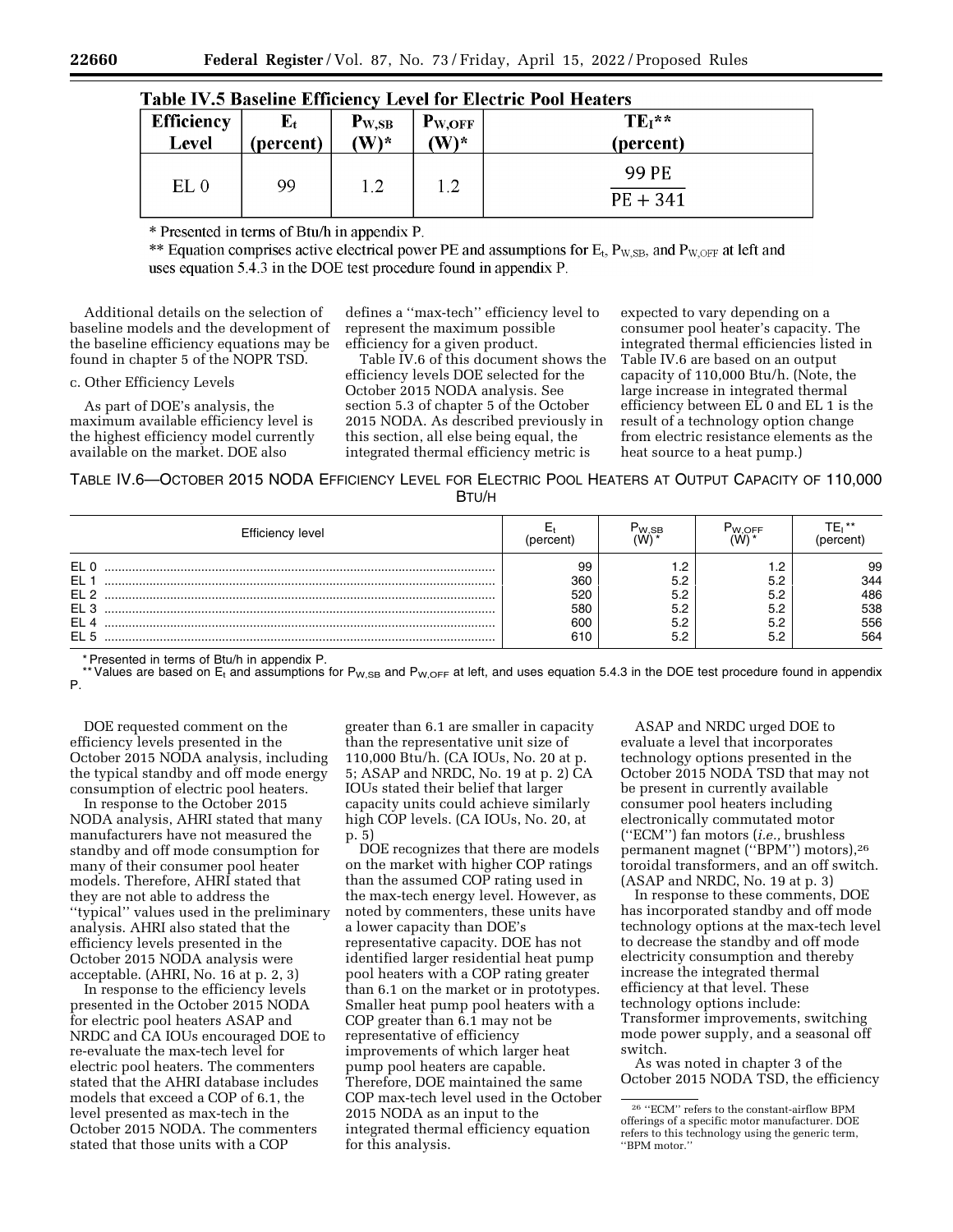**Table IV.5 Baseline Efficiency Level for Electric Pool Heaters**

| Efficiency Level | $E_t$ (percent) | $P_{W,SB}$ (W)* | $P_{W,OFF}$ (W)* | $TE_I$** (percent) |
|---|---|---|---|---|
| EL 0 | 99 | 1.2 | 1.2 | $\frac{99\ PE}{PE + 341}$ |

\* Presented in terms of Btu/h in appendix P.

\*\* Equation comprises active electrical power PE and assumptions for $E_t$, $P_{W,SB}$, and $P_{W,OFF}$ at left and uses equation 5.4.3 in the DOE test procedure found in appendix P.

Additional details on the selection of baseline models and the development of the baseline efficiency equations may be found in chapter 5 of the NOPR TSD.

c. Other Efficiency Levels

As part of DOE's analysis, the maximum available efficiency level is the highest efficiency model currently available on the market. DOE also defines a ''max-tech'' efficiency level to represent the maximum possible efficiency for a given product.

Table IV.6 of this document shows the efficiency levels DOE selected for the October 2015 NODA analysis. See section 5.3 of chapter 5 of the October 2015 NODA. As described previously in this section, all else being equal, the integrated thermal efficiency metric is expected to vary depending on a consumer pool heater's capacity. The integrated thermal efficiencies listed in Table IV.6 are based on an output capacity of 110,000 Btu/h. (Note, the large increase in integrated thermal efficiency between EL 0 and EL 1 is the result of a technology option change from electric resistance elements as the heat source to a heat pump.)

TABLE IV.6—OCTOBER 2015 NODA EFFICIENCY LEVEL FOR ELECTRIC POOL HEATERS AT OUTPUT CAPACITY OF 110,000 BTU/H

| Efficiency level | $E_t$ (percent) | $P_{W,SB}$ (W)* | $P_{W,OFF}$ (W)* | $TE_I$** (percent) |
|---|---|---|---|---|
| EL 0 | 99 | 1.2 | 1.2 | 99 |
| EL 1 | 360 | 5.2 | 5.2 | 344 |
| EL 2 | 520 | 5.2 | 5.2 | 486 |
| EL 3 | 580 | 5.2 | 5.2 | 538 |
| EL 4 | 600 | 5.2 | 5.2 | 556 |
| EL 5 | 610 | 5.2 | 5.2 | 564 |

\* Presented in terms of Btu/h in appendix P.

\*\* Values are based on $E_t$ and assumptions for $P_{W,SB}$ and $P_{W,OFF}$ at left, and uses equation 5.4.3 in the DOE test procedure found in appendix P.

DOE requested comment on the efficiency levels presented in the October 2015 NODA analysis, including the typical standby and off mode energy consumption of electric pool heaters.

In response to the October 2015 NODA analysis, AHRI stated that many manufacturers have not measured the standby and off mode consumption for many of their consumer pool heater models. Therefore, AHRI stated that they are not able to address the ''typical'' values used in the preliminary analysis. AHRI also stated that the efficiency levels presented in the October 2015 NODA analysis were acceptable. (AHRI, No. 16 at p. 2, 3)

In response to the efficiency levels presented in the October 2015 NODA for electric pool heaters ASAP and NRDC and CA IOUs encouraged DOE to re-evaluate the max-tech level for electric pool heaters. The commenters stated that the AHRI database includes models that exceed a COP of 6.1, the level presented as max-tech in the October 2015 NODA. The commenters stated that those units with a COP greater than 6.1 are smaller in capacity than the representative unit size of 110,000 Btu/h. (CA IOUs, No. 20 at p. 5; ASAP and NRDC, No. 19 at p. 2) CA IOUs stated their belief that larger capacity units could achieve similarly high COP levels. (CA IOUs, No. 20, at p. 5)

DOE recognizes that there are models on the market with higher COP ratings than the assumed COP rating used in the max-tech energy level. However, as noted by commenters, these units have a lower capacity than DOE's representative capacity. DOE has not identified larger residential heat pump pool heaters with a COP rating greater than 6.1 on the market or in prototypes. Smaller heat pump pool heaters with a COP greater than 6.1 may not be representative of efficiency improvements of which larger heat pump pool heaters are capable. Therefore, DOE maintained the same COP max-tech level used in the October 2015 NODA as an input to the integrated thermal efficiency equation for this analysis.

ASAP and NRDC urged DOE to evaluate a level that incorporates technology options presented in the October 2015 NODA TSD that may not be present in currently available consumer pool heaters including electronically commutated motor (''ECM'') fan motors (*i.e.,* brushless permanent magnet (''BPM'') motors),[26] toroidal transformers, and an off switch. (ASAP and NRDC, No. 19 at p. 3)

In response to these comments, DOE has incorporated standby and off mode technology options at the max-tech level to decrease the standby and off mode electricity consumption and thereby increase the integrated thermal efficiency at that level. These technology options include: Transformer improvements, switching mode power supply, and a seasonal off switch.

As was noted in chapter 3 of the October 2015 NODA TSD, the efficiency

[26] ''ECM'' refers to the constant-airflow BPM offerings of a specific motor manufacturer. DOE refers to this technology using the generic term, ''BPM motor.''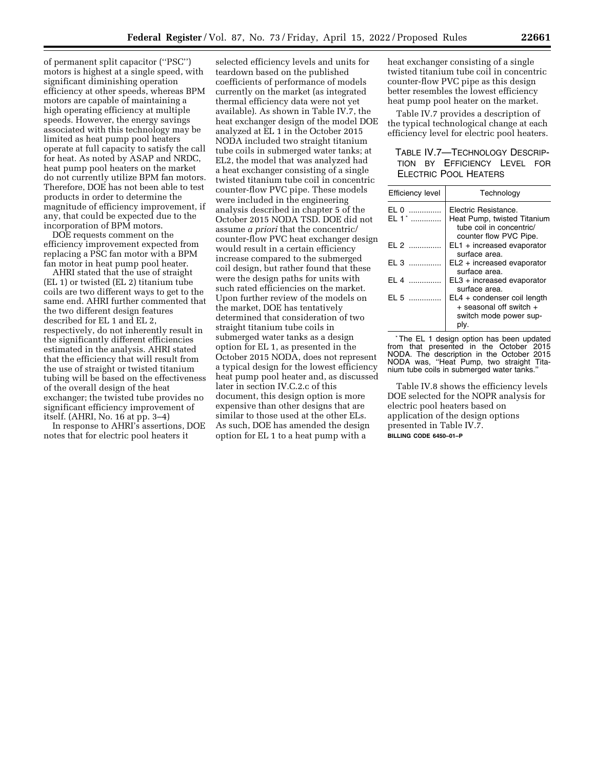of permanent split capacitor (''PSC'') motors is highest at a single speed, with significant diminishing operation efficiency at other speeds, whereas BPM motors are capable of maintaining a high operating efficiency at multiple speeds. However, the energy savings associated with this technology may be limited as heat pump pool heaters operate at full capacity to satisfy the call for heat. As noted by ASAP and NRDC, heat pump pool heaters on the market do not currently utilize BPM fan motors. Therefore, DOE has not been able to test products in order to determine the magnitude of efficiency improvement, if any, that could be expected due to the incorporation of BPM motors.

DOE requests comment on the efficiency improvement expected from replacing a PSC fan motor with a BPM fan motor in heat pump pool heater.

AHRI stated that the use of straight (EL 1) or twisted (EL 2) titanium tube coils are two different ways to get to the same end. AHRI further commented that the two different design features described for EL 1 and EL 2, respectively, do not inherently result in the significantly different efficiencies estimated in the analysis. AHRI stated that the efficiency that will result from the use of straight or twisted titanium tubing will be based on the effectiveness of the overall design of the heat exchanger; the twisted tube provides no significant efficiency improvement of itself. (AHRI, No. 16 at pp. 3–4)

In response to AHRI's assertions, DOE notes that for electric pool heaters it selected efficiency levels and units for teardown based on the published coefficients of performance of models currently on the market (as integrated thermal efficiency data were not yet available). As shown in Table IV.7, the heat exchanger design of the model DOE analyzed at EL 1 in the October 2015 NODA included two straight titanium tube coils in submerged water tanks; at EL2, the model that was analyzed had a heat exchanger consisting of a single twisted titanium tube coil in concentric counter-flow PVC pipe. These models were included in the engineering analysis described in chapter 5 of the October 2015 NODA TSD. DOE did not assume *a priori* that the concentric/counter-flow PVC heat exchanger design would result in a certain efficiency increase compared to the submerged coil design, but rather found that these were the design paths for units with such rated efficiencies on the market. Upon further review of the models on the market, DOE has tentatively determined that consideration of two straight titanium tube coils in submerged water tanks as a design option for EL 1, as presented in the October 2015 NODA, does not represent a typical design for the lowest efficiency heat pump pool heater and, as discussed later in section IV.C.2.c of this document, this design option is more expensive than other designs that are similar to those used at the other ELs. As such, DOE has amended the design option for EL 1 to a heat pump with a heat exchanger consisting of a single twisted titanium tube coil in concentric counter-flow PVC pipe as this design better resembles the lowest efficiency heat pump pool heater on the market.

Table IV.7 provides a description of the typical technological change at each efficiency level for electric pool heaters.

TABLE IV.7—TECHNOLOGY DESCRIPTION BY EFFICIENCY LEVEL FOR ELECTRIC POOL HEATERS

| Efficiency level | Technology |
|---|---|
| EL 0 | Electric Resistance. |
| EL 1 * | Heat Pump, twisted Titanium tube coil in concentric/counter flow PVC Pipe. |
| EL 2 | EL1 + increased evaporator surface area. |
| EL 3 | EL2 + increased evaporator surface area. |
| EL 4 | EL3 + increased evaporator surface area. |
| EL 5 | EL4 + condenser coil length + seasonal off switch + switch mode power supply. |

* The EL 1 design option has been updated from that presented in the October 2015 NODA. The description in the October 2015 NODA was, ''Heat Pump, two straight Titanium tube coils in submerged water tanks.''

Table IV.8 shows the efficiency levels DOE selected for the NOPR analysis for electric pool heaters based on application of the design options presented in Table IV.7.

BILLING CODE 6450–01–P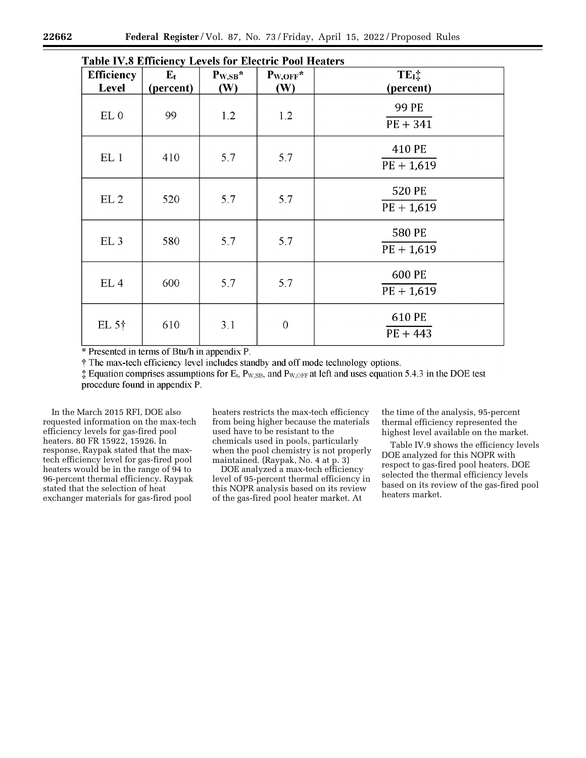**Table IV.8 Efficiency Levels for Electric Pool Heaters**

| Efficiency Level | $E_t$ (percent) | $P_{W,SB}$* (W) | $P_{W,OFF}$* (W) | $TE_I$‡ (percent) |
|---|---|---|---|---|
| EL 0 | 99 | 1.2 | 1.2 | $\frac{99\ PE}{PE + 341}$ |
| EL 1 | 410 | 5.7 | 5.7 | $\frac{410\ PE}{PE + 1{,}619}$ |
| EL 2 | 520 | 5.7 | 5.7 | $\frac{520\ PE}{PE + 1{,}619}$ |
| EL 3 | 580 | 5.7 | 5.7 | $\frac{580\ PE}{PE + 1{,}619}$ |
| EL 4 | 600 | 5.7 | 5.7 | $\frac{600\ PE}{PE + 1{,}619}$ |
| EL 5† | 610 | 3.1 | 0 | $\frac{610\ PE}{PE + 443}$ |

\* Presented in terms of Btu/h in appendix P.

† The max-tech efficiency level includes standby and off mode technology options.

‡ Equation comprises assumptions for $E_t$, $P_{W,SB}$, and $P_{W,OFF}$ at left and uses equation 5.4.3 in the DOE test procedure found in appendix P.

In the March 2015 RFI, DOE also requested information on the max-tech efficiency levels for gas-fired pool heaters. 80 FR 15922, 15926. In response, Raypak stated that the max-tech efficiency level for gas-fired pool heaters would be in the range of 94 to 96-percent thermal efficiency. Raypak stated that the selection of heat exchanger materials for gas-fired pool heaters restricts the max-tech efficiency from being higher because the materials used have to be resistant to the chemicals used in pools, particularly when the pool chemistry is not properly maintained. (Raypak, No. 4 at p. 3)

DOE analyzed a max-tech efficiency level of 95-percent thermal efficiency in this NOPR analysis based on its review of the gas-fired pool heater market. At the time of the analysis, 95-percent thermal efficiency represented the highest level available on the market.

Table IV.9 shows the efficiency levels DOE analyzed for this NOPR with respect to gas-fired pool heaters. DOE selected the thermal efficiency levels based on its review of the gas-fired pool heaters market.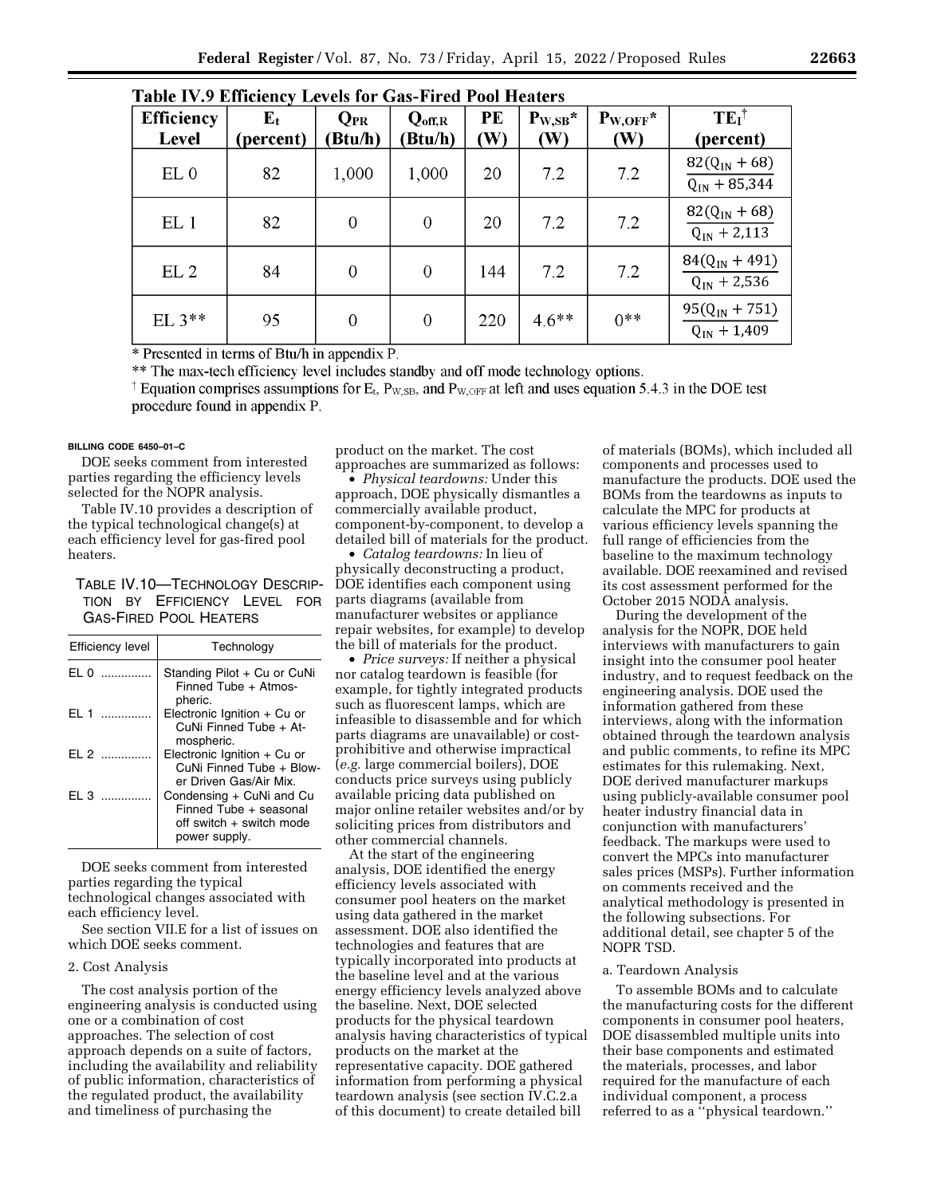**Table IV.9 Efficiency Levels for Gas-Fired Pool Heaters**

| Efficiency Level | $E_t$ (percent) | $Q_{PR}$ (Btu/h) | $Q_{off,R}$ (Btu/h) | PE (W) | $P_{W,SB}$* (W) | $P_{W,OFF}$* (W) | $TE_I$† (percent) |
|---|---|---|---|---|---|---|---|
| EL 0 | 82 | 1,000 | 1,000 | 20 | 7.2 | 7.2 | $\frac{82(Q_{IN}+68)}{Q_{IN}+85{,}344}$ |
| EL 1 | 82 | 0 | 0 | 20 | 7.2 | 7.2 | $\frac{82(Q_{IN}+68)}{Q_{IN}+2{,}113}$ |
| EL 2 | 84 | 0 | 0 | 144 | 7.2 | 7.2 | $\frac{84(Q_{IN}+491)}{Q_{IN}+2{,}536}$ |
| EL 3** | 95 | 0 | 0 | 220 | 4.6** | 0** | $\frac{95(Q_{IN}+751)}{Q_{IN}+1{,}409}$ |

\* Presented in terms of Btu/h in appendix P.

\*\* The max-tech efficiency level includes standby and off mode technology options.

† Equation comprises assumptions for $E_t$, $P_{W,SB}$, and $P_{W,OFF}$ at left and uses equation 5.4.3 in the DOE test procedure found in appendix P.

BILLING CODE 6450–01–C

DOE seeks comment from interested parties regarding the efficiency levels selected for the NOPR analysis.

Table IV.10 provides a description of the typical technological change(s) at each efficiency level for gas-fired pool heaters.

TABLE IV.10—TECHNOLOGY DESCRIPTION BY EFFICIENCY LEVEL FOR GAS-FIRED POOL HEATERS

| Efficiency level | Technology |
|---|---|
| EL 0 | Standing Pilot + Cu or CuNi Finned Tube + Atmospheric. |
| EL 1 | Electronic Ignition + Cu or CuNi Finned Tube + Atmospheric. |
| EL 2 | Electronic Ignition + Cu or CuNi Finned Tube + Blower Driven Gas/Air Mix. |
| EL 3 | Condensing + CuNi and Cu Finned Tube + seasonal off switch + switch mode power supply. |

DOE seeks comment from interested parties regarding the typical technological changes associated with each efficiency level.

See section VII.E for a list of issues on which DOE seeks comment.

2. Cost Analysis

The cost analysis portion of the engineering analysis is conducted using one or a combination of cost approaches. The selection of cost approach depends on a suite of factors, including the availability and reliability of public information, characteristics of the regulated product, the availability and timeliness of purchasing the product on the market. The cost approaches are summarized as follows:

- *Physical teardowns:* Under this approach, DOE physically dismantles a commercially available product, component-by-component, to develop a detailed bill of materials for the product.
- *Catalog teardowns:* In lieu of physically deconstructing a product, DOE identifies each component using parts diagrams (available from manufacturer websites or appliance repair websites, for example) to develop the bill of materials for the product.
- *Price surveys:* If neither a physical nor catalog teardown is feasible (for example, for tightly integrated products such as fluorescent lamps, which are infeasible to disassemble and for which parts diagrams are unavailable) or cost-prohibitive and otherwise impractical (*e.g.* large commercial boilers), DOE conducts price surveys using publicly available pricing data published on major online retailer websites and/or by soliciting prices from distributors and other commercial channels.

At the start of the engineering analysis, DOE identified the energy efficiency levels associated with consumer pool heaters on the market using data gathered in the market assessment. DOE also identified the technologies and features that are typically incorporated into products at the baseline level and at the various energy efficiency levels analyzed above the baseline. Next, DOE selected products for the physical teardown analysis having characteristics of typical products on the market at the representative capacity. DOE gathered information from performing a physical teardown analysis (see section IV.C.2.a of this document) to create detailed bill of materials (BOMs), which included all components and processes used to manufacture the products. DOE used the BOMs from the teardowns as inputs to calculate the MPC for products at various efficiency levels spanning the full range of efficiencies from the baseline to the maximum technology available. DOE reexamined and revised its cost assessment performed for the October 2015 NODA analysis.

During the development of the analysis for the NOPR, DOE held interviews with manufacturers to gain insight into the consumer pool heater industry, and to request feedback on the engineering analysis. DOE used the information gathered from these interviews, along with the information obtained through the teardown analysis and public comments, to refine its MPC estimates for this rulemaking. Next, DOE derived manufacturer markups using publicly-available consumer pool heater industry financial data in conjunction with manufacturers' feedback. The markups were used to convert the MPCs into manufacturer sales prices (MSPs). Further information on comments received and the analytical methodology is presented in the following subsections. For additional detail, see chapter 5 of the NOPR TSD.

a. Teardown Analysis

To assemble BOMs and to calculate the manufacturing costs for the different components in consumer pool heaters, DOE disassembled multiple units into their base components and estimated the materials, processes, and labor required for the manufacture of each individual component, a process referred to as a "physical teardown."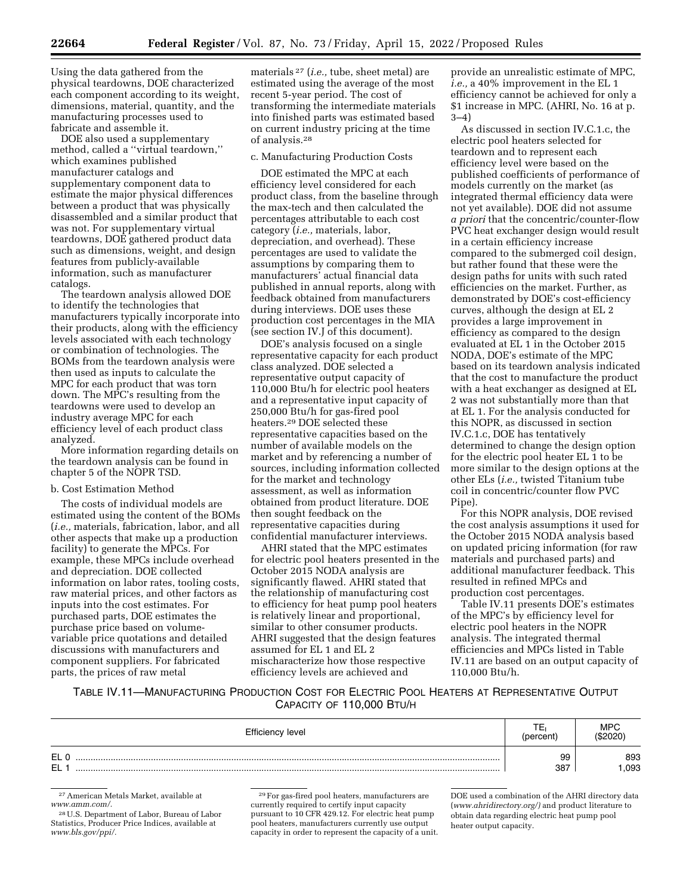Using the data gathered from the physical teardowns, DOE characterized each component according to its weight, dimensions, material, quantity, and the manufacturing processes used to fabricate and assemble it.

DOE also used a supplementary method, called a ''virtual teardown,'' which examines published manufacturer catalogs and supplementary component data to estimate the major physical differences between a product that was physically disassembled and a similar product that was not. For supplementary virtual teardowns, DOE gathered product data such as dimensions, weight, and design features from publicly-available information, such as manufacturer catalogs.

The teardown analysis allowed DOE to identify the technologies that manufacturers typically incorporate into their products, along with the efficiency levels associated with each technology or combination of technologies. The BOMs from the teardown analysis were then used as inputs to calculate the MPC for each product that was torn down. The MPC's resulting from the teardowns were used to develop an industry average MPC for each efficiency level of each product class analyzed.

More information regarding details on the teardown analysis can be found in chapter 5 of the NOPR TSD.

b. Cost Estimation Method

The costs of individual models are estimated using the content of the BOMs (*i.e.,* materials, fabrication, labor, and all other aspects that make up a production facility) to generate the MPCs. For example, these MPCs include overhead and depreciation. DOE collected information on labor rates, tooling costs, raw material prices, and other factors as inputs into the cost estimates. For purchased parts, DOE estimates the purchase price based on volume-variable price quotations and detailed discussions with manufacturers and component suppliers. For fabricated parts, the prices of raw metal materials[27] (*i.e.,* tube, sheet metal) are estimated using the average of the most recent 5-year period. The cost of transforming the intermediate materials into finished parts was estimated based on current industry pricing at the time of analysis.[28]

c. Manufacturing Production Costs

DOE estimated the MPC at each efficiency level considered for each product class, from the baseline through the max-tech and then calculated the percentages attributable to each cost category (*i.e.,* materials, labor, depreciation, and overhead). These percentages are used to validate the assumptions by comparing them to manufacturers' actual financial data published in annual reports, along with feedback obtained from manufacturers during interviews. DOE uses these production cost percentages in the MIA (see section IV.J of this document).

DOE's analysis focused on a single representative capacity for each product class analyzed. DOE selected a representative output capacity of 110,000 Btu/h for electric pool heaters and a representative input capacity of 250,000 Btu/h for gas-fired pool heaters.[29] DOE selected these representative capacities based on the number of available models on the market and by referencing a number of sources, including information collected for the market and technology assessment, as well as information obtained from product literature. DOE then sought feedback on the representative capacities during confidential manufacturer interviews.

AHRI stated that the MPC estimates for electric pool heaters presented in the October 2015 NODA analysis are significantly flawed. AHRI stated that the relationship of manufacturing cost to efficiency for heat pump pool heaters is relatively linear and proportional, similar to other consumer products. AHRI suggested that the design features assumed for EL 1 and EL 2 mischaracterize how those respective efficiency levels are achieved and provide an unrealistic estimate of MPC, *i.e.,* a 40% improvement in the EL 1 efficiency cannot be achieved for only a $1 increase in MPC. (AHRI, No. 16 at p. 3–4)

As discussed in section IV.C.1.c, the electric pool heaters selected for teardown and to represent each efficiency level were based on the published coefficients of performance of models currently on the market (as integrated thermal efficiency data were not yet available). DOE did not assume *a priori* that the concentric/counter-flow PVC heat exchanger design would result in a certain efficiency increase compared to the submerged coil design, but rather found that these were the design paths for units with such rated efficiencies on the market. Further, as demonstrated by DOE's cost-efficiency curves, although the design at EL 2 provides a large improvement in efficiency as compared to the design evaluated at EL 1 in the October 2015 NODA, DOE's estimate of the MPC based on its teardown analysis indicated that the cost to manufacture the product with a heat exchanger as designed at EL 2 was not substantially more than that at EL 1. For the analysis conducted for this NOPR, as discussed in section IV.C.1.c, DOE has tentatively determined to change the design option for the electric pool heater EL 1 to be more similar to the design options at the other ELs (*i.e.,* twisted Titanium tube coil in concentric/counter flow PVC Pipe).

For this NOPR analysis, DOE revised the cost analysis assumptions it used for the October 2015 NODA analysis based on updated pricing information (for raw materials and purchased parts) and additional manufacturer feedback. This resulted in refined MPCs and production cost percentages.

Table IV.11 presents DOE's estimates of the MPC's by efficiency level for electric pool heaters in the NOPR analysis. The integrated thermal efficiencies and MPCs listed in Table IV.11 are based on an output capacity of 110,000 Btu/h.

TABLE IV.11—MANUFACTURING PRODUCTION COST FOR ELECTRIC POOL HEATERS AT REPRESENTATIVE OUTPUT CAPACITY OF 110,000 BTU/H

| Efficiency level | $TE_I$ (percent) | MPC ($2020) |
|---|---|---|
| EL 0 | 99 | 893 |
| EL 1 | 387 | 1,093 |

[27] American Metals Market, available at *www.amm.com/*.

[28] U.S. Department of Labor, Bureau of Labor Statistics, Producer Price Indices, available at *www.bls.gov/ppi/*.

[29] For gas-fired pool heaters, manufacturers are currently required to certify input capacity pursuant to 10 CFR 429.12. For electric heat pump pool heaters, manufacturers currently use output capacity in order to represent the capacity of a unit. DOE used a combination of the AHRI directory data (*www.ahridirectory.org/*) and product literature to obtain data regarding electric heat pump pool heater output capacity.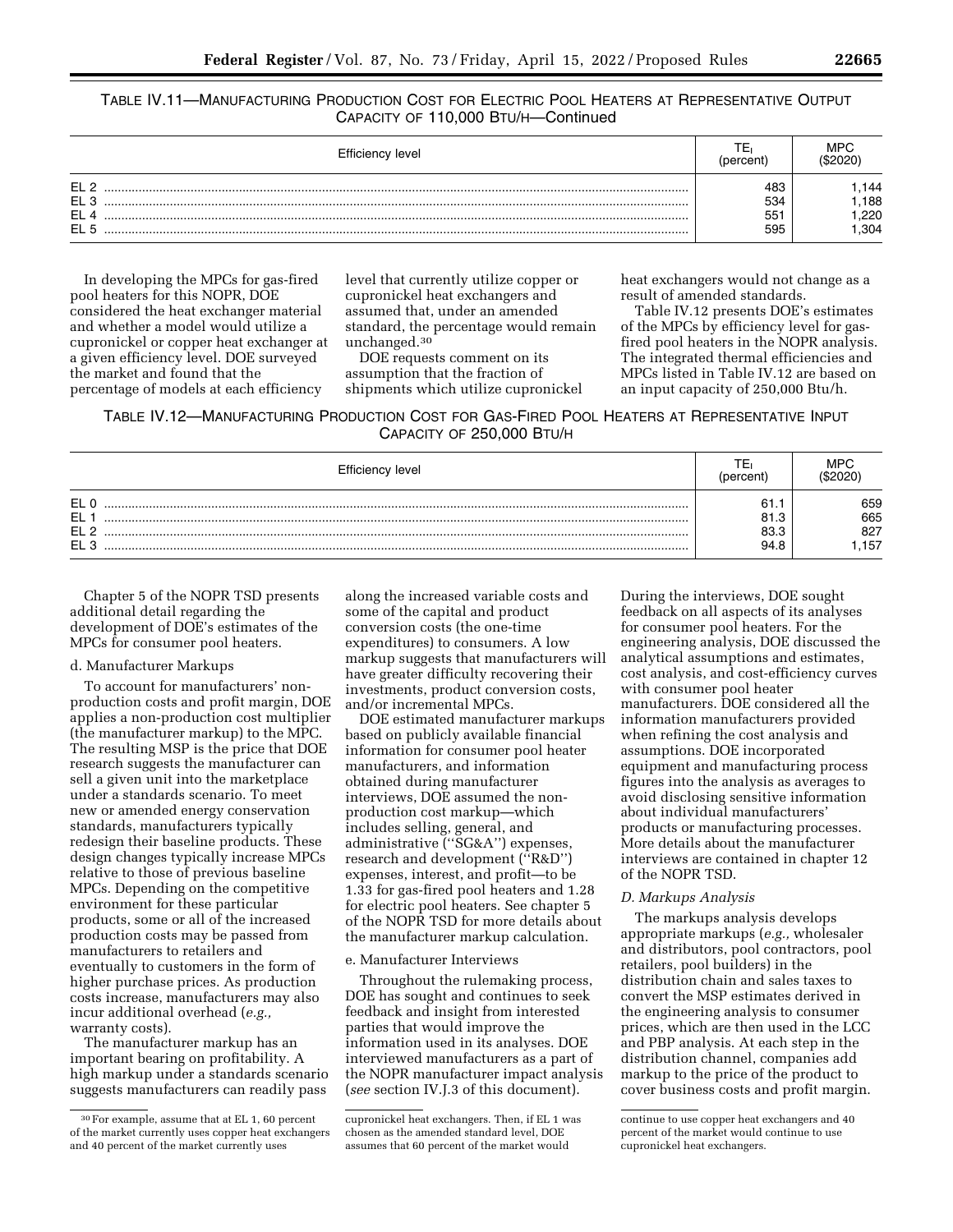TABLE IV.11—MANUFACTURING PRODUCTION COST FOR ELECTRIC POOL HEATERS AT REPRESENTATIVE OUTPUT CAPACITY OF 110,000 BTU/H—Continued

| Efficiency level | $TE_I$ (percent) | MPC ($2020) |
| --- | --- | --- |
| EL 2 | 483 | 1,144 |
| EL 3 | 534 | 1,188 |
| EL 4 | 551 | 1,220 |
| EL 5 | 595 | 1,304 |

In developing the MPCs for gas-fired pool heaters for this NOPR, DOE considered the heat exchanger material and whether a model would utilize a cupronickel or copper heat exchanger at a given efficiency level. DOE surveyed the market and found that the percentage of models at each efficiency level that currently utilize copper or cupronickel heat exchangers and assumed that, under an amended standard, the percentage would remain unchanged.[30]

DOE requests comment on its assumption that the fraction of shipments which utilize cupronickel heat exchangers would not change as a result of amended standards.

Table IV.12 presents DOE's estimates of the MPCs by efficiency level for gas-fired pool heaters in the NOPR analysis. The integrated thermal efficiencies and MPCs listed in Table IV.12 are based on an input capacity of 250,000 Btu/h.

TABLE IV.12—MANUFACTURING PRODUCTION COST FOR GAS-FIRED POOL HEATERS AT REPRESENTATIVE INPUT CAPACITY OF 250,000 BTU/H

| Efficiency level | $TE_I$ (percent) | MPC ($2020) |
| --- | --- | --- |
| EL 0 | 61.1 | 659 |
| EL 1 | 81.3 | 665 |
| EL 2 | 83.3 | 827 |
| EL 3 | 94.8 | 1,157 |

Chapter 5 of the NOPR TSD presents additional detail regarding the development of DOE's estimates of the MPCs for consumer pool heaters.

d. Manufacturer Markups

To account for manufacturers' non-production costs and profit margin, DOE applies a non-production cost multiplier (the manufacturer markup) to the MPC. The resulting MSP is the price that DOE research suggests the manufacturer can sell a given unit into the marketplace under a standards scenario. To meet new or amended energy conservation standards, manufacturers typically redesign their baseline products. These design changes typically increase MPCs relative to those of previous baseline MPCs. Depending on the competitive environment for these particular products, some or all of the increased production costs may be passed from manufacturers to retailers and eventually to customers in the form of higher purchase prices. As production costs increase, manufacturers may also incur additional overhead (*e.g.,* warranty costs).

The manufacturer markup has an important bearing on profitability. A high markup under a standards scenario suggests manufacturers can readily pass along the increased variable costs and some of the capital and product conversion costs (the one-time expenditures) to consumers. A low markup suggests that manufacturers will have greater difficulty recovering their investments, product conversion costs, and/or incremental MPCs.

DOE estimated manufacturer markups based on publicly available financial information for consumer pool heater manufacturers, and information obtained during manufacturer interviews, DOE assumed the non-production cost markup—which includes selling, general, and administrative ("SG&A") expenses, research and development ("R&D") expenses, interest, and profit—to be 1.33 for gas-fired pool heaters and 1.28 for electric pool heaters. See chapter 5 of the NOPR TSD for more details about the manufacturer markup calculation.

e. Manufacturer Interviews

Throughout the rulemaking process, DOE has sought and continues to seek feedback and insight from interested parties that would improve the information used in its analyses. DOE interviewed manufacturers as a part of the NOPR manufacturer impact analysis (*see* section IV.J.3 of this document). During the interviews, DOE sought feedback on all aspects of its analyses for consumer pool heaters. For the engineering analysis, DOE discussed the analytical assumptions and estimates, cost analysis, and cost-efficiency curves with consumer pool heater manufacturers. DOE considered all the information manufacturers provided when refining the cost analysis and assumptions. DOE incorporated equipment and manufacturing process figures into the analysis as averages to avoid disclosing sensitive information about individual manufacturers' products or manufacturing processes. More details about the manufacturer interviews are contained in chapter 12 of the NOPR TSD.

*D. Markups Analysis*

The markups analysis develops appropriate markups (*e.g.,* wholesaler and distributors, pool contractors, pool retailers, pool builders) in the distribution chain and sales taxes to convert the MSP estimates derived in the engineering analysis to consumer prices, which are then used in the LCC and PBP analysis. At each step in the distribution channel, companies add markup to the price of the product to cover business costs and profit margin.

[30] For example, assume that at EL 1, 60 percent of the market currently uses copper heat exchangers and 40 percent of the market currently uses cupronickel heat exchangers. Then, if EL 1 was chosen as the amended standard level, DOE assumes that 60 percent of the market would continue to use copper heat exchangers and 40 percent of the market would continue to use cupronickel heat exchangers.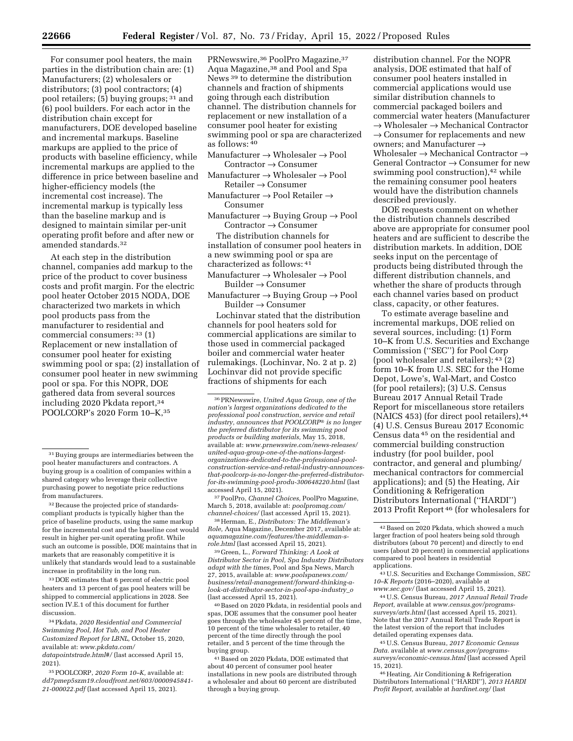For consumer pool heaters, the main parties in the distribution chain are: (1) Manufacturers; (2) wholesalers or distributors; (3) pool contractors; (4) pool retailers; (5) buying groups; [31] and (6) pool builders. For each actor in the distribution chain except for manufacturers, DOE developed baseline and incremental markups. Baseline markups are applied to the price of products with baseline efficiency, while incremental markups are applied to the difference in price between baseline and higher-efficiency models (the incremental cost increase). The incremental markup is typically less than the baseline markup and is designed to maintain similar per-unit operating profit before and after new or amended standards.[32]

At each step in the distribution channel, companies add markup to the price of the product to cover business costs and profit margin. For the electric pool heater October 2015 NODA, DOE characterized two markets in which pool products pass from the manufacturer to residential and commercial consumers: [33] (1) Replacement or new installation of consumer pool heater for existing swimming pool or spa; (2) installation of consumer pool heater in new swimming pool or spa. For this NOPR, DOE gathered data from several sources including 2020 Pkdata report,[34] POOLCORP's 2020 Form 10–K,[35] PRNewswire,[36] PoolPro Magazine,[37] Aqua Magazine,[38] and Pool and Spa News [39] to determine the distribution channels and fraction of shipments going through each distribution channel. The distribution channels for replacement or new installation of a consumer pool heater for existing swimming pool or spa are characterized as follows: [40]

Manufacturer → Wholesaler → Pool Contractor → Consumer
Manufacturer → Wholesaler → Pool Retailer → Consumer
Manufacturer → Pool Retailer → Consumer
Manufacturer → Buying Group → Pool Contractor → Consumer

The distribution channels for installation of consumer pool heaters in a new swimming pool or spa are characterized as follows: [41]

Manufacturer → Wholesaler → Pool Builder → Consumer
Manufacturer → Buying Group → Pool Builder → Consumer

Lochinvar stated that the distribution channels for pool heaters sold for commercial applications are similar to those used in commercial packaged boiler and commercial water heater rulemakings. (Lochinvar, No. 2 at p. 2) Lochinvar did not provide specific fractions of shipments for each distribution channel. For the NOPR analysis, DOE estimated that half of consumer pool heaters installed in commercial applications would use similar distribution channels to commercial packaged boilers and commercial water heaters (Manufacturer → Wholesaler → Mechanical Contractor → Consumer for replacements and new owners; and Manufacturer → Wholesaler → Mechanical Contractor → General Contractor → Consumer for new swimming pool construction),[42] while the remaining consumer pool heaters would have the distribution channels described previously.

DOE requests comment on whether the distribution channels described above are appropriate for consumer pool heaters and are sufficient to describe the distribution markets. In addition, DOE seeks input on the percentage of products being distributed through the different distribution channels, and whether the share of products through each channel varies based on product class, capacity, or other features.

To estimate average baseline and incremental markups, DOE relied on several sources, including: (1) Form 10–K from U.S. Securities and Exchange Commission (''SEC'') for Pool Corp (pool wholesaler and retailers); [43] (2) form 10–K from U.S. SEC for the Home Depot, Lowe's, Wal-Mart, and Costco (for pool retailers); (3) U.S. Census Bureau 2017 Annual Retail Trade Report for miscellaneous store retailers (NAICS 453) (for direct pool retailers),[44] (4) U.S. Census Bureau 2017 Economic Census data [45] on the residential and commercial building construction industry (for pool builder, pool contractor, and general and plumbing/mechanical contractors for commercial applications); and (5) the Heating, Air Conditioning & Refrigeration Distributors International (''HARDI'') 2013 Profit Report [46] (for wholesalers for

---

[31] Buying groups are intermediaries between the pool heater manufacturers and contractors. A buying group is a coalition of companies within a shared category who leverage their collective purchasing power to negotiate price reductions from manufacturers.

[32] Because the projected price of standards-compliant products is typically higher than the price of baseline products, using the same markup for the incremental cost and the baseline cost would result in higher per-unit operating profit. While such an outcome is possible, DOE maintains that in markets that are reasonably competitive it is unlikely that standards would lead to a sustainable increase in profitability in the long run.

[33] DOE estimates that 6 percent of electric pool heaters and 13 percent of gas pool heaters will be shipped to commercial applications in 2028. See section IV.E.1 of this document for further discussion.

[34] Pkdata, *2020 Residential and Commercial Swimming Pool, Hot Tub, and Pool Heater Customized Report for LBNL,* October 15, 2020, available at: *www.pkdata.com/datapointstrade.html#/* (last accessed April 15, 2021).

[35] POOLCORP, *2020 Form 10–K,* available at: *dd7pmep5szm19.cloudfront.net/603/0000945841-21-000022.pdf* (last accessed April 15, 2021).

[36] PRNewswire, *United Aqua Group, one of the nation's largest organizations dedicated to the professional pool construction, service and retail industry, announces that POOLCORP® is no longer the preferred distributor for its swimming pool products or building materials,* May 15, 2018, available at: *www.prnewswire.com/news-releases/united-aqua-group-one-of-the-nations-largest-organizations-dedicated-to-the-professional-pool-construction-service-and-retail-industry-announces-that-poolcorp-is-no-longer-the-preferred-distributor-for-its-swimming-pool-produ-300648220.html* (last accessed April 15, 2021).

[37] PoolPro, *Channel Choices,* PoolPro Magazine, March 5, 2018, available at: *poolpromag.com/channel-choices/* (last accessed April 15, 2021).

[38] Herman, E., *Distributors: The Middleman's Role,* Aqua Magazine, December 2017, available at: *aquamagazine.com/features/the-middleman-s-role.html* (last accessed April 15, 2021).

[39] Green, L., *Forward Thinking: A Look at Distributor Sector in Pool, Spa Industry Distributors adapt with the times,* Pool and Spa News, March 27, 2015, available at: *www.poolspanews.com/business/retail-management/forward-thinking-a-look-at-distributor-sector-in-pool-spa-industry_o* (last accessed April 15, 2021).

[40] Based on 2020 Pkdata, in residential pools and spas, DOE assumes that the consumer pool heater goes through the wholesaler 45 percent of the time, 10 percent of the time wholesaler to retailer, 40 percent of the time directly through the pool retailer, and 5 percent of the time through the buying group.

[41] Based on 2020 Pkdata, DOE estimated that about 40 percent of consumer pool heater installations in new pools are distributed through a wholesaler and about 60 percent are distributed through a buying group.

[42] Based on 2020 Pkdata, which showed a much larger fraction of pool heaters being sold through distributors (about 70 percent) and directly to end users (about 20 percent) in commercial applications compared to pool heaters in residential applications.

[43] U.S. Securities and Exchange Commission, *SEC 10–K Reports* (2016–2020), available at *www.sec.gov/* (last accessed April 15, 2021).

[44] U.S. Census Bureau, *2017 Annual Retail Trade Report,* available at *www.census.gov/programs-surveys/arts.html* (last accessed April 15, 2021). Note that the 2017 Annual Retail Trade Report is the latest version of the report that includes detailed operating expenses data.

[45] U.S. Census Bureau, *2017 Economic Census Data.* available at *www.census.gov/programs-surveys/economic-census.html* (last accessed April 15, 2021).

[46] Heating, Air Conditioning & Refrigeration Distributors International (''HARDI''), *2013 HARDI Profit Report,* available at *hardinet.org/* (last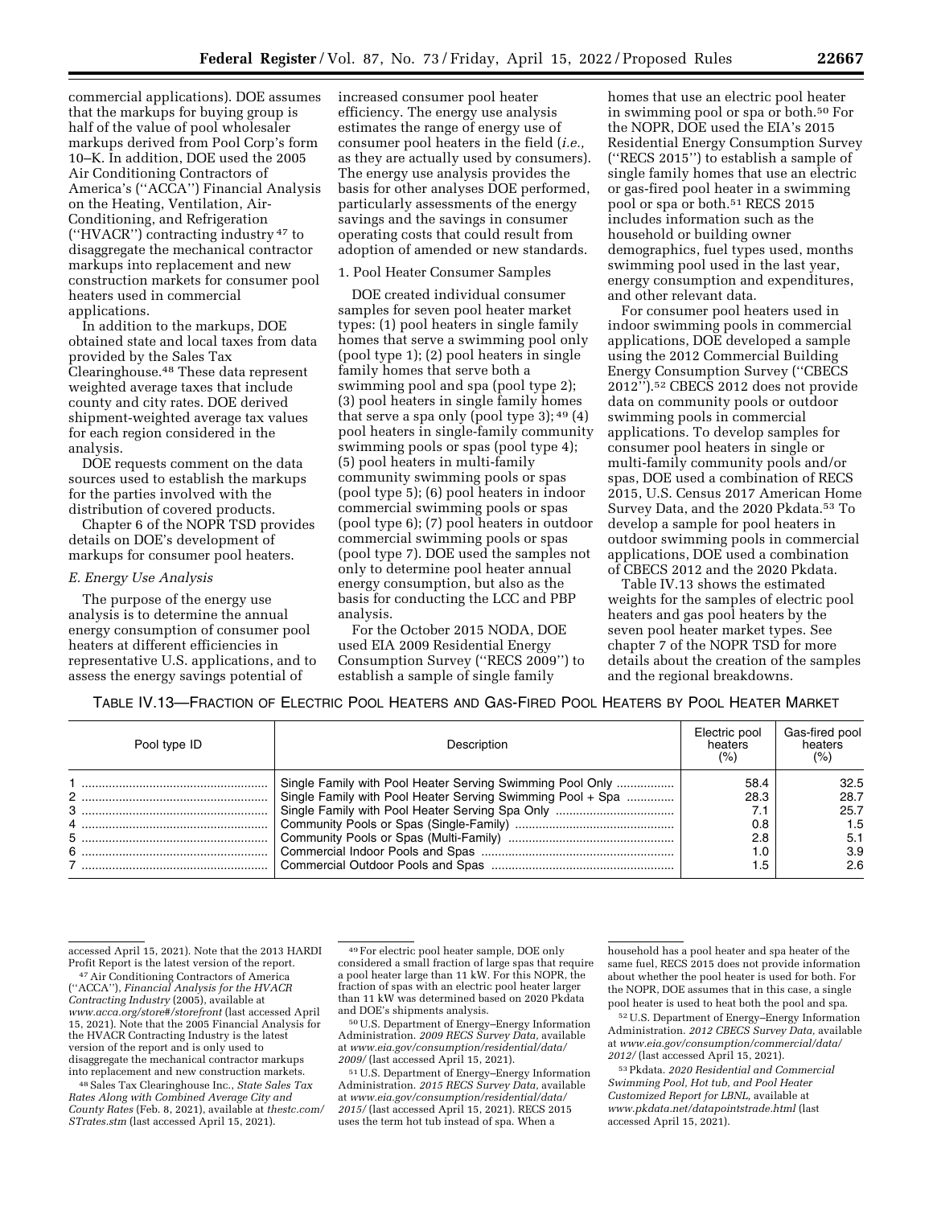commercial applications). DOE assumes that the markups for buying group is half of the value of pool wholesaler markups derived from Pool Corp's form 10–K. In addition, DOE used the 2005 Air Conditioning Contractors of America's ("ACCA") Financial Analysis on the Heating, Ventilation, Air-Conditioning, and Refrigeration ("HVACR") contracting industry [47] to disaggregate the mechanical contractor markups into replacement and new construction markets for consumer pool heaters used in commercial applications.

In addition to the markups, DOE obtained state and local taxes from data provided by the Sales Tax Clearinghouse.[48] These data represent weighted average taxes that include county and city rates. DOE derived shipment-weighted average tax values for each region considered in the analysis.

DOE requests comment on the data sources used to establish the markups for the parties involved with the distribution of covered products.

Chapter 6 of the NOPR TSD provides details on DOE's development of markups for consumer pool heaters.

### *E. Energy Use Analysis*

The purpose of the energy use analysis is to determine the annual energy consumption of consumer pool heaters at different efficiencies in representative U.S. applications, and to assess the energy savings potential of increased consumer pool heater efficiency. The energy use analysis estimates the range of energy use of consumer pool heaters in the field (*i.e.,* as they are actually used by consumers). The energy use analysis provides the basis for other analyses DOE performed, particularly assessments of the energy savings and the savings in consumer operating costs that could result from adoption of amended or new standards.

#### 1. Pool Heater Consumer Samples

DOE created individual consumer samples for seven pool heater market types: (1) pool heaters in single family homes that serve a swimming pool only (pool type 1); (2) pool heaters in single family homes that serve both a swimming pool and spa (pool type 2); (3) pool heaters in single family homes that serve a spa only (pool type 3); [49] (4) pool heaters in single-family community swimming pools or spas (pool type 4); (5) pool heaters in multi-family community swimming pools or spas (pool type 5); (6) pool heaters in indoor commercial swimming pools or spas (pool type 6); (7) pool heaters in outdoor commercial swimming pools or spas (pool type 7). DOE used the samples not only to determine pool heater annual energy consumption, but also as the basis for conducting the LCC and PBP analysis.

For the October 2015 NODA, DOE used EIA 2009 Residential Energy Consumption Survey ("RECS 2009") to establish a sample of single family homes that use an electric pool heater in swimming pool or spa or both.[50] For the NOPR, DOE used the EIA's 2015 Residential Energy Consumption Survey ("RECS 2015") to establish a sample of single family homes that use an electric or gas-fired pool heater in a swimming pool or spa or both.[51] RECS 2015 includes information such as the household or building owner demographics, fuel types used, months swimming pool used in the last year, energy consumption and expenditures, and other relevant data.

For consumer pool heaters used in indoor swimming pools in commercial applications, DOE developed a sample using the 2012 Commercial Building Energy Consumption Survey ("CBECS 2012").[52] CBECS 2012 does not provide data on community pools or outdoor swimming pools in commercial applications. To develop samples for consumer pool heaters in single or multi-family community pools and/or spas, DOE used a combination of RECS 2015, U.S. Census 2017 American Home Survey Data, and the 2020 Pkdata.[53] To develop a sample for pool heaters in outdoor swimming pools in commercial applications, DOE used a combination of CBECS 2012 and the 2020 Pkdata.

Table IV.13 shows the estimated weights for the samples of electric pool heaters and gas pool heaters by the seven pool heater market types. See chapter 7 of the NOPR TSD for more details about the creation of the samples and the regional breakdowns.

TABLE IV.13—FRACTION OF ELECTRIC POOL HEATERS AND GAS-FIRED POOL HEATERS BY POOL HEATER MARKET

| Pool type ID | Description | Electric pool heaters (%) | Gas-fired pool heaters (%) |
|---|---|---|---|
| 1 | Single Family with Pool Heater Serving Swimming Pool Only | 58.4 | 32.5 |
| 2 | Single Family with Pool Heater Serving Swimming Pool + Spa | 28.3 | 28.7 |
| 3 | Single Family with Pool Heater Serving Spa Only | 7.1 | 25.7 |
| 4 | Community Pools or Spas (Single-Family) | 0.8 | 1.5 |
| 5 | Community Pools or Spas (Multi-Family) | 2.8 | 5.1 |
| 6 | Commercial Indoor Pools and Spas | 1.0 | 3.9 |
| 7 | Commercial Outdoor Pools and Spas | 1.5 | 2.6 |

accessed April 15, 2021). Note that the 2013 HARDI Profit Report is the latest version of the report.

[47] Air Conditioning Contractors of America ("ACCA"), *Financial Analysis for the HVACR Contracting Industry* (2005), available at *www.acca.org/store#/storefront* (last accessed April 15, 2021). Note that the 2005 Financial Analysis for the HVACR Contracting Industry is the latest version of the report and is only used to disaggregate the mechanical contractor markups into replacement and new construction markets.

[48] Sales Tax Clearinghouse Inc., *State Sales Tax Rates Along with Combined Average City and County Rates* (Feb. 8, 2021), available at *thestc.com/STrates.stm* (last accessed April 15, 2021).

[49] For electric pool heater sample, DOE only considered a small fraction of large spas that require a pool heater large than 11 kW. For this NOPR, the fraction of spas with an electric pool heater larger than 11 kW was determined based on 2020 Pkdata and DOE's shipments analysis.

[50] U.S. Department of Energy–Energy Information Administration. *2009 RECS Survey Data,* available at *www.eia.gov/consumption/residential/data/2009/* (last accessed April 15, 2021).

[51] U.S. Department of Energy–Energy Information Administration. *2015 RECS Survey Data,* available at *www.eia.gov/consumption/residential/data/2015/* (last accessed April 15, 2021). RECS 2015 uses the term hot tub instead of spa. When a household has a pool heater and spa heater of the same fuel, RECS 2015 does not provide information about whether the pool heater is used for both. For the NOPR, DOE assumes that in this case, a single pool heater is used to heat both the pool and spa.

[52] U.S. Department of Energy–Energy Information Administration. *2012 CBECS Survey Data,* available at *www.eia.gov/consumption/commercial/data/2012/* (last accessed April 15, 2021).

[53] Pkdata. *2020 Residential and Commercial Swimming Pool, Hot tub, and Pool Heater Customized Report for LBNL,* available at *www.pkdata.net/datapointstrade.html* (last accessed April 15, 2021).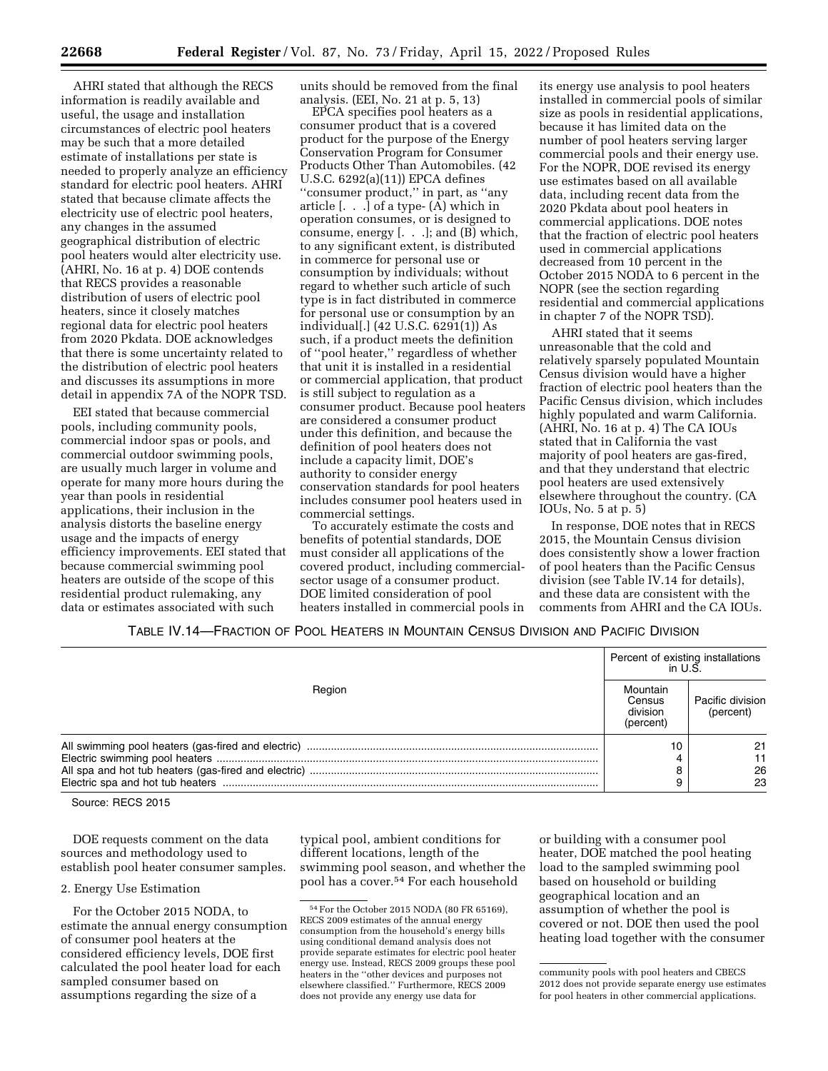AHRI stated that although the RECS information is readily available and useful, the usage and installation circumstances of electric pool heaters may be such that a more detailed estimate of installations per state is needed to properly analyze an efficiency standard for electric pool heaters. AHRI stated that because climate affects the electricity use of electric pool heaters, any changes in the assumed geographical distribution of electric pool heaters would alter electricity use. (AHRI, No. 16 at p. 4) DOE contends that RECS provides a reasonable distribution of users of electric pool heaters, since it closely matches regional data for electric pool heaters from 2020 Pkdata. DOE acknowledges that there is some uncertainty related to the distribution of electric pool heaters and discusses its assumptions in more detail in appendix 7A of the NOPR TSD.

EEI stated that because commercial pools, including community pools, commercial indoor spas or pools, and commercial outdoor swimming pools, are usually much larger in volume and operate for many more hours during the year than pools in residential applications, their inclusion in the analysis distorts the baseline energy usage and the impacts of energy efficiency improvements. EEI stated that because commercial swimming pool heaters are outside of the scope of this residential product rulemaking, any data or estimates associated with such units should be removed from the final analysis. (EEI, No. 21 at p. 5, 13)

EPCA specifies pool heaters as a consumer product that is a covered product for the purpose of the Energy Conservation Program for Consumer Products Other Than Automobiles. (42 U.S.C. 6292(a)(11)) EPCA defines "consumer product," in part, as "any article [. . .] of a type- (A) which in operation consumes, or is designed to consume, energy [. . .]; and (B) which, to any significant extent, is distributed in commerce for personal use or consumption by individuals; without regard to whether such article of such type is in fact distributed in commerce for personal use or consumption by an individual[.] (42 U.S.C. 6291(1)) As such, if a product meets the definition of "pool heater," regardless of whether that unit it is installed in a residential or commercial application, that product is still subject to regulation as a consumer product. Because pool heaters are considered a consumer product under this definition, and because the definition of pool heaters does not include a capacity limit, DOE's authority to consider energy conservation standards for pool heaters includes consumer pool heaters used in commercial settings.

To accurately estimate the costs and benefits of potential standards, DOE must consider all applications of the covered product, including commercial-sector usage of a consumer product. DOE limited consideration of pool heaters installed in commercial pools in its energy use analysis to pool heaters installed in commercial pools of similar size as pools in residential applications, because it has limited data on the number of pool heaters serving larger commercial pools and their energy use. For the NOPR, DOE revised its energy use estimates based on all available data, including recent data from the 2020 Pkdata about pool heaters in commercial applications. DOE notes that the fraction of electric pool heaters used in commercial applications decreased from 10 percent in the October 2015 NODA to 6 percent in the NOPR (see the section regarding residential and commercial applications in chapter 7 of the NOPR TSD).

AHRI stated that it seems unreasonable that the cold and relatively sparsely populated Mountain Census division would have a higher fraction of electric pool heaters than the Pacific Census division, which includes highly populated and warm California. (AHRI, No. 16 at p. 4) The CA IOUs stated that in California the vast majority of pool heaters are gas-fired, and that they understand that electric pool heaters are used extensively elsewhere throughout the country. (CA IOUs, No. 5 at p. 5)

In response, DOE notes that in RECS 2015, the Mountain Census division does consistently show a lower fraction of pool heaters than the Pacific Census division (see Table IV.14 for details), and these data are consistent with the comments from AHRI and the CA IOUs.

TABLE IV.14—FRACTION OF POOL HEATERS IN MOUNTAIN CENSUS DIVISION AND PACIFIC DIVISION

| Region | Percent of existing installations in U.S. | |
|---|---|---|
| | Mountain Census division (percent) | Pacific division (percent) |
| All swimming pool heaters (gas-fired and electric) | 10 | 21 |
| Electric swimming pool heaters | 4 | 11 |
| All spa and hot tub heaters (gas-fired and electric) | 8 | 26 |
| Electric spa and hot tub heaters | 9 | 23 |

Source: RECS 2015

DOE requests comment on the data sources and methodology used to establish pool heater consumer samples.

2. Energy Use Estimation

For the October 2015 NODA, to estimate the annual energy consumption of consumer pool heaters at the considered efficiency levels, DOE first calculated the pool heater load for each sampled consumer based on assumptions regarding the size of a typical pool, ambient conditions for different locations, length of the swimming pool season, and whether the pool has a cover.[54] For each household or building with a consumer pool heater, DOE matched the pool heating load to the sampled swimming pool based on household or building geographical location and an assumption of whether the pool is covered or not. DOE then used the pool heating load together with the consumer

[54] For the October 2015 NODA (80 FR 65169), RECS 2009 estimates of the annual energy consumption from the household's energy bills using conditional demand analysis does not provide separate estimates for electric pool heater energy use. Instead, RECS 2009 groups these pool heaters in the "other devices and purposes not elsewhere classified." Furthermore, RECS 2009 does not provide any energy use data for community pools with pool heaters and CBECS 2012 does not provide separate energy use estimates for pool heaters in other commercial applications.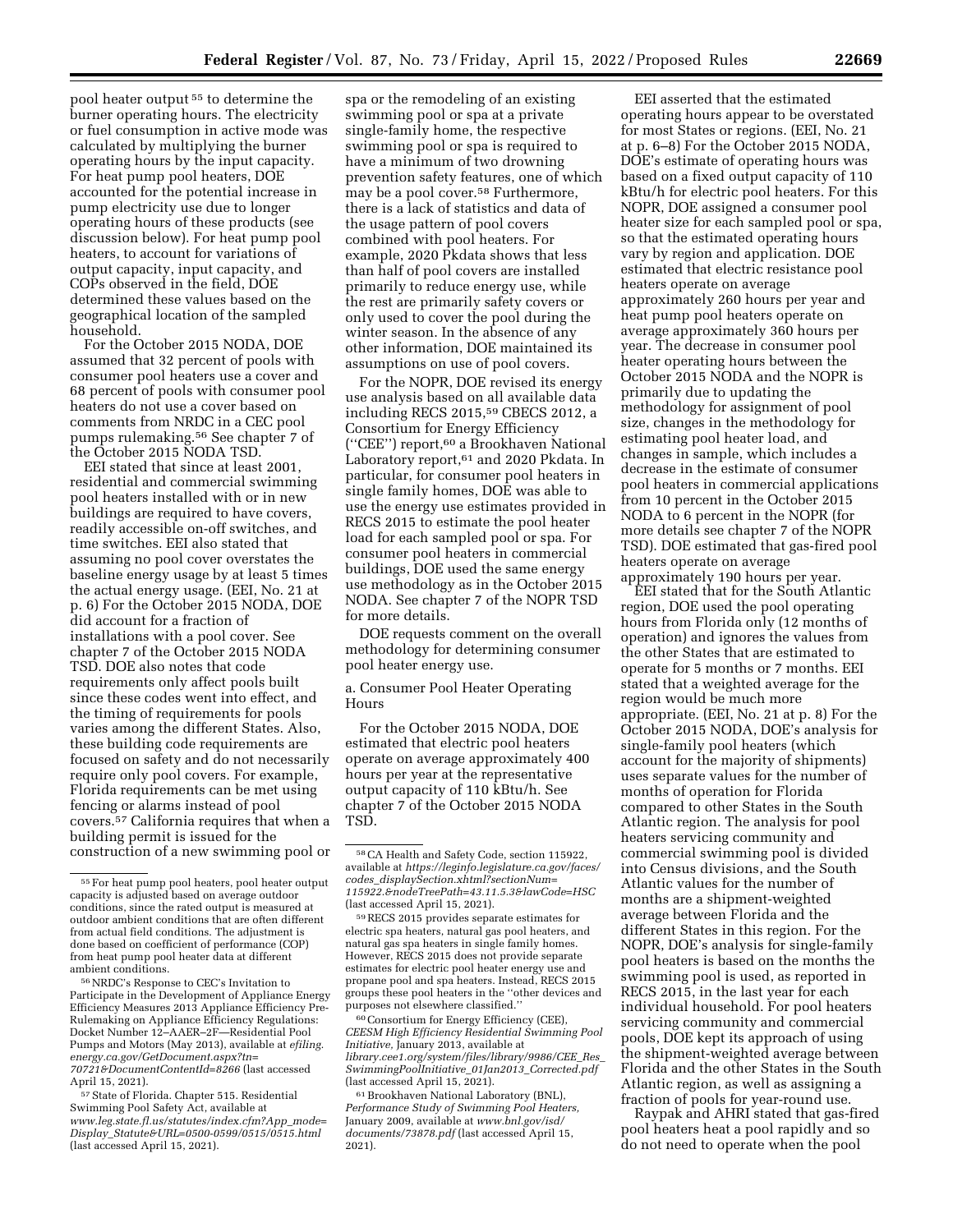pool heater output [55] to determine the burner operating hours. The electricity or fuel consumption in active mode was calculated by multiplying the burner operating hours by the input capacity. For heat pump pool heaters, DOE accounted for the potential increase in pump electricity use due to longer operating hours of these products (see discussion below). For heat pump pool heaters, to account for variations of output capacity, input capacity, and COPs observed in the field, DOE determined these values based on the geographical location of the sampled household.

For the October 2015 NODA, DOE assumed that 32 percent of pools with consumer pool heaters use a cover and 68 percent of pools with consumer pool heaters do not use a cover based on comments from NRDC in a CEC pool pumps rulemaking.[56] See chapter 7 of the October 2015 NODA TSD.

EEI stated that since at least 2001, residential and commercial swimming pool heaters installed with or in new buildings are required to have covers, readily accessible on-off switches, and time switches. EEI also stated that assuming no pool cover overstates the baseline energy usage by at least 5 times the actual energy usage. (EEI, No. 21 at p. 6) For the October 2015 NODA, DOE did account for a fraction of installations with a pool cover. See chapter 7 of the October 2015 NODA TSD. DOE also notes that code requirements only affect pools built since these codes went into effect, and the timing of requirements for pools varies among the different States. Also, these building code requirements are focused on safety and do not necessarily require only pool covers. For example, Florida requirements can be met using fencing or alarms instead of pool covers.[57] California requires that when a building permit is issued for the construction of a new swimming pool or spa or the remodeling of an existing swimming pool or spa at a private single-family home, the respective swimming pool or spa is required to have a minimum of two drowning prevention safety features, one of which may be a pool cover.[58] Furthermore, there is a lack of statistics and data of the usage pattern of pool covers combined with pool heaters. For example, 2020 Pkdata shows that less than half of pool covers are installed primarily to reduce energy use, while the rest are primarily safety covers or only used to cover the pool during the winter season. In the absence of any other information, DOE maintained its assumptions on use of pool covers.

For the NOPR, DOE revised its energy use analysis based on all available data including RECS 2015,[59] CBECS 2012, a Consortium for Energy Efficiency ("CEE") report,[60] a Brookhaven National Laboratory report,[61] and 2020 Pkdata. In particular, for consumer pool heaters in single family homes, DOE was able to use the energy use estimates provided in RECS 2015 to estimate the pool heater load for each sampled pool or spa. For consumer pool heaters in commercial buildings, DOE used the same energy use methodology as in the October 2015 NODA. See chapter 7 of the NOPR TSD for more details.

DOE requests comment on the overall methodology for determining consumer pool heater energy use.

a. Consumer Pool Heater Operating Hours

For the October 2015 NODA, DOE estimated that electric pool heaters operate on average approximately 400 hours per year at the representative output capacity of 110 kBtu/h. See chapter 7 of the October 2015 NODA TSD.

EEI asserted that the estimated operating hours appear to be overstated for most States or regions. (EEI, No. 21 at p. 6–8) For the October 2015 NODA, DOE's estimate of operating hours was based on a fixed output capacity of 110 kBtu/h for electric pool heaters. For this NOPR, DOE assigned a consumer pool heater size for each sampled pool or spa, so that the estimated operating hours vary by region and application. DOE estimated that electric resistance pool heaters operate on average approximately 260 hours per year and heat pump pool heaters operate on average approximately 360 hours per year. The decrease in consumer pool heater operating hours between the October 2015 NODA and the NOPR is primarily due to updating the methodology for assignment of pool size, changes in the methodology for estimating pool heater load, and changes in sample, which includes a decrease in the estimate of consumer pool heaters in commercial applications from 10 percent in the October 2015 NODA to 6 percent in the NOPR (for more details see chapter 7 of the NOPR TSD). DOE estimated that gas-fired pool heaters operate on average approximately 190 hours per year.

EEI stated that for the South Atlantic region, DOE used the pool operating hours from Florida only (12 months of operation) and ignores the values from the other States that are estimated to operate for 5 months or 7 months. EEI stated that a weighted average for the region would be much more appropriate. (EEI, No. 21 at p. 8) For the October 2015 NODA, DOE's analysis for single-family pool heaters (which account for the majority of shipments) uses separate values for the number of months of operation for Florida compared to other States in the South Atlantic region. The analysis for pool heaters servicing community and commercial swimming pool is divided into Census divisions, and the South Atlantic values for the number of months are a shipment-weighted average between Florida and the different States in this region. For the NOPR, DOE's analysis for single-family pool heaters is based on the months the swimming pool is used, as reported in RECS 2015, in the last year for each individual household. For pool heaters servicing community and commercial pools, DOE kept its approach of using the shipment-weighted average between Florida and the other States in the South Atlantic region, as well as assigning a fraction of pools for year-round use.

Raypak and AHRI stated that gas-fired pool heaters heat a pool rapidly and so do not need to operate when the pool

---

[55] For heat pump pool heaters, pool heater output capacity is adjusted based on average outdoor conditions, since the rated output is measured at outdoor ambient conditions that are often different from actual field conditions. The adjustment is done based on coefficient of performance (COP) from heat pump pool heater data at different ambient conditions.

[56] NRDC's Response to CEC's Invitation to Participate in the Development of Appliance Energy Efficiency Measures 2013 Appliance Efficiency Pre-Rulemaking on Appliance Efficiency Regulations: Docket Number 12–AAER–2F—Residential Pool Pumps and Motors (May 2013), available at *efiling.energy.ca.gov/GetDocument.aspx?tn=70721&DocumentContentId=8266* (last accessed April 15, 2021).

[57] State of Florida. Chapter 515. Residential Swimming Pool Safety Act, available at *www.leg.state.fl.us/statutes/index.cfm?App_mode=Display_Statute&URL=0500-0599/0515/0515.html* (last accessed April 15, 2021).

[58] CA Health and Safety Code, section 115922, available at *https://leginfo.legislature.ca.gov/faces/codes_displaySection.xhtml?sectionNum=115922.&nodeTreePath=43.11.5.3&lawCode=HSC* (last accessed April 15, 2021).

[59] RECS 2015 provides separate estimates for electric spa heaters, natural gas pool heaters, and natural gas spa heaters in single family homes. However, RECS 2015 does not provide separate estimates for electric pool heater energy use and propane pool and spa heaters. Instead, RECS 2015 groups these pool heaters in the "other devices and purposes not elsewhere classified."

[60] Consortium for Energy Efficiency (CEE), *CEESM High Efficiency Residential Swimming Pool Initiative*, January 2013, available at *library.cee1.org/system/files/library/9986/CEE_Res_SwimmingPoolInitiative_01Jan2013_Corrected.pdf* (last accessed April 15, 2021).

[61] Brookhaven National Laboratory (BNL), *Performance Study of Swimming Pool Heaters*, January 2009, available at *www.bnl.gov/isd/documents/73878.pdf* (last accessed April 15, 2021).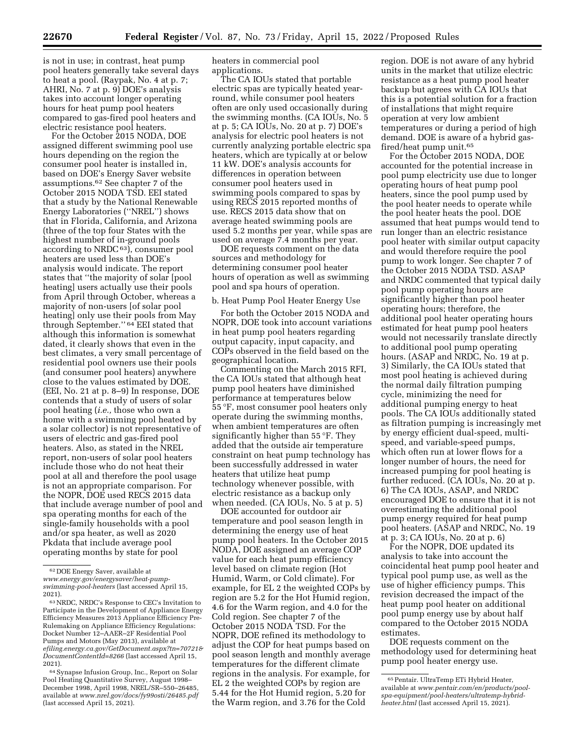is not in use; in contrast, heat pump pool heaters generally take several days to heat a pool. (Raypak, No. 4 at p. 7; AHRI, No. 7 at p. 9) DOE's analysis takes into account longer operating hours for heat pump pool heaters compared to gas-fired pool heaters and electric resistance pool heaters.

For the October 2015 NODA, DOE assigned different swimming pool use hours depending on the region the consumer pool heater is installed in, based on DOE's Energy Saver website assumptions.[62] See chapter 7 of the October 2015 NODA TSD. EEI stated that a study by the National Renewable Energy Laboratories (''NREL'') shows that in Florida, California, and Arizona (three of the top four States with the highest number of in-ground pools according to NRDC[63]), consumer pool heaters are used less than DOE's analysis would indicate. The report states that ''the majority of solar [pool heating] users actually use their pools from April through October, whereas a majority of non-users [of solar pool heating] only use their pools from May through September.''[64] EEI stated that although this information is somewhat dated, it clearly shows that even in the best climates, a very small percentage of residential pool owners use their pools (and consumer pool heaters) anywhere close to the values estimated by DOE. (EEI, No. 21 at p. 8–9) In response, DOE contends that a study of users of solar pool heating (*i.e.,* those who own a home with a swimming pool heated by a solar collector) is not representative of users of electric and gas-fired pool heaters. Also, as stated in the NREL report, non-users of solar pool heaters include those who do not heat their pool at all and therefore the pool usage is not an appropriate comparison. For the NOPR, DOE used RECS 2015 data that include average number of pool and spa operating months for each of the single-family households with a pool and/or spa heater, as well as 2020 Pkdata that include average pool operating months by state for pool heaters in commercial pool applications.

The CA IOUs stated that portable electric spas are typically heated year-round, while consumer pool heaters often are only used occasionally during the swimming months. (CA IOUs, No. 5 at p. 5; CA IOUs, No. 20 at p. 7) DOE's analysis for electric pool heaters is not currently analyzing portable electric spa heaters, which are typically at or below 11 kW. DOE's analysis accounts for differences in operation between consumer pool heaters used in swimming pools compared to spas by using RECS 2015 reported months of use. RECS 2015 data show that on average heated swimming pools are used 5.2 months per year, while spas are used on average 7.4 months per year.

DOE requests comment on the data sources and methodology for determining consumer pool heater hours of operation as well as swimming pool and spa hours of operation.

b. Heat Pump Pool Heater Energy Use

For both the October 2015 NODA and NOPR, DOE took into account variations in heat pump pool heaters regarding output capacity, input capacity, and COPs observed in the field based on the geographical location.

Commenting on the March 2015 RFI, the CA IOUs stated that although heat pump pool heaters have diminished performance at temperatures below 55 °F, most consumer pool heaters only operate during the swimming months, when ambient temperatures are often significantly higher than 55 °F. They added that the outside air temperature constraint on heat pump technology has been successfully addressed in water heaters that utilize heat pump technology whenever possible, with electric resistance as a backup only when needed. (CA IOUs, No. 5 at p. 5)

DOE accounted for outdoor air temperature and pool season length in determining the energy use of heat pump pool heaters. In the October 2015 NODA, DOE assigned an average COP value for each heat pump efficiency level based on climate region (Hot Humid, Warm, or Cold climate). For example, for EL 2 the weighted COPs by region are 5.2 for the Hot Humid region, 4.6 for the Warm region, and 4.0 for the Cold region. See chapter 7 of the October 2015 NODA TSD. For the NOPR, DOE refined its methodology to adjust the COP for heat pumps based on pool season length and monthly average temperatures for the different climate regions in the analysis. For example, for EL 2 the weighted COPs by region are 5.44 for the Hot Humid region, 5.20 for the Warm region, and 3.76 for the Cold region. DOE is not aware of any hybrid units in the market that utilize electric resistance as a heat pump pool heater backup but agrees with CA IOUs that this is a potential solution for a fraction of installations that might require operation at very low ambient temperatures or during a period of high demand. DOE is aware of a hybrid gas-fired/heat pump unit.[65]

For the October 2015 NODA, DOE accounted for the potential increase in pool pump electricity use due to longer operating hours of heat pump pool heaters, since the pool pump used by the pool heater needs to operate while the pool heater heats the pool. DOE assumed that heat pumps would tend to run longer than an electric resistance pool heater with similar output capacity and would therefore require the pool pump to work longer. See chapter 7 of the October 2015 NODA TSD. ASAP and NRDC commented that typical daily pool pump operating hours are significantly higher than pool heater operating hours; therefore, the additional pool heater operating hours estimated for heat pump pool heaters would not necessarily translate directly to additional pool pump operating hours. (ASAP and NRDC, No. 19 at p. 3) Similarly, the CA IOUs stated that most pool heating is achieved during the normal daily filtration pumping cycle, minimizing the need for additional pumping energy to heat pools. The CA IOUs additionally stated as filtration pumping is increasingly met by energy efficient dual-speed, multi-speed, and variable-speed pumps, which often run at lower flows for a longer number of hours, the need for increased pumping for pool heating is further reduced. (CA IOUs, No. 20 at p. 6) The CA IOUs, ASAP, and NRDC encouraged DOE to ensure that it is not overestimating the additional pool pump energy required for heat pump pool heaters. (ASAP and NRDC, No. 19 at p. 3; CA IOUs, No. 20 at p. 6)

For the NOPR, DOE updated its analysis to take into account the coincidental heat pump pool heater and typical pool pump use, as well as the use of higher efficiency pumps. This revision decreased the impact of the heat pump pool heater on additional pool pump energy use by about half compared to the October 2015 NODA estimates.

DOE requests comment on the methodology used for determining heat pump pool heater energy use.

---

[62] DOE Energy Saver, available at *www.energy.gov/energysaver/heat-pump-swimming-pool-heaters* (last accessed April 15, 2021).

[63] NRDC, NRDC's Response to CEC's Invitation to Participate in the Development of Appliance Energy Efficiency Measures 2013 Appliance Efficiency Pre-Rulemaking on Appliance Efficiency Regulations: Docket Number 12–AAER–2F Residential Pool Pumps and Motors (May 2013), available at *efiling.energy.ca.gov/GetDocument.aspx?tn=70721&DocumentContentId=8266* (last accessed April 15, 2021).

[64] Synapse Infusion Group, Inc., Report on Solar Pool Heating Quantitative Survey, August 1998–December 1998, April 1998, NREL/SR–550–26485, available at *www.nrel.gov/docs/fy99osti/26485.pdf* (last accessed April 15, 2021).

[65] Pentair. UltraTemp ETi Hybrid Heater, available at *www.pentair.com/en/products/pool-spa-equipment/pool-heaters/ultratemp-hybrid-heater.html* (last accessed April 15, 2021).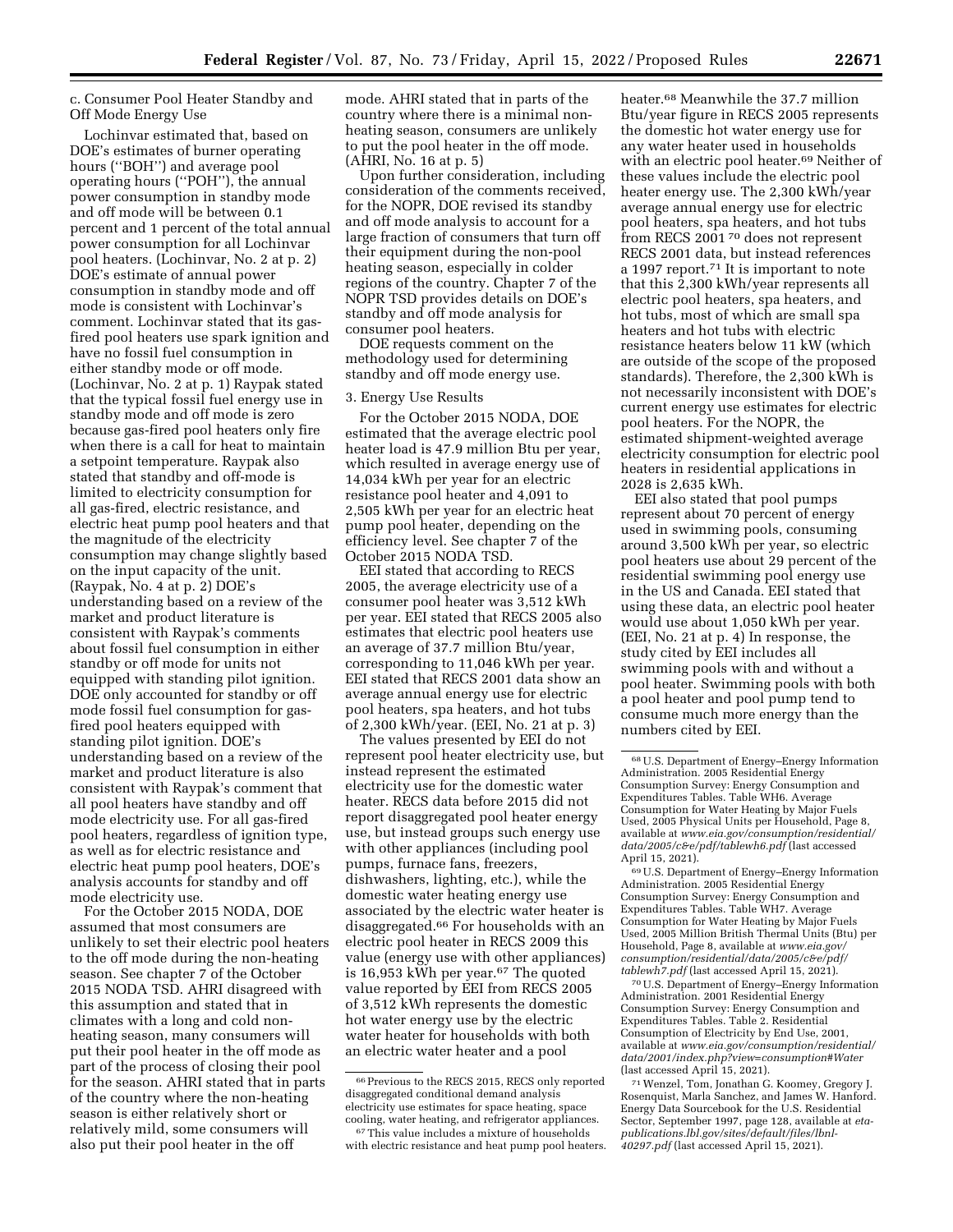c. Consumer Pool Heater Standby and Off Mode Energy Use

Lochinvar estimated that, based on DOE's estimates of burner operating hours (''BOH'') and average pool operating hours (''POH''), the annual power consumption in standby mode and off mode will be between 0.1 percent and 1 percent of the total annual power consumption for all Lochinvar pool heaters. (Lochinvar, No. 2 at p. 2) DOE's estimate of annual power consumption in standby mode and off mode is consistent with Lochinvar's comment. Lochinvar stated that its gas-fired pool heaters use spark ignition and have no fossil fuel consumption in either standby mode or off mode. (Lochinvar, No. 2 at p. 1) Raypak stated that the typical fossil fuel energy use in standby mode and off mode is zero because gas-fired pool heaters only fire when there is a call for heat to maintain a setpoint temperature. Raypak also stated that standby and off-mode is limited to electricity consumption for all gas-fired, electric resistance, and electric heat pump pool heaters and that the magnitude of the electricity consumption may change slightly based on the input capacity of the unit. (Raypak, No. 4 at p. 2) DOE's understanding based on a review of the market and product literature is consistent with Raypak's comments about fossil fuel consumption in either standby or off mode for units not equipped with standing pilot ignition. DOE only accounted for standby or off mode fossil fuel consumption for gas-fired pool heaters equipped with standing pilot ignition. DOE's understanding based on a review of the market and product literature is also consistent with Raypak's comment that all pool heaters have standby and off mode electricity use. For all gas-fired pool heaters, regardless of ignition type, as well as for electric resistance and electric heat pump pool heaters, DOE's analysis accounts for standby and off mode electricity use.

For the October 2015 NODA, DOE assumed that most consumers are unlikely to set their electric pool heaters to the off mode during the non-heating season. See chapter 7 of the October 2015 NODA TSD. AHRI disagreed with this assumption and stated that in climates with a long and cold non-heating season, many consumers will put their pool heater in the off mode as part of the process of closing their pool for the season. AHRI stated that in parts of the country where the non-heating season is either relatively short or relatively mild, some consumers will also put their pool heater in the off mode. AHRI stated that in parts of the country where there is a minimal non-heating season, consumers are unlikely to put the pool heater in the off mode. (AHRI, No. 16 at p. 5)

Upon further consideration, including consideration of the comments received, for the NOPR, DOE revised its standby and off mode analysis to account for a large fraction of consumers that turn off their equipment during the non-pool heating season, especially in colder regions of the country. Chapter 7 of the NOPR TSD provides details on DOE's standby and off mode analysis for consumer pool heaters.

DOE requests comment on the methodology used for determining standby and off mode energy use.

3. Energy Use Results

For the October 2015 NODA, DOE estimated that the average electric pool heater load is 47.9 million Btu per year, which resulted in average energy use of 14,034 kWh per year for an electric resistance pool heater and 4,091 to 2,505 kWh per year for an electric heat pump pool heater, depending on the efficiency level. See chapter 7 of the October 2015 NODA TSD.

EEI stated that according to RECS 2005, the average electricity use of a consumer pool heater was 3,512 kWh per year. EEI stated that RECS 2005 also estimates that electric pool heaters use an average of 37.7 million Btu/year, corresponding to 11,046 kWh per year. EEI stated that RECS 2001 data show an average annual energy use for electric pool heaters, spa heaters, and hot tubs of 2,300 kWh/year. (EEI, No. 21 at p. 3)

The values presented by EEI do not represent pool heater electricity use, but instead represent the estimated electricity use for the domestic water heater. RECS data before 2015 did not report disaggregated pool heater energy use, but instead groups such energy use with other appliances (including pool pumps, furnace fans, freezers, dishwashers, lighting, etc.), while the domestic water heating energy use associated by the electric water heater is disaggregated.[66] For households with an electric pool heater in RECS 2009 this value (energy use with other appliances) is 16,953 kWh per year.[67] The quoted value reported by EEI from RECS 2005 of 3,512 kWh represents the domestic hot water energy use by the electric water heater for households with both an electric water heater and a pool heater.[68] Meanwhile the 37.7 million Btu/year figure in RECS 2005 represents the domestic hot water energy use for any water heater used in households with an electric pool heater.[69] Neither of these values include the electric pool heater energy use. The 2,300 kWh/year average annual energy use for electric pool heaters, spa heaters, and hot tubs from RECS 2001[70] does not represent RECS 2001 data, but instead references a 1997 report.[71] It is important to note that this 2,300 kWh/year represents all electric pool heaters, spa heaters, and hot tubs, most of which are small spa heaters and hot tubs with electric resistance heaters below 11 kW (which are outside of the scope of the proposed standards). Therefore, the 2,300 kWh is not necessarily inconsistent with DOE's current energy use estimates for electric pool heaters. For the NOPR, the estimated shipment-weighted average electricity consumption for electric pool heaters in residential applications in 2028 is 2,635 kWh.

EEI also stated that pool pumps represent about 70 percent of energy used in swimming pools, consuming around 3,500 kWh per year, so electric pool heaters use about 29 percent of the residential swimming pool energy use in the US and Canada. EEI stated that using these data, an electric pool heater would use about 1,050 kWh per year. (EEI, No. 21 at p. 4) In response, the study cited by EEI includes all swimming pools with and without a pool heater. Swimming pools with both a pool heater and pool pump tend to consume much more energy than the numbers cited by EEI.

[66] Previous to the RECS 2015, RECS only reported disaggregated conditional demand analysis electricity use estimates for space heating, space cooling, water heating, and refrigerator appliances.

[67] This value includes a mixture of households with electric resistance and heat pump pool heaters.

[68] U.S. Department of Energy–Energy Information Administration. 2005 Residential Energy Consumption Survey: Energy Consumption and Expenditures Tables. Table WH6. Average Consumption for Water Heating by Major Fuels Used, 2005 Physical Units per Household, Page 8, available at *www.eia.gov/consumption/residential/data/2005/c&e/pdf/tablewh6.pdf* (last accessed April 15, 2021).

[69] U.S. Department of Energy–Energy Information Administration. 2005 Residential Energy Consumption Survey: Energy Consumption and Expenditures Tables. Table WH7. Average Consumption for Water Heating by Major Fuels Used, 2005 Million British Thermal Units (Btu) per Household, Page 8, available at *www.eia.gov/consumption/residential/data/2005/c&e/pdf/tablewh7.pdf* (last accessed April 15, 2021).

[70] U.S. Department of Energy–Energy Information Administration. 2001 Residential Energy Consumption Survey: Energy Consumption and Expenditures Tables. Table 2. Residential Consumption of Electricity by End Use, 2001, available at *www.eia.gov/consumption/residential/data/2001/index.php?view=consumption#Water* (last accessed April 15, 2021).

[71] Wenzel, Tom, Jonathan G. Koomey, Gregory J. Rosenquist, Marla Sanchez, and James W. Hanford. Energy Data Sourcebook for the U.S. Residential Sector, September 1997, page 128, available at *eta-publications.lbl.gov/sites/default/files/lbnl-40297.pdf* (last accessed April 15, 2021).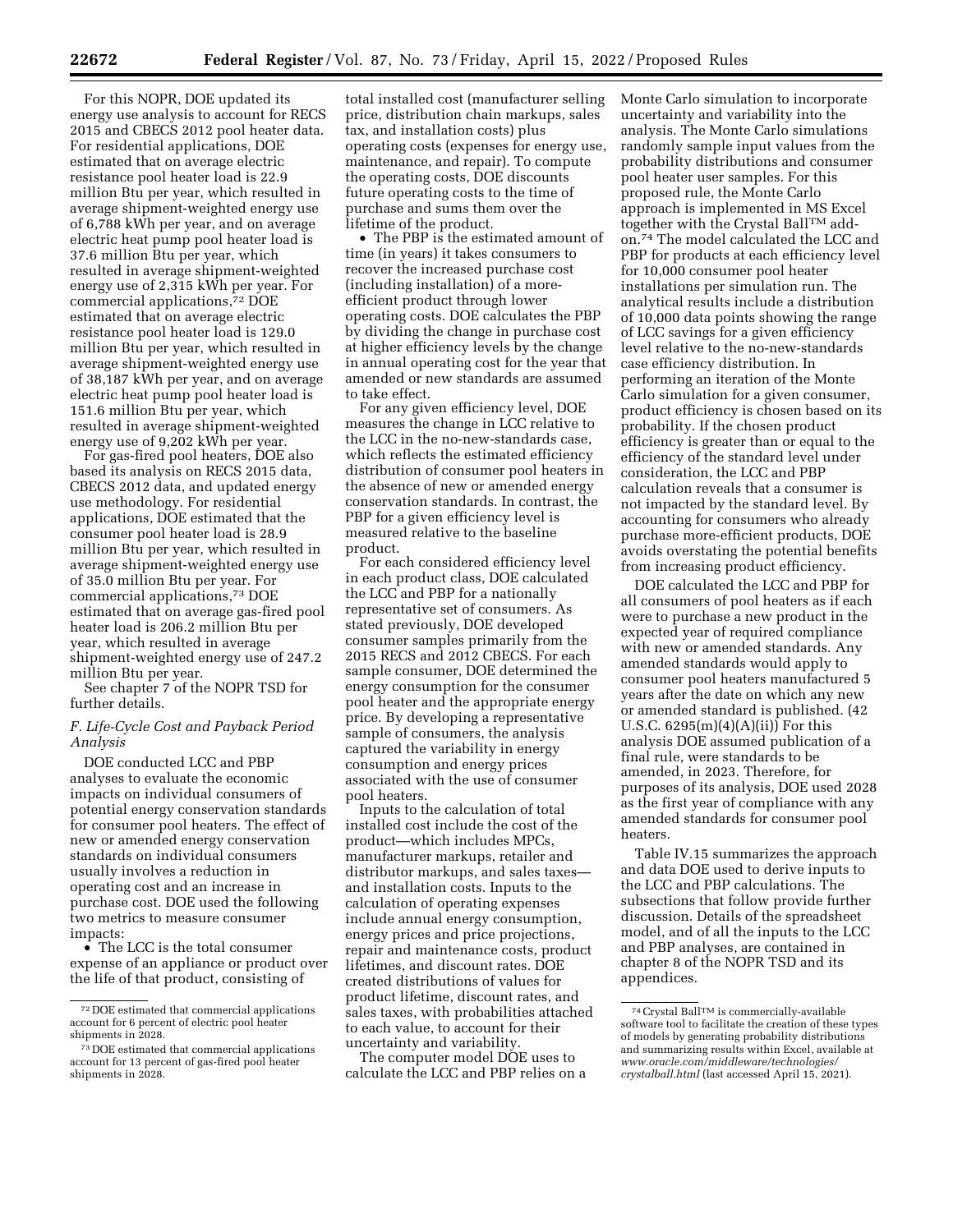For this NOPR, DOE updated its energy use analysis to account for RECS 2015 and CBECS 2012 pool heater data. For residential applications, DOE estimated that on average electric resistance pool heater load is 22.9 million Btu per year, which resulted in average shipment-weighted energy use of 6,788 kWh per year, and on average electric heat pump pool heater load is 37.6 million Btu per year, which resulted in average shipment-weighted energy use of 2,315 kWh per year. For commercial applications,[72] DOE estimated that on average electric resistance pool heater load is 129.0 million Btu per year, which resulted in average shipment-weighted energy use of 38,187 kWh per year, and on average electric heat pump pool heater load is 151.6 million Btu per year, which resulted in average shipment-weighted energy use of 9,202 kWh per year.

For gas-fired pool heaters, DOE also based its analysis on RECS 2015 data, CBECS 2012 data, and updated energy use methodology. For residential applications, DOE estimated that the consumer pool heater load is 28.9 million Btu per year, which resulted in average shipment-weighted energy use of 35.0 million Btu per year. For commercial applications,[73] DOE estimated that on average gas-fired pool heater load is 206.2 million Btu per year, which resulted in average shipment-weighted energy use of 247.2 million Btu per year.

See chapter 7 of the NOPR TSD for further details.

### F. Life-Cycle Cost and Payback Period Analysis

DOE conducted LCC and PBP analyses to evaluate the economic impacts on individual consumers of potential energy conservation standards for consumer pool heaters. The effect of new or amended energy conservation standards on individual consumers usually involves a reduction in operating cost and an increase in purchase cost. DOE used the following two metrics to measure consumer impacts:

- The LCC is the total consumer expense of an appliance or product over the life of that product, consisting of total installed cost (manufacturer selling price, distribution chain markups, sales tax, and installation costs) plus operating costs (expenses for energy use, maintenance, and repair). To compute the operating costs, DOE discounts future operating costs to the time of purchase and sums them over the lifetime of the product.
- The PBP is the estimated amount of time (in years) it takes consumers to recover the increased purchase cost (including installation) of a more-efficient product through lower operating costs. DOE calculates the PBP by dividing the change in purchase cost at higher efficiency levels by the change in annual operating cost for the year that amended or new standards are assumed to take effect.

For any given efficiency level, DOE measures the change in LCC relative to the LCC in the no-new-standards case, which reflects the estimated efficiency distribution of consumer pool heaters in the absence of new or amended energy conservation standards. In contrast, the PBP for a given efficiency level is measured relative to the baseline product.

For each considered efficiency level in each product class, DOE calculated the LCC and PBP for a nationally representative set of consumers. As stated previously, DOE developed consumer samples primarily from the 2015 RECS and 2012 CBECS. For each sample consumer, DOE determined the energy consumption for the consumer pool heater and the appropriate energy price. By developing a representative sample of consumers, the analysis captured the variability in energy consumption and energy prices associated with the use of consumer pool heaters.

Inputs to the calculation of total installed cost include the cost of the product—which includes MPCs, manufacturer markups, retailer and distributor markups, and sales taxes—and installation costs. Inputs to the calculation of operating expenses include annual energy consumption, energy prices and price projections, repair and maintenance costs, product lifetimes, and discount rates. DOE created distributions of values for product lifetime, discount rates, and sales taxes, with probabilities attached to each value, to account for their uncertainty and variability.

The computer model DOE uses to calculate the LCC and PBP relies on a Monte Carlo simulation to incorporate uncertainty and variability into the analysis. The Monte Carlo simulations randomly sample input values from the probability distributions and consumer pool heater user samples. For this proposed rule, the Monte Carlo approach is implemented in MS Excel together with the Crystal Ball™ add-on.[74] The model calculated the LCC and PBP for products at each efficiency level for 10,000 consumer pool heater installations per simulation run. The analytical results include a distribution of 10,000 data points showing the range of LCC savings for a given efficiency level relative to the no-new-standards case efficiency distribution. In performing an iteration of the Monte Carlo simulation for a given consumer, product efficiency is chosen based on its probability. If the chosen product efficiency is greater than or equal to the efficiency of the standard level under consideration, the LCC and PBP calculation reveals that a consumer is not impacted by the standard level. By accounting for consumers who already purchase more-efficient products, DOE avoids overstating the potential benefits from increasing product efficiency.

DOE calculated the LCC and PBP for all consumers of pool heaters as if each were to purchase a new product in the expected year of required compliance with new or amended standards. Any amended standards would apply to consumer pool heaters manufactured 5 years after the date on which any new or amended standard is published. (42 U.S.C. 6295(m)(4)(A)(ii)) For this analysis DOE assumed publication of a final rule, were standards to be amended, in 2023. Therefore, for purposes of its analysis, DOE used 2028 as the first year of compliance with any amended standards for consumer pool heaters.

Table IV.15 summarizes the approach and data DOE used to derive inputs to the LCC and PBP calculations. The subsections that follow provide further discussion. Details of the spreadsheet model, and of all the inputs to the LCC and PBP analyses, are contained in chapter 8 of the NOPR TSD and its appendices.

---

[72] DOE estimated that commercial applications account for 6 percent of electric pool heater shipments in 2028.

[73] DOE estimated that commercial applications account for 13 percent of gas-fired pool heater shipments in 2028.

[74] Crystal Ball™ is commercially-available software tool to facilitate the creation of these types of models by generating probability distributions and summarizing results within Excel, available at *www.oracle.com/middleware/technologies/crystalball.html* (last accessed April 15, 2021).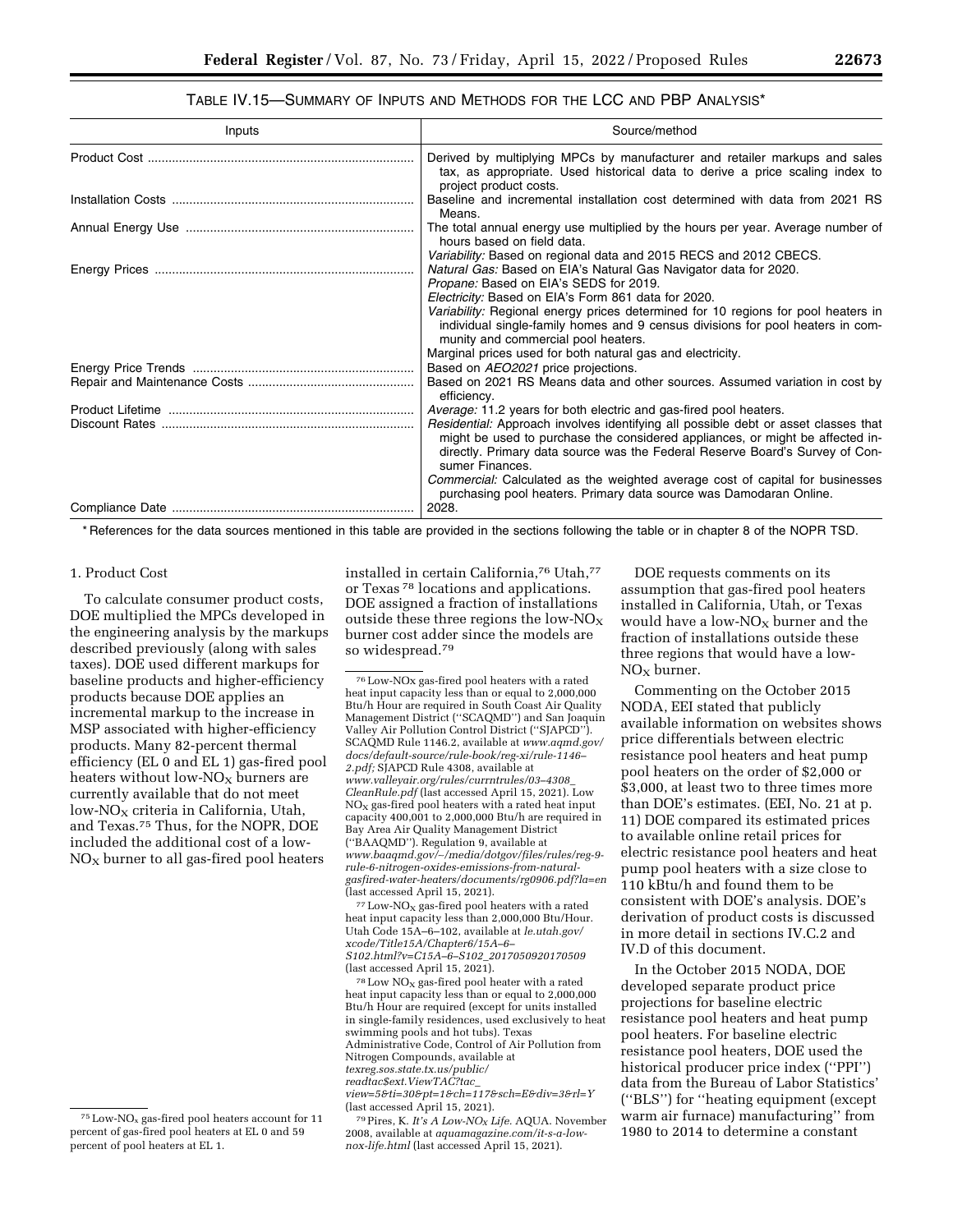TABLE IV.15—SUMMARY OF INPUTS AND METHODS FOR THE LCC AND PBP ANALYSIS*

| Inputs | Source/method |
|---|---|
| Product Cost | Derived by multiplying MPCs by manufacturer and retailer markups and sales tax, as appropriate. Used historical data to derive a price scaling index to project product costs. |
| Installation Costs | Baseline and incremental installation cost determined with data from 2021 RS Means. |
| Annual Energy Use | The total annual energy use multiplied by the hours per year. Average number of hours based on field data. *Variability:* Based on regional data and 2015 RECS and 2012 CBECS. |
| Energy Prices | *Natural Gas:* Based on EIA's Natural Gas Navigator data for 2020. *Propane:* Based on EIA's SEDS for 2019. *Electricity:* Based on EIA's Form 861 data for 2020. *Variability:* Regional energy prices determined for 10 regions for pool heaters in individual single-family homes and 9 census divisions for pool heaters in community and commercial pool heaters. Marginal prices used for both natural gas and electricity. |
| Energy Price Trends | Based on *AEO2021* price projections. |
| Repair and Maintenance Costs | Based on 2021 RS Means data and other sources. Assumed variation in cost by efficiency. |
| Product Lifetime | *Average:* 11.2 years for both electric and gas-fired pool heaters. |
| Discount Rates | *Residential:* Approach involves identifying all possible debt or asset classes that might be used to purchase the considered appliances, or might be affected indirectly. Primary data source was the Federal Reserve Board's Survey of Consumer Finances. *Commercial:* Calculated as the weighted average cost of capital for businesses purchasing pool heaters. Primary data source was Damodaran Online. |
| Compliance Date | 2028. |

\* References for the data sources mentioned in this table are provided in the sections following the table or in chapter 8 of the NOPR TSD.

1. Product Cost

To calculate consumer product costs, DOE multiplied the MPCs developed in the engineering analysis by the markups described previously (along with sales taxes). DOE used different markups for baseline products and higher-efficiency products because DOE applies an incremental markup to the increase in MSP associated with higher-efficiency products. Many 82-percent thermal efficiency (EL 0 and EL 1) gas-fired pool heaters without low-$NO_X$ burners are currently available that do not meet low-$NO_X$ criteria in California, Utah, and Texas.[75] Thus, for the NOPR, DOE included the additional cost of a low-$NO_X$ burner to all gas-fired pool heaters installed in certain California,[76] Utah,[77] or Texas[78] locations and applications. DOE assigned a fraction of installations outside these three regions the low-$NO_X$ burner cost adder since the models are so widespread.[79]

DOE requests comments on its assumption that gas-fired pool heaters installed in California, Utah, or Texas would have a low-$NO_X$ burner and the fraction of installations outside these three regions that would have a low-$NO_X$ burner.

Commenting on the October 2015 NODA, EEI stated that publicly available information on websites shows price differentials between electric resistance pool heaters and heat pump pool heaters on the order of $2,000 or $3,000, at least two to three times more than DOE's estimates. (EEI, No. 21 at p. 11) DOE compared its estimated prices to available online retail prices for electric resistance pool heaters and heat pump pool heaters with a size close to 110 kBtu/h and found them to be consistent with DOE's analysis. DOE's derivation of product costs is discussed in more detail in sections IV.C.2 and IV.D of this document.

In the October 2015 NODA, DOE developed separate product price projections for baseline electric resistance pool heaters and heat pump pool heaters. For baseline electric resistance pool heaters, DOE used the historical producer price index (''PPI'') data from the Bureau of Labor Statistics' (''BLS'') for ''heating equipment (except warm air furnace) manufacturing'' from 1980 to 2014 to determine a constant

[75] Low-$NO_x$ gas-fired pool heaters account for 11 percent of gas-fired pool heaters at EL 0 and 59 percent of pool heaters at EL 1.

[76] Low-NOx gas-fired pool heaters with a rated heat input capacity less than or equal to 2,000,000 Btu/h Hour are required in South Coast Air Quality Management District (''SCAQMD'') and San Joaquin Valley Air Pollution Control District (''SJAPCD''). SCAQMD Rule 1146.2, available at *www.aqmd.gov/docs/default-source/rule-book/reg-xi/rule-1146–2.pdf;* SJAPCD Rule 4308, available at *www.valleyair.org/rules/currntrules/03–4308_CleanRule.pdf* (last accessed April 15, 2021). Low $NO_X$ gas-fired pool heaters with a rated heat input capacity 400,001 to 2,000,000 Btu/h are required in Bay Area Air Quality Management District (''BAAQMD''). Regulation 9, available at *www.baaqmd.gov/–/media/dotgov/files/rules/reg-9-rule-6-nitrogen-oxides-emissions-from-natural-gasfired-water-heaters/documents/rg0906.pdf?la=en* (last accessed April 15, 2021).

[77] Low-$NO_X$ gas-fired pool heaters with a rated heat input capacity less than 2,000,000 Btu/Hour. Utah Code 15A–6–102, available at *le.utah.gov/xcode/Title15A/Chapter6/15A–6–S102.html?v=C15A–6–S102_2017050920170509* (last accessed April 15, 2021).

[78] Low $NO_X$ gas-fired pool heater with a rated heat input capacity less than or equal to 2,000,000 Btu/h Hour are required (except for units installed in single-family residences, used exclusively to heat swimming pools and hot tubs). Texas Administrative Code, Control of Air Pollution from Nitrogen Compounds, available at *texreg.sos.state.tx.us/public/readtac$ext.ViewTAC?tac_view=5&ti=30&pt=1&ch=117&sch=E&div=3&rl=Y* (last accessed April 15, 2021).

[79] Pires, K. *It's A Low-$NO_X$ Life.* AQUA. November 2008, available at *aquamagazine.com/it-s-a-low-nox-life.html* (last accessed April 15, 2021).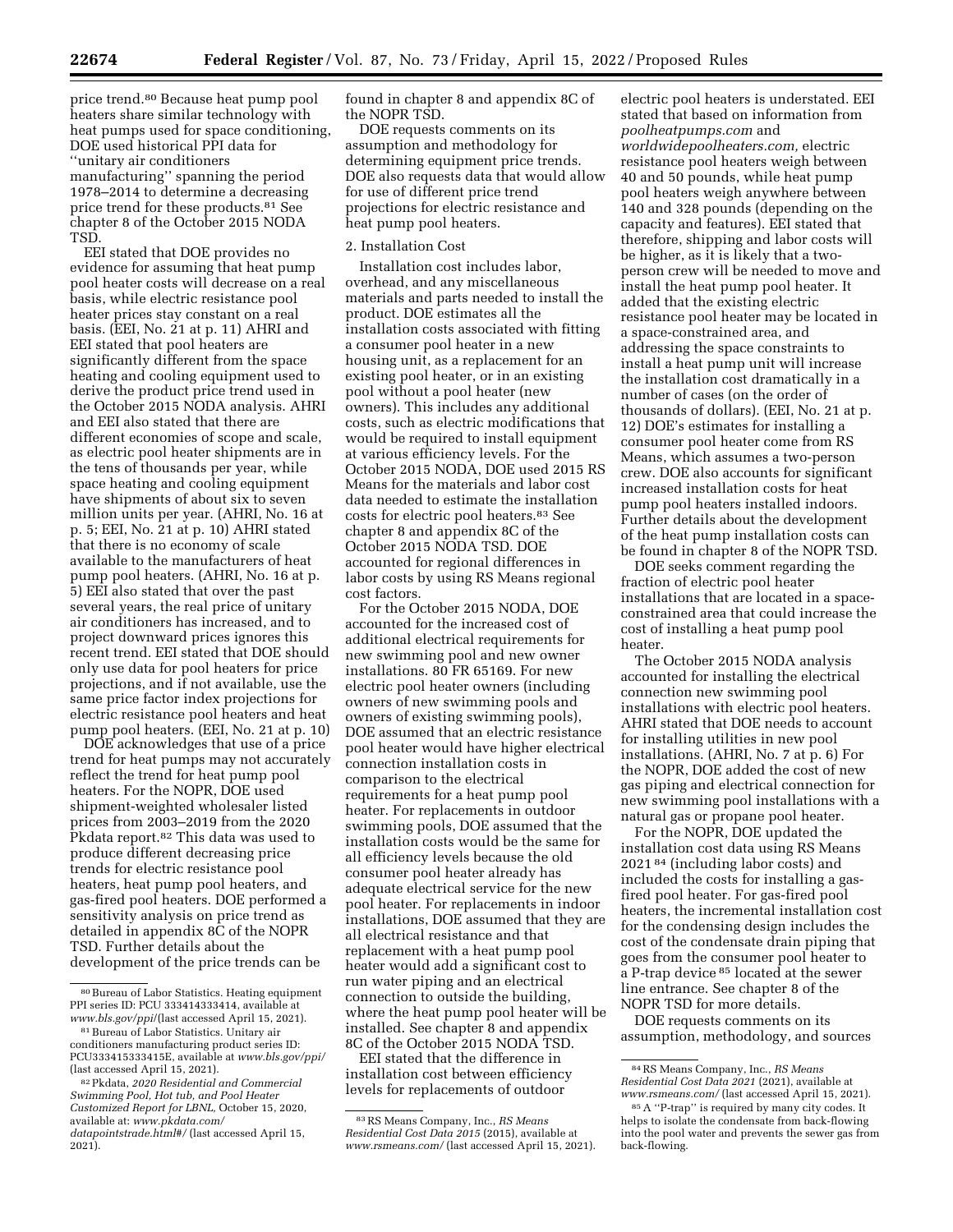price trend.[80] Because heat pump pool heaters share similar technology with heat pumps used for space conditioning, DOE used historical PPI data for ''unitary air conditioners manufacturing'' spanning the period 1978–2014 to determine a decreasing price trend for these products.[81] See chapter 8 of the October 2015 NODA TSD.

EEI stated that DOE provides no evidence for assuming that heat pump pool heater costs will decrease on a real basis, while electric resistance pool heater prices stay constant on a real basis. (EEI, No. 21 at p. 11) AHRI and EEI stated that pool heaters are significantly different from the space heating and cooling equipment used to derive the product price trend used in the October 2015 NODA analysis. AHRI and EEI also stated that there are different economies of scope and scale, as electric pool heater shipments are in the tens of thousands per year, while space heating and cooling equipment have shipments of about six to seven million units per year. (AHRI, No. 16 at p. 5; EEI, No. 21 at p. 10) AHRI stated that there is no economy of scale available to the manufacturers of heat pump pool heaters. (AHRI, No. 16 at p. 5) EEI also stated that over the past several years, the real price of unitary air conditioners has increased, and to project downward prices ignores this recent trend. EEI stated that DOE should only use data for pool heaters for price projections, and if not available, use the same price factor index projections for electric resistance pool heaters and heat pump pool heaters. (EEI, No. 21 at p. 10)

DOE acknowledges that use of a price trend for heat pumps may not accurately reflect the trend for heat pump pool heaters. For the NOPR, DOE used shipment-weighted wholesaler listed prices from 2003–2019 from the 2020 Pkdata report.[82] This data was used to produce different decreasing price trends for electric resistance pool heaters, heat pump pool heaters, and gas-fired pool heaters. DOE performed a sensitivity analysis on price trend as detailed in appendix 8C of the NOPR TSD. Further details about the development of the price trends can be found in chapter 8 and appendix 8C of the NOPR TSD.

DOE requests comments on its assumption and methodology for determining equipment price trends. DOE also requests data that would allow for use of different price trend projections for electric resistance and heat pump pool heaters.

2. Installation Cost

Installation cost includes labor, overhead, and any miscellaneous materials and parts needed to install the product. DOE estimates all the installation costs associated with fitting a consumer pool heater in a new housing unit, as a replacement for an existing pool heater, or in an existing pool without a pool heater (new owners). This includes any additional costs, such as electric modifications that would be required to install equipment at various efficiency levels. For the October 2015 NODA, DOE used 2015 RS Means for the materials and labor cost data needed to estimate the installation costs for electric pool heaters.[83] See chapter 8 and appendix 8C of the October 2015 NODA TSD. DOE accounted for regional differences in labor costs by using RS Means regional cost factors.

For the October 2015 NODA, DOE accounted for the increased cost of additional electrical requirements for new swimming pool and new owner installations. 80 FR 65169. For new electric pool heater owners (including owners of new swimming pools and owners of existing swimming pools), DOE assumed that an electric resistance pool heater would have higher electrical connection installation costs in comparison to the electrical requirements for a heat pump pool heater. For replacements in outdoor swimming pools, DOE assumed that the installation costs would be the same for all efficiency levels because the old consumer pool heater already has adequate electrical service for the new pool heater. For replacements in indoor installations, DOE assumed that they are all electrical resistance and that replacement with a heat pump pool heater would add a significant cost to run water piping and an electrical connection to outside the building, where the heat pump pool heater will be installed. See chapter 8 and appendix 8C of the October 2015 NODA TSD.

EEI stated that the difference in installation cost between efficiency levels for replacements of outdoor electric pool heaters is understated. EEI stated that based on information from *poolheatpumps.com* and *worldwidepoolheaters.com*, electric resistance pool heaters weigh between 40 and 50 pounds, while heat pump pool heaters weigh anywhere between 140 and 328 pounds (depending on the capacity and features). EEI stated that therefore, shipping and labor costs will be higher, as it is likely that a two-person crew will be needed to move and install the heat pump pool heater. It added that the existing electric resistance pool heater may be located in a space-constrained area, and addressing the space constraints to install a heat pump unit will increase the installation cost dramatically in a number of cases (on the order of thousands of dollars). (EEI, No. 21 at p. 12) DOE's estimates for installing a consumer pool heater come from RS Means, which assumes a two-person crew. DOE also accounts for significant increased installation costs for heat pump pool heaters installed indoors. Further details about the development of the heat pump installation costs can be found in chapter 8 of the NOPR TSD.

DOE seeks comment regarding the fraction of electric pool heater installations that are located in a space-constrained area that could increase the cost of installing a heat pump pool heater.

The October 2015 NODA analysis accounted for installing the electrical connection new swimming pool installations with electric pool heaters. AHRI stated that DOE needs to account for installing utilities in new pool installations. (AHRI, No. 7 at p. 6) For the NOPR, DOE added the cost of new gas piping and electrical connection for new swimming pool installations with a natural gas or propane pool heater.

For the NOPR, DOE updated the installation cost data using RS Means 2021[84] (including labor costs) and included the costs for installing a gas-fired pool heater. For gas-fired pool heaters, the incremental installation cost for the condensing design includes the cost of the condensate drain piping that goes from the consumer pool heater to a P-trap device[85] located at the sewer line entrance. See chapter 8 of the NOPR TSD for more details.

DOE requests comments on its assumption, methodology, and sources

---

[80] Bureau of Labor Statistics. Heating equipment PPI series ID: PCU 333414333414, available at *www.bls.gov/ppi/*(last accessed April 15, 2021).

[81] Bureau of Labor Statistics. Unitary air conditioners manufacturing product series ID: PCU333415333415E, available at *www.bls.gov/ppi/* (last accessed April 15, 2021).

[82] Pkdata, *2020 Residential and Commercial Swimming Pool, Hot tub, and Pool Heater Customized Report for LBNL*, October 15, 2020, available at: *www.pkdata.com/datapointstrade.html#/* (last accessed April 15, 2021).

[83] RS Means Company, Inc., *RS Means Residential Cost Data 2015* (2015), available at *www.rsmeans.com/* (last accessed April 15, 2021).

[84] RS Means Company, Inc., *RS Means Residential Cost Data 2021* (2021), available at *www.rsmeans.com/* (last accessed April 15, 2021).

[85] A ''P-trap'' is required by many city codes. It helps to isolate the condensate from back-flowing into the pool water and prevents the sewer gas from back-flowing.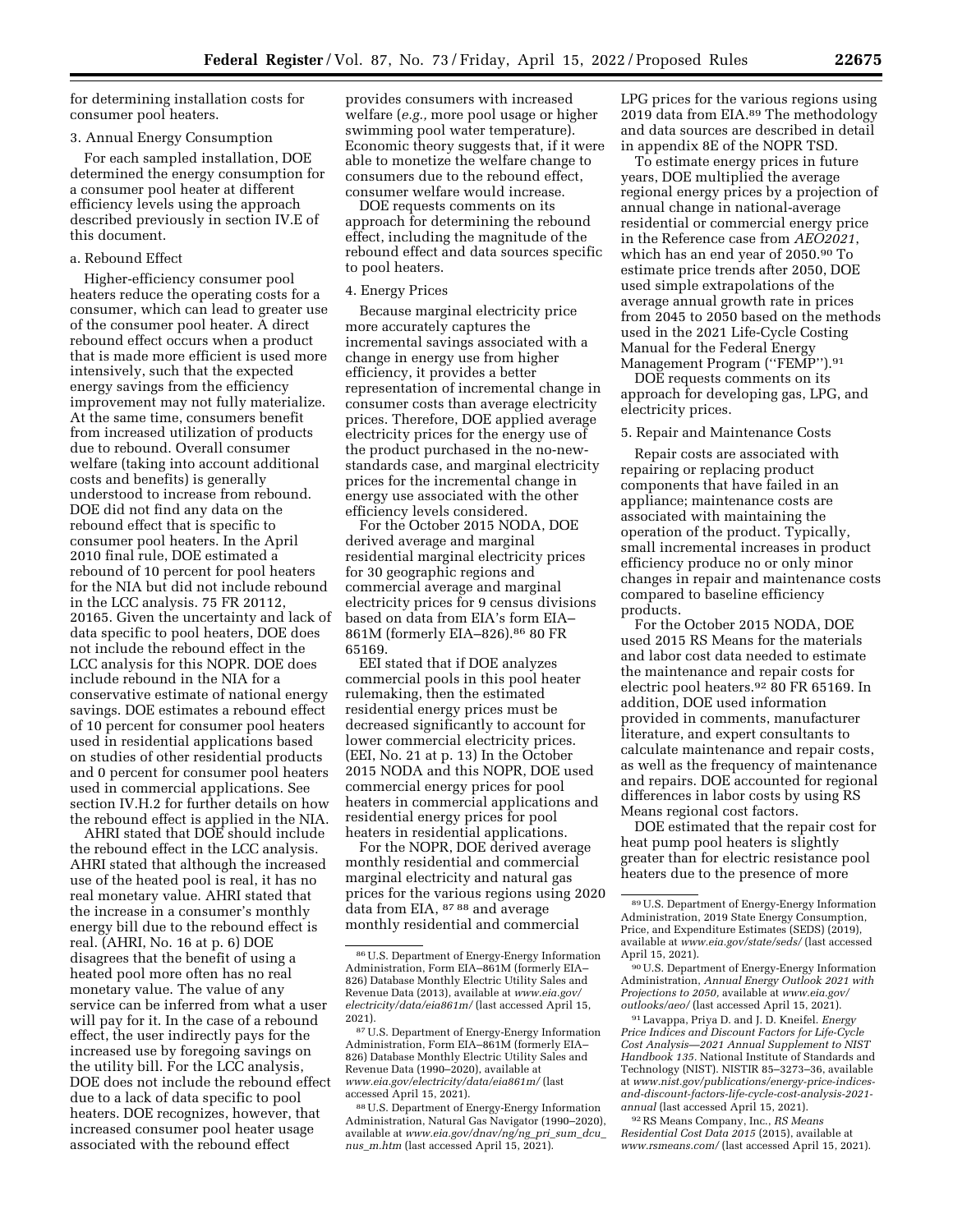for determining installation costs for consumer pool heaters.

### 3. Annual Energy Consumption

For each sampled installation, DOE determined the energy consumption for a consumer pool heater at different efficiency levels using the approach described previously in section IV.E of this document.

#### a. Rebound Effect

Higher-efficiency consumer pool heaters reduce the operating costs for a consumer, which can lead to greater use of the consumer pool heater. A direct rebound effect occurs when a product that is made more efficient is used more intensively, such that the expected energy savings from the efficiency improvement may not fully materialize. At the same time, consumers benefit from increased utilization of products due to rebound. Overall consumer welfare (taking into account additional costs and benefits) is generally understood to increase from rebound. DOE did not find any data on the rebound effect that is specific to consumer pool heaters. In the April 2010 final rule, DOE estimated a rebound of 10 percent for pool heaters for the NIA but did not include rebound in the LCC analysis. 75 FR 20112, 20165. Given the uncertainty and lack of data specific to pool heaters, DOE does not include the rebound effect in the LCC analysis for this NOPR. DOE does include rebound in the NIA for a conservative estimate of national energy savings. DOE estimates a rebound effect of 10 percent for consumer pool heaters used in residential applications based on studies of other residential products and 0 percent for consumer pool heaters used in commercial applications. See section IV.H.2 for further details on how the rebound effect is applied in the NIA.

AHRI stated that DOE should include the rebound effect in the LCC analysis. AHRI stated that although the increased use of the heated pool is real, it has no real monetary value. AHRI stated that the increase in a consumer's monthly energy bill due to the rebound effect is real. (AHRI, No. 16 at p. 6) DOE disagrees that the benefit of using a heated pool more often has no real monetary value. The value of any service can be inferred from what a user will pay for it. In the case of a rebound effect, the user indirectly pays for the increased use by foregoing savings on the utility bill. For the LCC analysis, DOE does not include the rebound effect due to a lack of data specific to pool heaters. DOE recognizes, however, that increased consumer pool heater usage associated with the rebound effect provides consumers with increased welfare (*e.g.,* more pool usage or higher swimming pool water temperature). Economic theory suggests that, if it were able to monetize the welfare change to consumers due to the rebound effect, consumer welfare would increase.

DOE requests comments on its approach for determining the rebound effect, including the magnitude of the rebound effect and data sources specific to pool heaters.

### 4. Energy Prices

Because marginal electricity price more accurately captures the incremental savings associated with a change in energy use from higher efficiency, it provides a better representation of incremental change in consumer costs than average electricity prices. Therefore, DOE applied average electricity prices for the energy use of the product purchased in the no-new-standards case, and marginal electricity prices for the incremental change in energy use associated with the other efficiency levels considered.

For the October 2015 NODA, DOE derived average and marginal residential marginal electricity prices for 30 geographic regions and commercial average and marginal electricity prices for 9 census divisions based on data from EIA's form EIA–861M (formerly EIA–826).[86] 80 FR 65169.

EEI stated that if DOE analyzes commercial pools in this pool heater rulemaking, then the estimated residential energy prices must be decreased significantly to account for lower commercial electricity prices. (EEI, No. 21 at p. 13) In the October 2015 NODA and this NOPR, DOE used commercial energy prices for pool heaters in commercial applications and residential energy prices for pool heaters in residential applications.

For the NOPR, DOE derived average monthly residential and commercial marginal electricity and natural gas prices for the various regions using 2020 data from EIA, [87] [88] and average monthly residential and commercial LPG prices for the various regions using 2019 data from EIA.[89] The methodology and data sources are described in detail in appendix 8E of the NOPR TSD.

To estimate energy prices in future years, DOE multiplied the average regional energy prices by a projection of annual change in national-average residential or commercial energy price in the Reference case from *AEO2021*, which has an end year of 2050.[90] To estimate price trends after 2050, DOE used simple extrapolations of the average annual growth rate in prices from 2045 to 2050 based on the methods used in the 2021 Life-Cycle Costing Manual for the Federal Energy Management Program (''FEMP'').[91]

DOE requests comments on its approach for developing gas, LPG, and electricity prices.

### 5. Repair and Maintenance Costs

Repair costs are associated with repairing or replacing product components that have failed in an appliance; maintenance costs are associated with maintaining the operation of the product. Typically, small incremental increases in product efficiency produce no or only minor changes in repair and maintenance costs compared to baseline efficiency products.

For the October 2015 NODA, DOE used 2015 RS Means for the materials and labor cost data needed to estimate the maintenance and repair costs for electric pool heaters.[92] 80 FR 65169. In addition, DOE used information provided in comments, manufacturer literature, and expert consultants to calculate maintenance and repair costs, as well as the frequency of maintenance and repairs. DOE accounted for regional differences in labor costs by using RS Means regional cost factors.

DOE estimated that the repair cost for heat pump pool heaters is slightly greater than for electric resistance pool heaters due to the presence of more

---

[86] U.S. Department of Energy-Energy Information Administration, Form EIA–861M (formerly EIA–826) Database Monthly Electric Utility Sales and Revenue Data (2013), available at *www.eia.gov/electricity/data/eia861m/* (last accessed April 15, 2021).

[87] U.S. Department of Energy-Energy Information Administration, Form EIA–861M (formerly EIA–826) Database Monthly Electric Utility Sales and Revenue Data (1990–2020), available at *www.eia.gov/electricity/data/eia861m/* (last accessed April 15, 2021).

[88] U.S. Department of Energy-Energy Information Administration, Natural Gas Navigator (1990–2020), available at *www.eia.gov/dnav/ng/ng_pri_sum_dcu_nus_m.htm* (last accessed April 15, 2021).

[89] U.S. Department of Energy-Energy Information Administration, 2019 State Energy Consumption, Price, and Expenditure Estimates (SEDS) (2019), available at *www.eia.gov/state/seds/* (last accessed April 15, 2021).

[90] U.S. Department of Energy-Energy Information Administration, *Annual Energy Outlook 2021 with Projections to 2050,* available at *www.eia.gov/outlooks/aeo/* (last accessed April 15, 2021).

[91] Lavappa, Priya D. and J. D. Kneifel. *Energy Price Indices and Discount Factors for Life-Cycle Cost Analysis—2021 Annual Supplement to NIST Handbook 135.* National Institute of Standards and Technology (NIST). NISTIR 85–3273–36, available at *www.nist.gov/publications/energy-price-indices-and-discount-factors-life-cycle-cost-analysis-2021-annual* (last accessed April 15, 2021).

[92] RS Means Company, Inc., *RS Means Residential Cost Data 2015* (2015), available at *www.rsmeans.com/* (last accessed April 15, 2021).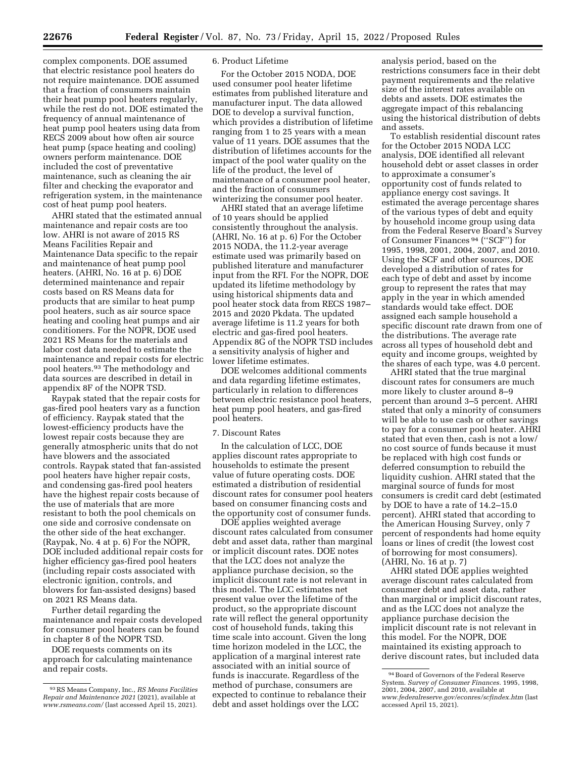complex components. DOE assumed that electric resistance pool heaters do not require maintenance. DOE assumed that a fraction of consumers maintain their heat pump pool heaters regularly, while the rest do not. DOE estimated the frequency of annual maintenance of heat pump pool heaters using data from RECS 2009 about how often air source heat pump (space heating and cooling) owners perform maintenance. DOE included the cost of preventative maintenance, such as cleaning the air filter and checking the evaporator and refrigeration system, in the maintenance cost of heat pump pool heaters.

AHRI stated that the estimated annual maintenance and repair costs are too low. AHRI is not aware of 2015 RS Means Facilities Repair and Maintenance Data specific to the repair and maintenance of heat pump pool heaters. (AHRI, No. 16 at p. 6) DOE determined maintenance and repair costs based on RS Means data for products that are similar to heat pump pool heaters, such as air source space heating and cooling heat pumps and air conditioners. For the NOPR, DOE used 2021 RS Means for the materials and labor cost data needed to estimate the maintenance and repair costs for electric pool heaters.[93] The methodology and data sources are described in detail in appendix 8F of the NOPR TSD.

Raypak stated that the repair costs for gas-fired pool heaters vary as a function of efficiency. Raypak stated that the lowest-efficiency products have the lowest repair costs because they are generally atmospheric units that do not have blowers and the associated controls. Raypak stated that fan-assisted pool heaters have higher repair costs, and condensing gas-fired pool heaters have the highest repair costs because of the use of materials that are more resistant to both the pool chemicals on one side and corrosive condensate on the other side of the heat exchanger. (Raypak, No. 4 at p. 6) For the NOPR, DOE included additional repair costs for higher efficiency gas-fired pool heaters (including repair costs associated with electronic ignition, controls, and blowers for fan-assisted designs) based on 2021 RS Means data.

Further detail regarding the maintenance and repair costs developed for consumer pool heaters can be found in chapter 8 of the NOPR TSD.

DOE requests comments on its approach for calculating maintenance and repair costs.

### 6. Product Lifetime

For the October 2015 NODA, DOE used consumer pool heater lifetime estimates from published literature and manufacturer input. The data allowed DOE to develop a survival function, which provides a distribution of lifetime ranging from 1 to 25 years with a mean value of 11 years. DOE assumes that the distribution of lifetimes accounts for the impact of the pool water quality on the life of the product, the level of maintenance of a consumer pool heater, and the fraction of consumers winterizing the consumer pool heater.

AHRI stated that an average lifetime of 10 years should be applied consistently throughout the analysis. (AHRI, No. 16 at p. 6) For the October 2015 NODA, the 11.2-year average estimate used was primarily based on published literature and manufacturer input from the RFI. For the NOPR, DOE updated its lifetime methodology by using historical shipments data and pool heater stock data from RECS 1987–2015 and 2020 Pkdata. The updated average lifetime is 11.2 years for both electric and gas-fired pool heaters. Appendix 8G of the NOPR TSD includes a sensitivity analysis of higher and lower lifetime estimates.

DOE welcomes additional comments and data regarding lifetime estimates, particularly in relation to differences between electric resistance pool heaters, heat pump pool heaters, and gas-fired pool heaters.

### 7. Discount Rates

In the calculation of LCC, DOE applies discount rates appropriate to households to estimate the present value of future operating costs. DOE estimated a distribution of residential discount rates for consumer pool heaters based on consumer financing costs and the opportunity cost of consumer funds.

DOE applies weighted average discount rates calculated from consumer debt and asset data, rather than marginal or implicit discount rates. DOE notes that the LCC does not analyze the appliance purchase decision, so the implicit discount rate is not relevant in this model. The LCC estimates net present value over the lifetime of the product, so the appropriate discount rate will reflect the general opportunity cost of household funds, taking this time scale into account. Given the long time horizon modeled in the LCC, the application of a marginal interest rate associated with an initial source of funds is inaccurate. Regardless of the method of purchase, consumers are expected to continue to rebalance their debt and asset holdings over the LCC analysis period, based on the restrictions consumers face in their debt payment requirements and the relative size of the interest rates available on debts and assets. DOE estimates the aggregate impact of this rebalancing using the historical distribution of debts and assets.

To establish residential discount rates for the October 2015 NODA LCC analysis, DOE identified all relevant household debt or asset classes in order to approximate a consumer's opportunity cost of funds related to appliance energy cost savings. It estimated the average percentage shares of the various types of debt and equity by household income group using data from the Federal Reserve Board's Survey of Consumer Finances[94] ("SCF") for 1995, 1998, 2001, 2004, 2007, and 2010. Using the SCF and other sources, DOE developed a distribution of rates for each type of debt and asset by income group to represent the rates that may apply in the year in which amended standards would take effect. DOE assigned each sample household a specific discount rate drawn from one of the distributions. The average rate across all types of household debt and equity and income groups, weighted by the shares of each type, was 4.0 percent.

AHRI stated that the true marginal discount rates for consumers are much more likely to cluster around 8–9 percent than around 3–5 percent. AHRI stated that only a minority of consumers will be able to use cash or other savings to pay for a consumer pool heater. AHRI stated that even then, cash is not a low/no cost source of funds because it must be replaced with high cost funds or deferred consumption to rebuild the liquidity cushion. AHRI stated that the marginal source of funds for most consumers is credit card debt (estimated by DOE to have a rate of 14.2–15.0 percent). AHRI stated that according to the American Housing Survey, only 7 percent of respondents had home equity loans or lines of credit (the lowest cost of borrowing for most consumers). (AHRI, No. 16 at p. 7)

AHRI stated DOE applies weighted average discount rates calculated from consumer debt and asset data, rather than marginal or implicit discount rates, and as the LCC does not analyze the appliance purchase decision the implicit discount rate is not relevant in this model. For the NOPR, DOE maintained its existing approach to derive discount rates, but included data

---

[93] RS Means Company, Inc., *RS Means Facilities Repair and Maintenance 2021* (2021), available at *www.rsmeans.com/* (last accessed April 15, 2021).

[94] Board of Governors of the Federal Reserve System. *Survey of Consumer Finances.* 1995, 1998, 2001, 2004, 2007, and 2010, available at *www.federalreserve.gov/econres/scfindex.htm* (last accessed April 15, 2021).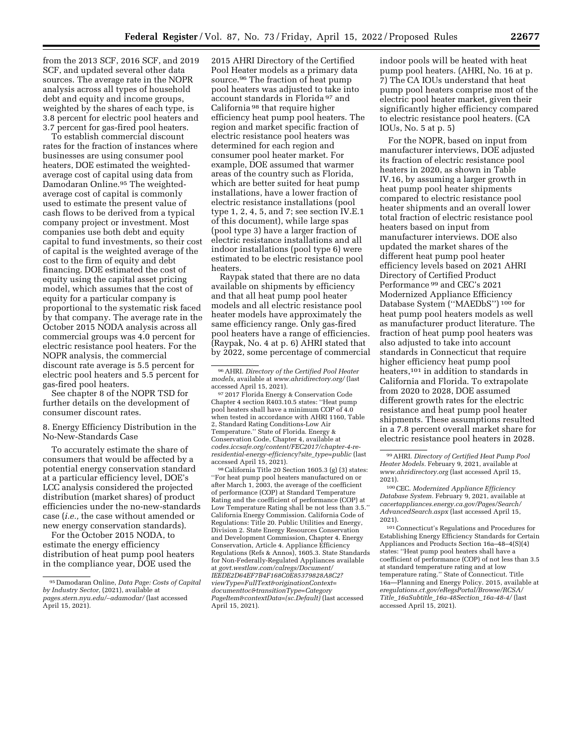from the 2013 SCF, 2016 SCF, and 2019 SCF, and updated several other data sources. The average rate in the NOPR analysis across all types of household debt and equity and income groups, weighted by the shares of each type, is 3.8 percent for electric pool heaters and 3.7 percent for gas-fired pool heaters.

To establish commercial discount rates for the fraction of instances where businesses are using consumer pool heaters, DOE estimated the weighted-average cost of capital using data from Damodaran Online.[95] The weighted-average cost of capital is commonly used to estimate the present value of cash flows to be derived from a typical company project or investment. Most companies use both debt and equity capital to fund investments, so their cost of capital is the weighted average of the cost to the firm of equity and debt financing. DOE estimated the cost of equity using the capital asset pricing model, which assumes that the cost of equity for a particular company is proportional to the systematic risk faced by that company. The average rate in the October 2015 NODA analysis across all commercial groups was 4.0 percent for electric resistance pool heaters. For the NOPR analysis, the commercial discount rate average is 5.5 percent for electric pool heaters and 5.5 percent for gas-fired pool heaters.

See chapter 8 of the NOPR TSD for further details on the development of consumer discount rates.

8. Energy Efficiency Distribution in the No-New-Standards Case

To accurately estimate the share of consumers that would be affected by a potential energy conservation standard at a particular efficiency level, DOE's LCC analysis considered the projected distribution (market shares) of product efficiencies under the no-new-standards case (*i.e.,* the case without amended or new energy conservation standards).

For the October 2015 NODA, to estimate the energy efficiency distribution of heat pump pool heaters in the compliance year, DOE used the 2015 AHRI Directory of the Certified Pool Heater models as a primary data source.[96] The fraction of heat pump pool heaters was adjusted to take into account standards in Florida[97] and California[98] that require higher efficiency heat pump pool heaters. The region and market specific fraction of electric resistance pool heaters was determined for each region and consumer pool heater market. For example, DOE assumed that warmer areas of the country such as Florida, which are better suited for heat pump installations, have a lower fraction of electric resistance installations (pool type 1, 2, 4, 5, and 7; see section IV.E.1 of this document), while large spas (pool type 3) have a larger fraction of electric resistance installations and all indoor installations (pool type 6) were estimated to be electric resistance pool heaters.

Raypak stated that there are no data available on shipments by efficiency and that all heat pump pool heater models and all electric resistance pool heater models have approximately the same efficiency range. Only gas-fired pool heaters have a range of efficiencies. (Raypak, No. 4 at p. 6) AHRI stated that by 2022, some percentage of commercial indoor pools will be heated with heat pump pool heaters. (AHRI, No. 16 at p. 7) The CA IOUs understand that heat pump pool heaters comprise most of the electric pool heater market, given their significantly higher efficiency compared to electric resistance pool heaters. (CA IOUs, No. 5 at p. 5)

For the NOPR, based on input from manufacturer interviews, DOE adjusted its fraction of electric resistance pool heaters in 2020, as shown in Table IV.16, by assuming a larger growth in heat pump pool heater shipments compared to electric resistance pool heater shipments and an overall lower total fraction of electric resistance pool heaters based on input from manufacturer interviews. DOE also updated the market shares of the different heat pump pool heater efficiency levels based on 2021 AHRI Directory of Certified Product Performance[99] and CEC's 2021 Modernized Appliance Efficiency Database System ("MAEDbS")[100] for heat pump pool heaters models as well as manufacturer product literature. The fraction of heat pump pool heaters was also adjusted to take into account standards in Connecticut that require higher efficiency heat pump pool heaters,[101] in addition to standards in California and Florida. To extrapolate from 2020 to 2028, DOE assumed different growth rates for the electric resistance and heat pump pool heater shipments. These assumptions resulted in a 7.8 percent overall market share for electric resistance pool heaters in 2028.

---

[95] Damodaran Online, *Data Page: Costs of Capital by Industry Sector,* (2021), available at *pages.stern.nyu.edu/~adamodar/* (last accessed April 15, 2021).

[96] AHRI. *Directory of the Certified Pool Heater models,* available at *www.ahridirectory.org/* (last accessed April 15, 2021).

[97] 2017 Florida Energy & Conservation Code Chapter 4 section R403.10.5 states: "Heat pump pool heaters shall have a minimum COP of 4.0 when tested in accordance with AHRI 1160, Table 2, Standard Rating Conditions-Low Air Temperature." State of Florida. Energy & Conservation Code, Chapter 4, available at *codes.iccsafe.org/content/FEC2017/chapter-4-re-residential-energy-efficiency?site_type=public* (last accessed April 15, 2021).

[98] California Title 20 Section 1605.3 (g) (3) states: "For heat pump pool heaters manufactured on or after March 1, 2003, the average of the coefficient of performance (COP) at Standard Temperature Rating and the coefficient of performance (COP) at Low Temperature Rating shall be not less than 3.5." California Energy Commission. California Code of Regulations: Title 20. Public Utilities and Energy, Division 2. State Energy Resources Conservation and Development Commission, Chapter 4. Energy Conservation, Article 4. Appliance Efficiency Regulations (Refs & Annos), 1605.3. State Standards for Non-Federally-Regulated Appliances available at *govt.westlaw.com/calregs/Document/IEEDE2D64EF7B4F168C0E85379828A8C2?viewType=FullText&originationContext=documenttoc&transitionType=CategoryPageItem&contextData=(sc.Default)* (last accessed April 15, 2021).

[99] AHRI. *Directory of Certified Heat Pump Pool Heater Models.* February 9, 2021, available at *www.ahridirectory.org* (last accessed April 15, 2021).

[100] CEC. *Modernized Appliance Efficiency Database System.* February 9, 2021, available at *cacertappliances.energy.ca.gov/Pages/Search/AdvancedSearch.aspx* (last accessed April 15, 2021).

[101] Connecticut's Regulations and Procedures for Establishing Energy Efficiency Standards for Certain Appliances and Products Section 16a–48–4(S)(4) states: "Heat pump pool heaters shall have a coefficient of performance (COP) of not less than 3.5 at standard temperature rating and at low temperature rating." State of Connecticut. Title 16a—Planning and Energy Policy. 2015, available at *eregulations.ct.gov/eRegsPortal/Browse/RCSA/Title_16aSubtitle_16a-48Section_16a-48-4/* (last accessed April 15, 2021).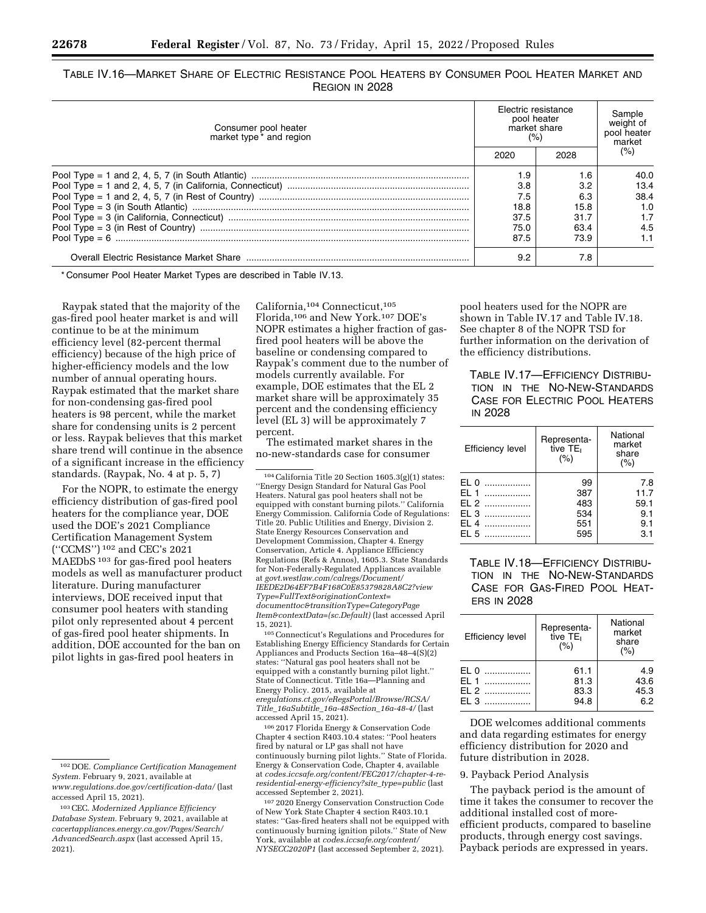TABLE IV.16—MARKET SHARE OF ELECTRIC RESISTANCE POOL HEATERS BY CONSUMER POOL HEATER MARKET AND REGION IN 2028

| Consumer pool heater market type * and region | Electric resistance pool heater market share (%) | | Sample weight of pool heater market (%) |
|---|---|---|---|
| | 2020 | 2028 | |
| Pool Type = 1 and 2, 4, 5, 7 (in South Atlantic) | 1.9 | 1.6 | 40.0 |
| Pool Type = 1 and 2, 4, 5, 7 (in California, Connecticut) | 3.8 | 3.2 | 13.4 |
| Pool Type = 1 and 2, 4, 5, 7 (in Rest of Country) | 7.5 | 6.3 | 38.4 |
| Pool Type = 3 (in South Atlantic) | 18.8 | 15.8 | 1.0 |
| Pool Type = 3 (in California, Connecticut) | 37.5 | 31.7 | 1.7 |
| Pool Type = 3 (in Rest of Country) | 75.0 | 63.4 | 4.5 |
| Pool Type = 6 | 87.5 | 73.9 | 1.1 |
| Overall Electric Resistance Market Share | 9.2 | 7.8 | |

* Consumer Pool Heater Market Types are described in Table IV.13.

Raypak stated that the majority of the gas-fired pool heater market is and will continue to be at the minimum efficiency level (82-percent thermal efficiency) because of the high price of higher-efficiency models and the low number of annual operating hours. Raypak estimated that the market share for non-condensing gas-fired pool heaters is 98 percent, while the market share for condensing units is 2 percent or less. Raypak believes that this market share trend will continue in the absence of a significant increase in the efficiency standards. (Raypak, No. 4 at p. 5, 7)

For the NOPR, to estimate the energy efficiency distribution of gas-fired pool heaters for the compliance year, DOE used the DOE's 2021 Compliance Certification Management System (''CCMS'')[102] and CEC's 2021 MAEDbS[103] for gas-fired pool heaters models as well as manufacturer product literature. During manufacturer interviews, DOE received input that consumer pool heaters with standing pilot only represented about 4 percent of gas-fired pool heater shipments. In addition, DOE accounted for the ban on pilot lights in gas-fired pool heaters in California,[104] Connecticut,[105] Florida,[106] and New York.[107] DOE's NOPR estimates a higher fraction of gas-fired pool heaters will be above the baseline or condensing compared to Raypak's comment due to the number of models currently available. For example, DOE estimates that the EL 2 market share will be approximately 35 percent and the condensing efficiency level (EL 3) will be approximately 7 percent.

The estimated market shares in the no-new-standards case for consumer pool heaters used for the NOPR are shown in Table IV.17 and Table IV.18. See chapter 8 of the NOPR TSD for further information on the derivation of the efficiency distributions.

TABLE IV.17—EFFICIENCY DISTRIBUTION IN THE NO-NEW-STANDARDS CASE FOR ELECTRIC POOL HEATERS IN 2028

| Efficiency level | Representative $TE_I$ (%) | National market share (%) |
|---|---|---|
| EL 0 | 99 | 7.8 |
| EL 1 | 387 | 11.7 |
| EL 2 | 483 | 59.1 |
| EL 3 | 534 | 9.1 |
| EL 4 | 551 | 9.1 |
| EL 5 | 595 | 3.1 |

TABLE IV.18—EFFICIENCY DISTRIBUTION IN THE NO-NEW-STANDARDS CASE FOR GAS-FIRED POOL HEATERS IN 2028

| Efficiency level | Representative $TE_I$ (%) | National market share (%) |
|---|---|---|
| EL 0 | 61.1 | 4.9 |
| EL 1 | 81.3 | 43.6 |
| EL 2 | 83.3 | 45.3 |
| EL 3 | 94.8 | 6.2 |

DOE welcomes additional comments and data regarding estimates for energy efficiency distribution for 2020 and future distribution in 2028.

9. Payback Period Analysis

The payback period is the amount of time it takes the consumer to recover the additional installed cost of more-efficient products, compared to baseline products, through energy cost savings. Payback periods are expressed in years.

---

[102] DOE. *Compliance Certification Management System.* February 9, 2021, available at *www.regulations.doe.gov/certification-data/* (last accessed April 15, 2021).

[103] CEC. *Modernized Appliance Efficiency Database System.* February 9, 2021, available at *cacertappliances.energy.ca.gov/Pages/Search/AdvancedSearch.aspx* (last accessed April 15, 2021).

[104] California Title 20 Section 1605.3(g)(1) states: ''Energy Design Standard for Natural Gas Pool Heaters. Natural gas pool heaters shall not be equipped with constant burning pilots.'' California Energy Commission. California Code of Regulations: Title 20. Public Utilities and Energy, Division 2. State Energy Resources Conservation and Development Commission, Chapter 4. Energy Conservation, Article 4. Appliance Efficiency Regulations (Refs & Annos), 1605.3. State Standards for Non-Federally-Regulated Appliances available at *govt.westlaw.com/calregs/Document/IEEDE2D64EF7B4F168C0E85379828A8C2?viewType=FullText&originationContext=documenttoc&transitionType=CategoryPageItem&contextData=(sc.Default)* (last accessed April 15, 2021).

[105] Connecticut's Regulations and Procedures for Establishing Energy Efficiency Standards for Certain Appliances and Products Section 16a–48–4(S)(2) states: ''Natural gas pool heaters shall not be equipped with a constantly burning pilot light.'' State of Connecticut. Title 16a—Planning and Energy Policy. 2015, available at *eregulations.ct.gov/eRegsPortal/Browse/RCSA/Title_16aSubtitle_16a-48Section_16a-48-4/* (last accessed April 15, 2021).

[106] 2017 Florida Energy & Conservation Code Chapter 4 section R403.10.4 states: ''Pool heaters fired by natural or LP gas shall not have continuously burning pilot lights.'' State of Florida. Energy & Conservation Code, Chapter 4, available at *codes.iccsafe.org/content/FEC2017/chapter-4-re-residential-energy-efficiency?site_type=public* (last accessed September 2, 2021).

[107] 2020 Energy Conservation Construction Code of New York State Chapter 4 section R403.10.1 states: ''Gas-fired heaters shall not be equipped with continuously burning ignition pilots.'' State of New York, available at *codes.iccsafe.org/content/NYSECC2020P1* (last accessed September 2, 2021).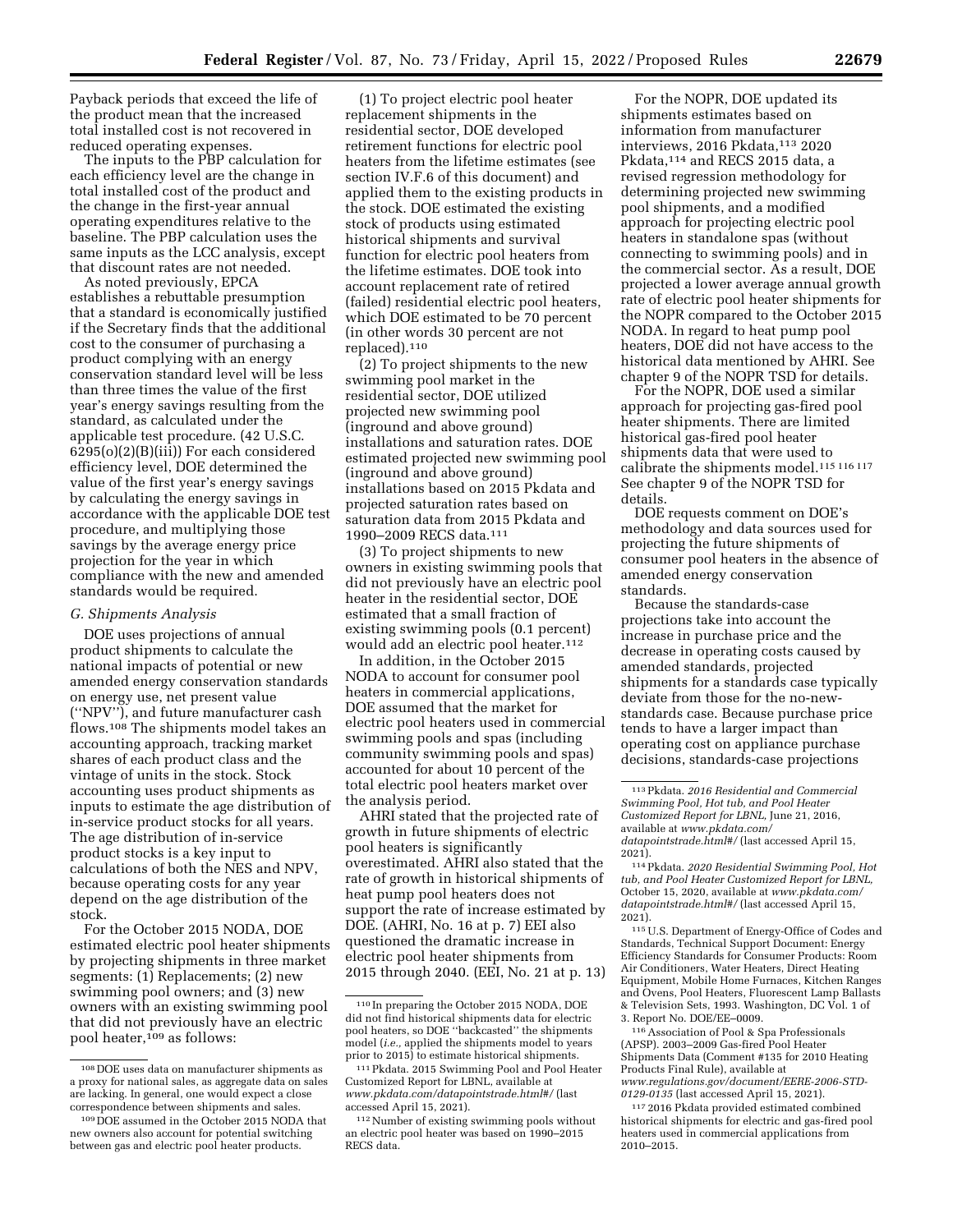Payback periods that exceed the life of the product mean that the increased total installed cost is not recovered in reduced operating expenses.

The inputs to the PBP calculation for each efficiency level are the change in total installed cost of the product and the change in the first-year annual operating expenditures relative to the baseline. The PBP calculation uses the same inputs as the LCC analysis, except that discount rates are not needed.

As noted previously, EPCA establishes a rebuttable presumption that a standard is economically justified if the Secretary finds that the additional cost to the consumer of purchasing a product complying with an energy conservation standard level will be less than three times the value of the first year's energy savings resulting from the standard, as calculated under the applicable test procedure. (42 U.S.C. 6295(o)(2)(B)(iii)) For each considered efficiency level, DOE determined the value of the first year's energy savings by calculating the energy savings in accordance with the applicable DOE test procedure, and multiplying those savings by the average energy price projection for the year in which compliance with the new and amended standards would be required.

### G. Shipments Analysis

DOE uses projections of annual product shipments to calculate the national impacts of potential or new amended energy conservation standards on energy use, net present value (''NPV''), and future manufacturer cash flows.[108] The shipments model takes an accounting approach, tracking market shares of each product class and the vintage of units in the stock. Stock accounting uses product shipments as inputs to estimate the age distribution of in-service product stocks for all years. The age distribution of in-service product stocks is a key input to calculations of both the NES and NPV, because operating costs for any year depend on the age distribution of the stock.

For the October 2015 NODA, DOE estimated electric pool heater shipments by projecting shipments in three market segments: (1) Replacements; (2) new swimming pool owners; and (3) new owners with an existing swimming pool that did not previously have an electric pool heater,[109] as follows:

(1) To project electric pool heater replacement shipments in the residential sector, DOE developed retirement functions for electric pool heaters from the lifetime estimates (see section IV.F.6 of this document) and applied them to the existing products in the stock. DOE estimated the existing stock of products using estimated historical shipments and survival function for electric pool heaters from the lifetime estimates. DOE took into account replacement rate of retired (failed) residential electric pool heaters, which DOE estimated to be 70 percent (in other words 30 percent are not replaced).[110]

(2) To project shipments to the new swimming pool market in the residential sector, DOE utilized projected new swimming pool (inground and above ground) installations and saturation rates. DOE estimated projected new swimming pool (inground and above ground) installations based on 2015 Pkdata and projected saturation rates based on saturation data from 2015 Pkdata and 1990–2009 RECS data.[111]

(3) To project shipments to new owners in existing swimming pools that did not previously have an electric pool heater in the residential sector, DOE estimated that a small fraction of existing swimming pools (0.1 percent) would add an electric pool heater.[112]

In addition, in the October 2015 NODA to account for consumer pool heaters in commercial applications, DOE assumed that the market for electric pool heaters used in commercial swimming pools and spas (including community swimming pools and spas) accounted for about 10 percent of the total electric pool heaters market over the analysis period.

AHRI stated that the projected rate of growth in future shipments of electric pool heaters is significantly overestimated. AHRI also stated that the rate of growth in historical shipments of heat pump pool heaters does not support the rate of increase estimated by DOE. (AHRI, No. 16 at p. 7) EEI also questioned the dramatic increase in electric pool heater shipments from 2015 through 2040. (EEI, No. 21 at p. 13)

For the NOPR, DOE updated its shipments estimates based on information from manufacturer interviews, 2016 Pkdata,[113] 2020 Pkdata,[114] and RECS 2015 data, a revised regression methodology for determining projected new swimming pool shipments, and a modified approach for projecting electric pool heaters in standalone spas (without connecting to swimming pools) and in the commercial sector. As a result, DOE projected a lower average annual growth rate of electric pool heater shipments for the NOPR compared to the October 2015 NODA. In regard to heat pump pool heaters, DOE did not have access to the historical data mentioned by AHRI. See chapter 9 of the NOPR TSD for details.

For the NOPR, DOE used a similar approach for projecting gas-fired pool heater shipments. There are limited historical gas-fired pool heater shipments data that were used to calibrate the shipments model.[115 116 117] See chapter 9 of the NOPR TSD for details.

DOE requests comment on DOE's methodology and data sources used for projecting the future shipments of consumer pool heaters in the absence of amended energy conservation standards.

Because the standards-case projections take into account the increase in purchase price and the decrease in operating costs caused by amended standards, projected shipments for a standards case typically deviate from those for the no-new-standards case. Because purchase price tends to have a larger impact than operating cost on appliance purchase decisions, standards-case projections

---

[108] DOE uses data on manufacturer shipments as a proxy for national sales, as aggregate data on sales are lacking. In general, one would expect a close correspondence between shipments and sales.

[109] DOE assumed in the October 2015 NODA that new owners also account for potential switching between gas and electric pool heater products.

[110] In preparing the October 2015 NODA, DOE did not find historical shipments data for electric pool heaters, so DOE ''backcasted'' the shipments model (*i.e.,* applied the shipments model to years prior to 2015) to estimate historical shipments.

[111] Pkdata. 2015 Swimming Pool and Pool Heater Customized Report for LBNL, available at *www.pkdata.com/datapointstrade.html#/* (last accessed April 15, 2021).

[112] Number of existing swimming pools without an electric pool heater was based on 1990–2015 RECS data.

[113] Pkdata. *2016 Residential and Commercial Swimming Pool, Hot tub, and Pool Heater Customized Report for LBNL,* June 21, 2016, available at *www.pkdata.com/datapointstrade.html#/* (last accessed April 15, 2021).

[114] Pkdata. *2020 Residential Swimming Pool, Hot tub, and Pool Heater Customized Report for LBNL,* October 15, 2020, available at *www.pkdata.com/datapointstrade.html#/* (last accessed April 15, 2021).

[115] U.S. Department of Energy-Office of Codes and Standards, Technical Support Document: Energy Efficiency Standards for Consumer Products: Room Air Conditioners, Water Heaters, Direct Heating Equipment, Mobile Home Furnaces, Kitchen Ranges and Ovens, Pool Heaters, Fluorescent Lamp Ballasts & Television Sets, 1993. Washington, DC Vol. 1 of 3. Report No. DOE/EE–0009.

[116] Association of Pool & Spa Professionals (APSP). 2003–2009 Gas-fired Pool Heater Shipments Data (Comment #135 for 2010 Heating Products Final Rule), available at *www.regulations.gov/document/EERE-2006-STD-0129-0135* (last accessed April 15, 2021).

[117] 2016 Pkdata provided estimated combined historical shipments for electric and gas-fired pool heaters used in commercial applications from 2010–2015.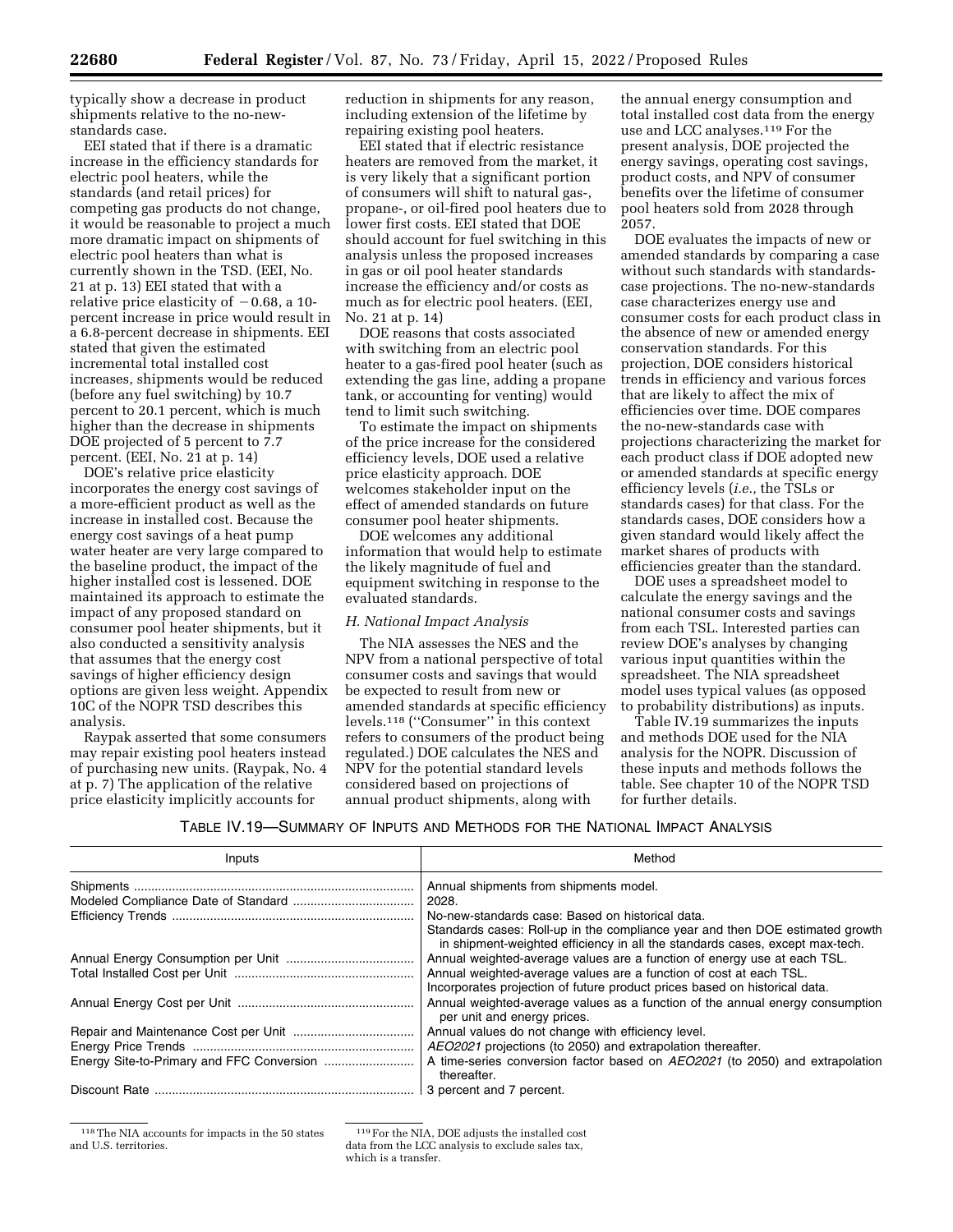typically show a decrease in product shipments relative to the no-new-standards case.

EEI stated that if there is a dramatic increase in the efficiency standards for electric pool heaters, while the standards (and retail prices) for competing gas products do not change, it would be reasonable to project a much more dramatic impact on shipments of electric pool heaters than what is currently shown in the TSD. (EEI, No. 21 at p. 13) EEI stated that with a relative price elasticity of −0.68, a 10-percent increase in price would result in a 6.8-percent decrease in shipments. EEI stated that given the estimated incremental total installed cost increases, shipments would be reduced (before any fuel switching) by 10.7 percent to 20.1 percent, which is much higher than the decrease in shipments DOE projected of 5 percent to 7.7 percent. (EEI, No. 21 at p. 14)

DOE's relative price elasticity incorporates the energy cost savings of a more-efficient product as well as the increase in installed cost. Because the energy cost savings of a heat pump water heater are very large compared to the baseline product, the impact of the higher installed cost is lessened. DOE maintained its approach to estimate the impact of any proposed standard on consumer pool heater shipments, but it also conducted a sensitivity analysis that assumes that the energy cost savings of higher efficiency design options are given less weight. Appendix 10C of the NOPR TSD describes this analysis.

Raypak asserted that some consumers may repair existing pool heaters instead of purchasing new units. (Raypak, No. 4 at p. 7) The application of the relative price elasticity implicitly accounts for reduction in shipments for any reason, including extension of the lifetime by repairing existing pool heaters.

EEI stated that if electric resistance heaters are removed from the market, it is very likely that a significant portion of consumers will shift to natural gas-, propane-, or oil-fired pool heaters due to lower first costs. EEI stated that DOE should account for fuel switching in this analysis unless the proposed increases in gas or oil pool heater standards increase the efficiency and/or costs as much as for electric pool heaters. (EEI, No. 21 at p. 14)

DOE reasons that costs associated with switching from an electric pool heater to a gas-fired pool heater (such as extending the gas line, adding a propane tank, or accounting for venting) would tend to limit such switching.

To estimate the impact on shipments of the price increase for the considered efficiency levels, DOE used a relative price elasticity approach. DOE welcomes stakeholder input on the effect of amended standards on future consumer pool heater shipments.

DOE welcomes any additional information that would help to estimate the likely magnitude of fuel and equipment switching in response to the evaluated standards.

### H. National Impact Analysis

The NIA assesses the NES and the NPV from a national perspective of total consumer costs and savings that would be expected to result from new or amended standards at specific efficiency levels.[118] ("Consumer" in this context refers to consumers of the product being regulated.) DOE calculates the NES and NPV for the potential standard levels considered based on projections of annual product shipments, along with the annual energy consumption and total installed cost data from the energy use and LCC analyses.[119] For the present analysis, DOE projected the energy savings, operating cost savings, product costs, and NPV of consumer benefits over the lifetime of consumer pool heaters sold from 2028 through 2057.

DOE evaluates the impacts of new or amended standards by comparing a case without such standards with standards-case projections. The no-new-standards case characterizes energy use and consumer costs for each product class in the absence of new or amended energy conservation standards. For this projection, DOE considers historical trends in efficiency and various forces that are likely to affect the mix of efficiencies over time. DOE compares the no-new-standards case with projections characterizing the market for each product class if DOE adopted new or amended standards at specific energy efficiency levels (*i.e.,* the TSLs or standards cases) for that class. For the standards cases, DOE considers how a given standard would likely affect the market shares of products with efficiencies greater than the standard.

DOE uses a spreadsheet model to calculate the energy savings and the national consumer costs and savings from each TSL. Interested parties can review DOE's analyses by changing various input quantities within the spreadsheet. The NIA spreadsheet model uses typical values (as opposed to probability distributions) as inputs.

Table IV.19 summarizes the inputs and methods DOE used for the NIA analysis for the NOPR. Discussion of these inputs and methods follows the table. See chapter 10 of the NOPR TSD for further details.

TABLE IV.19—SUMMARY OF INPUTS AND METHODS FOR THE NATIONAL IMPACT ANALYSIS

| Inputs | Method |
|---|---|
| Shipments | Annual shipments from shipments model. |
| Modeled Compliance Date of Standard | 2028. |
| Efficiency Trends | No-new-standards case: Based on historical data. Standards cases: Roll-up in the compliance year and then DOE estimated growth in shipment-weighted efficiency in all the standards cases, except max-tech. |
| Annual Energy Consumption per Unit | Annual weighted-average values are a function of energy use at each TSL. |
| Total Installed Cost per Unit | Annual weighted-average values are a function of cost at each TSL. Incorporates projection of future product prices based on historical data. |
| Annual Energy Cost per Unit | Annual weighted-average values as a function of the annual energy consumption per unit and energy prices. |
| Repair and Maintenance Cost per Unit | Annual values do not change with efficiency level. |
| Energy Price Trends | *AEO2021* projections (to 2050) and extrapolation thereafter. |
| Energy Site-to-Primary and FFC Conversion | A time-series conversion factor based on *AEO2021* (to 2050) and extrapolation thereafter. |
| Discount Rate | 3 percent and 7 percent. |

[118] The NIA accounts for impacts in the 50 states and U.S. territories.

[119] For the NIA, DOE adjusts the installed cost data from the LCC analysis to exclude sales tax, which is a transfer.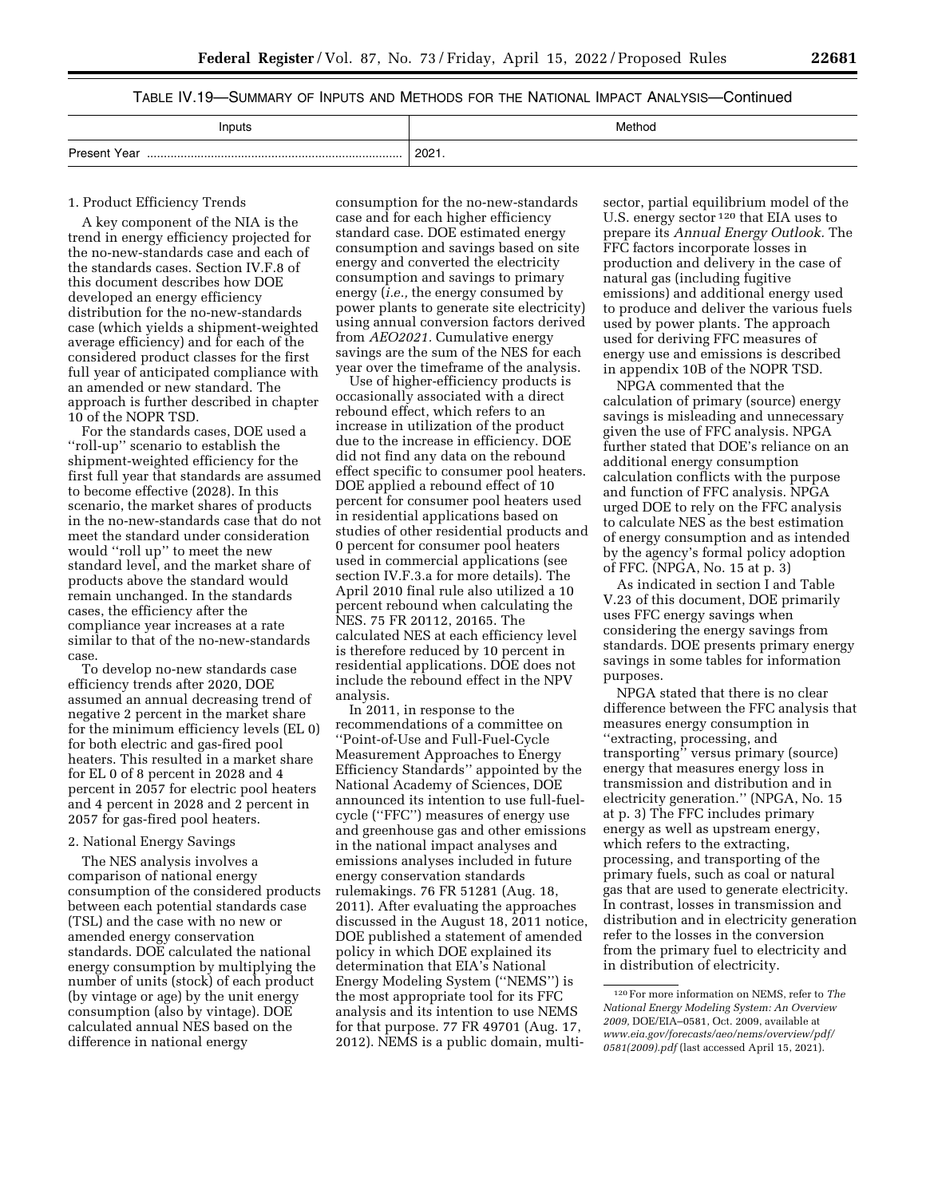TABLE IV.19—SUMMARY OF INPUTS AND METHODS FOR THE NATIONAL IMPACT ANALYSIS—Continued

| Inputs | Method |
| --- | --- |
| Present Year | 2021. |

1. Product Efficiency Trends

A key component of the NIA is the trend in energy efficiency projected for the no-new-standards case and each of the standards cases. Section IV.F.8 of this document describes how DOE developed an energy efficiency distribution for the no-new-standards case (which yields a shipment-weighted average efficiency) and for each of the considered product classes for the first full year of anticipated compliance with an amended or new standard. The approach is further described in chapter 10 of the NOPR TSD.

For the standards cases, DOE used a ''roll-up'' scenario to establish the shipment-weighted efficiency for the first full year that standards are assumed to become effective (2028). In this scenario, the market shares of products in the no-new-standards case that do not meet the standard under consideration would ''roll up'' to meet the new standard level, and the market share of products above the standard would remain unchanged. In the standards cases, the efficiency after the compliance year increases at a rate similar to that of the no-new-standards case.

To develop no-new standards case efficiency trends after 2020, DOE assumed an annual decreasing trend of negative 2 percent in the market share for the minimum efficiency levels (EL 0) for both electric and gas-fired pool heaters. This resulted in a market share for EL 0 of 8 percent in 2028 and 4 percent in 2057 for electric pool heaters and 4 percent in 2028 and 2 percent in 2057 for gas-fired pool heaters.

2. National Energy Savings

The NES analysis involves a comparison of national energy consumption of the considered products between each potential standards case (TSL) and the case with no new or amended energy conservation standards. DOE calculated the national energy consumption by multiplying the number of units (stock) of each product (by vintage or age) by the unit energy consumption (also by vintage). DOE calculated annual NES based on the difference in national energy consumption for the no-new-standards case and for each higher efficiency standard case. DOE estimated energy consumption and savings based on site energy and converted the electricity consumption and savings to primary energy (*i.e.,* the energy consumed by power plants to generate site electricity) using annual conversion factors derived from *AEO2021.* Cumulative energy savings are the sum of the NES for each year over the timeframe of the analysis.

Use of higher-efficiency products is occasionally associated with a direct rebound effect, which refers to an increase in utilization of the product due to the increase in efficiency. DOE did not find any data on the rebound effect specific to consumer pool heaters. DOE applied a rebound effect of 10 percent for consumer pool heaters used in residential applications based on studies of other residential products and 0 percent for consumer pool heaters used in commercial applications (see section IV.F.3.a for more details). The April 2010 final rule also utilized a 10 percent rebound when calculating the NES. 75 FR 20112, 20165. The calculated NES at each efficiency level is therefore reduced by 10 percent in residential applications. DOE does not include the rebound effect in the NPV analysis.

In 2011, in response to the recommendations of a committee on ''Point-of-Use and Full-Fuel-Cycle Measurement Approaches to Energy Efficiency Standards'' appointed by the National Academy of Sciences, DOE announced its intention to use full-fuel-cycle (''FFC'') measures of energy use and greenhouse gas and other emissions in the national impact analyses and emissions analyses included in future energy conservation standards rulemakings. 76 FR 51281 (Aug. 18, 2011). After evaluating the approaches discussed in the August 18, 2011 notice, DOE published a statement of amended policy in which DOE explained its determination that EIA's National Energy Modeling System (''NEMS'') is the most appropriate tool for its FFC analysis and its intention to use NEMS for that purpose. 77 FR 49701 (Aug. 17, 2012). NEMS is a public domain, multi-sector, partial equilibrium model of the U.S. energy sector[120] that EIA uses to prepare its *Annual Energy Outlook.* The FFC factors incorporate losses in production and delivery in the case of natural gas (including fugitive emissions) and additional energy used to produce and deliver the various fuels used by power plants. The approach used for deriving FFC measures of energy use and emissions is described in appendix 10B of the NOPR TSD.

NPGA commented that the calculation of primary (source) energy savings is misleading and unnecessary given the use of FFC analysis. NPGA further stated that DOE's reliance on an additional energy consumption calculation conflicts with the purpose and function of FFC analysis. NPGA urged DOE to rely on the FFC analysis to calculate NES as the best estimation of energy consumption and as intended by the agency's formal policy adoption of FFC. (NPGA, No. 15 at p. 3)

As indicated in section I and Table V.23 of this document, DOE primarily uses FFC energy savings when considering the energy savings from standards. DOE presents primary energy savings in some tables for information purposes.

NPGA stated that there is no clear difference between the FFC analysis that measures energy consumption in ''extracting, processing, and transporting'' versus primary (source) energy that measures energy loss in transmission and distribution and in electricity generation.'' (NPGA, No. 15 at p. 3) The FFC includes primary energy as well as upstream energy, which refers to the extracting, processing, and transporting of the primary fuels, such as coal or natural gas that are used to generate electricity. In contrast, losses in transmission and distribution and in electricity generation refer to the losses in the conversion from the primary fuel to electricity and in distribution of electricity.

[120] For more information on NEMS, refer to *The National Energy Modeling System: An Overview 2009,* DOE/EIA–0581, Oct. 2009, available at *www.eia.gov/forecasts/aeo/nems/overview/pdf/0581(2009).pdf* (last accessed April 15, 2021).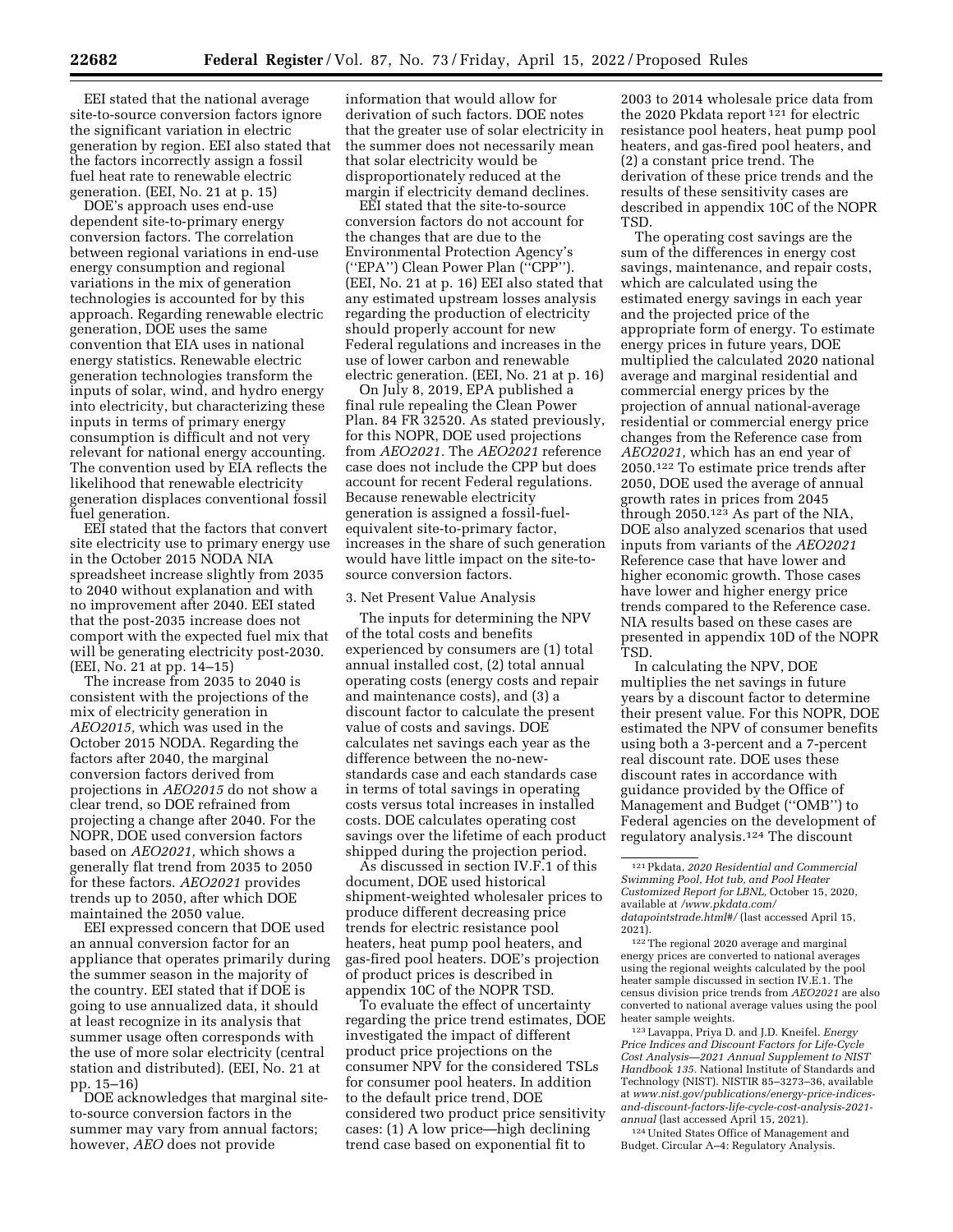EEI stated that the national average site-to-source conversion factors ignore the significant variation in electric generation by region. EEI also stated that the factors incorrectly assign a fossil fuel heat rate to renewable electric generation. (EEI, No. 21 at p. 15)

DOE's approach uses end-use dependent site-to-primary energy conversion factors. The correlation between regional variations in end-use energy consumption and regional variations in the mix of generation technologies is accounted for by this approach. Regarding renewable electric generation, DOE uses the same convention that EIA uses in national energy statistics. Renewable electric generation technologies transform the inputs of solar, wind, and hydro energy into electricity, but characterizing these inputs in terms of primary energy consumption is difficult and not very relevant for national energy accounting. The convention used by EIA reflects the likelihood that renewable electricity generation displaces conventional fossil fuel generation.

EEI stated that the factors that convert site electricity use to primary energy use in the October 2015 NODA NIA spreadsheet increase slightly from 2035 to 2040 without explanation and with no improvement after 2040. EEI stated that the post-2035 increase does not comport with the expected fuel mix that will be generating electricity post-2030. (EEI, No. 21 at pp. 14–15)

The increase from 2035 to 2040 is consistent with the projections of the mix of electricity generation in *AEO2015,* which was used in the October 2015 NODA. Regarding the factors after 2040, the marginal conversion factors derived from projections in *AEO2015* do not show a clear trend, so DOE refrained from projecting a change after 2040. For the NOPR, DOE used conversion factors based on *AEO2021,* which shows a generally flat trend from 2035 to 2050 for these factors. *AEO2021* provides trends up to 2050, after which DOE maintained the 2050 value.

EEI expressed concern that DOE used an annual conversion factor for an appliance that operates primarily during the summer season in the majority of the country. EEI stated that if DOE is going to use annualized data, it should at least recognize in its analysis that summer usage often corresponds with the use of more solar electricity (central station and distributed). (EEI, No. 21 at pp. 15–16)

DOE acknowledges that marginal site-to-source conversion factors in the summer may vary from annual factors; however, *AEO* does not provide information that would allow for derivation of such factors. DOE notes that the greater use of solar electricity in the summer does not necessarily mean that solar electricity would be disproportionately reduced at the margin if electricity demand declines.

EEI stated that the site-to-source conversion factors do not account for the changes that are due to the Environmental Protection Agency's (''EPA'') Clean Power Plan (''CPP''). (EEI, No. 21 at p. 16) EEI also stated that any estimated upstream losses analysis regarding the production of electricity should properly account for new Federal regulations and increases in the use of lower carbon and renewable electric generation. (EEI, No. 21 at p. 16)

On July 8, 2019, EPA published a final rule repealing the Clean Power Plan. 84 FR 32520. As stated previously, for this NOPR, DOE used projections from *AEO2021.* The *AEO2021* reference case does not include the CPP but does account for recent Federal regulations. Because renewable electricity generation is assigned a fossil-fuel-equivalent site-to-primary factor, increases in the share of such generation would have little impact on the site-to-source conversion factors.

3. Net Present Value Analysis

The inputs for determining the NPV of the total costs and benefits experienced by consumers are (1) total annual installed cost, (2) total annual operating costs (energy costs and repair and maintenance costs), and (3) a discount factor to calculate the present value of costs and savings. DOE calculates net savings each year as the difference between the no-new-standards case and each standards case in terms of total savings in operating costs versus total increases in installed costs. DOE calculates operating cost savings over the lifetime of each product shipped during the projection period.

As discussed in section IV.F.1 of this document, DOE used historical shipment-weighted wholesaler prices to produce different decreasing price trends for electric resistance pool heaters, heat pump pool heaters, and gas-fired pool heaters. DOE's projection of product prices is described in appendix 10C of the NOPR TSD.

To evaluate the effect of uncertainty regarding the price trend estimates, DOE investigated the impact of different product price projections on the consumer NPV for the considered TSLs for consumer pool heaters. In addition to the default price trend, DOE considered two product price sensitivity cases: (1) A low price—high declining trend case based on exponential fit to 2003 to 2014 wholesale price data from the 2020 Pkdata report [121] for electric resistance pool heaters, heat pump pool heaters, and gas-fired pool heaters, and (2) a constant price trend. The derivation of these price trends and the results of these sensitivity cases are described in appendix 10C of the NOPR TSD.

The operating cost savings are the sum of the differences in energy cost savings, maintenance, and repair costs, which are calculated using the estimated energy savings in each year and the projected price of the appropriate form of energy. To estimate energy prices in future years, DOE multiplied the calculated 2020 national average and marginal residential and commercial energy prices by the projection of annual national-average residential or commercial energy price changes from the Reference case from *AEO2021,* which has an end year of 2050.[122] To estimate price trends after 2050, DOE used the average of annual growth rates in prices from 2045 through 2050.[123] As part of the NIA, DOE also analyzed scenarios that used inputs from variants of the *AEO2021* Reference case that have lower and higher economic growth. Those cases have lower and higher energy price trends compared to the Reference case. NIA results based on these cases are presented in appendix 10D of the NOPR TSD.

In calculating the NPV, DOE multiplies the net savings in future years by a discount factor to determine their present value. For this NOPR, DOE estimated the NPV of consumer benefits using both a 3-percent and a 7-percent real discount rate. DOE uses these discount rates in accordance with guidance provided by the Office of Management and Budget (''OMB'') to Federal agencies on the development of regulatory analysis.[124] The discount

---

[121] Pkdata, *2020 Residential and Commercial Swimming Pool, Hot tub, and Pool Heater Customized Report for LBNL,* October 15, 2020, available at */www.pkdata.com/datapointstrade.html#/* (last accessed April 15, 2021).

[122] The regional 2020 average and marginal energy prices are converted to national averages using the regional weights calculated by the pool heater sample discussed in section IV.E.1. The census division price trends from *AEO2021* are also converted to national average values using the pool heater sample weights.

[123] Lavappa, Priya D. and J.D. Kneifel. *Energy Price Indices and Discount Factors for Life-Cycle Cost Analysis—2021 Annual Supplement to NIST Handbook 135.* National Institute of Standards and Technology (NIST). NISTIR 85–3273–36, available at *www.nist.gov/publications/energy-price-indices-and-discount-factors-life-cycle-cost-analysis-2021-annual* (last accessed April 15, 2021).

[124] United States Office of Management and Budget. Circular A–4: Regulatory Analysis.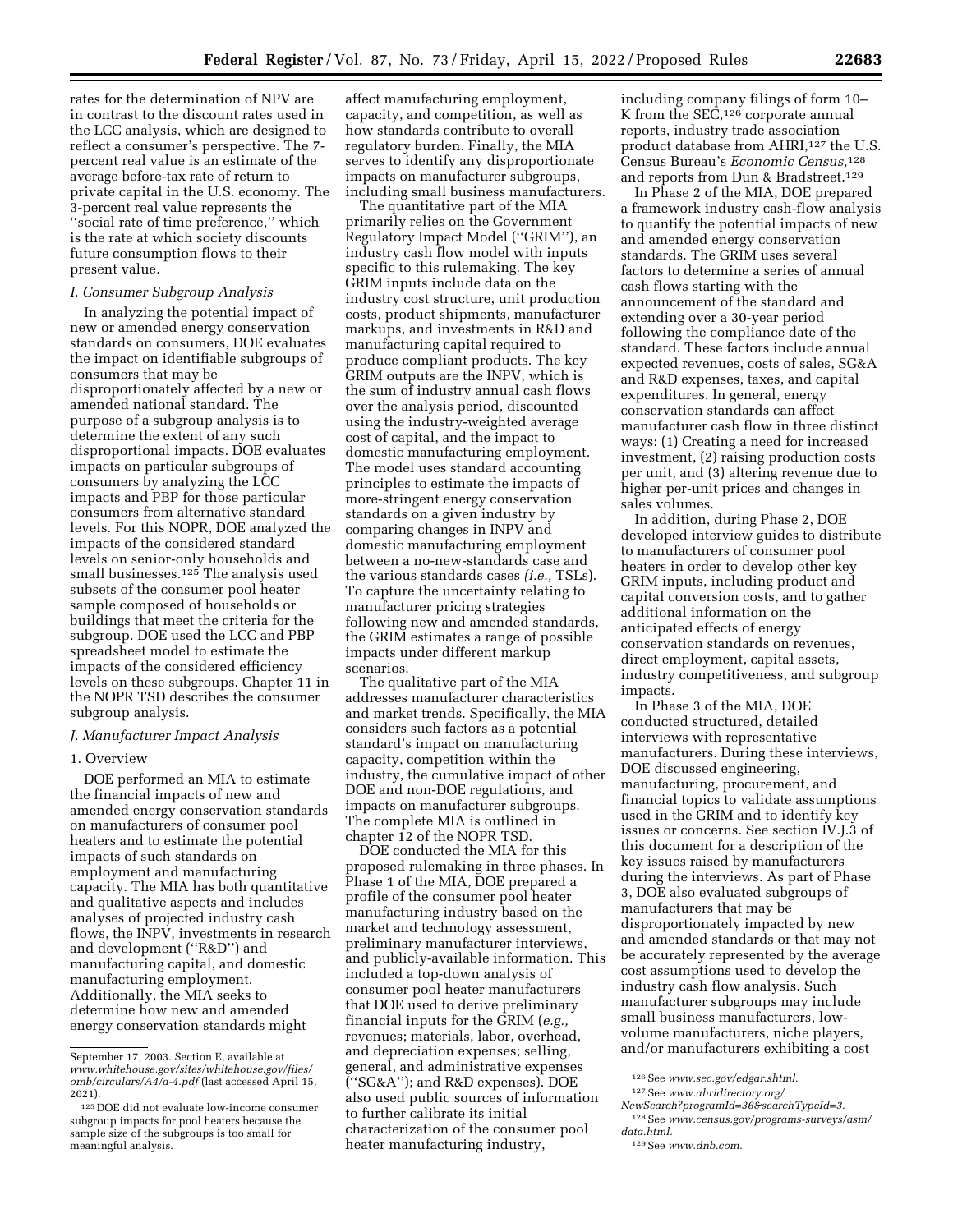rates for the determination of NPV are in contrast to the discount rates used in the LCC analysis, which are designed to reflect a consumer's perspective. The 7-percent real value is an estimate of the average before-tax rate of return to private capital in the U.S. economy. The 3-percent real value represents the ''social rate of time preference,'' which is the rate at which society discounts future consumption flows to their present value.

### I. Consumer Subgroup Analysis

In analyzing the potential impact of new or amended energy conservation standards on consumers, DOE evaluates the impact on identifiable subgroups of consumers that may be disproportionately affected by a new or amended national standard. The purpose of a subgroup analysis is to determine the extent of any such disproportional impacts. DOE evaluates impacts on particular subgroups of consumers by analyzing the LCC impacts and PBP for those particular consumers from alternative standard levels. For this NOPR, DOE analyzed the impacts of the considered standard levels on senior-only households and small businesses.[125] The analysis used subsets of the consumer pool heater sample composed of households or buildings that meet the criteria for the subgroup. DOE used the LCC and PBP spreadsheet model to estimate the impacts of the considered efficiency levels on these subgroups. Chapter 11 in the NOPR TSD describes the consumer subgroup analysis.

### J. Manufacturer Impact Analysis

#### 1. Overview

DOE performed an MIA to estimate the financial impacts of new and amended energy conservation standards on manufacturers of consumer pool heaters and to estimate the potential impacts of such standards on employment and manufacturing capacity. The MIA has both quantitative and qualitative aspects and includes analyses of projected industry cash flows, the INPV, investments in research and development (''R&D'') and manufacturing capital, and domestic manufacturing employment. Additionally, the MIA seeks to determine how new and amended energy conservation standards might affect manufacturing employment, capacity, and competition, as well as how standards contribute to overall regulatory burden. Finally, the MIA serves to identify any disproportionate impacts on manufacturer subgroups, including small business manufacturers.

The quantitative part of the MIA primarily relies on the Government Regulatory Impact Model (''GRIM''), an industry cash flow model with inputs specific to this rulemaking. The key GRIM inputs include data on the industry cost structure, unit production costs, product shipments, manufacturer markups, and investments in R&D and manufacturing capital required to produce compliant products. The key GRIM outputs are the INPV, which is the sum of industry annual cash flows over the analysis period, discounted using the industry-weighted average cost of capital, and the impact to domestic manufacturing employment. The model uses standard accounting principles to estimate the impacts of more-stringent energy conservation standards on a given industry by comparing changes in INPV and domestic manufacturing employment between a no-new-standards case and the various standards cases (*i.e.,* TSLs). To capture the uncertainty relating to manufacturer pricing strategies following new and amended standards, the GRIM estimates a range of possible impacts under different markup scenarios.

The qualitative part of the MIA addresses manufacturer characteristics and market trends. Specifically, the MIA considers such factors as a potential standard's impact on manufacturing capacity, competition within the industry, the cumulative impact of other DOE and non-DOE regulations, and impacts on manufacturer subgroups. The complete MIA is outlined in chapter 12 of the NOPR TSD.

DOE conducted the MIA for this proposed rulemaking in three phases. In Phase 1 of the MIA, DOE prepared a profile of the consumer pool heater manufacturing industry based on the market and technology assessment, preliminary manufacturer interviews, and publicly-available information. This included a top-down analysis of consumer pool heater manufacturers that DOE used to derive preliminary financial inputs for the GRIM (*e.g.,* revenues; materials, labor, overhead, and depreciation expenses; selling, general, and administrative expenses (''SG&A''); and R&D expenses). DOE also used public sources of information to further calibrate its initial characterization of the consumer pool heater manufacturing industry, including company filings of form 10–K from the SEC,[126] corporate annual reports, industry trade association product database from AHRI,[127] the U.S. Census Bureau's *Economic Census,*[128] and reports from Dun & Bradstreet.[129]

In Phase 2 of the MIA, DOE prepared a framework industry cash-flow analysis to quantify the potential impacts of new and amended energy conservation standards. The GRIM uses several factors to determine a series of annual cash flows starting with the announcement of the standard and extending over a 30-year period following the compliance date of the standard. These factors include annual expected revenues, costs of sales, SG&A and R&D expenses, taxes, and capital expenditures. In general, energy conservation standards can affect manufacturer cash flow in three distinct ways: (1) Creating a need for increased investment, (2) raising production costs per unit, and (3) altering revenue due to higher per-unit prices and changes in sales volumes.

In addition, during Phase 2, DOE developed interview guides to distribute to manufacturers of consumer pool heaters in order to develop other key GRIM inputs, including product and capital conversion costs, and to gather additional information on the anticipated effects of energy conservation standards on revenues, direct employment, capital assets, industry competitiveness, and subgroup impacts.

In Phase 3 of the MIA, DOE conducted structured, detailed interviews with representative manufacturers. During these interviews, DOE discussed engineering, manufacturing, procurement, and financial topics to validate assumptions used in the GRIM and to identify key issues or concerns. See section IV.J.3 of this document for a description of the key issues raised by manufacturers during the interviews. As part of Phase 3, DOE also evaluated subgroups of manufacturers that may be disproportionately impacted by new and amended standards or that may not be accurately represented by the average cost assumptions used to develop the industry cash flow analysis. Such manufacturer subgroups may include small business manufacturers, low-volume manufacturers, niche players, and/or manufacturers exhibiting a cost

---

September 17, 2003. Section E, available at *www.whitehouse.gov/sites/whitehouse.gov/files/omb/circulars/A4/a-4.pdf* (last accessed April 15, 2021).

[125] DOE did not evaluate low-income consumer subgroup impacts for pool heaters because the sample size of the subgroups is too small for meaningful analysis.

[126] See *www.sec.gov/edgar.shtml.*

[127] See *www.ahridirectory.org/NewSearch?programId=36&searchTypeId=3.*

[128] See *www.census.gov/programs-surveys/asm/data.html.*

[129] See *www.dnb.com.*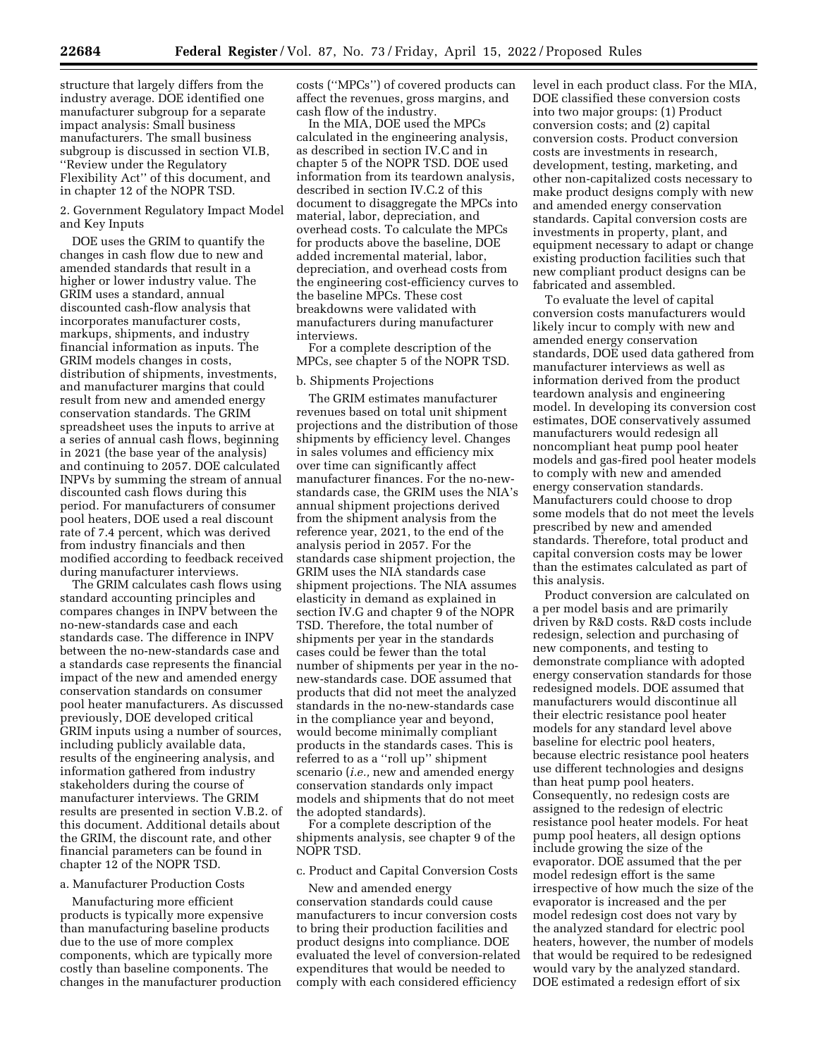structure that largely differs from the industry average. DOE identified one manufacturer subgroup for a separate impact analysis: Small business manufacturers. The small business subgroup is discussed in section VI.B, ''Review under the Regulatory Flexibility Act'' of this document, and in chapter 12 of the NOPR TSD.

2. Government Regulatory Impact Model and Key Inputs

DOE uses the GRIM to quantify the changes in cash flow due to new and amended standards that result in a higher or lower industry value. The GRIM uses a standard, annual discounted cash-flow analysis that incorporates manufacturer costs, markups, shipments, and industry financial information as inputs. The GRIM models changes in costs, distribution of shipments, investments, and manufacturer margins that could result from new and amended energy conservation standards. The GRIM spreadsheet uses the inputs to arrive at a series of annual cash flows, beginning in 2021 (the base year of the analysis) and continuing to 2057. DOE calculated INPVs by summing the stream of annual discounted cash flows during this period. For manufacturers of consumer pool heaters, DOE used a real discount rate of 7.4 percent, which was derived from industry financials and then modified according to feedback received during manufacturer interviews.

The GRIM calculates cash flows using standard accounting principles and compares changes in INPV between the no-new-standards case and each standards case. The difference in INPV between the no-new-standards case and a standards case represents the financial impact of the new and amended energy conservation standards on consumer pool heater manufacturers. As discussed previously, DOE developed critical GRIM inputs using a number of sources, including publicly available data, results of the engineering analysis, and information gathered from industry stakeholders during the course of manufacturer interviews. The GRIM results are presented in section V.B.2. of this document. Additional details about the GRIM, the discount rate, and other financial parameters can be found in chapter 12 of the NOPR TSD.

a. Manufacturer Production Costs

Manufacturing more efficient products is typically more expensive than manufacturing baseline products due to the use of more complex components, which are typically more costly than baseline components. The changes in the manufacturer production costs (''MPCs'') of covered products can affect the revenues, gross margins, and cash flow of the industry.

In the MIA, DOE used the MPCs calculated in the engineering analysis, as described in section IV.C and in chapter 5 of the NOPR TSD. DOE used information from its teardown analysis, described in section IV.C.2 of this document to disaggregate the MPCs into material, labor, depreciation, and overhead costs. To calculate the MPCs for products above the baseline, DOE added incremental material, labor, depreciation, and overhead costs from the engineering cost-efficiency curves to the baseline MPCs. These cost breakdowns were validated with manufacturers during manufacturer interviews.

For a complete description of the MPCs, see chapter 5 of the NOPR TSD.

b. Shipments Projections

The GRIM estimates manufacturer revenues based on total unit shipment projections and the distribution of those shipments by efficiency level. Changes in sales volumes and efficiency mix over time can significantly affect manufacturer finances. For the no-new-standards case, the GRIM uses the NIA's annual shipment projections derived from the shipment analysis from the reference year, 2021, to the end of the analysis period in 2057. For the standards case shipment projection, the GRIM uses the NIA standards case shipment projections. The NIA assumes elasticity in demand as explained in section IV.G and chapter 9 of the NOPR TSD. Therefore, the total number of shipments per year in the standards cases could be fewer than the total number of shipments per year in the no-new-standards case. DOE assumed that products that did not meet the analyzed standards in the no-new-standards case in the compliance year and beyond, would become minimally compliant products in the standards cases. This is referred to as a ''roll up'' shipment scenario (*i.e.,* new and amended energy conservation standards only impact models and shipments that do not meet the adopted standards).

For a complete description of the shipments analysis, see chapter 9 of the NOPR TSD.

c. Product and Capital Conversion Costs

New and amended energy conservation standards could cause manufacturers to incur conversion costs to bring their production facilities and product designs into compliance. DOE evaluated the level of conversion-related expenditures that would be needed to comply with each considered efficiency level in each product class. For the MIA, DOE classified these conversion costs into two major groups: (1) Product conversion costs; and (2) capital conversion costs. Product conversion costs are investments in research, development, testing, marketing, and other non-capitalized costs necessary to make product designs comply with new and amended energy conservation standards. Capital conversion costs are investments in property, plant, and equipment necessary to adapt or change existing production facilities such that new compliant product designs can be fabricated and assembled.

To evaluate the level of capital conversion costs manufacturers would likely incur to comply with new and amended energy conservation standards, DOE used data gathered from manufacturer interviews as well as information derived from the product teardown analysis and engineering model. In developing its conversion cost estimates, DOE conservatively assumed manufacturers would redesign all noncompliant heat pump pool heater models and gas-fired pool heater models to comply with new and amended energy conservation standards. Manufacturers could choose to drop some models that do not meet the levels prescribed by new and amended standards. Therefore, total product and capital conversion costs may be lower than the estimates calculated as part of this analysis.

Product conversion are calculated on a per model basis and are primarily driven by R&D costs. R&D costs include redesign, selection and purchasing of new components, and testing to demonstrate compliance with adopted energy conservation standards for those redesigned models. DOE assumed that manufacturers would discontinue all their electric resistance pool heater models for any standard level above baseline for electric pool heaters, because electric resistance pool heaters use different technologies and designs than heat pump pool heaters. Consequently, no redesign costs are assigned to the redesign of electric resistance pool heater models. For heat pump pool heaters, all design options include growing the size of the evaporator. DOE assumed that the per model redesign effort is the same irrespective of how much the size of the evaporator is increased and the per model redesign cost does not vary by the analyzed standard for electric pool heaters, however, the number of models that would be required to be redesigned would vary by the analyzed standard. DOE estimated a redesign effort of six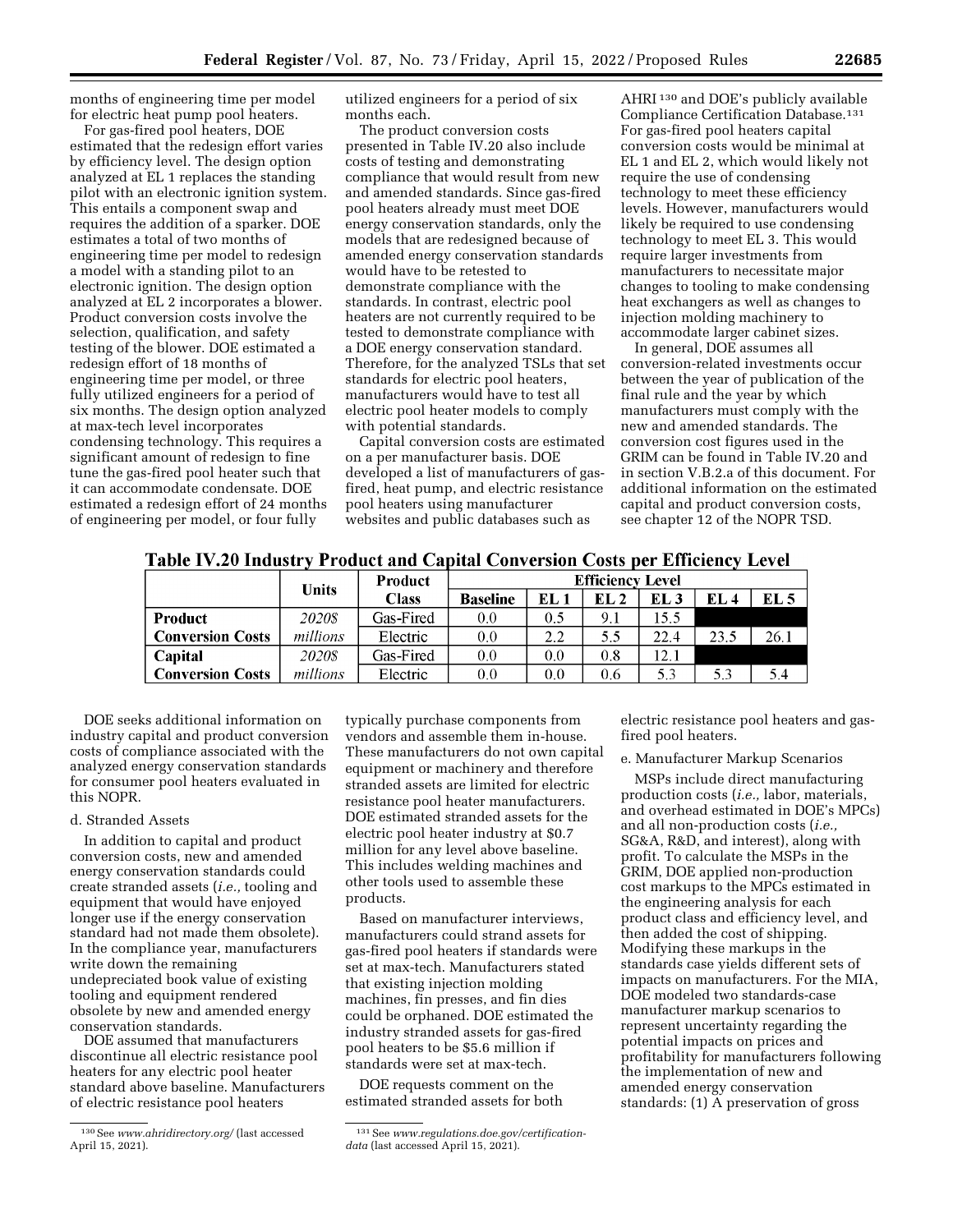months of engineering time per model for electric heat pump pool heaters.

For gas-fired pool heaters, DOE estimated that the redesign effort varies by efficiency level. The design option analyzed at EL 1 replaces the standing pilot with an electronic ignition system. This entails a component swap and requires the addition of a sparker. DOE estimates a total of two months of engineering time per model to redesign a model with a standing pilot to an electronic ignition. The design option analyzed at EL 2 incorporates a blower. Product conversion costs involve the selection, qualification, and safety testing of the blower. DOE estimated a redesign effort of 18 months of engineering time per model, or three fully utilized engineers for a period of six months. The design option analyzed at max-tech level incorporates condensing technology. This requires a significant amount of redesign to fine tune the gas-fired pool heater such that it can accommodate condensate. DOE estimated a redesign effort of 24 months of engineering per model, or four fully utilized engineers for a period of six months each.

The product conversion costs presented in Table IV.20 also include costs of testing and demonstrating compliance that would result from new and amended standards. Since gas-fired pool heaters already must meet DOE energy conservation standards, only the models that are redesigned because of amended energy conservation standards would have to be retested to demonstrate compliance with the standards. In contrast, electric pool heaters are not currently required to be tested to demonstrate compliance with a DOE energy conservation standard. Therefore, for the analyzed TSLs that set standards for electric pool heaters, manufacturers would have to test all electric pool heater models to comply with potential standards.

Capital conversion costs are estimated on a per manufacturer basis. DOE developed a list of manufacturers of gas-fired, heat pump, and electric resistance pool heaters using manufacturer websites and public databases such as AHRI[130] and DOE's publicly available Compliance Certification Database.[131] For gas-fired pool heaters capital conversion costs would be minimal at EL 1 and EL 2, which would likely not require the use of condensing technology to meet these efficiency levels. However, manufacturers would likely be required to use condensing technology to meet EL 3. This would require larger investments from manufacturers to necessitate major changes to tooling to make condensing heat exchangers as well as changes to injection molding machinery to accommodate larger cabinet sizes.

In general, DOE assumes all conversion-related investments occur between the year of publication of the final rule and the year by which manufacturers must comply with the new and amended standards. The conversion cost figures used in the GRIM can be found in Table IV.20 and in section V.B.2.a of this document. For additional information on the estimated capital and product conversion costs, see chapter 12 of the NOPR TSD.

**Table IV.20 Industry Product and Capital Conversion Costs per Efficiency Level**

| | Units | Product Class | Efficiency Level | | | | | |
|---|---|---|---|---|---|---|---|---|
| | | | Baseline | EL 1 | EL 2 | EL 3 | EL 4 | EL 5 |
| **Product Conversion Costs** | *2020$ millions* | Gas-Fired | 0.0 | 0.5 | 9.1 | 15.5 | | |
| | | Electric | 0.0 | 2.2 | 5.5 | 22.4 | 23.5 | 26.1 |
| **Capital Conversion Costs** | *2020$ millions* | Gas-Fired | 0.0 | 0.0 | 0.8 | 12.1 | | |
| | | Electric | 0.0 | 0.0 | 0.6 | 5.3 | 5.3 | 5.4 |

DOE seeks additional information on industry capital and product conversion costs of compliance associated with the analyzed energy conservation standards for consumer pool heaters evaluated in this NOPR.

d. Stranded Assets

In addition to capital and product conversion costs, new and amended energy conservation standards could create stranded assets (*i.e.,* tooling and equipment that would have enjoyed longer use if the energy conservation standard had not made them obsolete). In the compliance year, manufacturers write down the remaining undepreciated book value of existing tooling and equipment rendered obsolete by new and amended energy conservation standards.

DOE assumed that manufacturers discontinue all electric resistance pool heaters for any electric pool heater standard above baseline. Manufacturers of electric resistance pool heaters typically purchase components from vendors and assemble them in-house. These manufacturers do not own capital equipment or machinery and therefore stranded assets are limited for electric resistance pool heater manufacturers. DOE estimated stranded assets for the electric pool heater industry at $0.7 million for any level above baseline. This includes welding machines and other tools used to assemble these products.

Based on manufacturer interviews, manufacturers could strand assets for gas-fired pool heaters if standards were set at max-tech. Manufacturers stated that existing injection molding machines, fin presses, and fin dies could be orphaned. DOE estimated the industry stranded assets for gas-fired pool heaters to be $5.6 million if standards were set at max-tech.

DOE requests comment on the estimated stranded assets for both electric resistance pool heaters and gas-fired pool heaters.

e. Manufacturer Markup Scenarios

MSPs include direct manufacturing production costs (*i.e.,* labor, materials, and overhead estimated in DOE's MPCs) and all non-production costs (*i.e.,* SG&A, R&D, and interest), along with profit. To calculate the MSPs in the GRIM, DOE applied non-production cost markups to the MPCs estimated in the engineering analysis for each product class and efficiency level, and then added the cost of shipping. Modifying these markups in the standards case yields different sets of impacts on manufacturers. For the MIA, DOE modeled two standards-case manufacturer markup scenarios to represent uncertainty regarding the potential impacts on prices and profitability for manufacturers following the implementation of new and amended energy conservation standards: (1) A preservation of gross

[130] See *www.ahridirectory.org/* (last accessed April 15, 2021).

[131] See *www.regulations.doe.gov/certification-data* (last accessed April 15, 2021).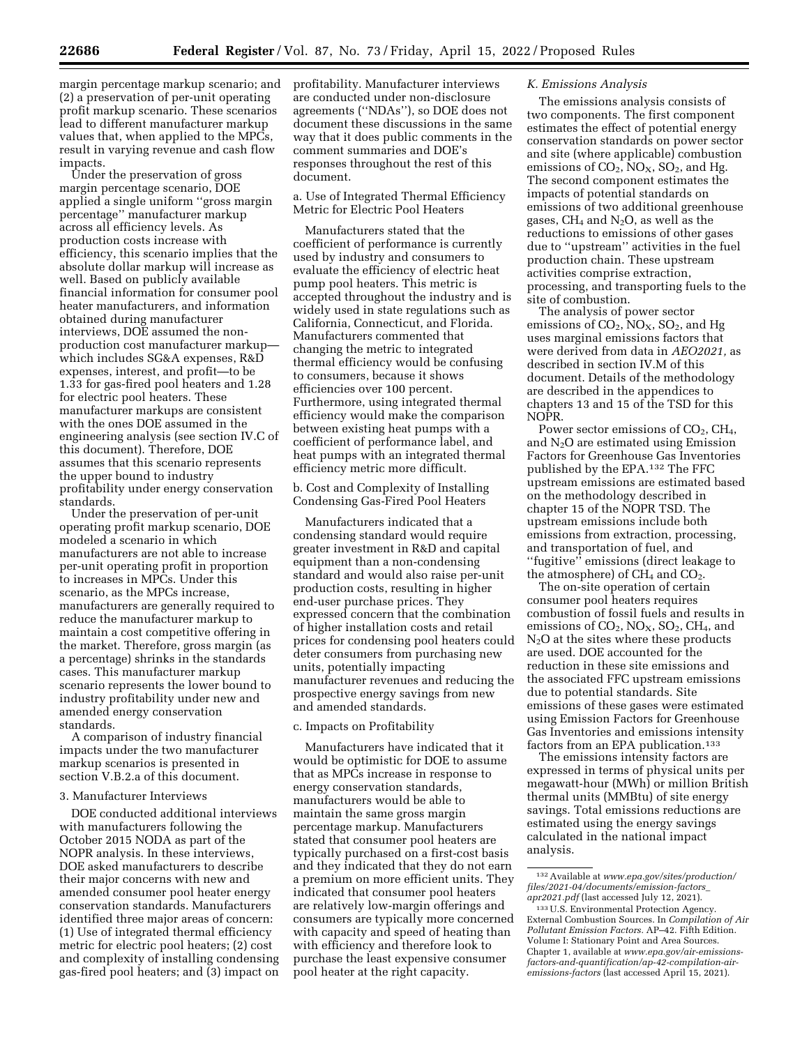margin percentage markup scenario; and (2) a preservation of per-unit operating profit markup scenario. These scenarios lead to different manufacturer markup values that, when applied to the MPCs, result in varying revenue and cash flow impacts.

Under the preservation of gross margin percentage scenario, DOE applied a single uniform ''gross margin percentage'' manufacturer markup across all efficiency levels. As production costs increase with efficiency, this scenario implies that the absolute dollar markup will increase as well. Based on publicly available financial information for consumer pool heater manufacturers, and information obtained during manufacturer interviews, DOE assumed the non-production cost manufacturer markup—which includes SG&A expenses, R&D expenses, interest, and profit—to be 1.33 for gas-fired pool heaters and 1.28 for electric pool heaters. These manufacturer markups are consistent with the ones DOE assumed in the engineering analysis (see section IV.C of this document). Therefore, DOE assumes that this scenario represents the upper bound to industry profitability under energy conservation standards.

Under the preservation of per-unit operating profit markup scenario, DOE modeled a scenario in which manufacturers are not able to increase per-unit operating profit in proportion to increases in MPCs. Under this scenario, as the MPCs increase, manufacturers are generally required to reduce the manufacturer markup to maintain a cost competitive offering in the market. Therefore, gross margin (as a percentage) shrinks in the standards cases. This manufacturer markup scenario represents the lower bound to industry profitability under new and amended energy conservation standards.

A comparison of industry financial impacts under the two manufacturer markup scenarios is presented in section V.B.2.a of this document.

### 3. Manufacturer Interviews

DOE conducted additional interviews with manufacturers following the October 2015 NODA as part of the NOPR analysis. In these interviews, DOE asked manufacturers to describe their major concerns with new and amended consumer pool heater energy conservation standards. Manufacturers identified three major areas of concern: (1) Use of integrated thermal efficiency metric for electric pool heaters; (2) cost and complexity of installing condensing gas-fired pool heaters; and (3) impact on profitability. Manufacturer interviews are conducted under non-disclosure agreements (''NDAs''), so DOE does not document these discussions in the same way that it does public comments in the comment summaries and DOE's responses throughout the rest of this document.

#### a. Use of Integrated Thermal Efficiency Metric for Electric Pool Heaters

Manufacturers stated that the coefficient of performance is currently used by industry and consumers to evaluate the efficiency of electric heat pump pool heaters. This metric is accepted throughout the industry and is widely used in state regulations such as California, Connecticut, and Florida. Manufacturers commented that changing the metric to integrated thermal efficiency would be confusing to consumers, because it shows efficiencies over 100 percent. Furthermore, using integrated thermal efficiency would make the comparison between existing heat pumps with a coefficient of performance label, and heat pumps with an integrated thermal efficiency metric more difficult.

#### b. Cost and Complexity of Installing Condensing Gas-Fired Pool Heaters

Manufacturers indicated that a condensing standard would require greater investment in R&D and capital equipment than a non-condensing standard and would also raise per-unit production costs, resulting in higher end-user purchase prices. They expressed concern that the combination of higher installation costs and retail prices for condensing pool heaters could deter consumers from purchasing new units, potentially impacting manufacturer revenues and reducing the prospective energy savings from new and amended standards.

#### c. Impacts on Profitability

Manufacturers have indicated that it would be optimistic for DOE to assume that as MPCs increase in response to energy conservation standards, manufacturers would be able to maintain the same gross margin percentage markup. Manufacturers stated that consumer pool heaters are typically purchased on a first-cost basis and they indicated that they do not earn a premium on more efficient units. They indicated that consumer pool heaters are relatively low-margin offerings and consumers are typically more concerned with capacity and speed of heating than with efficiency and therefore look to purchase the least expensive consumer pool heater at the right capacity.

## K. Emissions Analysis

The emissions analysis consists of two components. The first component estimates the effect of potential energy conservation standards on power sector and site (where applicable) combustion emissions of $CO_2$, $NO_X$, $SO_2$, and Hg. The second component estimates the impacts of potential standards on emissions of two additional greenhouse gases, $CH_4$ and $N_2O$, as well as the reductions to emissions of other gases due to ''upstream'' activities in the fuel production chain. These upstream activities comprise extraction, processing, and transporting fuels to the site of combustion.

The analysis of power sector emissions of $CO_2$, $NO_X$, $SO_2$, and Hg uses marginal emissions factors that were derived from data in *AEO2021,* as described in section IV.M of this document. Details of the methodology are described in the appendices to chapters 13 and 15 of the TSD for this NOPR.

Power sector emissions of $CO_2$, $CH_4$, and $N_2O$ are estimated using Emission Factors for Greenhouse Gas Inventories published by the EPA.[132] The FFC upstream emissions are estimated based on the methodology described in chapter 15 of the NOPR TSD. The upstream emissions include both emissions from extraction, processing, and transportation of fuel, and ''fugitive'' emissions (direct leakage to the atmosphere) of $CH_4$ and $CO_2$.

The on-site operation of certain consumer pool heaters requires combustion of fossil fuels and results in emissions of $CO_2$, $NO_X$, $SO_2$, $CH_4$, and $N_2O$ at the sites where these products are used. DOE accounted for the reduction in these site emissions and the associated FFC upstream emissions due to potential standards. Site emissions of these gases were estimated using Emission Factors for Greenhouse Gas Inventories and emissions intensity factors from an EPA publication.[133]

The emissions intensity factors are expressed in terms of physical units per megawatt-hour (MWh) or million British thermal units (MMBtu) of site energy savings. Total emissions reductions are estimated using the energy savings calculated in the national impact analysis.

[132] Available at *www.epa.gov/sites/production/files/2021-04/documents/emission-factors_apr2021.pdf* (last accessed July 12, 2021).

[133] U.S. Environmental Protection Agency. External Combustion Sources. In *Compilation of Air Pollutant Emission Factors.* AP–42. Fifth Edition. Volume I: Stationary Point and Area Sources. Chapter 1, available at *www.epa.gov/air-emissions-factors-and-quantification/ap-42-compilation-air-emissions-factors* (last accessed April 15, 2021).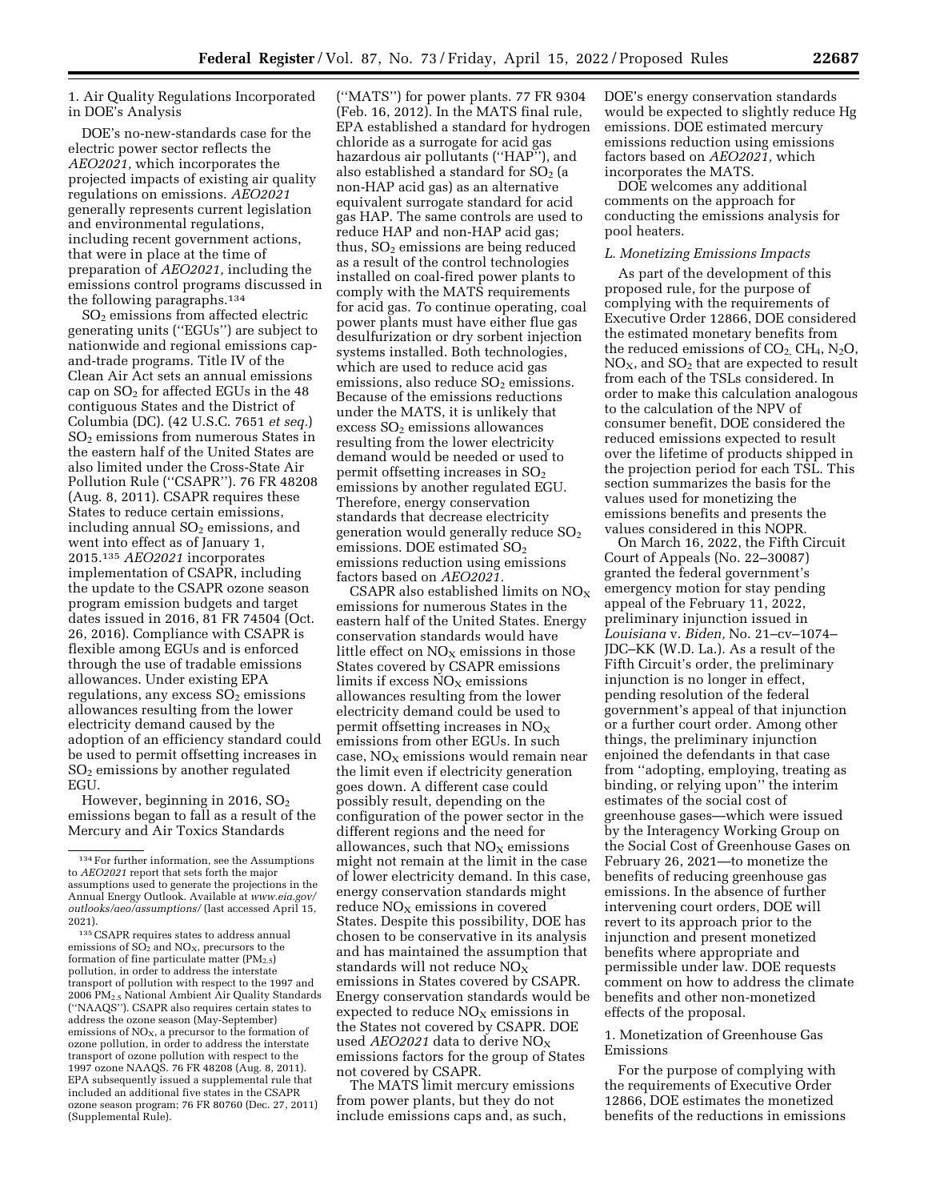1. Air Quality Regulations Incorporated in DOE's Analysis

DOE's no-new-standards case for the electric power sector reflects the *AEO2021,* which incorporates the projected impacts of existing air quality regulations on emissions. *AEO2021* generally represents current legislation and environmental regulations, including recent government actions, that were in place at the time of preparation of *AEO2021,* including the emissions control programs discussed in the following paragraphs.[134]

$SO_2$ emissions from affected electric generating units ("EGUs") are subject to nationwide and regional emissions cap-and-trade programs. Title IV of the Clean Air Act sets an annual emissions cap on $SO_2$ for affected EGUs in the 48 contiguous States and the District of Columbia (DC). (42 U.S.C. 7651 *et seq.*) $SO_2$ emissions from numerous States in the eastern half of the United States are also limited under the Cross-State Air Pollution Rule ("CSAPR"). 76 FR 48208 (Aug. 8, 2011). CSAPR requires these States to reduce certain emissions, including annual $SO_2$ emissions, and went into effect as of January 1, 2015.[135] *AEO2021* incorporates implementation of CSAPR, including the update to the CSAPR ozone season program emission budgets and target dates issued in 2016, 81 FR 74504 (Oct. 26, 2016). Compliance with CSAPR is flexible among EGUs and is enforced through the use of tradable emissions allowances. Under existing EPA regulations, any excess $SO_2$ emissions allowances resulting from the lower electricity demand caused by the adoption of an efficiency standard could be used to permit offsetting increases in $SO_2$ emissions by another regulated EGU.

However, beginning in 2016, $SO_2$ emissions began to fall as a result of the Mercury and Air Toxics Standards ("MATS") for power plants. 77 FR 9304 (Feb. 16, 2012). In the MATS final rule, EPA established a standard for hydrogen chloride as a surrogate for acid gas hazardous air pollutants ("HAP"), and also established a standard for $SO_2$ (a non-HAP acid gas) as an alternative equivalent surrogate standard for acid gas HAP. The same controls are used to reduce HAP and non-HAP acid gas; thus, $SO_2$ emissions are being reduced as a result of the control technologies installed on coal-fired power plants to comply with the MATS requirements for acid gas. To continue operating, coal power plants must have either flue gas desulfurization or dry sorbent injection systems installed. Both technologies, which are used to reduce acid gas emissions, also reduce $SO_2$ emissions. Because of the emissions reductions under the MATS, it is unlikely that excess $SO_2$ emissions allowances resulting from the lower electricity demand would be needed or used to permit offsetting increases in $SO_2$ emissions by another regulated EGU. Therefore, energy conservation standards that decrease electricity generation would generally reduce $SO_2$ emissions. DOE estimated $SO_2$ emissions reduction using emissions factors based on *AEO2021.*

CSAPR also established limits on $NO_X$ emissions for numerous States in the eastern half of the United States. Energy conservation standards would have little effect on $NO_X$ emissions in those States covered by CSAPR emissions limits if excess $NO_X$ emissions allowances resulting from the lower electricity demand could be used to permit offsetting increases in $NO_X$ emissions from other EGUs. In such case, $NO_X$ emissions would remain near the limit even if electricity generation goes down. A different case could possibly result, depending on the configuration of the power sector in the different regions and the need for allowances, such that $NO_X$ emissions might not remain at the limit in the case of lower electricity demand. In this case, energy conservation standards might reduce $NO_X$ emissions in covered States. Despite this possibility, DOE has chosen to be conservative in its analysis and has maintained the assumption that standards will not reduce $NO_X$ emissions in States covered by CSAPR. Energy conservation standards would be expected to reduce $NO_X$ emissions in the States not covered by CSAPR. DOE used *AEO2021* data to derive $NO_X$ emissions factors for the group of States not covered by CSAPR.

The MATS limit mercury emissions from power plants, but they do not include emissions caps and, as such, DOE's energy conservation standards would be expected to slightly reduce Hg emissions. DOE estimated mercury emissions reduction using emissions factors based on *AEO2021,* which incorporates the MATS.

DOE welcomes any additional comments on the approach for conducting the emissions analysis for pool heaters.

### *L. Monetizing Emissions Impacts*

As part of the development of this proposed rule, for the purpose of complying with the requirements of Executive Order 12866, DOE considered the estimated monetary benefits from the reduced emissions of $CO_2$, $CH_4$, $N_2O$, $NO_X$, and $SO_2$ that are expected to result from each of the TSLs considered. In order to make this calculation analogous to the calculation of the NPV of consumer benefit, DOE considered the reduced emissions expected to result over the lifetime of products shipped in the projection period for each TSL. This section summarizes the basis for the values used for monetizing the emissions benefits and presents the values considered in this NOPR.

On March 16, 2022, the Fifth Circuit Court of Appeals (No. 22–30087) granted the federal government's emergency motion for stay pending appeal of the February 11, 2022, preliminary injunction issued in *Louisiana* v. *Biden,* No. 21–cv–1074–JDC–KK (W.D. La.). As a result of the Fifth Circuit's order, the preliminary injunction is no longer in effect, pending resolution of the federal government's appeal of that injunction or a further court order. Among other things, the preliminary injunction enjoined the defendants in that case from "adopting, employing, treating as binding, or relying upon" the interim estimates of the social cost of greenhouse gases—which were issued by the Interagency Working Group on the Social Cost of Greenhouse Gases on February 26, 2021—to monetize the benefits of reducing greenhouse gas emissions. In the absence of further intervening court orders, DOE will revert to its approach prior to the injunction and present monetized benefits where appropriate and permissible under law. DOE requests comment on how to address the climate benefits and other non-monetized effects of the proposal.

1. Monetization of Greenhouse Gas Emissions

For the purpose of complying with the requirements of Executive Order 12866, DOE estimates the monetized benefits of the reductions in emissions

---

[134] For further information, see the Assumptions to *AEO2021* report that sets forth the major assumptions used to generate the projections in the Annual Energy Outlook. Available at *www.eia.gov/outlooks/aeo/assumptions/* (last accessed April 15, 2021).

[135] CSAPR requires states to address annual emissions of $SO_2$ and $NO_X$, precursors to the formation of fine particulate matter ($PM_{2.5}$) pollution, in order to address the interstate transport of pollution with respect to the 1997 and 2006 $PM_{2.5}$ National Ambient Air Quality Standards ("NAAQS"). CSAPR also requires certain states to address the ozone season (May-September) emissions of $NO_X$, a precursor to the formation of ozone pollution, in order to address the interstate transport of ozone pollution with respect to the 1997 ozone NAAQS. 76 FR 48208 (Aug. 8, 2011). EPA subsequently issued a supplemental rule that included an additional five states in the CSAPR ozone season program; 76 FR 80760 (Dec. 27, 2011) (Supplemental Rule).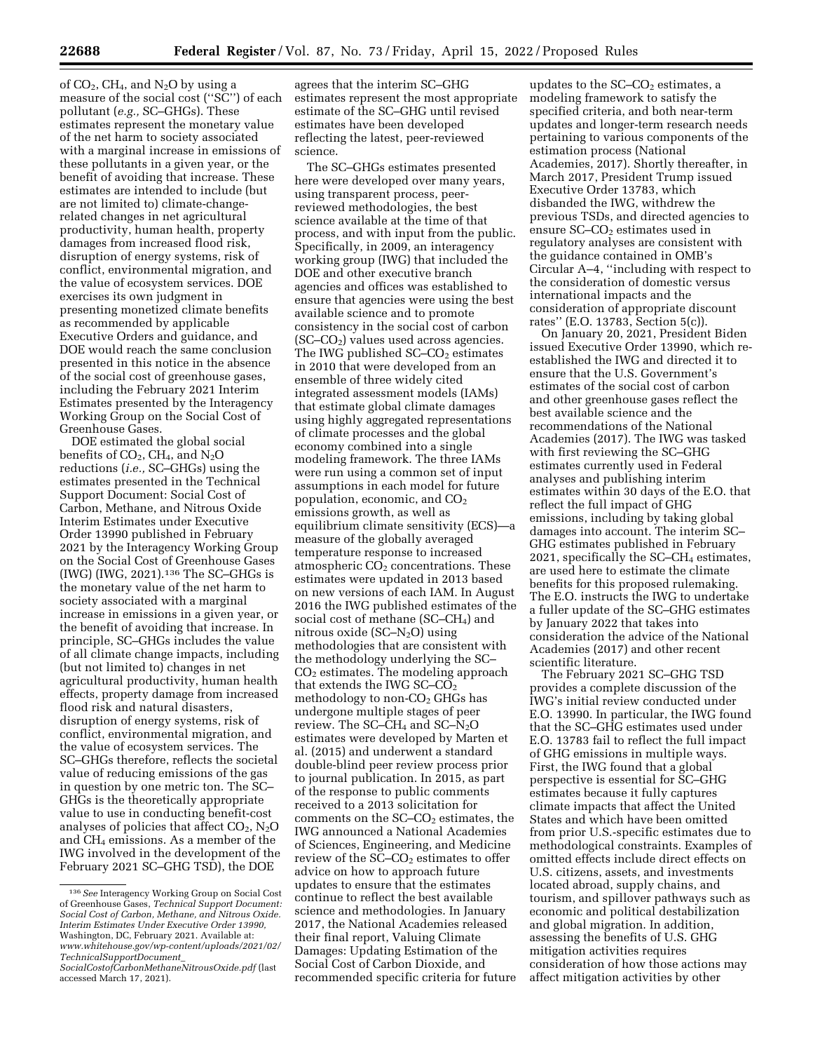of $CO_2$, $CH_4$, and $N_2O$ by using a measure of the social cost (''SC'') of each pollutant (*e.g.,* SC–GHGs). These estimates represent the monetary value of the net harm to society associated with a marginal increase in emissions of these pollutants in a given year, or the benefit of avoiding that increase. These estimates are intended to include (but are not limited to) climate-change-related changes in net agricultural productivity, human health, property damages from increased flood risk, disruption of energy systems, risk of conflict, environmental migration, and the value of ecosystem services. DOE exercises its own judgment in presenting monetized climate benefits as recommended by applicable Executive Orders and guidance, and DOE would reach the same conclusion presented in this notice in the absence of the social cost of greenhouse gases, including the February 2021 Interim Estimates presented by the Interagency Working Group on the Social Cost of Greenhouse Gases.

DOE estimated the global social benefits of $CO_2$, $CH_4$, and $N_2O$ reductions (*i.e.,* SC–GHGs) using the estimates presented in the Technical Support Document: Social Cost of Carbon, Methane, and Nitrous Oxide Interim Estimates under Executive Order 13990 published in February 2021 by the Interagency Working Group on the Social Cost of Greenhouse Gases (IWG) (IWG, 2021).[136] The SC–GHGs is the monetary value of the net harm to society associated with a marginal increase in emissions in a given year, or the benefit of avoiding that increase. In principle, SC–GHGs includes the value of all climate change impacts, including (but not limited to) changes in net agricultural productivity, human health effects, property damage from increased flood risk and natural disasters, disruption of energy systems, risk of conflict, environmental migration, and the value of ecosystem services. The SC–GHGs therefore, reflects the societal value of reducing emissions of the gas in question by one metric ton. The SC–GHGs is the theoretically appropriate value to use in conducting benefit-cost analyses of policies that affect $CO_2$, $N_2O$ and $CH_4$ emissions. As a member of the IWG involved in the development of the February 2021 SC–GHG TSD), the DOE agrees that the interim SC–GHG estimates represent the most appropriate estimate of the SC–GHG until revised estimates have been developed reflecting the latest, peer-reviewed science.

The SC–GHGs estimates presented here were developed over many years, using transparent process, peer-reviewed methodologies, the best science available at the time of that process, and with input from the public. Specifically, in 2009, an interagency working group (IWG) that included the DOE and other executive branch agencies and offices was established to ensure that agencies were using the best available science and to promote consistency in the social cost of carbon (SC–$CO_2$) values used across agencies. The IWG published SC–$CO_2$ estimates in 2010 that were developed from an ensemble of three widely cited integrated assessment models (IAMs) that estimate global climate damages using highly aggregated representations of climate processes and the global economy combined into a single modeling framework. The three IAMs were run using a common set of input assumptions in each model for future population, economic, and $CO_2$ emissions growth, as well as equilibrium climate sensitivity (ECS)—a measure of the globally averaged temperature response to increased atmospheric $CO_2$ concentrations. These estimates were updated in 2013 based on new versions of each IAM. In August 2016 the IWG published estimates of the social cost of methane (SC–$CH_4$) and nitrous oxide (SC–$N_2O$) using methodologies that are consistent with the methodology underlying the SC–$CO_2$ estimates. The modeling approach that extends the IWG SC–$CO_2$ methodology to non-$CO_2$ GHGs has undergone multiple stages of peer review. The SC–$CH_4$ and SC–$N_2O$ estimates were developed by Marten et al. (2015) and underwent a standard double-blind peer review process prior to journal publication. In 2015, as part of the response to public comments received to a 2013 solicitation for comments on the SC–$CO_2$ estimates, the IWG announced a National Academies of Sciences, Engineering, and Medicine review of the SC–$CO_2$ estimates to offer advice on how to approach future updates to ensure that the estimates continue to reflect the best available science and methodologies. In January 2017, the National Academies released their final report, Valuing Climate Damages: Updating Estimation of the Social Cost of Carbon Dioxide, and recommended specific criteria for future updates to the SC–$CO_2$ estimates, a modeling framework to satisfy the specified criteria, and both near-term updates and longer-term research needs pertaining to various components of the estimation process (National Academies, 2017). Shortly thereafter, in March 2017, President Trump issued Executive Order 13783, which disbanded the IWG, withdrew the previous TSDs, and directed agencies to ensure SC–$CO_2$ estimates used in regulatory analyses are consistent with the guidance contained in OMB's Circular A–4, ''including with respect to the consideration of domestic versus international impacts and the consideration of appropriate discount rates'' (E.O. 13783, Section 5(c)).

On January 20, 2021, President Biden issued Executive Order 13990, which re-established the IWG and directed it to ensure that the U.S. Government's estimates of the social cost of carbon and other greenhouse gases reflect the best available science and the recommendations of the National Academies (2017). The IWG was tasked with first reviewing the SC–GHG estimates currently used in Federal analyses and publishing interim estimates within 30 days of the E.O. that reflect the full impact of GHG emissions, including by taking global damages into account. The interim SC–GHG estimates published in February 2021, specifically the SC–$CH_4$ estimates, are used here to estimate the climate benefits for this proposed rulemaking. The E.O. instructs the IWG to undertake a fuller update of the SC–GHG estimates by January 2022 that takes into consideration the advice of the National Academies (2017) and other recent scientific literature.

The February 2021 SC–GHG TSD provides a complete discussion of the IWG's initial review conducted under E.O. 13990. In particular, the IWG found that the SC–GHG estimates used under E.O. 13783 fail to reflect the full impact of GHG emissions in multiple ways. First, the IWG found that a global perspective is essential for SC–GHG estimates because it fully captures climate impacts that affect the United States and which have been omitted from prior U.S.-specific estimates due to methodological constraints. Examples of omitted effects include direct effects on U.S. citizens, assets, and investments located abroad, supply chains, and tourism, and spillover pathways such as economic and political destabilization and global migration. In addition, assessing the benefits of U.S. GHG mitigation activities requires consideration of how those actions may affect mitigation activities by other

[136] *See* Interagency Working Group on Social Cost of Greenhouse Gases, *Technical Support Document: Social Cost of Carbon, Methane, and Nitrous Oxide. Interim Estimates Under Executive Order 13990,* Washington, DC, February 2021. Available at: *www.whitehouse.gov/wp-content/uploads/2021/02/TechnicalSupportDocument_SocialCostofCarbonMethaneNitrousOxide.pdf* (last accessed March 17, 2021).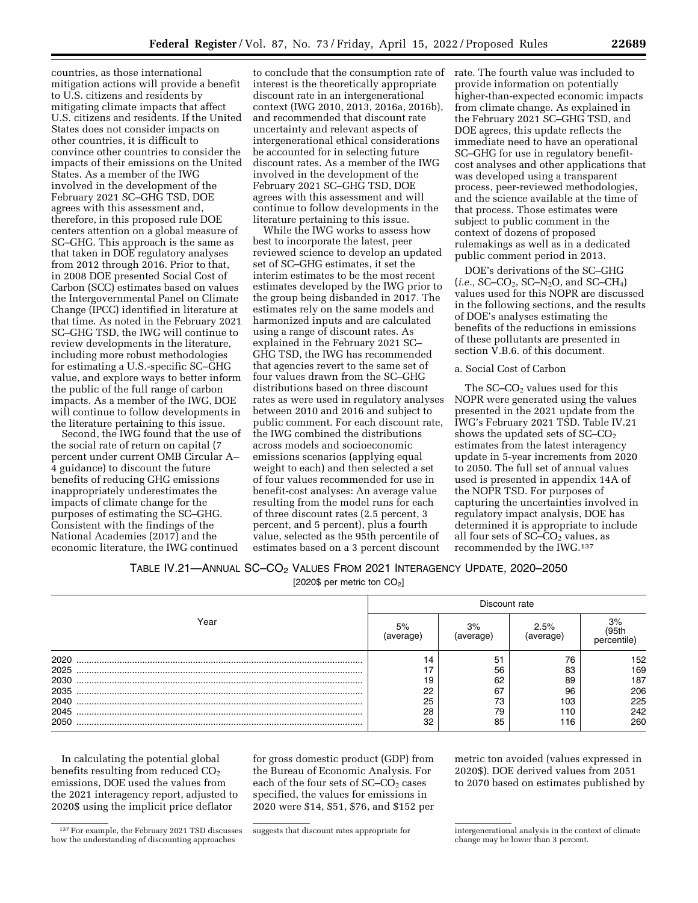countries, as those international mitigation actions will provide a benefit to U.S. citizens and residents by mitigating climate impacts that affect U.S. citizens and residents. If the United States does not consider impacts on other countries, it is difficult to convince other countries to consider the impacts of their emissions on the United States. As a member of the IWG involved in the development of the February 2021 SC–GHG TSD, DOE agrees with this assessment and, therefore, in this proposed rule DOE centers attention on a global measure of SC–GHG. This approach is the same as that taken in DOE regulatory analyses from 2012 through 2016. Prior to that, in 2008 DOE presented Social Cost of Carbon (SCC) estimates based on values the Intergovernmental Panel on Climate Change (IPCC) identified in literature at that time. As noted in the February 2021 SC–GHG TSD, the IWG will continue to review developments in the literature, including more robust methodologies for estimating a U.S.-specific SC–GHG value, and explore ways to better inform the public of the full range of carbon impacts. As a member of the IWG, DOE will continue to follow developments in the literature pertaining to this issue.

Second, the IWG found that the use of the social rate of return on capital (7 percent under current OMB Circular A–4 guidance) to discount the future benefits of reducing GHG emissions inappropriately underestimates the impacts of climate change for the purposes of estimating the SC–GHG. Consistent with the findings of the National Academies (2017) and the economic literature, the IWG continued to conclude that the consumption rate of interest is the theoretically appropriate discount rate in an intergenerational context (IWG 2010, 2013, 2016a, 2016b), and recommended that discount rate uncertainty and relevant aspects of intergenerational ethical considerations be accounted for in selecting future discount rates. As a member of the IWG involved in the development of the February 2021 SC–GHG TSD, DOE agrees with this assessment and will continue to follow developments in the literature pertaining to this issue.

While the IWG works to assess how best to incorporate the latest, peer reviewed science to develop an updated set of SC–GHG estimates, it set the interim estimates to be the most recent estimates developed by the IWG prior to the group being disbanded in 2017. The estimates rely on the same models and harmonized inputs and are calculated using a range of discount rates. As explained in the February 2021 SC–GHG TSD, the IWG has recommended that agencies revert to the same set of four values drawn from the SC–GHG distributions based on three discount rates as were used in regulatory analyses between 2010 and 2016 and subject to public comment. For each discount rate, the IWG combined the distributions across models and socioeconomic emissions scenarios (applying equal weight to each) and then selected a set of four values recommended for use in benefit-cost analyses: An average value resulting from the model runs for each of three discount rates (2.5 percent, 3 percent, and 5 percent), plus a fourth value, selected as the 95th percentile of estimates based on a 3 percent discount rate. The fourth value was included to provide information on potentially higher-than-expected economic impacts from climate change. As explained in the February 2021 SC–GHG TSD, and DOE agrees, this update reflects the immediate need to have an operational SC–GHG for use in regulatory benefit-cost analyses and other applications that was developed using a transparent process, peer-reviewed methodologies, and the science available at the time of that process. Those estimates were subject to public comment in the context of dozens of proposed rulemakings as well as in a dedicated public comment period in 2013.

DOE's derivations of the SC–GHG (*i.e.,* SC–$CO_2$, SC–$N_2O$, and SC–$CH_4$) values used for this NOPR are discussed in the following sections, and the results of DOE's analyses estimating the benefits of the reductions in emissions of these pollutants are presented in section V.B.6. of this document.

a. Social Cost of Carbon

The SC–$CO_2$ values used for this NOPR were generated using the values presented in the 2021 update from the IWG's February 2021 TSD. Table IV.21 shows the updated sets of SC–$CO_2$ estimates from the latest interagency update in 5-year increments from 2020 to 2050. The full set of annual values used is presented in appendix 14A of the NOPR TSD. For purposes of capturing the uncertainties involved in regulatory impact analysis, DOE has determined it is appropriate to include all four sets of SC–$CO_2$ values, as recommended by the IWG.[137]

TABLE IV.21—ANNUAL SC–$CO_2$ VALUES FROM 2021 INTERAGENCY UPDATE, 2020–2050

[2020$ per metric ton $CO_2$]

| Year | Discount rate | | | |
|---|---|---|---|---|
| | 5% (average) | 3% (average) | 2.5% (average) | 3% (95th percentile) |
| 2020 | 14 | 51 | 76 | 152 |
| 2025 | 17 | 56 | 83 | 169 |
| 2030 | 19 | 62 | 89 | 187 |
| 2035 | 22 | 67 | 96 | 206 |
| 2040 | 25 | 73 | 103 | 225 |
| 2045 | 28 | 79 | 110 | 242 |
| 2050 | 32 | 85 | 116 | 260 |

In calculating the potential global benefits resulting from reduced $CO_2$ emissions, DOE used the values from the 2021 interagency report, adjusted to 2020$ using the implicit price deflator for gross domestic product (GDP) from the Bureau of Economic Analysis. For each of the four sets of SC–$CO_2$ cases specified, the values for emissions in 2020 were $14, $51, $76, and $152 per metric ton avoided (values expressed in 2020$). DOE derived values from 2051 to 2070 based on estimates published by

[137] For example, the February 2021 TSD discusses how the understanding of discounting approaches suggests that discount rates appropriate for intergenerational analysis in the context of climate change may be lower than 3 percent.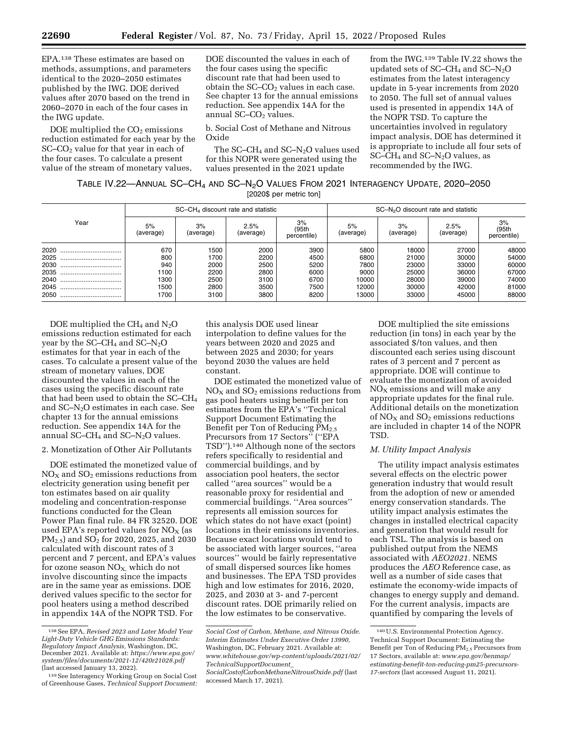EPA.[138] These estimates are based on methods, assumptions, and parameters identical to the 2020–2050 estimates published by the IWG. DOE derived values after 2070 based on the trend in 2060–2070 in each of the four cases in the IWG update.

DOE multiplied the $CO_2$ emissions reduction estimated for each year by the SC–$CO_2$ value for that year in each of the four cases. To calculate a present value of the stream of monetary values, DOE discounted the values in each of the four cases using the specific discount rate that had been used to obtain the SC–$CO_2$ values in each case. See chapter 13 for the annual emissions reduction. See appendix 14A for the annual SC–$CO_2$ values.

b. Social Cost of Methane and Nitrous Oxide

The SC–$CH_4$ and SC–$N_2O$ values used for this NOPR were generated using the values presented in the 2021 update from the IWG.[139] Table IV.22 shows the updated sets of SC–$CH_4$ and SC–$N_2O$ estimates from the latest interagency update in 5-year increments from 2020 to 2050. The full set of annual values used is presented in appendix 14A of the NOPR TSD. To capture the uncertainties involved in regulatory impact analysis, DOE has determined it is appropriate to include all four sets of SC–$CH_4$ and SC–$N_2O$ values, as recommended by the IWG.

TABLE IV.22—ANNUAL SC–$CH_4$ AND SC–$N_2O$ VALUES FROM 2021 INTERAGENCY UPDATE, 2020–2050
[2020$ per metric ton]

| Year | SC–$CH_4$ discount rate and statistic | | | | SC–$N_2O$ discount rate and statistic | | | |
|---|---|---|---|---|---|---|---|---|
| | 5% (average) | 3% (average) | 2.5% (average) | 3% (95th percentile) | 5% (average) | 3% (average) | 2.5% (average) | 3% (95th percentile) |
| 2020 | 670 | 1500 | 2000 | 3900 | 5800 | 18000 | 27000 | 48000 |
| 2025 | 800 | 1700 | 2200 | 4500 | 6800 | 21000 | 30000 | 54000 |
| 2030 | 940 | 2000 | 2500 | 5200 | 7800 | 23000 | 33000 | 60000 |
| 2035 | 1100 | 2200 | 2800 | 6000 | 9000 | 25000 | 36000 | 67000 |
| 2040 | 1300 | 2500 | 3100 | 6700 | 10000 | 28000 | 39000 | 74000 |
| 2045 | 1500 | 2800 | 3500 | 7500 | 12000 | 30000 | 42000 | 81000 |
| 2050 | 1700 | 3100 | 3800 | 8200 | 13000 | 33000 | 45000 | 88000 |

DOE multiplied the $CH_4$ and $N_2O$ emissions reduction estimated for each year by the SC–$CH_4$ and SC–$N_2O$ estimates for that year in each of the cases. To calculate a present value of the stream of monetary values, DOE discounted the values in each of the cases using the specific discount rate that had been used to obtain the SC–$CH_4$ and SC–$N_2O$ estimates in each case. See chapter 13 for the annual emissions reduction. See appendix 14A for the annual SC–$CH_4$ and SC–$N_2O$ values.

2. Monetization of Other Air Pollutants

DOE estimated the monetized value of $NO_X$ and $SO_2$ emissions reductions from electricity generation using benefit per ton estimates based on air quality modeling and concentration-response functions conducted for the Clean Power Plan final rule. 84 FR 32520. DOE used EPA's reported values for $NO_X$ (as $PM_{2.5}$) and $SO_2$ for 2020, 2025, and 2030 calculated with discount rates of 3 percent and 7 percent, and EPA's values for ozone season $NO_X$, which do not involve discounting since the impacts are in the same year as emissions. DOE derived values specific to the sector for pool heaters using a method described in appendix 14A of the NOPR TSD. For this analysis DOE used linear interpolation to define values for the years between 2020 and 2025 and between 2025 and 2030; for years beyond 2030 the values are held constant.

DOE estimated the monetized value of $NO_X$ and $SO_2$ emissions reductions from gas pool heaters using benefit per ton estimates from the EPA's "Technical Support Document Estimating the Benefit per Ton of Reducing $PM_{2.5}$ Precursors from 17 Sectors" ("EPA TSD").[140] Although none of the sectors refers specifically to residential and commercial buildings, and by association pool heaters, the sector called "area sources" would be a reasonable proxy for residential and commercial buildings. "Area sources" represents all emission sources for which states do not have exact (point) locations in their emissions inventories. Because exact locations would tend to be associated with larger sources, "area sources" would be fairly representative of small dispersed sources like homes and businesses. The EPA TSD provides high and low estimates for 2016, 2020, 2025, and 2030 at 3- and 7-percent discount rates. DOE primarily relied on the low estimates to be conservative.

DOE multiplied the site emissions reduction (in tons) in each year by the associated $/ton values, and then discounted each series using discount rates of 3 percent and 7 percent as appropriate. DOE will continue to evaluate the monetization of avoided $NO_X$ emissions and will make any appropriate updates for the final rule. Additional details on the monetization of $NO_X$ and $SO_2$ emissions reductions are included in chapter 14 of the NOPR TSD.

### *M. Utility Impact Analysis*

The utility impact analysis estimates several effects on the electric power generation industry that would result from the adoption of new or amended energy conservation standards. The utility impact analysis estimates the changes in installed electrical capacity and generation that would result for each TSL. The analysis is based on published output from the NEMS associated with *AEO2021*. NEMS produces the *AEO* Reference case, as well as a number of side cases that estimate the economy-wide impacts of changes to energy supply and demand. For the current analysis, impacts are quantified by comparing the levels of

---

[138] See EPA, *Revised 2023 and Later Model Year Light-Duty Vehicle GHG Emissions Standards: Regulatory Impact Analysis,* Washington, DC, December 2021. Available at: *https://www.epa.gov/system/files/documents/2021-12/420r21028.pdf* (last accessed January 13, 2022).

[139] See Interagency Working Group on Social Cost of Greenhouse Gases, *Technical Support Document: Social Cost of Carbon, Methane, and Nitrous Oxide. Interim Estimates Under Executive Order 13990,* Washington, DC, February 2021. Available at: *www.whitehouse.gov/wp-content/uploads/2021/02/TechnicalSupportDocument_SocialCostofCarbonMethaneNitrousOxide.pdf* (last accessed March 17, 2021).

[140] U.S. Environmental Protection Agency. Technical Support Document: Estimating the Benefit per Ton of Reducing $PM_{2.5}$ Precursors from 17 Sectors, available at: *www.epa.gov/benmap/estimating-benefit-ton-reducing-pm25-precursors-17-sectors* (last accessed August 11, 2021).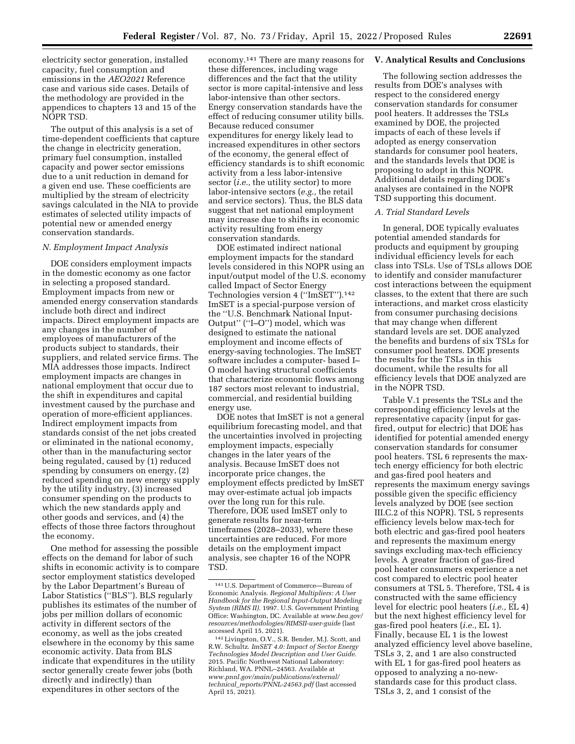electricity sector generation, installed capacity, fuel consumption and emissions in the *AEO2021* Reference case and various side cases. Details of the methodology are provided in the appendices to chapters 13 and 15 of the NOPR TSD.

The output of this analysis is a set of time-dependent coefficients that capture the change in electricity generation, primary fuel consumption, installed capacity and power sector emissions due to a unit reduction in demand for a given end use. These coefficients are multiplied by the stream of electricity savings calculated in the NIA to provide estimates of selected utility impacts of potential new or amended energy conservation standards.

### N. Employment Impact Analysis

DOE considers employment impacts in the domestic economy as one factor in selecting a proposed standard. Employment impacts from new or amended energy conservation standards include both direct and indirect impacts. Direct employment impacts are any changes in the number of employees of manufacturers of the products subject to standards, their suppliers, and related service firms. The MIA addresses those impacts. Indirect employment impacts are changes in national employment that occur due to the shift in expenditures and capital investment caused by the purchase and operation of more-efficient appliances. Indirect employment impacts from standards consist of the net jobs created or eliminated in the national economy, other than in the manufacturing sector being regulated, caused by (1) reduced spending by consumers on energy, (2) reduced spending on new energy supply by the utility industry, (3) increased consumer spending on the products to which the new standards apply and other goods and services, and (4) the effects of those three factors throughout the economy.

One method for assessing the possible effects on the demand for labor of such shifts in economic activity is to compare sector employment statistics developed by the Labor Department's Bureau of Labor Statistics (''BLS''). BLS regularly publishes its estimates of the number of jobs per million dollars of economic activity in different sectors of the economy, as well as the jobs created elsewhere in the economy by this same economic activity. Data from BLS indicate that expenditures in the utility sector generally create fewer jobs (both directly and indirectly) than expenditures in other sectors of the economy.[141] There are many reasons for these differences, including wage differences and the fact that the utility sector is more capital-intensive and less labor-intensive than other sectors. Energy conservation standards have the effect of reducing consumer utility bills. Because reduced consumer expenditures for energy likely lead to increased expenditures in other sectors of the economy, the general effect of efficiency standards is to shift economic activity from a less labor-intensive sector (*i.e.,* the utility sector) to more labor-intensive sectors (*e.g.,* the retail and service sectors). Thus, the BLS data suggest that net national employment may increase due to shifts in economic activity resulting from energy conservation standards.

DOE estimated indirect national employment impacts for the standard levels considered in this NOPR using an input/output model of the U.S. economy called Impact of Sector Energy Technologies version 4 (''ImSET'').[142] ImSET is a special-purpose version of the ''U.S. Benchmark National Input-Output'' (''I–O'') model, which was designed to estimate the national employment and income effects of energy-saving technologies. The ImSET software includes a computer- based I–O model having structural coefficients that characterize economic flows among 187 sectors most relevant to industrial, commercial, and residential building energy use.

DOE notes that ImSET is not a general equilibrium forecasting model, and that the uncertainties involved in projecting employment impacts, especially changes in the later years of the analysis. Because ImSET does not incorporate price changes, the employment effects predicted by ImSET may over-estimate actual job impacts over the long run for this rule. Therefore, DOE used ImSET only to generate results for near-term timeframes (2028–2033), where these uncertainties are reduced. For more details on the employment impact analysis, see chapter 16 of the NOPR TSD.

[141] U.S. Department of Commerce—Bureau of Economic Analysis. *Regional Multipliers: A User Handbook for the Regional Input-Output Modeling System (RIMS II).* 1997. U.S. Government Printing Office: Washington, DC. Available at *www.bea.gov/resources/methodologies/RIMSII-user-guide* (last accessed April 15, 2021).

[142] Livingston, O.V., S.R. Bender, M.J. Scott, and R.W. Schultz. *ImSET 4.0: Impact of Sector Energy Technologies Model Description and User Guide.* 2015. Pacific Northwest National Laboratory: Richland, WA. PNNL–24563. Available at *www.pnnl.gov/main/publications/external/technical_reports/PNNL-24563.pdf* (last accessed April 15, 2021).

## V. Analytical Results and Conclusions

The following section addresses the results from DOE's analyses with respect to the considered energy conservation standards for consumer pool heaters. It addresses the TSLs examined by DOE, the projected impacts of each of these levels if adopted as energy conservation standards for consumer pool heaters, and the standards levels that DOE is proposing to adopt in this NOPR. Additional details regarding DOE's analyses are contained in the NOPR TSD supporting this document.

### A. Trial Standard Levels

In general, DOE typically evaluates potential amended standards for products and equipment by grouping individual efficiency levels for each class into TSLs. Use of TSLs allows DOE to identify and consider manufacturer cost interactions between the equipment classes, to the extent that there are such interactions, and market cross elasticity from consumer purchasing decisions that may change when different standard levels are set. DOE analyzed the benefits and burdens of six TSLs for consumer pool heaters. DOE presents the results for the TSLs in this document, while the results for all efficiency levels that DOE analyzed are in the NOPR TSD.

Table V.1 presents the TSLs and the corresponding efficiency levels at the representative capacity (input for gas-fired, output for electric) that DOE has identified for potential amended energy conservation standards for consumer pool heaters. TSL 6 represents the max-tech energy efficiency for both electric and gas-fired pool heaters and represents the maximum energy savings possible given the specific efficiency levels analyzed by DOE (see section III.C.2 of this NOPR). TSL 5 represents efficiency levels below max-tech for both electric and gas-fired pool heaters and represents the maximum energy savings excluding max-tech efficiency levels. A greater fraction of gas-fired pool heater consumers experience a net cost compared to electric pool heater consumers at TSL 5. Therefore, TSL 4 is constructed with the same efficiency level for electric pool heaters (*i.e.,* EL 4) but the next highest efficiency level for gas-fired pool heaters (*i.e.,* EL 1). Finally, because EL 1 is the lowest analyzed efficiency level above baseline, TSLs 3, 2, and 1 are also constructed with EL 1 for gas-fired pool heaters as opposed to analyzing a no-new-standards case for this product class. TSLs 3, 2, and 1 consist of the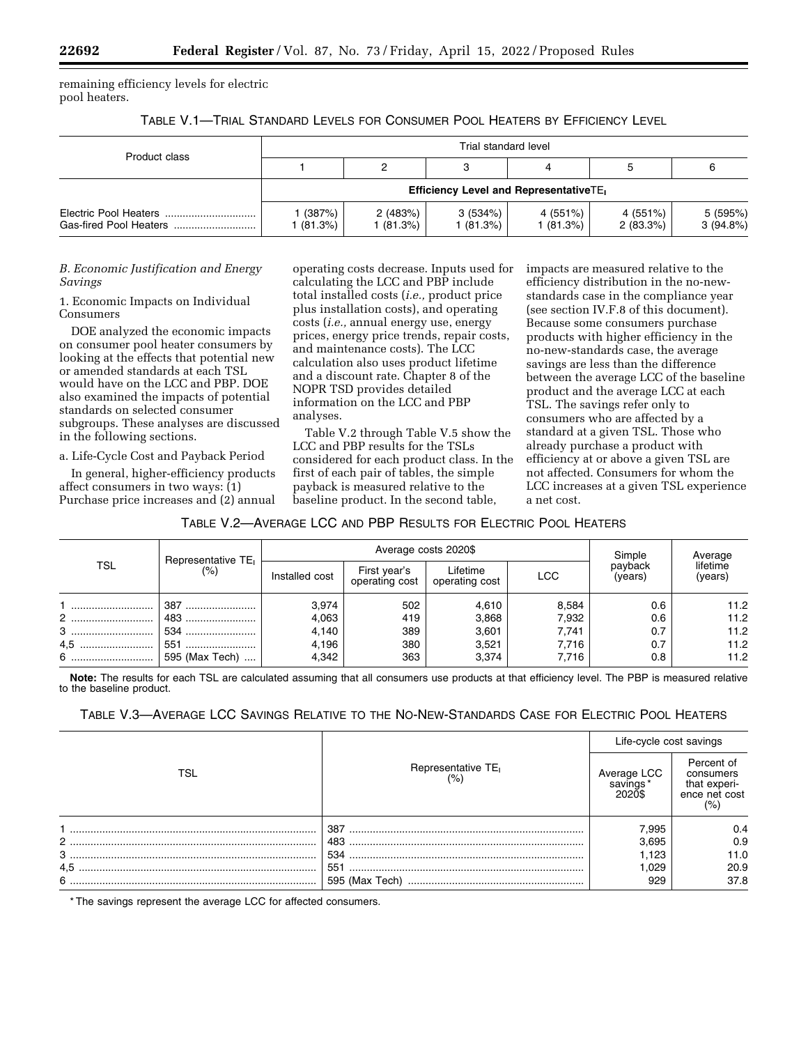remaining efficiency levels for electric pool heaters.

TABLE V.1—TRIAL STANDARD LEVELS FOR CONSUMER POOL HEATERS BY EFFICIENCY LEVEL

| Product class | Trial standard level | | | | | |
|---|---|---|---|---|---|---|
| | 1 | 2 | 3 | 4 | 5 | 6 |
| | Efficiency Level and Representative $TE_I$ | | | | | |
| Electric Pool Heaters | 1 (387%) | 2 (483%) | 3 (534%) | 4 (551%) | 4 (551%) | 5 (595%) |
| Gas-fired Pool Heaters | 1 (81.3%) | 1 (81.3%) | 1 (81.3%) | 1 (81.3%) | 2 (83.3%) | 3 (94.8%) |

*B. Economic Justification and Energy Savings*

1. Economic Impacts on Individual Consumers

DOE analyzed the economic impacts on consumer pool heater consumers by looking at the effects that potential new or amended standards at each TSL would have on the LCC and PBP. DOE also examined the impacts of potential standards on selected consumer subgroups. These analyses are discussed in the following sections.

a. Life-Cycle Cost and Payback Period

In general, higher-efficiency products affect consumers in two ways: (1) Purchase price increases and (2) annual operating costs decrease. Inputs used for calculating the LCC and PBP include total installed costs (*i.e.,* product price plus installation costs), and operating costs (*i.e.,* annual energy use, energy prices, energy price trends, repair costs, and maintenance costs). The LCC calculation also uses product lifetime and a discount rate. Chapter 8 of the NOPR TSD provides detailed information on the LCC and PBP analyses.

Table V.2 through Table V.5 show the LCC and PBP results for the TSLs considered for each product class. In the first of each pair of tables, the simple payback is measured relative to the baseline product. In the second table, impacts are measured relative to the efficiency distribution in the no-new-standards case in the compliance year (see section IV.F.8 of this document). Because some consumers purchase products with higher efficiency in the no-new-standards case, the average savings are less than the difference between the average LCC of the baseline product and the average LCC at each TSL. The savings refer only to consumers who are affected by a standard at a given TSL. Those who already purchase a product with efficiency at or above a given TSL are not affected. Consumers for whom the LCC increases at a given TSL experience a net cost.

TABLE V.2—AVERAGE LCC AND PBP RESULTS FOR ELECTRIC POOL HEATERS

| TSL | Representative $TE_I$ (%) | Average costs 2020$ | | | | Simple payback (years) | Average lifetime (years) |
|---|---|---|---|---|---|---|---|
| | | Installed cost | First year's operating cost | Lifetime operating cost | LCC | | |
| 1 | 387 | 3,974 | 502 | 4,610 | 8,584 | 0.6 | 11.2 |
| 2 | 483 | 4,063 | 419 | 3,868 | 7,932 | 0.6 | 11.2 |
| 3 | 534 | 4,140 | 389 | 3,601 | 7,741 | 0.7 | 11.2 |
| 4,5 | 551 | 4,196 | 380 | 3,521 | 7,716 | 0.7 | 11.2 |
| 6 | 595 (Max Tech) | 4,342 | 363 | 3,374 | 7,716 | 0.8 | 11.2 |

**Note:** The results for each TSL are calculated assuming that all consumers use products at that efficiency level. The PBP is measured relative to the baseline product.

TABLE V.3—AVERAGE LCC SAVINGS RELATIVE TO THE NO-NEW-STANDARDS CASE FOR ELECTRIC POOL HEATERS

| TSL | Representative $TE_I$ (%) | Life-cycle cost savings | |
|---|---|---|---|
| | | Average LCC savings* 2020$ | Percent of consumers that experience net cost (%) |
| 1 | 387 | 7,995 | 0.4 |
| 2 | 483 | 3,695 | 0.9 |
| 3 | 534 | 1,123 | 11.0 |
| 4,5 | 551 | 1,029 | 20.9 |
| 6 | 595 (Max Tech) | 929 | 37.8 |

* The savings represent the average LCC for affected consumers.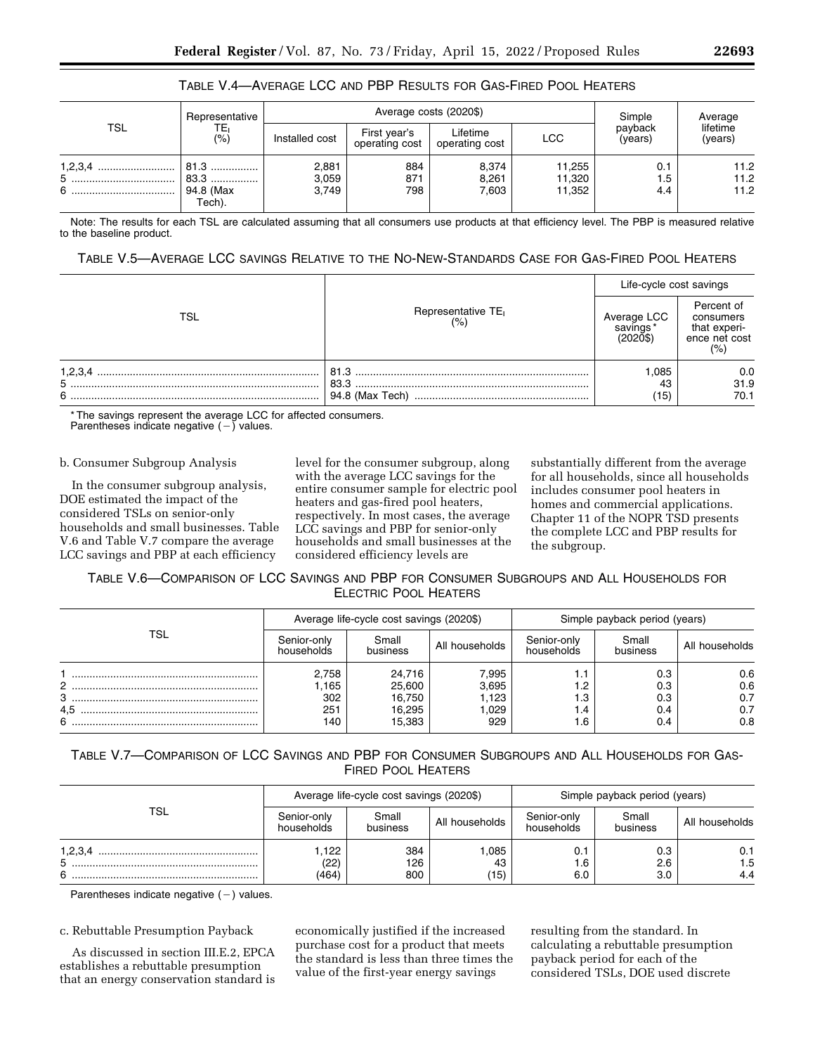TABLE V.4—AVERAGE LCC AND PBP RESULTS FOR GAS-FIRED POOL HEATERS

| TSL | Representative $TE_I$ (%) | Average costs (2020$) | | | | Simple payback (years) | Average lifetime (years) |
|---|---|---|---|---|---|---|---|
| | | Installed cost | First year's operating cost | Lifetime operating cost | LCC | | |
| 1,2,3,4 | 81.3 | 2,881 | 884 | 8,374 | 11,255 | 0.1 | 11.2 |
| 5 | 83.3 | 3,059 | 871 | 8,261 | 11,320 | 1.5 | 11.2 |
| 6 | 94.8 (Max Tech). | 3,749 | 798 | 7,603 | 11,352 | 4.4 | 11.2 |

Note: The results for each TSL are calculated assuming that all consumers use products at that efficiency level. The PBP is measured relative to the baseline product.

TABLE V.5—AVERAGE LCC SAVINGS RELATIVE TO THE NO-NEW-STANDARDS CASE FOR GAS-FIRED POOL HEATERS

| TSL | Representative $TE_I$ (%) | Life-cycle cost savings | |
|---|---|---|---|
| | | Average LCC savings* (2020$) | Percent of consumers that experience net cost (%) |
| 1,2,3,4 | 81.3 | 1,085 | 0.0 |
| 5 | 83.3 | 43 | 31.9 |
| 6 | 94.8 (Max Tech) | (15) | 70.1 |

\* The savings represent the average LCC for affected consumers.
Parentheses indicate negative (−) values.

b. Consumer Subgroup Analysis

In the consumer subgroup analysis, DOE estimated the impact of the considered TSLs on senior-only households and small businesses. Table V.6 and Table V.7 compare the average LCC savings and PBP at each efficiency level for the consumer subgroup, along with the average LCC savings for the entire consumer sample for electric pool heaters and gas-fired pool heaters, respectively. In most cases, the average LCC savings and PBP for senior-only households and small businesses at the considered efficiency levels are substantially different from the average for all households, since all households includes consumer pool heaters in homes and commercial applications. Chapter 11 of the NOPR TSD presents the complete LCC and PBP results for the subgroup.

TABLE V.6—COMPARISON OF LCC SAVINGS AND PBP FOR CONSUMER SUBGROUPS AND ALL HOUSEHOLDS FOR ELECTRIC POOL HEATERS

| TSL | Average life-cycle cost savings (2020$) | | | Simple payback period (years) | | |
|---|---|---|---|---|---|---|
| | Senior-only households | Small business | All households | Senior-only households | Small business | All households |
| 1 | 2,758 | 24,716 | 7,995 | 1.1 | 0.3 | 0.6 |
| 2 | 1,165 | 25,600 | 3,695 | 1.2 | 0.3 | 0.6 |
| 3 | 302 | 16,750 | 1,123 | 1.3 | 0.3 | 0.7 |
| 4,5 | 251 | 16,295 | 1,029 | 1.4 | 0.4 | 0.7 |
| 6 | 140 | 15,383 | 929 | 1.6 | 0.4 | 0.8 |

TABLE V.7—COMPARISON OF LCC SAVINGS AND PBP FOR CONSUMER SUBGROUPS AND ALL HOUSEHOLDS FOR GAS-FIRED POOL HEATERS

| TSL | Average life-cycle cost savings (2020$) | | | Simple payback period (years) | | |
|---|---|---|---|---|---|---|
| | Senior-only households | Small business | All households | Senior-only households | Small business | All households |
| 1,2,3,4 | 1,122 | 384 | 1,085 | 0.1 | 0.3 | 0.1 |
| 5 | (22) | 126 | 43 | 1.6 | 2.6 | 1.5 |
| 6 | (464) | 800 | (15) | 6.0 | 3.0 | 4.4 |

Parentheses indicate negative (−) values.

c. Rebuttable Presumption Payback

As discussed in section III.E.2, EPCA establishes a rebuttable presumption that an energy conservation standard is economically justified if the increased purchase cost for a product that meets the standard is less than three times the value of the first-year energy savings resulting from the standard. In calculating a rebuttable presumption payback period for each of the considered TSLs, DOE used discrete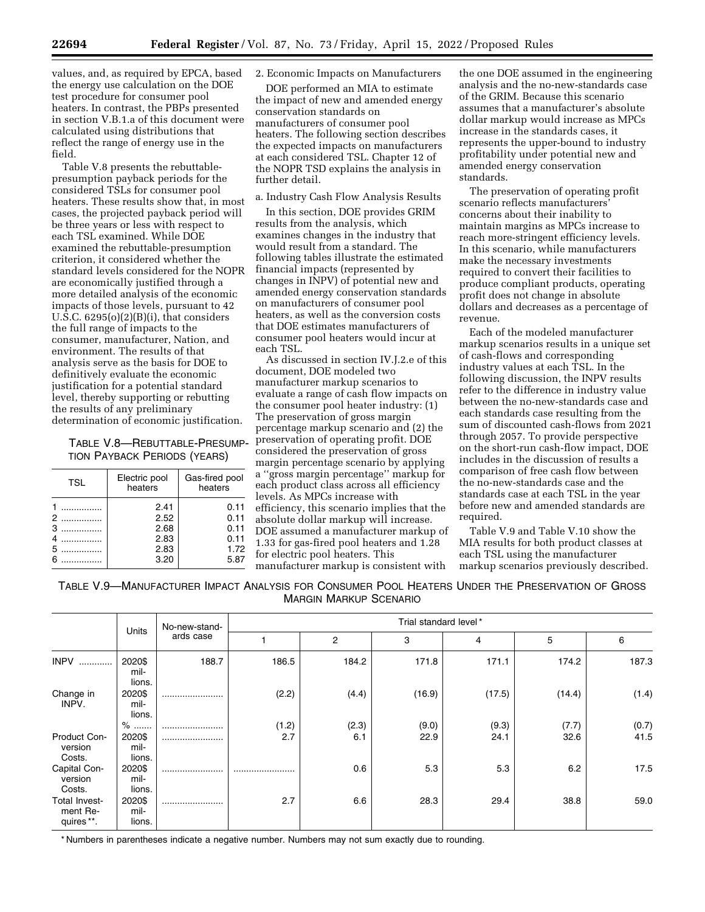values, and, as required by EPCA, based the energy use calculation on the DOE test procedure for consumer pool heaters. In contrast, the PBPs presented in section V.B.1.a of this document were calculated using distributions that reflect the range of energy use in the field.

Table V.8 presents the rebuttable-presumption payback periods for the considered TSLs for consumer pool heaters. These results show that, in most cases, the projected payback period will be three years or less with respect to each TSL examined. While DOE examined the rebuttable-presumption criterion, it considered whether the standard levels considered for the NOPR are economically justified through a more detailed analysis of the economic impacts of those levels, pursuant to 42 U.S.C. 6295(o)(2)(B)(i), that considers the full range of impacts to the consumer, manufacturer, Nation, and environment. The results of that analysis serve as the basis for DOE to definitively evaluate the economic justification for a potential standard level, thereby supporting or rebutting the results of any preliminary determination of economic justification.

TABLE V.8—REBUTTABLE-PRESUMPTION PAYBACK PERIODS (YEARS)

| TSL | Electric pool heaters | Gas-fired pool heaters |
|---|---|---|
| 1 | 2.41 | 0.11 |
| 2 | 2.52 | 0.11 |
| 3 | 2.68 | 0.11 |
| 4 | 2.83 | 0.11 |
| 5 | 2.83 | 1.72 |
| 6 | 3.20 | 5.87 |

2. Economic Impacts on Manufacturers

DOE performed an MIA to estimate the impact of new and amended energy conservation standards on manufacturers of consumer pool heaters. The following section describes the expected impacts on manufacturers at each considered TSL. Chapter 12 of the NOPR TSD explains the analysis in further detail.

a. Industry Cash Flow Analysis Results

In this section, DOE provides GRIM results from the analysis, which examines changes in the industry that would result from a standard. The following tables illustrate the estimated financial impacts (represented by changes in INPV) of potential new and amended energy conservation standards on manufacturers of consumer pool heaters, as well as the conversion costs that DOE estimates manufacturers of consumer pool heaters would incur at each TSL.

As discussed in section IV.J.2.e of this document, DOE modeled two manufacturer markup scenarios to evaluate a range of cash flow impacts on the consumer pool heater industry: (1) The preservation of gross margin percentage markup scenario and (2) the preservation of operating profit. DOE considered the preservation of gross margin percentage scenario by applying a "gross margin percentage" markup for each product class across all efficiency levels. As MPCs increase with efficiency, this scenario implies that the absolute dollar markup will increase. DOE assumed a manufacturer markup of 1.33 for gas-fired pool heaters and 1.28 for electric pool heaters. This manufacturer markup is consistent with the one DOE assumed in the engineering analysis and the no-new-standards case of the GRIM. Because this scenario assumes that a manufacturer's absolute dollar markup would increase as MPCs increase in the standards cases, it represents the upper-bound to industry profitability under potential new and amended energy conservation standards.

The preservation of operating profit scenario reflects manufacturers' concerns about their inability to maintain margins as MPCs increase to reach more-stringent efficiency levels. In this scenario, while manufacturers make the necessary investments required to convert their facilities to produce compliant products, operating profit does not change in absolute dollars and decreases as a percentage of revenue.

Each of the modeled manufacturer markup scenarios results in a unique set of cash-flows and corresponding industry values at each TSL. In the following discussion, the INPV results refer to the difference in industry value between the no-new-standards case and each standards case resulting from the sum of discounted cash-flows from 2021 through 2057. To provide perspective on the short-run cash-flow impact, DOE includes in the discussion of results a comparison of free cash flow between the no-new-standards case and the standards case at each TSL in the year before new and amended standards are required.

Table V.9 and Table V.10 show the MIA results for both product classes at each TSL using the manufacturer markup scenarios previously described.

TABLE V.9—MANUFACTURER IMPACT ANALYSIS FOR CONSUMER POOL HEATERS UNDER THE PRESERVATION OF GROSS MARGIN MARKUP SCENARIO

| | Units | No-new-standards case | Trial standard level * | | | | | |
|---|---|---|---|---|---|---|---|---|
| | | | 1 | 2 | 3 | 4 | 5 | 6 |
| INPV | 2020$ millions. | 188.7 | 186.5 | 184.2 | 171.8 | 171.1 | 174.2 | 187.3 |
| Change in INPV. | 2020$ millions. | | (2.2) | (4.4) | (16.9) | (17.5) | (14.4) | (1.4) |
| | % | | (1.2) | (2.3) | (9.0) | (9.3) | (7.7) | (0.7) |
| Product Conversion Costs. | 2020$ millions. | | 2.7 | 6.1 | 22.9 | 24.1 | 32.6 | 41.5 |
| Capital Conversion Costs. | 2020$ millions. | | | 0.6 | 5.3 | 5.3 | 6.2 | 17.5 |
| Total Investment Requires **. | 2020$ millions. | | 2.7 | 6.6 | 28.3 | 29.4 | 38.8 | 59.0 |

* Numbers in parentheses indicate a negative number. Numbers may not sum exactly due to rounding.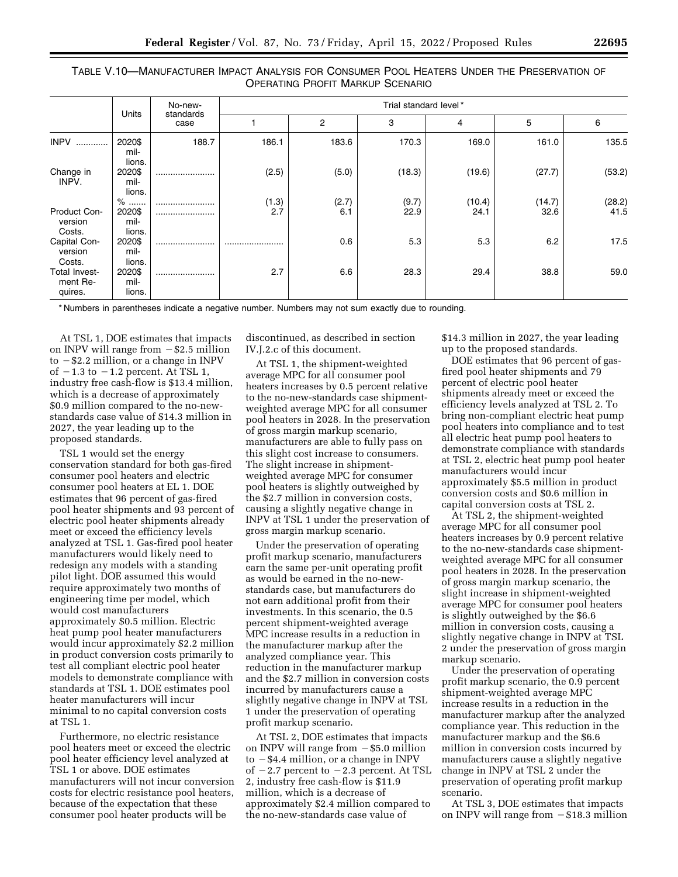TABLE V.10—MANUFACTURER IMPACT ANALYSIS FOR CONSUMER POOL HEATERS UNDER THE PRESERVATION OF OPERATING PROFIT MARKUP SCENARIO

| | Units | No-new-standards case | Trial standard level* | | | | | |
|---|---|---|---|---|---|---|---|---|
| | | | 1 | 2 | 3 | 4 | 5 | 6 |
| INPV | 2020$ millions. | 188.7 | 186.1 | 183.6 | 170.3 | 169.0 | 161.0 | 135.5 |
| Change in INPV. | 2020$ millions. | ........................ | (2.5) | (5.0) | (18.3) | (19.6) | (27.7) | (53.2) |
| | % | ........................ | (1.3) | (2.7) | (9.7) | (10.4) | (14.7) | (28.2) |
| Product Conversion Costs. | 2020$ millions. | ........................ | 2.7 | 6.1 | 22.9 | 24.1 | 32.6 | 41.5 |
| Capital Conversion Costs. | 2020$ millions. | ........................ | ........................ | 0.6 | 5.3 | 5.3 | 6.2 | 17.5 |
| Total Investment Requires. | 2020$ millions. | ........................ | 2.7 | 6.6 | 28.3 | 29.4 | 38.8 | 59.0 |

\* Numbers in parentheses indicate a negative number. Numbers may not sum exactly due to rounding.

At TSL 1, DOE estimates that impacts on INPV will range from −$2.5 million to −$2.2 million, or a change in INPV of −1.3 to −1.2 percent. At TSL 1, industry free cash-flow is $13.4 million, which is a decrease of approximately $0.9 million compared to the no-new-standards case value of $14.3 million in 2027, the year leading up to the proposed standards.

TSL 1 would set the energy conservation standard for both gas-fired consumer pool heaters and electric consumer pool heaters at EL 1. DOE estimates that 96 percent of gas-fired pool heater shipments and 93 percent of electric pool heater shipments already meet or exceed the efficiency levels analyzed at TSL 1. Gas-fired pool heater manufacturers would likely need to redesign any models with a standing pilot light. DOE assumed this would require approximately two months of engineering time per model, which would cost manufacturers approximately $0.5 million. Electric heat pump pool heater manufacturers would incur approximately $2.2 million in product conversion costs primarily to test all compliant electric pool heater models to demonstrate compliance with standards at TSL 1. DOE estimates pool heater manufacturers will incur minimal to no capital conversion costs at TSL 1.

Furthermore, no electric resistance pool heaters meet or exceed the electric pool heater efficiency level analyzed at TSL 1 or above. DOE estimates manufacturers will not incur conversion costs for electric resistance pool heaters, because of the expectation that these consumer pool heater products will be discontinued, as described in section IV.J.2.c of this document.

At TSL 1, the shipment-weighted average MPC for all consumer pool heaters increases by 0.5 percent relative to the no-new-standards case shipment-weighted average MPC for all consumer pool heaters in 2028. In the preservation of gross margin markup scenario, manufacturers are able to fully pass on this slight cost increase to consumers. The slight increase in shipment-weighted average MPC for consumer pool heaters is slightly outweighed by the $2.7 million in conversion costs, causing a slightly negative change in INPV at TSL 1 under the preservation of gross margin markup scenario.

Under the preservation of operating profit markup scenario, manufacturers earn the same per-unit operating profit as would be earned in the no-new-standards case, but manufacturers do not earn additional profit from their investments. In this scenario, the 0.5 percent shipment-weighted average MPC increase results in a reduction in the manufacturer markup after the analyzed compliance year. This reduction in the manufacturer markup and the $2.7 million in conversion costs incurred by manufacturers cause a slightly negative change in INPV at TSL 1 under the preservation of operating profit markup scenario.

At TSL 2, DOE estimates that impacts on INPV will range from −$5.0 million to −$4.4 million, or a change in INPV of −2.7 percent to −2.3 percent. At TSL 2, industry free cash-flow is $11.9 million, which is a decrease of approximately $2.4 million compared to the no-new-standards case value of $14.3 million in 2027, the year leading up to the proposed standards.

DOE estimates that 96 percent of gas-fired pool heater shipments and 79 percent of electric pool heater shipments already meet or exceed the efficiency levels analyzed at TSL 2. To bring non-compliant electric heat pump pool heaters into compliance and to test all electric heat pump pool heaters to demonstrate compliance with standards at TSL 2, electric heat pump pool heater manufacturers would incur approximately $5.5 million in product conversion costs and $0.6 million in capital conversion costs at TSL 2.

At TSL 2, the shipment-weighted average MPC for all consumer pool heaters increases by 0.9 percent relative to the no-new-standards case shipment-weighted average MPC for all consumer pool heaters in 2028. In the preservation of gross margin markup scenario, the slight increase in shipment-weighted average MPC for consumer pool heaters is slightly outweighed by the $6.6 million in conversion costs, causing a slightly negative change in INPV at TSL 2 under the preservation of gross margin markup scenario.

Under the preservation of operating profit markup scenario, the 0.9 percent shipment-weighted average MPC increase results in a reduction in the manufacturer markup after the analyzed compliance year. This reduction in the manufacturer markup and the $6.6 million in conversion costs incurred by manufacturers cause a slightly negative change in INPV at TSL 2 under the preservation of operating profit markup scenario.

At TSL 3, DOE estimates that impacts on INPV will range from −$18.3 million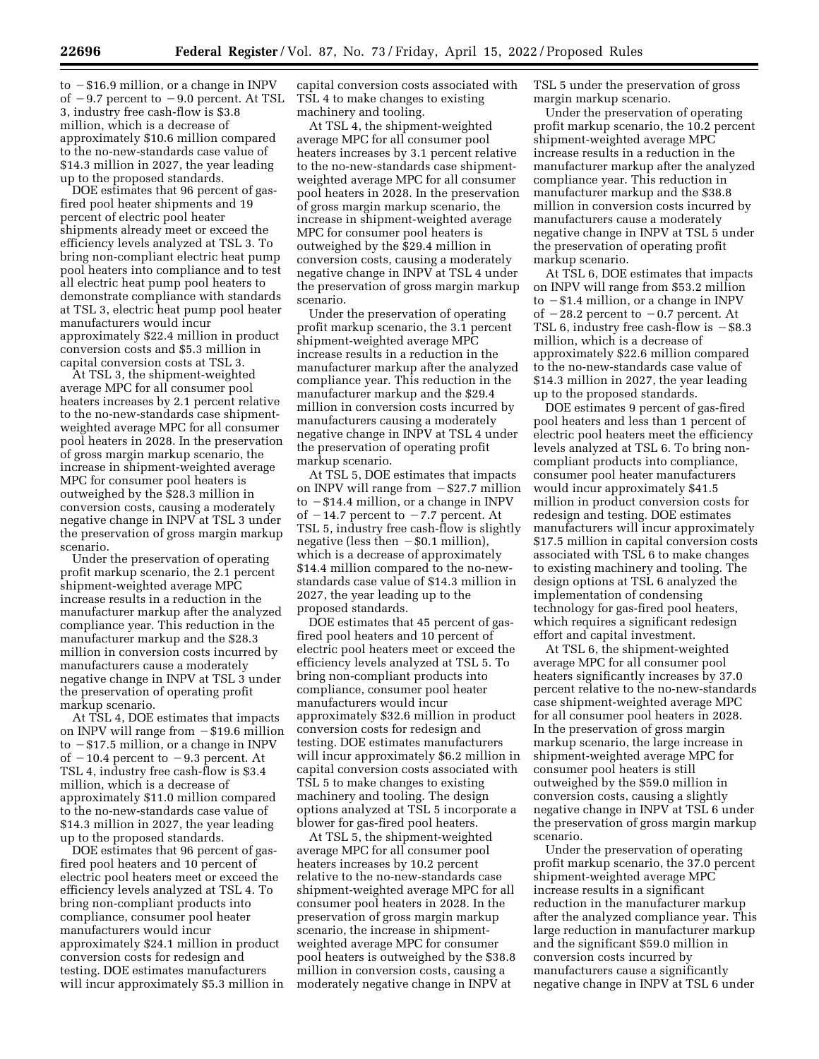to −$16.9 million, or a change in INPV of −9.7 percent to −9.0 percent. At TSL 3, industry free cash-flow is $3.8 million, which is a decrease of approximately $10.6 million compared to the no-new-standards case value of $14.3 million in 2027, the year leading up to the proposed standards.

DOE estimates that 96 percent of gas-fired pool heater shipments and 19 percent of electric pool heater shipments already meet or exceed the efficiency levels analyzed at TSL 3. To bring non-compliant electric heat pump pool heaters into compliance and to test all electric heat pump pool heaters to demonstrate compliance with standards at TSL 3, electric heat pump pool heater manufacturers would incur approximately $22.4 million in product conversion costs and $5.3 million in capital conversion costs at TSL 3.

At TSL 3, the shipment-weighted average MPC for all consumer pool heaters increases by 2.1 percent relative to the no-new-standards case shipment-weighted average MPC for all consumer pool heaters in 2028. In the preservation of gross margin markup scenario, the increase in shipment-weighted average MPC for consumer pool heaters is outweighed by the $28.3 million in conversion costs, causing a moderately negative change in INPV at TSL 3 under the preservation of gross margin markup scenario.

Under the preservation of operating profit markup scenario, the 2.1 percent shipment-weighted average MPC increase results in a reduction in the manufacturer markup after the analyzed compliance year. This reduction in the manufacturer markup and the $28.3 million in conversion costs incurred by manufacturers cause a moderately negative change in INPV at TSL 3 under the preservation of operating profit markup scenario.

At TSL 4, DOE estimates that impacts on INPV will range from −$19.6 million to −$17.5 million, or a change in INPV of −10.4 percent to −9.3 percent. At TSL 4, industry free cash-flow is $3.4 million, which is a decrease of approximately $11.0 million compared to the no-new-standards case value of $14.3 million in 2027, the year leading up to the proposed standards.

DOE estimates that 96 percent of gas-fired pool heaters and 10 percent of electric pool heaters meet or exceed the efficiency levels analyzed at TSL 4. To bring non-compliant products into compliance, consumer pool heater manufacturers would incur approximately $24.1 million in product conversion costs for redesign and testing. DOE estimates manufacturers will incur approximately $5.3 million in capital conversion costs associated with TSL 4 to make changes to existing machinery and tooling.

At TSL 4, the shipment-weighted average MPC for all consumer pool heaters increases by 3.1 percent relative to the no-new-standards case shipment-weighted average MPC for all consumer pool heaters in 2028. In the preservation of gross margin markup scenario, the increase in shipment-weighted average MPC for consumer pool heaters is outweighed by the $29.4 million in conversion costs, causing a moderately negative change in INPV at TSL 4 under the preservation of gross margin markup scenario.

Under the preservation of operating profit markup scenario, the 3.1 percent shipment-weighted average MPC increase results in a reduction in the manufacturer markup after the analyzed compliance year. This reduction in the manufacturer markup and the $29.4 million in conversion costs incurred by manufacturers causing a moderately negative change in INPV at TSL 4 under the preservation of operating profit markup scenario.

At TSL 5, DOE estimates that impacts on INPV will range from −$27.7 million to −$14.4 million, or a change in INPV of −14.7 percent to −7.7 percent. At TSL 5, industry free cash-flow is slightly negative (less then −$0.1 million), which is a decrease of approximately $14.4 million compared to the no-new-standards case value of $14.3 million in 2027, the year leading up to the proposed standards.

DOE estimates that 45 percent of gas-fired pool heaters and 10 percent of electric pool heaters meet or exceed the efficiency levels analyzed at TSL 5. To bring non-compliant products into compliance, consumer pool heater manufacturers would incur approximately $32.6 million in product conversion costs for redesign and testing. DOE estimates manufacturers will incur approximately $6.2 million in capital conversion costs associated with TSL 5 to make changes to existing machinery and tooling. The design options analyzed at TSL 5 incorporate a blower for gas-fired pool heaters.

At TSL 5, the shipment-weighted average MPC for all consumer pool heaters increases by 10.2 percent relative to the no-new-standards case shipment-weighted average MPC for all consumer pool heaters in 2028. In the preservation of gross margin markup scenario, the increase in shipment-weighted average MPC for consumer pool heaters is outweighed by the $38.8 million in conversion costs, causing a moderately negative change in INPV at TSL 5 under the preservation of gross margin markup scenario.

Under the preservation of operating profit markup scenario, the 10.2 percent shipment-weighted average MPC increase results in a reduction in the manufacturer markup after the analyzed compliance year. This reduction in manufacturer markup and the $38.8 million in conversion costs incurred by manufacturers cause a moderately negative change in INPV at TSL 5 under the preservation of operating profit markup scenario.

At TSL 6, DOE estimates that impacts on INPV will range from $53.2 million to −$1.4 million, or a change in INPV of −28.2 percent to −0.7 percent. At TSL 6, industry free cash-flow is −$8.3 million, which is a decrease of approximately $22.6 million compared to the no-new-standards case value of $14.3 million in 2027, the year leading up to the proposed standards.

DOE estimates 9 percent of gas-fired pool heaters and less than 1 percent of electric pool heaters meet the efficiency levels analyzed at TSL 6. To bring non-compliant products into compliance, consumer pool heater manufacturers would incur approximately $41.5 million in product conversion costs for redesign and testing. DOE estimates manufacturers will incur approximately $17.5 million in capital conversion costs associated with TSL 6 to make changes to existing machinery and tooling. The design options at TSL 6 analyzed the implementation of condensing technology for gas-fired pool heaters, which requires a significant redesign effort and capital investment.

At TSL 6, the shipment-weighted average MPC for all consumer pool heaters significantly increases by 37.0 percent relative to the no-new-standards case shipment-weighted average MPC for all consumer pool heaters in 2028. In the preservation of gross margin markup scenario, the large increase in shipment-weighted average MPC for consumer pool heaters is still outweighed by the $59.0 million in conversion costs, causing a slightly negative change in INPV at TSL 6 under the preservation of gross margin markup scenario.

Under the preservation of operating profit markup scenario, the 37.0 percent shipment-weighted average MPC increase results in a significant reduction in the manufacturer markup after the analyzed compliance year. This large reduction in manufacturer markup and the significant $59.0 million in conversion costs incurred by manufacturers cause a significantly negative change in INPV at TSL 6 under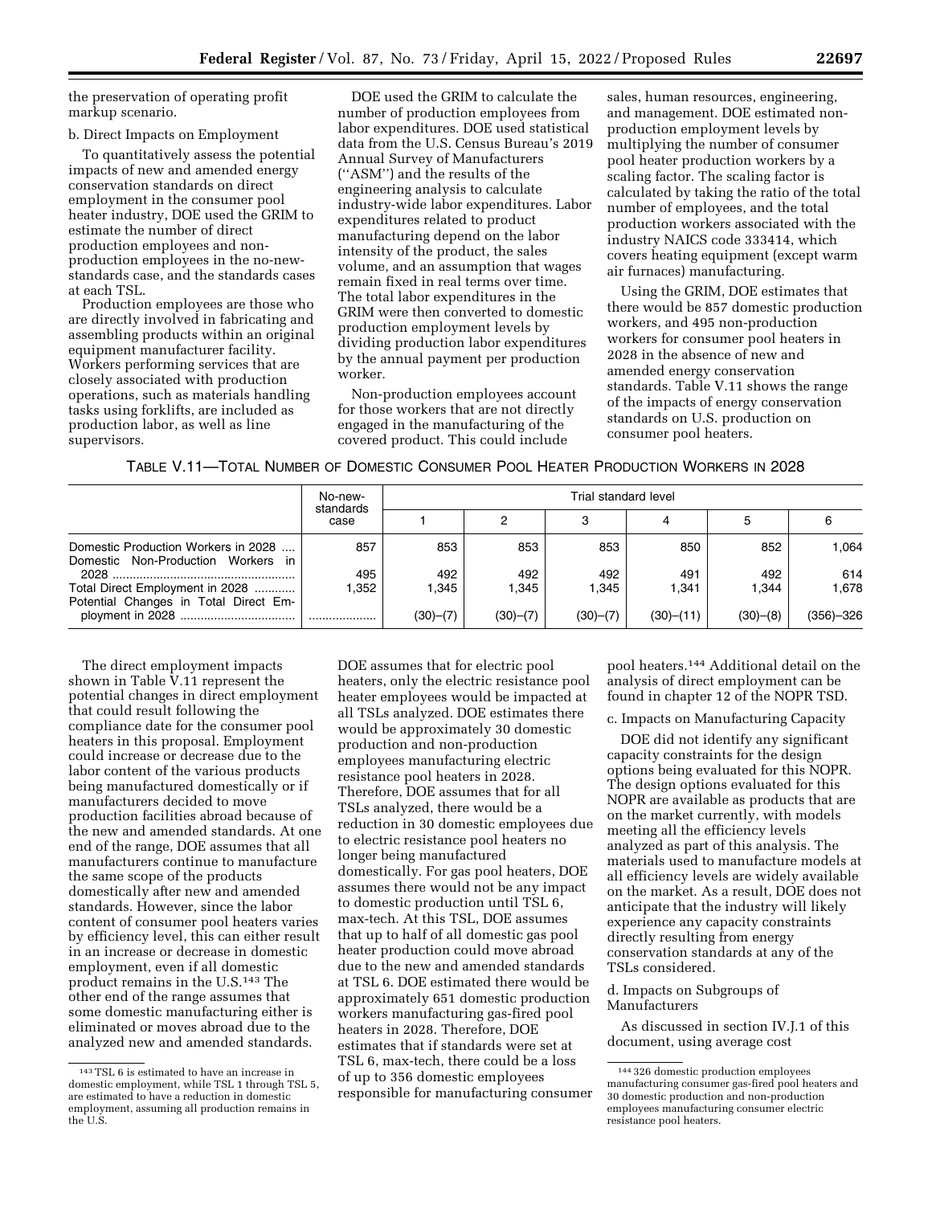the preservation of operating profit markup scenario.

b. Direct Impacts on Employment

To quantitatively assess the potential impacts of new and amended energy conservation standards on direct employment in the consumer pool heater industry, DOE used the GRIM to estimate the number of direct production employees and non-production employees in the no-new-standards case, and the standards cases at each TSL.

Production employees are those who are directly involved in fabricating and assembling products within an original equipment manufacturer facility. Workers performing services that are closely associated with production operations, such as materials handling tasks using forklifts, are included as production labor, as well as line supervisors.

DOE used the GRIM to calculate the number of production employees from labor expenditures. DOE used statistical data from the U.S. Census Bureau's 2019 Annual Survey of Manufacturers (''ASM'') and the results of the engineering analysis to calculate industry-wide labor expenditures. Labor expenditures related to product manufacturing depend on the labor intensity of the product, the sales volume, and an assumption that wages remain fixed in real terms over time. The total labor expenditures in the GRIM were then converted to domestic production employment levels by dividing production labor expenditures by the annual payment per production worker.

Non-production employees account for those workers that are not directly engaged in the manufacturing of the covered product. This could include sales, human resources, engineering, and management. DOE estimated non-production employment levels by multiplying the number of consumer pool heater production workers by a scaling factor. The scaling factor is calculated by taking the ratio of the total number of employees, and the total production workers associated with the industry NAICS code 333414, which covers heating equipment (except warm air furnaces) manufacturing.

Using the GRIM, DOE estimates that there would be 857 domestic production workers, and 495 non-production workers for consumer pool heaters in 2028 in the absence of new and amended energy conservation standards. Table V.11 shows the range of the impacts of energy conservation standards on U.S. production on consumer pool heaters.

TABLE V.11—TOTAL NUMBER OF DOMESTIC CONSUMER POOL HEATER PRODUCTION WORKERS IN 2028

| | No-new-standards case | Trial standard level | | | | | |
|---|---|---|---|---|---|---|---|
| | | 1 | 2 | 3 | 4 | 5 | 6 |
| Domestic Production Workers in 2028 | 857 | 853 | 853 | 853 | 850 | 852 | 1,064 |
| Domestic Non-Production Workers in 2028 | 495 | 492 | 492 | 492 | 491 | 492 | 614 |
| Total Direct Employment in 2028 | 1,352 | 1,345 | 1,345 | 1,345 | 1,341 | 1,344 | 1,678 |
| Potential Changes in Total Direct Employment in 2028 | | (30)–(7) | (30)–(7) | (30)–(7) | (30)–(11) | (30)–(8) | (356)–326 |

The direct employment impacts shown in Table V.11 represent the potential changes in direct employment that could result following the compliance date for the consumer pool heaters in this proposal. Employment could increase or decrease due to the labor content of the various products being manufactured domestically or if manufacturers decided to move production facilities abroad because of the new and amended standards. At one end of the range, DOE assumes that all manufacturers continue to manufacture the same scope of the products domestically after new and amended standards. However, since the labor content of consumer pool heaters varies by efficiency level, this can either result in an increase or decrease in domestic employment, even if all domestic product remains in the U.S.[143] The other end of the range assumes that some domestic manufacturing either is eliminated or moves abroad due to the analyzed new and amended standards. DOE assumes that for electric pool heaters, only the electric resistance pool heater employees would be impacted at all TSLs analyzed. DOE estimates there would be approximately 30 domestic production and non-production employees manufacturing electric resistance pool heaters in 2028. Therefore, DOE assumes that for all TSLs analyzed, there would be a reduction in 30 domestic employees due to electric resistance pool heaters no longer being manufactured domestically. For gas pool heaters, DOE assumes there would not be any impact to domestic production until TSL 6, max-tech. At this TSL, DOE assumes that up to half of all domestic gas pool heater production could move abroad due to the new and amended standards at TSL 6. DOE estimated there would be approximately 651 domestic production workers manufacturing gas-fired pool heaters in 2028. Therefore, DOE estimates that if standards were set at TSL 6, max-tech, there could be a loss of up to 356 domestic employees responsible for manufacturing consumer pool heaters.[144] Additional detail on the analysis of direct employment can be found in chapter 12 of the NOPR TSD.

c. Impacts on Manufacturing Capacity

DOE did not identify any significant capacity constraints for the design options being evaluated for this NOPR. The design options evaluated for this NOPR are available as products that are on the market currently, with models meeting all the efficiency levels analyzed as part of this analysis. The materials used to manufacture models at all efficiency levels are widely available on the market. As a result, DOE does not anticipate that the industry will likely experience any capacity constraints directly resulting from energy conservation standards at any of the TSLs considered.

d. Impacts on Subgroups of Manufacturers

As discussed in section IV.J.1 of this document, using average cost

[143] TSL 6 is estimated to have an increase in domestic employment, while TSL 1 through TSL 5, are estimated to have a reduction in domestic employment, assuming all production remains in the U.S.

[144] 326 domestic production employees manufacturing consumer gas-fired pool heaters and 30 domestic production and non-production employees manufacturing consumer electric resistance pool heaters.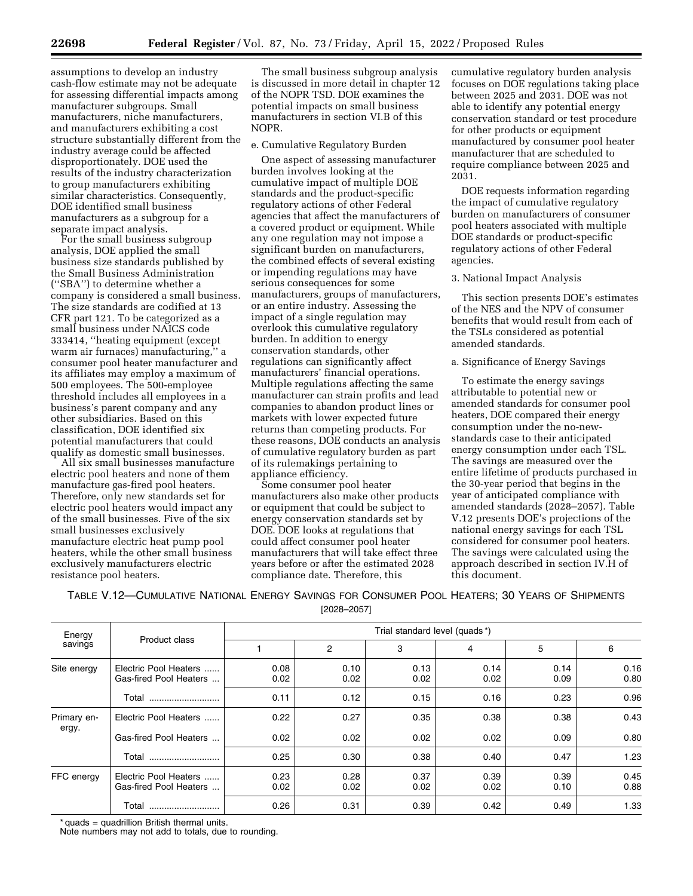assumptions to develop an industry cash-flow estimate may not be adequate for assessing differential impacts among manufacturer subgroups. Small manufacturers, niche manufacturers, and manufacturers exhibiting a cost structure substantially different from the industry average could be affected disproportionately. DOE used the results of the industry characterization to group manufacturers exhibiting similar characteristics. Consequently, DOE identified small business manufacturers as a subgroup for a separate impact analysis.

For the small business subgroup analysis, DOE applied the small business size standards published by the Small Business Administration (''SBA'') to determine whether a company is considered a small business. The size standards are codified at 13 CFR part 121. To be categorized as a small business under NAICS code 333414, ''heating equipment (except warm air furnaces) manufacturing,'' a consumer pool heater manufacturer and its affiliates may employ a maximum of 500 employees. The 500-employee threshold includes all employees in a business's parent company and any other subsidiaries. Based on this classification, DOE identified six potential manufacturers that could qualify as domestic small businesses.

All six small businesses manufacture electric pool heaters and none of them manufacture gas-fired pool heaters. Therefore, only new standards set for electric pool heaters would impact any of the small businesses. Five of the six small businesses exclusively manufacture electric heat pump pool heaters, while the other small business exclusively manufacturers electric resistance pool heaters.

The small business subgroup analysis is discussed in more detail in chapter 12 of the NOPR TSD. DOE examines the potential impacts on small business manufacturers in section VI.B of this NOPR.

e. Cumulative Regulatory Burden

One aspect of assessing manufacturer burden involves looking at the cumulative impact of multiple DOE standards and the product-specific regulatory actions of other Federal agencies that affect the manufacturers of a covered product or equipment. While any one regulation may not impose a significant burden on manufacturers, the combined effects of several existing or impending regulations may have serious consequences for some manufacturers, groups of manufacturers, or an entire industry. Assessing the impact of a single regulation may overlook this cumulative regulatory burden. In addition to energy conservation standards, other regulations can significantly affect manufacturers' financial operations. Multiple regulations affecting the same manufacturer can strain profits and lead companies to abandon product lines or markets with lower expected future returns than competing products. For these reasons, DOE conducts an analysis of cumulative regulatory burden as part of its rulemakings pertaining to appliance efficiency.

Some consumer pool heater manufacturers also make other products or equipment that could be subject to energy conservation standards set by DOE. DOE looks at regulations that could affect consumer pool heater manufacturers that will take effect three years before or after the estimated 2028 compliance date. Therefore, this cumulative regulatory burden analysis focuses on DOE regulations taking place between 2025 and 2031. DOE was not able to identify any potential energy conservation standard or test procedure for other products or equipment manufactured by consumer pool heater manufacturer that are scheduled to require compliance between 2025 and 2031.

DOE requests information regarding the impact of cumulative regulatory burden on manufacturers of consumer pool heaters associated with multiple DOE standards or product-specific regulatory actions of other Federal agencies.

3. National Impact Analysis

This section presents DOE's estimates of the NES and the NPV of consumer benefits that would result from each of the TSLs considered as potential amended standards.

a. Significance of Energy Savings

To estimate the energy savings attributable to potential new or amended standards for consumer pool heaters, DOE compared their energy consumption under the no-new-standards case to their anticipated energy consumption under each TSL. The savings are measured over the entire lifetime of products purchased in the 30-year period that begins in the year of anticipated compliance with amended standards (2028–2057). Table V.12 presents DOE's projections of the national energy savings for each TSL considered for consumer pool heaters. The savings were calculated using the approach described in section IV.H of this document.

TABLE V.12—CUMULATIVE NATIONAL ENERGY SAVINGS FOR CONSUMER POOL HEATERS; 30 YEARS OF SHIPMENTS [2028–2057]

| Energy savings | Product class | Trial standard level (quads *) | | | | | |
|---|---|---|---|---|---|---|---|
| | | 1 | 2 | 3 | 4 | 5 | 6 |
| Site energy | Electric Pool Heaters | 0.08 | 0.10 | 0.13 | 0.14 | 0.14 | 0.16 |
| | Gas-fired Pool Heaters | 0.02 | 0.02 | 0.02 | 0.02 | 0.09 | 0.80 |
| | Total | 0.11 | 0.12 | 0.15 | 0.16 | 0.23 | 0.96 |
| Primary energy. | Electric Pool Heaters | 0.22 | 0.27 | 0.35 | 0.38 | 0.38 | 0.43 |
| | Gas-fired Pool Heaters | 0.02 | 0.02 | 0.02 | 0.02 | 0.09 | 0.80 |
| | Total | 0.25 | 0.30 | 0.38 | 0.40 | 0.47 | 1.23 |
| FFC energy | Electric Pool Heaters | 0.23 | 0.28 | 0.37 | 0.39 | 0.39 | 0.45 |
| | Gas-fired Pool Heaters | 0.02 | 0.02 | 0.02 | 0.02 | 0.10 | 0.88 |
| | Total | 0.26 | 0.31 | 0.39 | 0.42 | 0.49 | 1.33 |

* quads = quadrillion British thermal units.
Note numbers may not add to totals, due to rounding.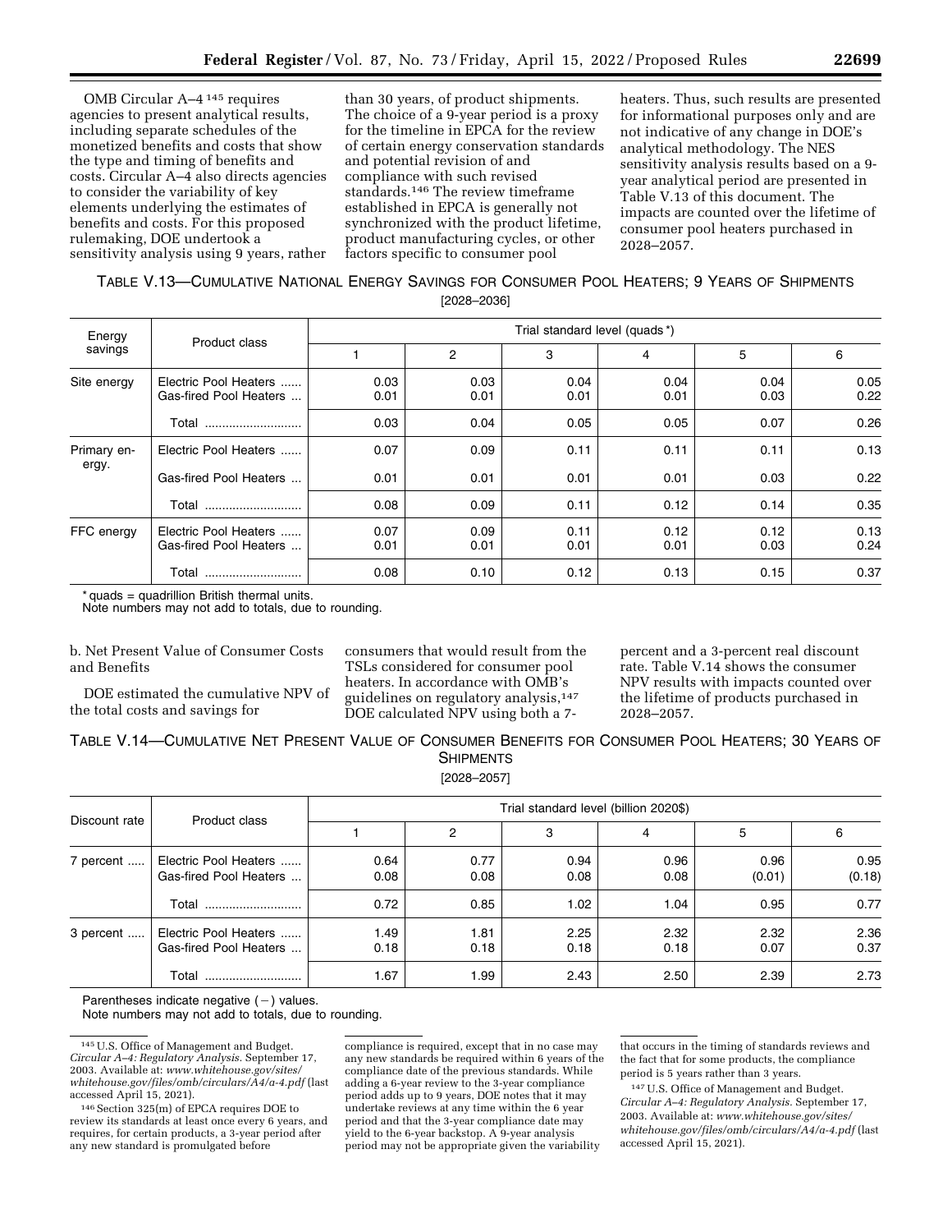OMB Circular A–4 [145] requires agencies to present analytical results, including separate schedules of the monetized benefits and costs that show the type and timing of benefits and costs. Circular A–4 also directs agencies to consider the variability of key elements underlying the estimates of benefits and costs. For this proposed rulemaking, DOE undertook a sensitivity analysis using 9 years, rather than 30 years, of product shipments. The choice of a 9-year period is a proxy for the timeline in EPCA for the review of certain energy conservation standards and potential revision of and compliance with such revised standards.[146] The review timeframe established in EPCA is generally not synchronized with the product lifetime, product manufacturing cycles, or other factors specific to consumer pool heaters. Thus, such results are presented for informational purposes only and are not indicative of any change in DOE's analytical methodology. The NES sensitivity analysis results based on a 9-year analytical period are presented in Table V.13 of this document. The impacts are counted over the lifetime of consumer pool heaters purchased in 2028–2057.

TABLE V.13—CUMULATIVE NATIONAL ENERGY SAVINGS FOR CONSUMER POOL HEATERS; 9 YEARS OF SHIPMENTS [2028–2036]

| Energy savings | Product class | Trial standard level (quads*) | | | | | |
|---|---|---|---|---|---|---|---|
| | | 1 | 2 | 3 | 4 | 5 | 6 |
| Site energy | Electric Pool Heaters | 0.03 | 0.03 | 0.04 | 0.04 | 0.04 | 0.05 |
| | Gas-fired Pool Heaters | 0.01 | 0.01 | 0.01 | 0.01 | 0.03 | 0.22 |
| | Total | 0.03 | 0.04 | 0.05 | 0.05 | 0.07 | 0.26 |
| Primary energy. | Electric Pool Heaters | 0.07 | 0.09 | 0.11 | 0.11 | 0.11 | 0.13 |
| | Gas-fired Pool Heaters | 0.01 | 0.01 | 0.01 | 0.01 | 0.03 | 0.22 |
| | Total | 0.08 | 0.09 | 0.11 | 0.12 | 0.14 | 0.35 |
| FFC energy | Electric Pool Heaters | 0.07 | 0.09 | 0.11 | 0.12 | 0.12 | 0.13 |
| | Gas-fired Pool Heaters | 0.01 | 0.01 | 0.01 | 0.01 | 0.03 | 0.24 |
| | Total | 0.08 | 0.10 | 0.12 | 0.13 | 0.15 | 0.37 |

* quads = quadrillion British thermal units.
Note numbers may not add to totals, due to rounding.

b. Net Present Value of Consumer Costs and Benefits

DOE estimated the cumulative NPV of the total costs and savings for consumers that would result from the TSLs considered for consumer pool heaters. In accordance with OMB's guidelines on regulatory analysis,[147] DOE calculated NPV using both a 7-percent and a 3-percent real discount rate. Table V.14 shows the consumer NPV results with impacts counted over the lifetime of products purchased in 2028–2057.

TABLE V.14—CUMULATIVE NET PRESENT VALUE OF CONSUMER BENEFITS FOR CONSUMER POOL HEATERS; 30 YEARS OF SHIPMENTS [2028–2057]

| Discount rate | Product class | Trial standard level (billion 2020$) | | | | | |
|---|---|---|---|---|---|---|---|
| | | 1 | 2 | 3 | 4 | 5 | 6 |
| 7 percent | Electric Pool Heaters | 0.64 | 0.77 | 0.94 | 0.96 | 0.96 | 0.95 |
| | Gas-fired Pool Heaters | 0.08 | 0.08 | 0.08 | 0.08 | (0.01) | (0.18) |
| | Total | 0.72 | 0.85 | 1.02 | 1.04 | 0.95 | 0.77 |
| 3 percent | Electric Pool Heaters | 1.49 | 1.81 | 2.25 | 2.32 | 2.32 | 2.36 |
| | Gas-fired Pool Heaters | 0.18 | 0.18 | 0.18 | 0.18 | 0.07 | 0.37 |
| | Total | 1.67 | 1.99 | 2.43 | 2.50 | 2.39 | 2.73 |

Parentheses indicate negative (−) values.
Note numbers may not add to totals, due to rounding.

[145] U.S. Office of Management and Budget. *Circular A–4: Regulatory Analysis.* September 17, 2003. Available at: *www.whitehouse.gov/sites/whitehouse.gov/files/omb/circulars/A4/a-4.pdf* (last accessed April 15, 2021).

[146] Section 325(m) of EPCA requires DOE to review its standards at least once every 6 years, and requires, for certain products, a 3-year period after any new standard is promulgated before compliance is required, except that in no case may any new standards be required within 6 years of the compliance date of the previous standards. While adding a 6-year review to the 3-year compliance period adds up to 9 years, DOE notes that it may undertake reviews at any time within the 6 year period and that the 3-year compliance date may yield to the 6-year backstop. A 9-year analysis period may not be appropriate given the variability that occurs in the timing of standards reviews and the fact that for some products, the compliance period is 5 years rather than 3 years.

[147] U.S. Office of Management and Budget. *Circular A–4: Regulatory Analysis.* September 17, 2003. Available at: *www.whitehouse.gov/sites/whitehouse.gov/files/omb/circulars/A4/a-4.pdf* (last accessed April 15, 2021).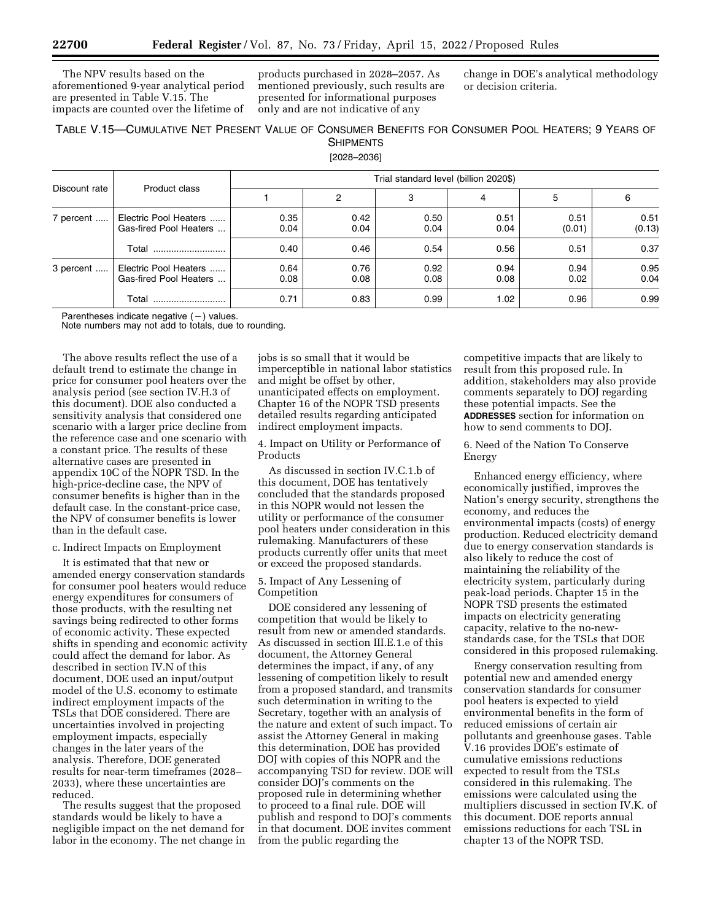The NPV results based on the aforementioned 9-year analytical period are presented in Table V.15. The impacts are counted over the lifetime of products purchased in 2028–2057. As mentioned previously, such results are presented for informational purposes only and are not indicative of any change in DOE's analytical methodology or decision criteria.

TABLE V.15—CUMULATIVE NET PRESENT VALUE OF CONSUMER BENEFITS FOR CONSUMER POOL HEATERS; 9 YEARS OF SHIPMENTS

[2028–2036]

| Discount rate | Product class | Trial standard level (billion 2020$) | | | | | |
|---|---|---|---|---|---|---|---|
| | | 1 | 2 | 3 | 4 | 5 | 6 |
| 7 percent | Electric Pool Heaters | 0.35 | 0.42 | 0.50 | 0.51 | 0.51 | 0.51 |
| | Gas-fired Pool Heaters | 0.04 | 0.04 | 0.04 | 0.04 | (0.01) | (0.13) |
| | Total | 0.40 | 0.46 | 0.54 | 0.56 | 0.51 | 0.37 |
| 3 percent | Electric Pool Heaters | 0.64 | 0.76 | 0.92 | 0.94 | 0.94 | 0.95 |
| | Gas-fired Pool Heaters | 0.08 | 0.08 | 0.08 | 0.08 | 0.02 | 0.04 |
| | Total | 0.71 | 0.83 | 0.99 | 1.02 | 0.96 | 0.99 |

Parentheses indicate negative (−) values.
Note numbers may not add to totals, due to rounding.

The above results reflect the use of a default trend to estimate the change in price for consumer pool heaters over the analysis period (see section IV.H.3 of this document). DOE also conducted a sensitivity analysis that considered one scenario with a larger price decline from the reference case and one scenario with a constant price. The results of these alternative cases are presented in appendix 10C of the NOPR TSD. In the high-price-decline case, the NPV of consumer benefits is higher than in the default case. In the constant-price case, the NPV of consumer benefits is lower than in the default case.

c. Indirect Impacts on Employment

It is estimated that that new or amended energy conservation standards for consumer pool heaters would reduce energy expenditures for consumers of those products, with the resulting net savings being redirected to other forms of economic activity. These expected shifts in spending and economic activity could affect the demand for labor. As described in section IV.N of this document, DOE used an input/output model of the U.S. economy to estimate indirect employment impacts of the TSLs that DOE considered. There are uncertainties involved in projecting employment impacts, especially changes in the later years of the analysis. Therefore, DOE generated results for near-term timeframes (2028–2033), where these uncertainties are reduced.

The results suggest that the proposed standards would be likely to have a negligible impact on the net demand for labor in the economy. The net change in jobs is so small that it would be imperceptible in national labor statistics and might be offset by other, unanticipated effects on employment. Chapter 16 of the NOPR TSD presents detailed results regarding anticipated indirect employment impacts.

4. Impact on Utility or Performance of Products

As discussed in section IV.C.1.b of this document, DOE has tentatively concluded that the standards proposed in this NOPR would not lessen the utility or performance of the consumer pool heaters under consideration in this rulemaking. Manufacturers of these products currently offer units that meet or exceed the proposed standards.

5. Impact of Any Lessening of Competition

DOE considered any lessening of competition that would be likely to result from new or amended standards. As discussed in section III.E.1.e of this document, the Attorney General determines the impact, if any, of any lessening of competition likely to result from a proposed standard, and transmits such determination in writing to the Secretary, together with an analysis of the nature and extent of such impact. To assist the Attorney General in making this determination, DOE has provided DOJ with copies of this NOPR and the accompanying TSD for review. DOE will consider DOJ's comments on the proposed rule in determining whether to proceed to a final rule. DOE will publish and respond to DOJ's comments in that document. DOE invites comment from the public regarding the competitive impacts that are likely to result from this proposed rule. In addition, stakeholders may also provide comments separately to DOJ regarding these potential impacts. See the **ADDRESSES** section for information on how to send comments to DOJ.

6. Need of the Nation To Conserve Energy

Enhanced energy efficiency, where economically justified, improves the Nation's energy security, strengthens the economy, and reduces the environmental impacts (costs) of energy production. Reduced electricity demand due to energy conservation standards is also likely to reduce the cost of maintaining the reliability of the electricity system, particularly during peak-load periods. Chapter 15 in the NOPR TSD presents the estimated impacts on electricity generating capacity, relative to the no-new-standards case, for the TSLs that DOE considered in this proposed rulemaking.

Energy conservation resulting from potential new and amended energy conservation standards for consumer pool heaters is expected to yield environmental benefits in the form of reduced emissions of certain air pollutants and greenhouse gases. Table V.16 provides DOE's estimate of cumulative emissions reductions expected to result from the TSLs considered in this rulemaking. The emissions were calculated using the multipliers discussed in section IV.K. of this document. DOE reports annual emissions reductions for each TSL in chapter 13 of the NOPR TSD.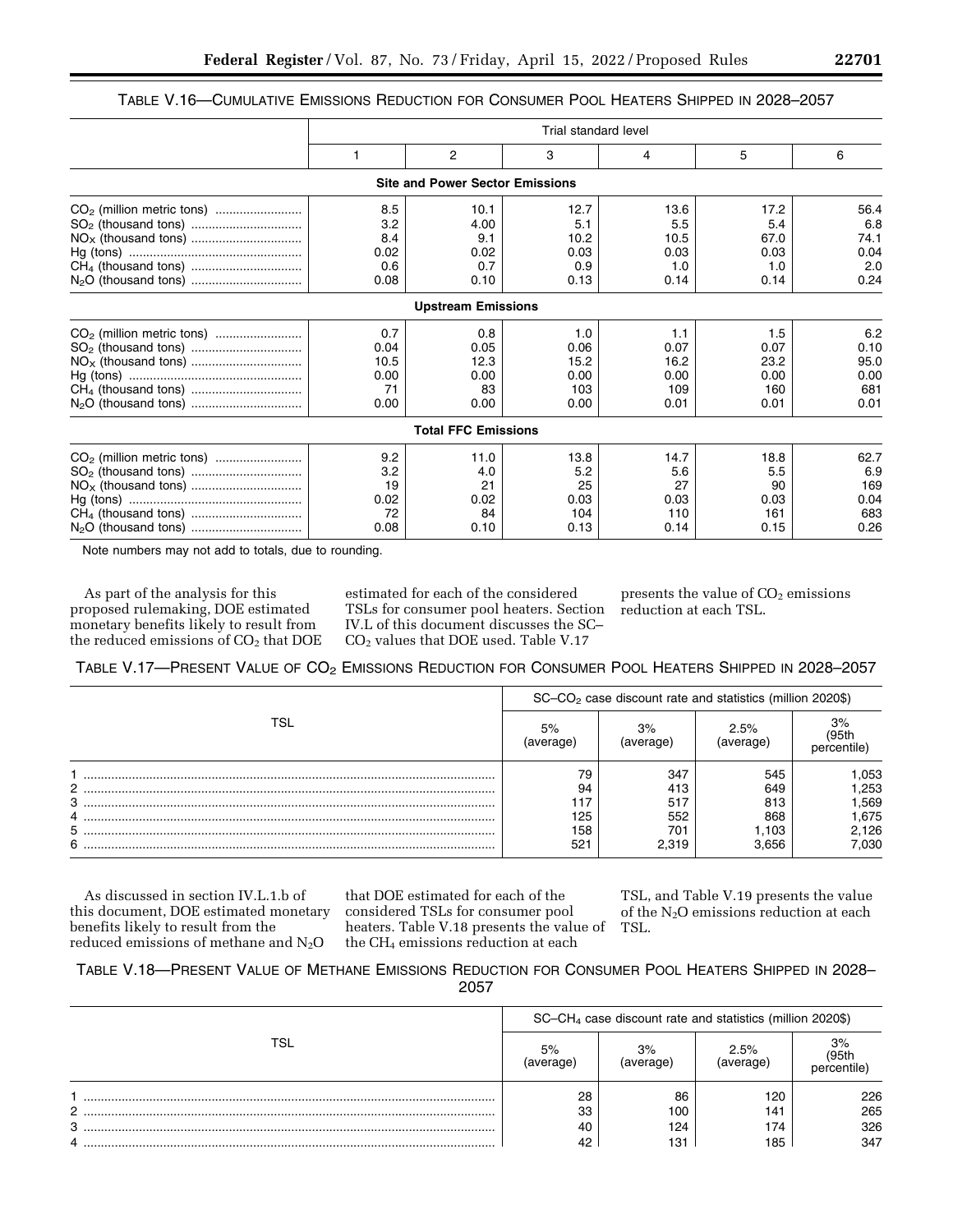TABLE V.16—CUMULATIVE EMISSIONS REDUCTION FOR CONSUMER POOL HEATERS SHIPPED IN 2028–2057

| | Trial standard level | | | | | |
|---|---|---|---|---|---|---|
| | 1 | 2 | 3 | 4 | 5 | 6 |
| **Site and Power Sector Emissions** | | | | | | |
| $CO_2$ (million metric tons) | 8.5 | 10.1 | 12.7 | 13.6 | 17.2 | 56.4 |
| $SO_2$ (thousand tons) | 3.2 | 4.00 | 5.1 | 5.5 | 5.4 | 6.8 |
| $NO_X$ (thousand tons) | 8.4 | 9.1 | 10.2 | 10.5 | 67.0 | 74.1 |
| Hg (tons) | 0.02 | 0.02 | 0.03 | 0.03 | 0.03 | 0.04 |
| $CH_4$ (thousand tons) | 0.6 | 0.7 | 0.9 | 1.0 | 1.0 | 2.0 |
| $N_2O$ (thousand tons) | 0.08 | 0.10 | 0.13 | 0.14 | 0.14 | 0.24 |
| **Upstream Emissions** | | | | | | |
| $CO_2$ (million metric tons) | 0.7 | 0.8 | 1.0 | 1.1 | 1.5 | 6.2 |
| $SO_2$ (thousand tons) | 0.04 | 0.05 | 0.06 | 0.07 | 0.07 | 0.10 |
| $NO_X$ (thousand tons) | 10.5 | 12.3 | 15.2 | 16.2 | 23.2 | 95.0 |
| Hg (tons) | 0.00 | 0.00 | 0.00 | 0.00 | 0.00 | 0.00 |
| $CH_4$ (thousand tons) | 71 | 83 | 103 | 109 | 160 | 681 |
| $N_2O$ (thousand tons) | 0.00 | 0.00 | 0.00 | 0.01 | 0.01 | 0.01 |
| **Total FFC Emissions** | | | | | | |
| $CO_2$ (million metric tons) | 9.2 | 11.0 | 13.8 | 14.7 | 18.8 | 62.7 |
| $SO_2$ (thousand tons) | 3.2 | 4.0 | 5.2 | 5.6 | 5.5 | 6.9 |
| $NO_X$ (thousand tons) | 19 | 21 | 25 | 27 | 90 | 169 |
| Hg (tons) | 0.02 | 0.02 | 0.03 | 0.03 | 0.03 | 0.04 |
| $CH_4$ (thousand tons) | 72 | 84 | 104 | 110 | 161 | 683 |
| $N_2O$ (thousand tons) | 0.08 | 0.10 | 0.13 | 0.14 | 0.15 | 0.26 |

Note numbers may not add to totals, due to rounding.

As part of the analysis for this proposed rulemaking, DOE estimated monetary benefits likely to result from the reduced emissions of $CO_2$ that DOE estimated for each of the considered TSLs for consumer pool heaters. Section IV.L of this document discusses the SC–$CO_2$ values that DOE used. Table V.17 presents the value of $CO_2$ emissions reduction at each TSL.

TABLE V.17—PRESENT VALUE OF $CO_2$ EMISSIONS REDUCTION FOR CONSUMER POOL HEATERS SHIPPED IN 2028–2057

| TSL | SC–$CO_2$ case discount rate and statistics (million 2020$) | | | |
|---|---|---|---|---|
| | 5% (average) | 3% (average) | 2.5% (average) | 3% (95th percentile) |
| 1 | 79 | 347 | 545 | 1,053 |
| 2 | 94 | 413 | 649 | 1,253 |
| 3 | 117 | 517 | 813 | 1,569 |
| 4 | 125 | 552 | 868 | 1,675 |
| 5 | 158 | 701 | 1,103 | 2,126 |
| 6 | 521 | 2,319 | 3,656 | 7,030 |

As discussed in section IV.L.1.b of this document, DOE estimated monetary benefits likely to result from the reduced emissions of methane and $N_2O$ that DOE estimated for each of the considered TSLs for consumer pool heaters. Table V.18 presents the value of the $CH_4$ emissions reduction at each TSL, and Table V.19 presents the value of the $N_2O$ emissions reduction at each TSL.

TABLE V.18—PRESENT VALUE OF METHANE EMISSIONS REDUCTION FOR CONSUMER POOL HEATERS SHIPPED IN 2028–2057

| TSL | SC–$CH_4$ case discount rate and statistics (million 2020$) | | | |
|---|---|---|---|---|
| | 5% (average) | 3% (average) | 2.5% (average) | 3% (95th percentile) |
| 1 | 28 | 86 | 120 | 226 |
| 2 | 33 | 100 | 141 | 265 |
| 3 | 40 | 124 | 174 | 326 |
| 4 | 42 | 131 | 185 | 347 |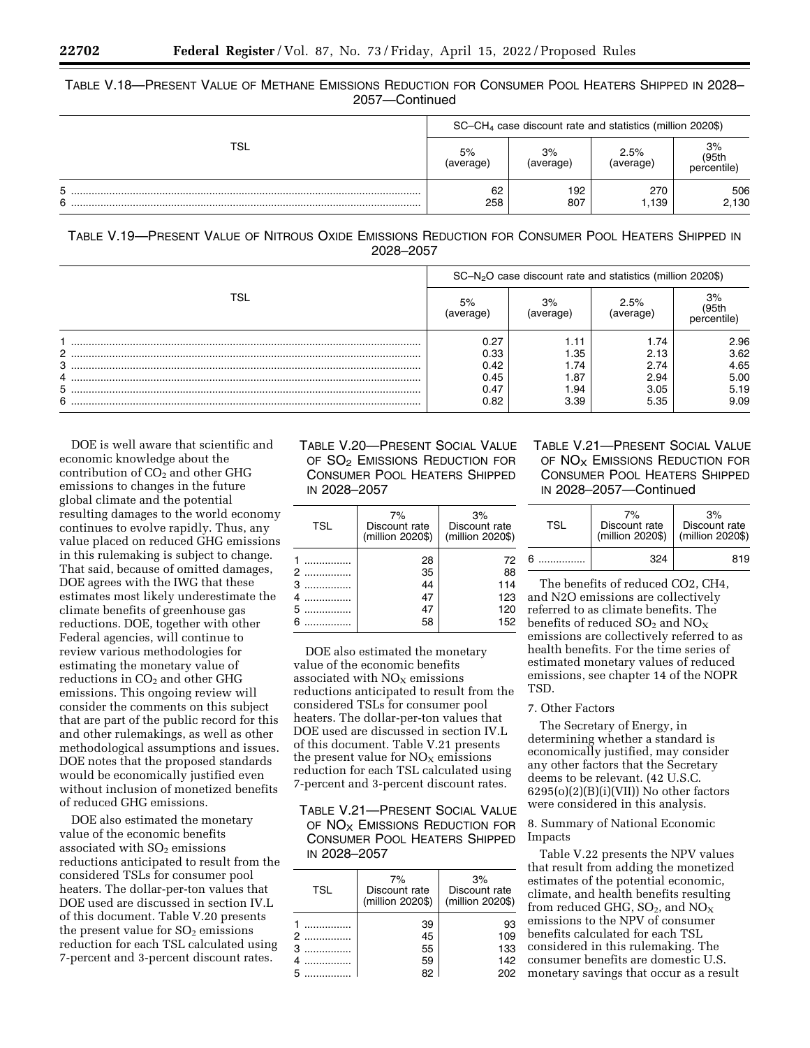TABLE V.18—PRESENT VALUE OF METHANE EMISSIONS REDUCTION FOR CONSUMER POOL HEATERS SHIPPED IN 2028–2057—Continued

| TSL | $SC-CH_4$ case discount rate and statistics (million 2020$) | | | |
|---|---|---|---|---|
| | 5% (average) | 3% (average) | 2.5% (average) | 3% (95th percentile) |
| 5 | 62 | 192 | 270 | 506 |
| 6 | 258 | 807 | 1,139 | 2,130 |

TABLE V.19—PRESENT VALUE OF NITROUS OXIDE EMISSIONS REDUCTION FOR CONSUMER POOL HEATERS SHIPPED IN 2028–2057

| TSL | $SC-N_2O$ case discount rate and statistics (million 2020$) | | | |
|---|---|---|---|---|
| | 5% (average) | 3% (average) | 2.5% (average) | 3% (95th percentile) |
| 1 | 0.27 | 1.11 | 1.74 | 2.96 |
| 2 | 0.33 | 1.35 | 2.13 | 3.62 |
| 3 | 0.42 | 1.74 | 2.74 | 4.65 |
| 4 | 0.45 | 1.87 | 2.94 | 5.00 |
| 5 | 0.47 | 1.94 | 3.05 | 5.19 |
| 6 | 0.82 | 3.39 | 5.35 | 9.09 |

DOE is well aware that scientific and economic knowledge about the contribution of $CO_2$ and other GHG emissions to changes in the future global climate and the potential resulting damages to the world economy continues to evolve rapidly. Thus, any value placed on reduced GHG emissions in this rulemaking is subject to change. That said, because of omitted damages, DOE agrees with the IWG that these estimates most likely underestimate the climate benefits of greenhouse gas reductions. DOE, together with other Federal agencies, will continue to review various methodologies for estimating the monetary value of reductions in $CO_2$ and other GHG emissions. This ongoing review will consider the comments on this subject that are part of the public record for this and other rulemakings, as well as other methodological assumptions and issues. DOE notes that the proposed standards would be economically justified even without inclusion of monetized benefits of reduced GHG emissions.

DOE also estimated the monetary value of the economic benefits associated with $SO_2$ emissions reductions anticipated to result from the considered TSLs for consumer pool heaters. The dollar-per-ton values that DOE used are discussed in section IV.L of this document. Table V.20 presents the present value for $SO_2$ emissions reduction for each TSL calculated using 7-percent and 3-percent discount rates.

TABLE V.20—PRESENT SOCIAL VALUE OF $SO_2$ EMISSIONS REDUCTION FOR CONSUMER POOL HEATERS SHIPPED IN 2028–2057

| TSL | 7% Discount rate (million 2020$) | 3% Discount rate (million 2020$) |
|---|---|---|
| 1 | 28 | 72 |
| 2 | 35 | 88 |
| 3 | 44 | 114 |
| 4 | 47 | 123 |
| 5 | 47 | 120 |
| 6 | 58 | 152 |

DOE also estimated the monetary value of the economic benefits associated with $NO_X$ emissions reductions anticipated to result from the considered TSLs for consumer pool heaters. The dollar-per-ton values that DOE used are discussed in section IV.L of this document. Table V.21 presents the present value for $NO_X$ emissions reduction for each TSL calculated using 7-percent and 3-percent discount rates.

TABLE V.21—PRESENT SOCIAL VALUE OF $NO_X$ EMISSIONS REDUCTION FOR CONSUMER POOL HEATERS SHIPPED IN 2028–2057

| TSL | 7% Discount rate (million 2020$) | 3% Discount rate (million 2020$) |
|---|---|---|
| 1 | 39 | 93 |
| 2 | 45 | 109 |
| 3 | 55 | 133 |
| 4 | 59 | 142 |
| 5 | 82 | 202 |
| 6 | 324 | 819 |

The benefits of reduced CO2, CH4, and N2O emissions are collectively referred to as climate benefits. The benefits of reduced $SO_2$ and $NO_X$ emissions are collectively referred to as health benefits. For the time series of estimated monetary values of reduced emissions, see chapter 14 of the NOPR TSD.

7. Other Factors

The Secretary of Energy, in determining whether a standard is economically justified, may consider any other factors that the Secretary deems to be relevant. (42 U.S.C. 6295(o)(2)(B)(i)(VII)) No other factors were considered in this analysis.

8. Summary of National Economic Impacts

Table V.22 presents the NPV values that result from adding the monetized estimates of the potential economic, climate, and health benefits resulting from reduced GHG, $SO_2$, and $NO_X$ emissions to the NPV of consumer benefits calculated for each TSL considered in this rulemaking. The consumer benefits are domestic U.S. monetary savings that occur as a result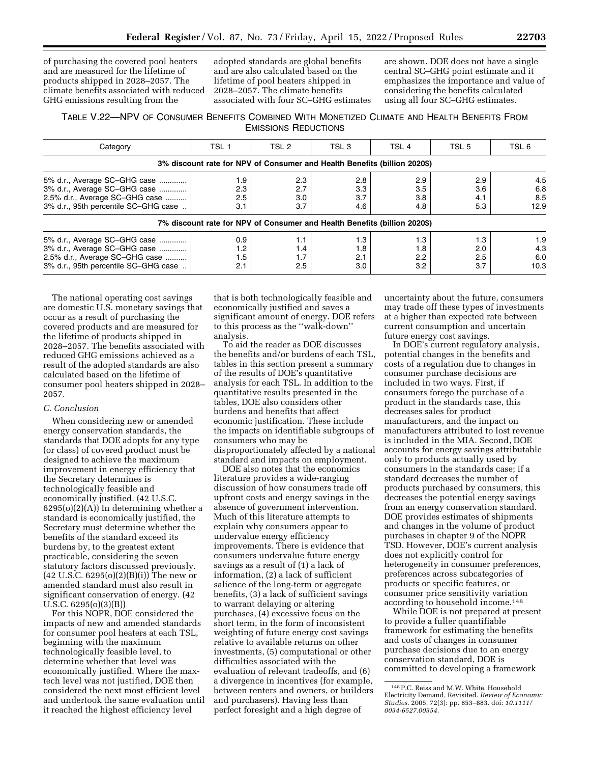of purchasing the covered pool heaters and are measured for the lifetime of products shipped in 2028–2057. The climate benefits associated with reduced GHG emissions resulting from the adopted standards are global benefits and are also calculated based on the lifetime of pool heaters shipped in 2028–2057. The climate benefits associated with four SC–GHG estimates are shown. DOE does not have a single central SC–GHG point estimate and it emphasizes the importance and value of considering the benefits calculated using all four SC–GHG estimates.

TABLE V.22—NPV OF CONSUMER BENEFITS COMBINED WITH MONETIZED CLIMATE AND HEALTH BENEFITS FROM EMISSIONS REDUCTIONS

| Category | TSL 1 | TSL 2 | TSL 3 | TSL 4 | TSL 5 | TSL 6 |
|---|---|---|---|---|---|---|
| **3% discount rate for NPV of Consumer and Health Benefits (billion 2020$)** | | | | | | |
| 5% d.r., Average SC–GHG case | 1.9 | 2.3 | 2.8 | 2.9 | 2.9 | 4.5 |
| 3% d.r., Average SC–GHG case | 2.3 | 2.7 | 3.3 | 3.5 | 3.6 | 6.8 |
| 2.5% d.r., Average SC–GHG case | 2.5 | 3.0 | 3.7 | 3.8 | 4.1 | 8.5 |
| 3% d.r., 95th percentile SC–GHG case | 3.1 | 3.7 | 4.6 | 4.8 | 5.3 | 12.9 |
| **7% discount rate for NPV of Consumer and Health Benefits (billion 2020$)** | | | | | | |
| 5% d.r., Average SC–GHG case | 0.9 | 1.1 | 1.3 | 1.3 | 1.3 | 1.9 |
| 3% d.r., Average SC–GHG case | 1.2 | 1.4 | 1.8 | 1.8 | 2.0 | 4.3 |
| 2.5% d.r., Average SC–GHG case | 1.5 | 1.7 | 2.1 | 2.2 | 2.5 | 6.0 |
| 3% d.r., 95th percentile SC–GHG case | 2.1 | 2.5 | 3.0 | 3.2 | 3.7 | 10.3 |

The national operating cost savings are domestic U.S. monetary savings that occur as a result of purchasing the covered products and are measured for the lifetime of products shipped in 2028–2057. The benefits associated with reduced GHG emissions achieved as a result of the adopted standards are also calculated based on the lifetime of consumer pool heaters shipped in 2028–2057.

### C. Conclusion

When considering new or amended energy conservation standards, the standards that DOE adopts for any type (or class) of covered product must be designed to achieve the maximum improvement in energy efficiency that the Secretary determines is technologically feasible and economically justified. (42 U.S.C. 6295(o)(2)(A)) In determining whether a standard is economically justified, the Secretary must determine whether the benefits of the standard exceed its burdens by, to the greatest extent practicable, considering the seven statutory factors discussed previously. (42 U.S.C. 6295(o)(2)(B)(i)) The new or amended standard must also result in significant conservation of energy. (42 U.S.C. 6295(o)(3)(B))

For this NOPR, DOE considered the impacts of new and amended standards for consumer pool heaters at each TSL, beginning with the maximum technologically feasible level, to determine whether that level was economically justified. Where the max-tech level was not justified, DOE then considered the next most efficient level and undertook the same evaluation until it reached the highest efficiency level that is both technologically feasible and economically justified and saves a significant amount of energy. DOE refers to this process as the ''walk-down'' analysis.

To aid the reader as DOE discusses the benefits and/or burdens of each TSL, tables in this section present a summary of the results of DOE's quantitative analysis for each TSL. In addition to the quantitative results presented in the tables, DOE also considers other burdens and benefits that affect economic justification. These include the impacts on identifiable subgroups of consumers who may be disproportionately affected by a national standard and impacts on employment.

DOE also notes that the economics literature provides a wide-ranging discussion of how consumers trade off upfront costs and energy savings in the absence of government intervention. Much of this literature attempts to explain why consumers appear to undervalue energy efficiency improvements. There is evidence that consumers undervalue future energy savings as a result of (1) a lack of information, (2) a lack of sufficient salience of the long-term or aggregate benefits, (3) a lack of sufficient savings to warrant delaying or altering purchases, (4) excessive focus on the short term, in the form of inconsistent weighting of future energy cost savings relative to available returns on other investments, (5) computational or other difficulties associated with the evaluation of relevant tradeoffs, and (6) a divergence in incentives (for example, between renters and owners, or builders and purchasers). Having less than perfect foresight and a high degree of uncertainty about the future, consumers may trade off these types of investments at a higher than expected rate between current consumption and uncertain future energy cost savings.

In DOE's current regulatory analysis, potential changes in the benefits and costs of a regulation due to changes in consumer purchase decisions are included in two ways. First, if consumers forego the purchase of a product in the standards case, this decreases sales for product manufacturers, and the impact on manufacturers attributed to lost revenue is included in the MIA. Second, DOE accounts for energy savings attributable only to products actually used by consumers in the standards case; if a standard decreases the number of products purchased by consumers, this decreases the potential energy savings from an energy conservation standard. DOE provides estimates of shipments and changes in the volume of product purchases in chapter 9 of the NOPR TSD. However, DOE's current analysis does not explicitly control for heterogeneity in consumer preferences, preferences across subcategories of products or specific features, or consumer price sensitivity variation according to household income.[148]

While DOE is not prepared at present to provide a fuller quantifiable framework for estimating the benefits and costs of changes in consumer purchase decisions due to an energy conservation standard, DOE is committed to developing a framework

[148] P.C. Reiss and M.W. White. Household Electricity Demand, Revisited. *Review of Economic Studies.* 2005. 72(3): pp. 853–883. doi: *10.1111/0034-6527.00354.*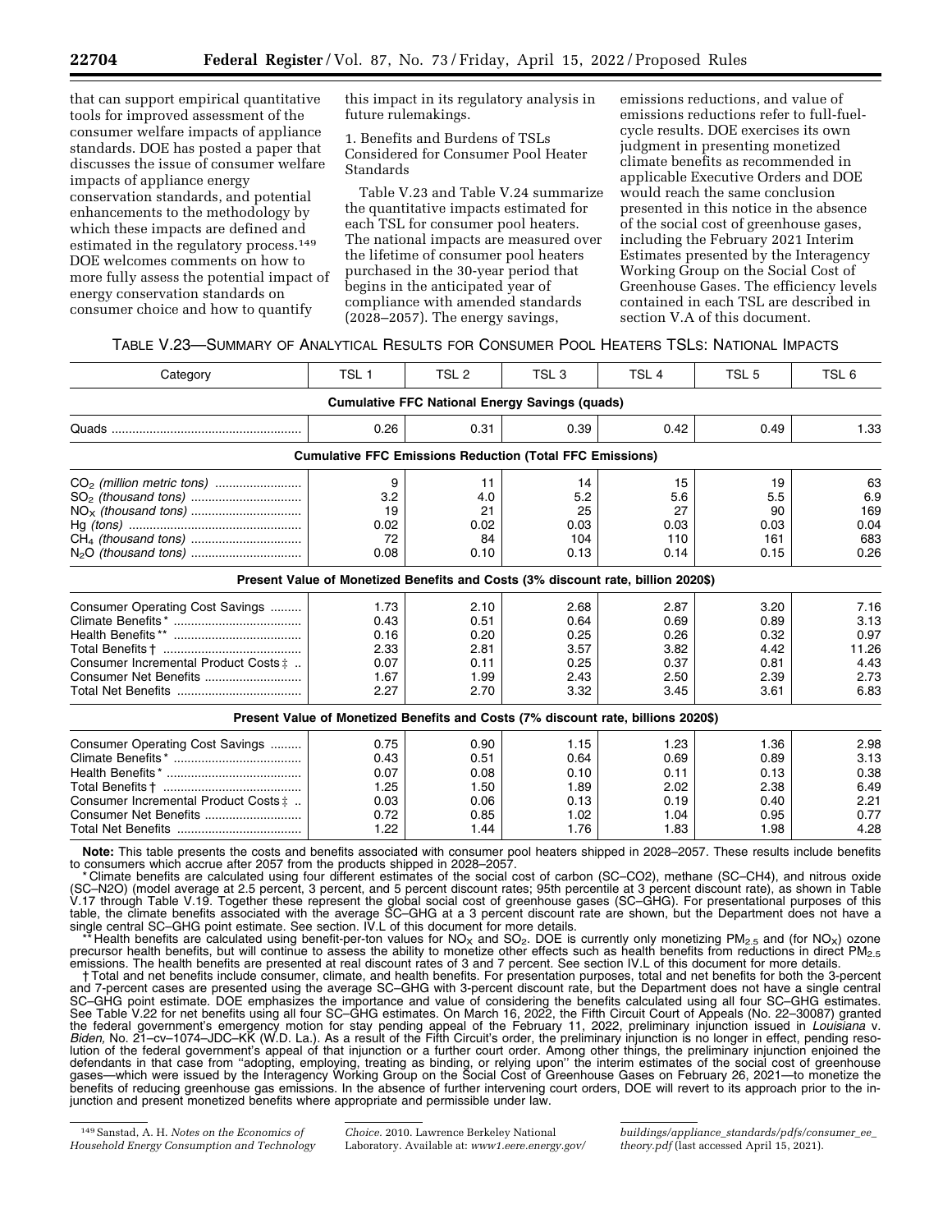that can support empirical quantitative tools for improved assessment of the consumer welfare impacts of appliance standards. DOE has posted a paper that discusses the issue of consumer welfare impacts of appliance energy conservation standards, and potential enhancements to the methodology by which these impacts are defined and estimated in the regulatory process.[149] DOE welcomes comments on how to more fully assess the potential impact of energy conservation standards on consumer choice and how to quantify this impact in its regulatory analysis in future rulemakings.

1. Benefits and Burdens of TSLs Considered for Consumer Pool Heater Standards

Table V.23 and Table V.24 summarize the quantitative impacts estimated for each TSL for consumer pool heaters. The national impacts are measured over the lifetime of consumer pool heaters purchased in the 30-year period that begins in the anticipated year of compliance with amended standards (2028–2057). The energy savings, emissions reductions, and value of emissions reductions refer to full-fuel-cycle results. DOE exercises its own judgment in presenting monetized climate benefits as recommended in applicable Executive Orders and DOE would reach the same conclusion presented in this notice in the absence of the social cost of greenhouse gases, including the February 2021 Interim Estimates presented by the Interagency Working Group on the Social Cost of Greenhouse Gases. The efficiency levels contained in each TSL are described in section V.A of this document.

TABLE V.23—SUMMARY OF ANALYTICAL RESULTS FOR CONSUMER POOL HEATERS TSLS: NATIONAL IMPACTS

| Category | TSL 1 | TSL 2 | TSL 3 | TSL 4 | TSL 5 | TSL 6 |
|---|---|---|---|---|---|---|
| **Cumulative FFC National Energy Savings (quads)** | | | | | | |
| Quads | 0.26 | 0.31 | 0.39 | 0.42 | 0.49 | 1.33 |
| **Cumulative FFC Emissions Reduction (Total FFC Emissions)** | | | | | | |
| $CO_2$ *(million metric tons)* | 9 | 11 | 14 | 15 | 19 | 63 |
| $SO_2$ *(thousand tons)* | 3.2 | 4.0 | 5.2 | 5.6 | 5.5 | 6.9 |
| $NO_X$ *(thousand tons)* | 19 | 21 | 25 | 27 | 90 | 169 |
| Hg *(tons)* | 0.02 | 0.02 | 0.03 | 0.03 | 0.03 | 0.04 |
| $CH_4$ *(thousand tons)* | 72 | 84 | 104 | 110 | 161 | 683 |
| $N_2O$ *(thousand tons)* | 0.08 | 0.10 | 0.13 | 0.14 | 0.15 | 0.26 |
| **Present Value of Monetized Benefits and Costs (3% discount rate, billion 2020$)** | | | | | | |
| Consumer Operating Cost Savings | 1.73 | 2.10 | 2.68 | 2.87 | 3.20 | 7.16 |
| Climate Benefits* | 0.43 | 0.51 | 0.64 | 0.69 | 0.89 | 3.13 |
| Health Benefits** | 0.16 | 0.20 | 0.25 | 0.26 | 0.32 | 0.97 |
| Total Benefits† | 2.33 | 2.81 | 3.57 | 3.82 | 4.42 | 11.26 |
| Consumer Incremental Product Costs‡ | 0.07 | 0.11 | 0.25 | 0.37 | 0.81 | 4.43 |
| Consumer Net Benefits | 1.67 | 1.99 | 2.43 | 2.50 | 2.39 | 2.73 |
| Total Net Benefits | 2.27 | 2.70 | 3.32 | 3.45 | 3.61 | 6.83 |
| **Present Value of Monetized Benefits and Costs (7% discount rate, billions 2020$)** | | | | | | |
| Consumer Operating Cost Savings | 0.75 | 0.90 | 1.15 | 1.23 | 1.36 | 2.98 |
| Climate Benefits* | 0.43 | 0.51 | 0.64 | 0.69 | 0.89 | 3.13 |
| Health Benefits* | 0.07 | 0.08 | 0.10 | 0.11 | 0.13 | 0.38 |
| Total Benefits† | 1.25 | 1.50 | 1.89 | 2.02 | 2.38 | 6.49 |
| Consumer Incremental Product Costs‡ | 0.03 | 0.06 | 0.13 | 0.19 | 0.40 | 2.21 |
| Consumer Net Benefits | 0.72 | 0.85 | 1.02 | 1.04 | 0.95 | 0.77 |
| Total Net Benefits | 1.22 | 1.44 | 1.76 | 1.83 | 1.98 | 4.28 |

**Note:** This table presents the costs and benefits associated with consumer pool heaters shipped in 2028–2057. These results include benefits to consumers which accrue after 2057 from the products shipped in 2028–2057.

\* Climate benefits are calculated using four different estimates of the social cost of carbon (SC–CO2), methane (SC–CH4), and nitrous oxide (SC–N2O) (model average at 2.5 percent, 3 percent, and 5 percent discount rates; 95th percentile at 3 percent discount rate), as shown in Table V.17 through Table V.19. Together these represent the global social cost of greenhouse gases (SC–GHG). For presentational purposes of this table, the climate benefits associated with the average SC–GHG at a 3 percent discount rate are shown, but the Department does not have a single central SC–GHG point estimate. See section. IV.L of this document for more details.

\*\* Health benefits are calculated using benefit-per-ton values for $NO_X$ and $SO_2$. DOE is currently only monetizing $PM_{2.5}$ and (for $NO_X$) ozone precursor health benefits, but will continue to assess the ability to monetize other effects such as health benefits from reductions in direct $PM_{2.5}$ emissions. The health benefits are presented at real discount rates of 3 and 7 percent. See section IV.L of this document for more details.

† Total and net benefits include consumer, climate, and health benefits. For presentation purposes, total and net benefits for both the 3-percent and 7-percent cases are presented using the average SC–GHG with 3-percent discount rate, but the Department does not have a single central SC–GHG point estimate. DOE emphasizes the importance and value of considering the benefits calculated using all four SC–GHG estimates. See Table V.22 for net benefits using all four SC–GHG estimates. On March 16, 2022, the Fifth Circuit Court of Appeals (No. 22–30087) granted the federal government's emergency motion for stay pending appeal of the February 11, 2022, preliminary injunction issued in *Louisiana* v. *Biden,* No. 21–cv–1074–JDC–KK (W.D. La.). As a result of the Fifth Circuit's order, the preliminary injunction is no longer in effect, pending resolution of the federal government's appeal of that injunction or a further court order. Among other things, the preliminary injunction enjoined the defendants in that case from "adopting, employing, treating as binding, or relying upon" the interim estimates of the social cost of greenhouse gases—which were issued by the Interagency Working Group on the Social Cost of Greenhouse Gases on February 26, 2021—to monetize the benefits of reducing greenhouse gas emissions. In the absence of further intervening court orders, DOE will revert to its approach prior to the injunction and present monetized benefits where appropriate and permissible under law.

[149] Sanstad, A. H. *Notes on the Economics of Household Energy Consumption and Technology Choice.* 2010. Lawrence Berkeley National Laboratory. Available at: *www1.eere.energy.gov/buildings/appliance_standards/pdfs/consumer_ee_theory.pdf* (last accessed April 15, 2021).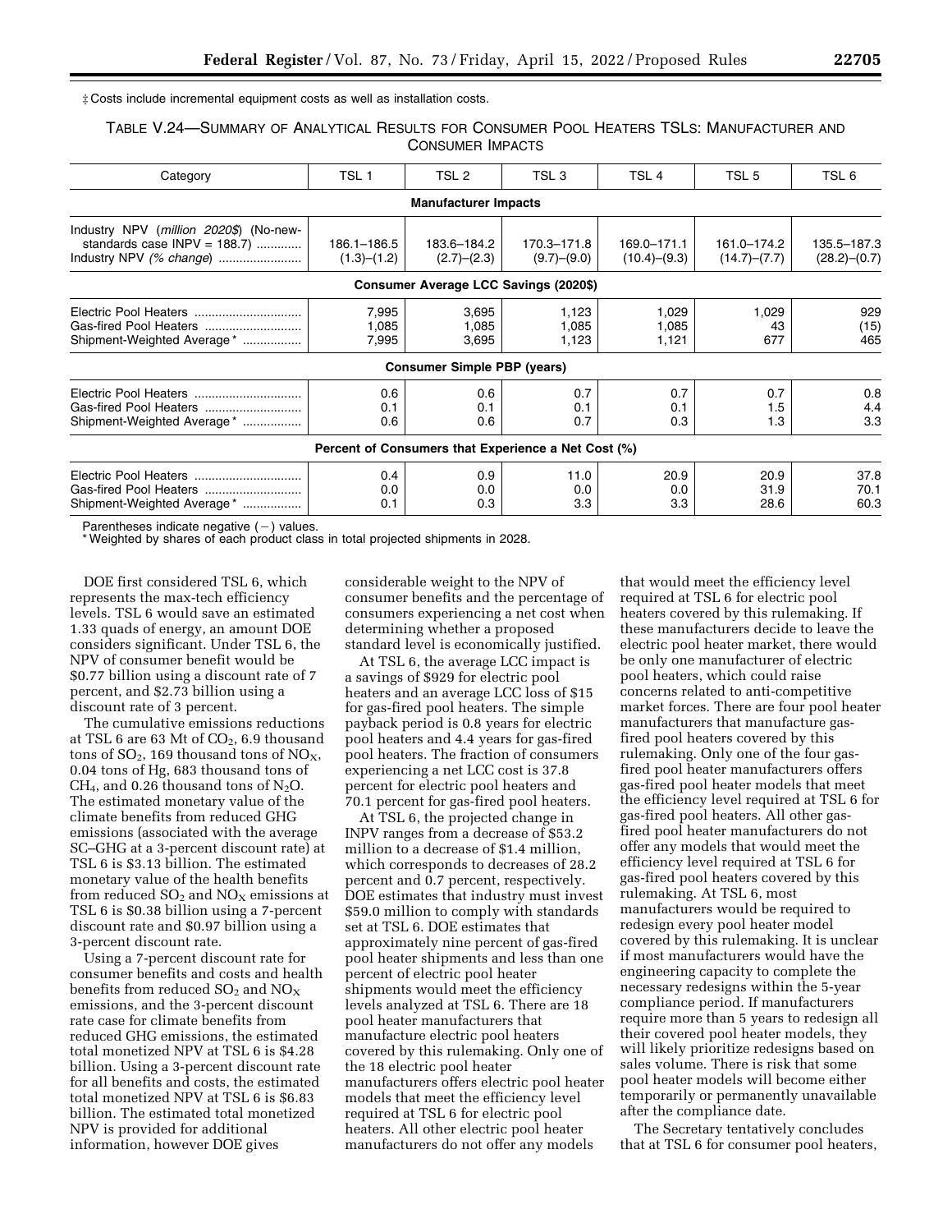‡ Costs include incremental equipment costs as well as installation costs.

TABLE V.24—SUMMARY OF ANALYTICAL RESULTS FOR CONSUMER POOL HEATERS TSLs: MANUFACTURER AND CONSUMER IMPACTS

| Category | TSL 1 | TSL 2 | TSL 3 | TSL 4 | TSL 5 | TSL 6 |
|---|---|---|---|---|---|---|
| **Manufacturer Impacts** | | | | | | |
| Industry NPV (*million 2020$*) (No-new-standards case INPV = 188.7) | 186.1–186.5 | 183.6–184.2 | 170.3–171.8 | 169.0–171.1 | 161.0–174.2 | 135.5–187.3 |
| Industry NPV *(% change)* | (1.3)–(1.2) | (2.7)–(2.3) | (9.7)–(9.0) | (10.4)–(9.3) | (14.7)–(7.7) | (28.2)–(0.7) |
| **Consumer Average LCC Savings (2020$)** | | | | | | |
| Electric Pool Heaters | 7,995 | 3,695 | 1,123 | 1,029 | 1,029 | 929 |
| Gas-fired Pool Heaters | 1,085 | 1,085 | 1,085 | 1,085 | 43 | (15) |
| Shipment-Weighted Average * | 7,995 | 3,695 | 1,123 | 1,121 | 677 | 465 |
| **Consumer Simple PBP (years)** | | | | | | |
| Electric Pool Heaters | 0.6 | 0.6 | 0.7 | 0.7 | 0.7 | 0.8 |
| Gas-fired Pool Heaters | 0.1 | 0.1 | 0.1 | 0.1 | 1.5 | 4.4 |
| Shipment-Weighted Average * | 0.6 | 0.6 | 0.7 | 0.3 | 1.3 | 3.3 |
| **Percent of Consumers that Experience a Net Cost (%)** | | | | | | |
| Electric Pool Heaters | 0.4 | 0.9 | 11.0 | 20.9 | 20.9 | 37.8 |
| Gas-fired Pool Heaters | 0.0 | 0.0 | 0.0 | 0.0 | 31.9 | 70.1 |
| Shipment-Weighted Average * | 0.1 | 0.3 | 3.3 | 3.3 | 28.6 | 60.3 |

Parentheses indicate negative (−) values.
* Weighted by shares of each product class in total projected shipments in 2028.

DOE first considered TSL 6, which represents the max-tech efficiency levels. TSL 6 would save an estimated 1.33 quads of energy, an amount DOE considers significant. Under TSL 6, the NPV of consumer benefit would be $0.77 billion using a discount rate of 7 percent, and $2.73 billion using a discount rate of 3 percent.

The cumulative emissions reductions at TSL 6 are 63 Mt of $CO_2$, 6.9 thousand tons of $SO_2$, 169 thousand tons of $NO_X$, 0.04 tons of Hg, 683 thousand tons of $CH_4$, and 0.26 thousand tons of $N_2O$. The estimated monetary value of the climate benefits from reduced GHG emissions (associated with the average SC–GHG at a 3-percent discount rate) at TSL 6 is $3.13 billion. The estimated monetary value of the health benefits from reduced $SO_2$ and $NO_X$ emissions at TSL 6 is $0.38 billion using a 7-percent discount rate and $0.97 billion using a 3-percent discount rate.

Using a 7-percent discount rate for consumer benefits and costs and health benefits from reduced $SO_2$ and $NO_X$ emissions, and the 3-percent discount rate case for climate benefits from reduced GHG emissions, the estimated total monetized NPV at TSL 6 is $4.28 billion. Using a 3-percent discount rate for all benefits and costs, the estimated total monetized NPV at TSL 6 is $6.83 billion. The estimated total monetized NPV is provided for additional information, however DOE gives considerable weight to the NPV of consumer benefits and the percentage of consumers experiencing a net cost when determining whether a proposed standard level is economically justified.

At TSL 6, the average LCC impact is a savings of $929 for electric pool heaters and an average LCC loss of $15 for gas-fired pool heaters. The simple payback period is 0.8 years for electric pool heaters and 4.4 years for gas-fired pool heaters. The fraction of consumers experiencing a net LCC cost is 37.8 percent for electric pool heaters and 70.1 percent for gas-fired pool heaters.

At TSL 6, the projected change in INPV ranges from a decrease of $53.2 million to a decrease of $1.4 million, which corresponds to decreases of 28.2 percent and 0.7 percent, respectively. DOE estimates that industry must invest $59.0 million to comply with standards set at TSL 6. DOE estimates that approximately nine percent of gas-fired pool heater shipments and less than one percent of electric pool heater shipments would meet the efficiency levels analyzed at TSL 6. There are 18 pool heater manufacturers that manufacture electric pool heaters covered by this rulemaking. Only one of the 18 electric pool heater manufacturers offers electric pool heater models that meet the efficiency level required at TSL 6 for electric pool heaters. All other electric pool heater manufacturers do not offer any models that would meet the efficiency level required at TSL 6 for electric pool heaters covered by this rulemaking. If these manufacturers decide to leave the electric pool heater market, there would be only one manufacturer of electric pool heaters, which could raise concerns related to anti-competitive market forces. There are four pool heater manufacturers that manufacture gas-fired pool heaters covered by this rulemaking. Only one of the four gas-fired pool heater manufacturers offers gas-fired pool heater models that meet the efficiency level required at TSL 6 for gas-fired pool heaters. All other gas-fired pool heater manufacturers do not offer any models that would meet the efficiency level required at TSL 6 for gas-fired pool heaters covered by this rulemaking. At TSL 6, most manufacturers would be required to redesign every pool heater model covered by this rulemaking. It is unclear if most manufacturers would have the engineering capacity to complete the necessary redesigns within the 5-year compliance period. If manufacturers require more than 5 years to redesign all their covered pool heater models, they will likely prioritize redesigns based on sales volume. There is risk that some pool heater models will become either temporarily or permanently unavailable after the compliance date.

The Secretary tentatively concludes that at TSL 6 for consumer pool heaters,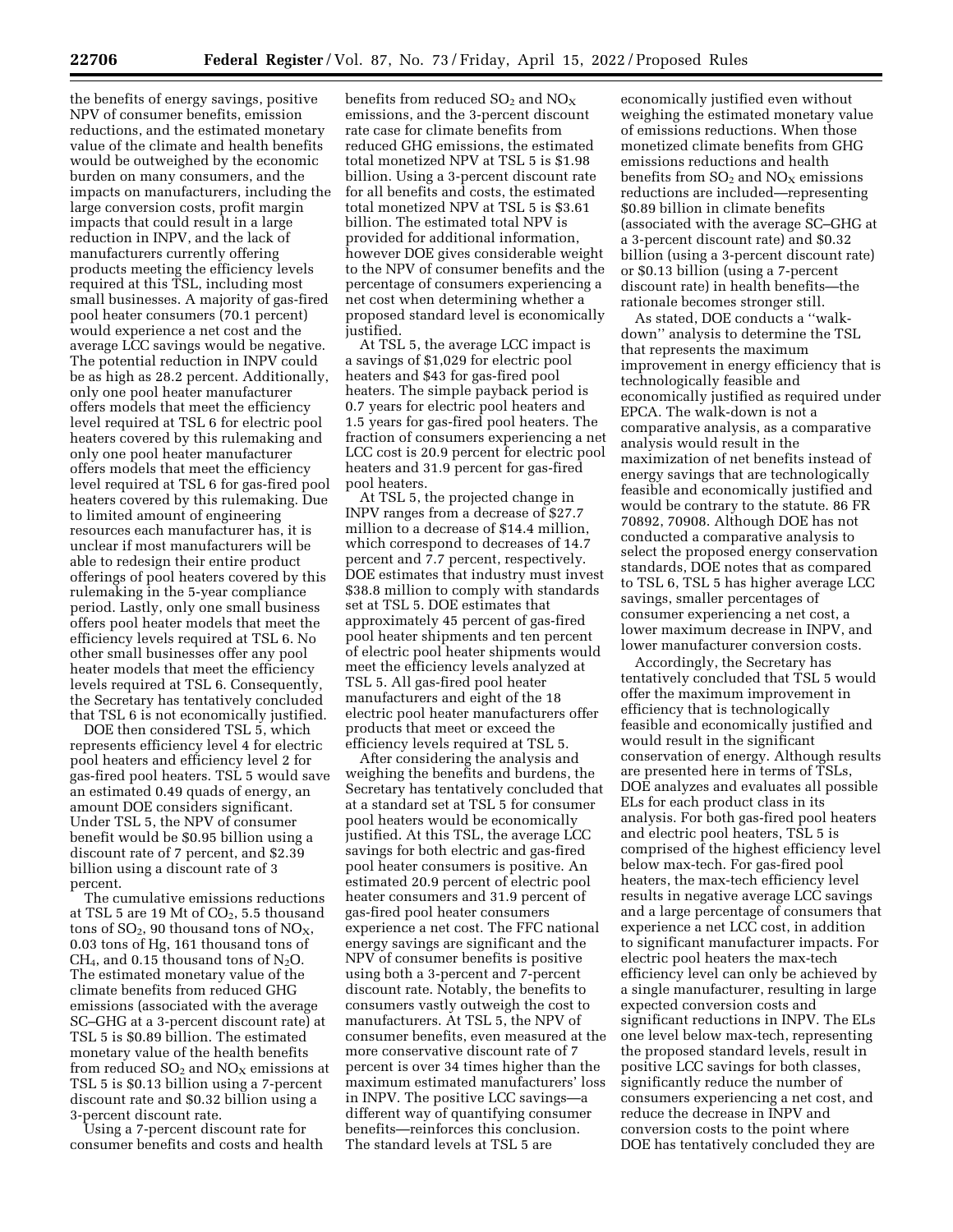the benefits of energy savings, positive NPV of consumer benefits, emission reductions, and the estimated monetary value of the climate and health benefits would be outweighed by the economic burden on many consumers, and the impacts on manufacturers, including the large conversion costs, profit margin impacts that could result in a large reduction in INPV, and the lack of manufacturers currently offering products meeting the efficiency levels required at this TSL, including most small businesses. A majority of gas-fired pool heater consumers (70.1 percent) would experience a net cost and the average LCC savings would be negative. The potential reduction in INPV could be as high as 28.2 percent. Additionally, only one pool heater manufacturer offers models that meet the efficiency level required at TSL 6 for electric pool heaters covered by this rulemaking and only one pool heater manufacturer offers models that meet the efficiency level required at TSL 6 for gas-fired pool heaters covered by this rulemaking. Due to limited amount of engineering resources each manufacturer has, it is unclear if most manufacturers will be able to redesign their entire product offerings of pool heaters covered by this rulemaking in the 5-year compliance period. Lastly, only one small business offers pool heater models that meet the efficiency levels required at TSL 6. No other small businesses offer any pool heater models that meet the efficiency levels required at TSL 6. Consequently, the Secretary has tentatively concluded that TSL 6 is not economically justified.

DOE then considered TSL 5, which represents efficiency level 4 for electric pool heaters and efficiency level 2 for gas-fired pool heaters. TSL 5 would save an estimated 0.49 quads of energy, an amount DOE considers significant. Under TSL 5, the NPV of consumer benefit would be $0.95 billion using a discount rate of 7 percent, and $2.39 billion using a discount rate of 3 percent.

The cumulative emissions reductions at TSL 5 are 19 Mt of $CO_2$, 5.5 thousand tons of $SO_2$, 90 thousand tons of $NO_X$, 0.03 tons of Hg, 161 thousand tons of $CH_4$, and 0.15 thousand tons of $N_2O$. The estimated monetary value of the climate benefits from reduced GHG emissions (associated with the average SC–GHG at a 3-percent discount rate) at TSL 5 is $0.89 billion. The estimated monetary value of the health benefits from reduced $SO_2$ and $NO_X$ emissions at TSL 5 is $0.13 billion using a 7-percent discount rate and $0.32 billion using a 3-percent discount rate.

Using a 7-percent discount rate for consumer benefits and costs and health benefits from reduced $SO_2$ and $NO_X$ emissions, and the 3-percent discount rate case for climate benefits from reduced GHG emissions, the estimated total monetized NPV at TSL 5 is $1.98 billion. Using a 3-percent discount rate for all benefits and costs, the estimated total monetized NPV at TSL 5 is $3.61 billion. The estimated total NPV is provided for additional information, however DOE gives considerable weight to the NPV of consumer benefits and the percentage of consumers experiencing a net cost when determining whether a proposed standard level is economically justified.

At TSL 5, the average LCC impact is a savings of $1,029 for electric pool heaters and $43 for gas-fired pool heaters. The simple payback period is 0.7 years for electric pool heaters and 1.5 years for gas-fired pool heaters. The fraction of consumers experiencing a net LCC cost is 20.9 percent for electric pool heaters and 31.9 percent for gas-fired pool heaters.

At TSL 5, the projected change in INPV ranges from a decrease of $27.7 million to a decrease of $14.4 million, which correspond to decreases of 14.7 percent and 7.7 percent, respectively. DOE estimates that industry must invest $38.8 million to comply with standards set at TSL 5. DOE estimates that approximately 45 percent of gas-fired pool heater shipments and ten percent of electric pool heater shipments would meet the efficiency levels analyzed at TSL 5. All gas-fired pool heater manufacturers and eight of the 18 electric pool heater manufacturers offer products that meet or exceed the efficiency levels required at TSL 5.

After considering the analysis and weighing the benefits and burdens, the Secretary has tentatively concluded that at a standard set at TSL 5 for consumer pool heaters would be economically justified. At this TSL, the average LCC savings for both electric and gas-fired pool heater consumers is positive. An estimated 20.9 percent of electric pool heater consumers and 31.9 percent of gas-fired pool heater consumers experience a net cost. The FFC national energy savings are significant and the NPV of consumer benefits is positive using both a 3-percent and 7-percent discount rate. Notably, the benefits to consumers vastly outweigh the cost to manufacturers. At TSL 5, the NPV of consumer benefits, even measured at the more conservative discount rate of 7 percent is over 34 times higher than the maximum estimated manufacturers' loss in INPV. The positive LCC savings—a different way of quantifying consumer benefits—reinforces this conclusion. The standard levels at TSL 5 are economically justified even without weighing the estimated monetary value of emissions reductions. When those monetized climate benefits from GHG emissions reductions and health benefits from $SO_2$ and $NO_X$ emissions reductions are included—representing $0.89 billion in climate benefits (associated with the average SC–GHG at a 3-percent discount rate) and $0.32 billion (using a 3-percent discount rate) or $0.13 billion (using a 7-percent discount rate) in health benefits—the rationale becomes stronger still.

As stated, DOE conducts a ''walk-down'' analysis to determine the TSL that represents the maximum improvement in energy efficiency that is technologically feasible and economically justified as required under EPCA. The walk-down is not a comparative analysis, as a comparative analysis would result in the maximization of net benefits instead of energy savings that are technologically feasible and economically justified and would be contrary to the statute. 86 FR 70892, 70908. Although DOE has not conducted a comparative analysis to select the proposed energy conservation standards, DOE notes that as compared to TSL 6, TSL 5 has higher average LCC savings, smaller percentages of consumer experiencing a net cost, a lower maximum decrease in INPV, and lower manufacturer conversion costs.

Accordingly, the Secretary has tentatively concluded that TSL 5 would offer the maximum improvement in efficiency that is technologically feasible and economically justified and would result in the significant conservation of energy. Although results are presented here in terms of TSLs, DOE analyzes and evaluates all possible ELs for each product class in its analysis. For both gas-fired pool heaters and electric pool heaters, TSL 5 is comprised of the highest efficiency level below max-tech. For gas-fired pool heaters, the max-tech efficiency level results in negative average LCC savings and a large percentage of consumers that experience a net LCC cost, in addition to significant manufacturer impacts. For electric pool heaters the max-tech efficiency level can only be achieved by a single manufacturer, resulting in large expected conversion costs and significant reductions in INPV. The ELs one level below max-tech, representing the proposed standard levels, result in positive LCC savings for both classes, significantly reduce the number of consumers experiencing a net cost, and reduce the decrease in INPV and conversion costs to the point where DOE has tentatively concluded they are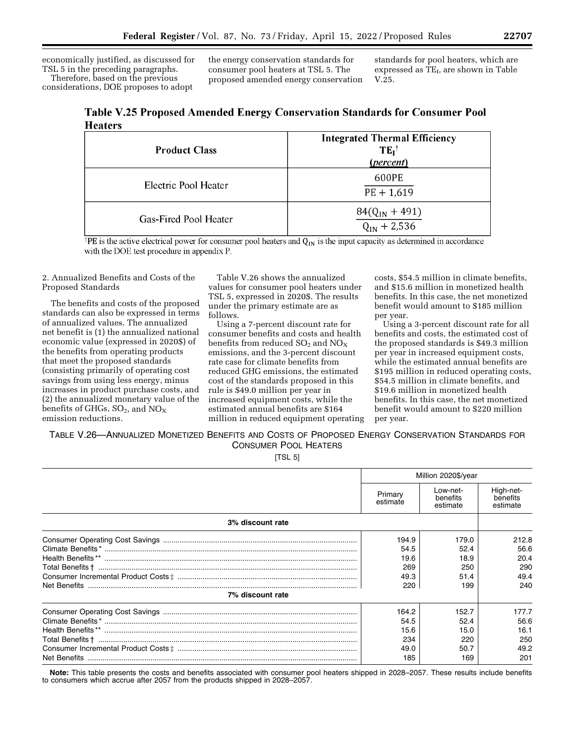economically justified, as discussed for TSL 5 in the preceding paragraphs.

Therefore, based on the previous considerations, DOE proposes to adopt the energy conservation standards for consumer pool heaters at TSL 5. The proposed amended energy conservation standards for pool heaters, which are expressed as $TE_I$, are shown in Table V.25.

**Table V.25 Proposed Amended Energy Conservation Standards for Consumer Pool Heaters**

| Product Class | Integrated Thermal Efficiency $TE_I$† (*percent*) |
| --- | --- |
| Electric Pool Heater | $\frac{600PE}{PE + 1{,}619}$ |
| Gas-Fired Pool Heater | $\frac{84(Q_{IN} + 491)}{Q_{IN} + 2{,}536}$ |

†PE is the active electrical power for consumer pool heaters and $Q_{IN}$ is the input capacity as determined in accordance with the DOE test procedure in appendix P.

2. Annualized Benefits and Costs of the Proposed Standards

The benefits and costs of the proposed standards can also be expressed in terms of annualized values. The annualized net benefit is (1) the annualized national economic value (expressed in 2020$) of the benefits from operating products that meet the proposed standards (consisting primarily of operating cost savings from using less energy, minus increases in product purchase costs, and (2) the annualized monetary value of the benefits of GHGs, $SO_2$, and $NO_X$ emission reductions.

Table V.26 shows the annualized values for consumer pool heaters under TSL 5, expressed in 2020$. The results under the primary estimate are as follows.

Using a 7-percent discount rate for consumer benefits and costs and health benefits from reduced $SO_2$ and $NO_X$ emissions, and the 3-percent discount rate case for climate benefits from reduced GHG emissions, the estimated cost of the standards proposed in this rule is $49.0 million per year in increased equipment costs, while the estimated annual benefits are $164 million in reduced equipment operating costs, $54.5 million in climate benefits, and $15.6 million in monetized health benefits. In this case, the net monetized benefit would amount to $185 million per year.

Using a 3-percent discount rate for all benefits and costs, the estimated cost of the proposed standards is $49.3 million per year in increased equipment costs, while the estimated annual benefits are $195 million in reduced operating costs, $54.5 million in climate benefits, and $19.6 million in monetized health benefits. In this case, the net monetized benefit would amount to $220 million per year.

TABLE V.26—ANNUALIZED MONETIZED BENEFITS AND COSTS OF PROPOSED ENERGY CONSERVATION STANDARDS FOR CONSUMER POOL HEATERS

[TSL 5]

| | Million 2020$/year | | |
| --- | --- | --- | --- |
| | Primary estimate | Low-net-benefits estimate | High-net-benefits estimate |
| **3% discount rate** | | | |
| Consumer Operating Cost Savings | 194.9 | 179.0 | 212.8 |
| Climate Benefits * | 54.5 | 52.4 | 56.6 |
| Health Benefits ** | 19.6 | 18.9 | 20.4 |
| Total Benefits † | 269 | 250 | 290 |
| Consumer Incremental Product Costs ‡ | 49.3 | 51.4 | 49.4 |
| Net Benefits | 220 | 199 | 240 |
| **7% discount rate** | | | |
| Consumer Operating Cost Savings | 164.2 | 152.7 | 177.7 |
| Climate Benefits * | 54.5 | 52.4 | 56.6 |
| Health Benefits ** | 15.6 | 15.0 | 16.1 |
| Total Benefits † | 234 | 220 | 250 |
| Consumer Incremental Product Costs ‡ | 49.0 | 50.7 | 49.2 |
| Net Benefits | 185 | 169 | 201 |

**Note:** This table presents the costs and benefits associated with consumer pool heaters shipped in 2028–2057. These results include benefits to consumers which accrue after 2057 from the products shipped in 2028–2057.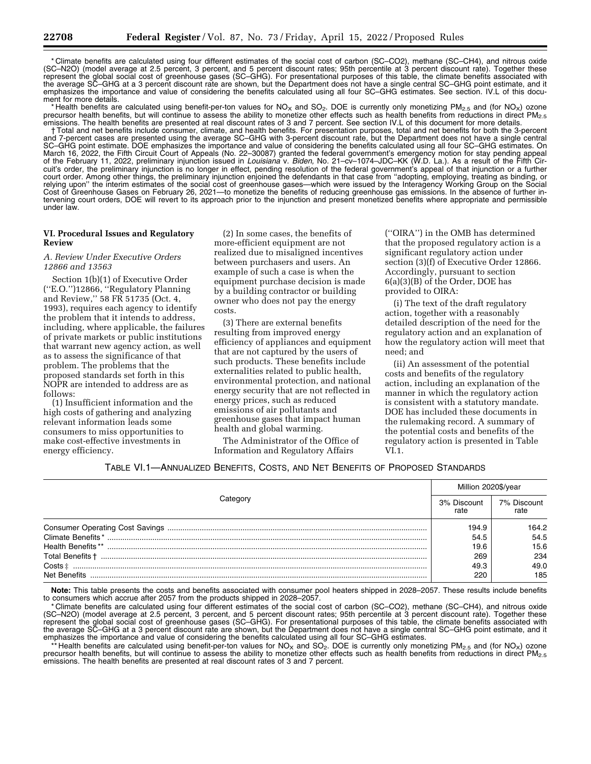* Climate benefits are calculated using four different estimates of the social cost of carbon (SC–CO2), methane (SC–CH4), and nitrous oxide (SC–N2O) (model average at 2.5 percent, 3 percent, and 5 percent discount rates; 95th percentile at 3 percent discount rate). Together these represent the global social cost of greenhouse gases (SC–GHG). For presentational purposes of this table, the climate benefits associated with the average SC–GHG at a 3 percent discount rate are shown, but the Department does not have a single central SC–GHG point estimate, and it emphasizes the importance and value of considering the benefits calculated using all four SC–GHG estimates. See section. IV.L of this document for more details.

* Health benefits are calculated using benefit-per-ton values for $NO_X$ and $SO_2$. DOE is currently only monetizing $PM_{2.5}$ and (for $NO_X$) ozone precursor health benefits, but will continue to assess the ability to monetize other effects such as health benefits from reductions in direct $PM_{2.5}$ emissions. The health benefits are presented at real discount rates of 3 and 7 percent. See section IV.L of this document for more details.

† Total and net benefits include consumer, climate, and health benefits. For presentation purposes, total and net benefits for both the 3-percent and 7-percent cases are presented using the average SC–GHG with 3-percent discount rate, but the Department does not have a single central SC–GHG point estimate. DOE emphasizes the importance and value of considering the benefits calculated using all four SC–GHG estimates. On March 16, 2022, the Fifth Circuit Court of Appeals (No. 22–30087) granted the federal government's emergency motion for stay pending appeal of the February 11, 2022, preliminary injunction issued in *Louisiana* v. *Biden,* No. 21–cv–1074–JDC–KK (W.D. La.). As a result of the Fifth Circuit's order, the preliminary injunction is no longer in effect, pending resolution of the federal government's appeal of that injunction or a further court order. Among other things, the preliminary injunction enjoined the defendants in that case from ''adopting, employing, treating as binding, or relying upon'' the interim estimates of the social cost of greenhouse gases—which were issued by the Interagency Working Group on the Social Cost of Greenhouse Gases on February 26, 2021—to monetize the benefits of reducing greenhouse gas emissions. In the absence of further intervening court orders, DOE will revert to its approach prior to the injunction and present monetized benefits where appropriate and permissible under law.

## VI. Procedural Issues and Regulatory Review

### A. Review Under Executive Orders 12866 and 13563

Section 1(b)(1) of Executive Order (''E.O.'')12866, ''Regulatory Planning and Review,'' 58 FR 51735 (Oct. 4, 1993), requires each agency to identify the problem that it intends to address, including, where applicable, the failures of private markets or public institutions that warrant new agency action, as well as to assess the significance of that problem. The problems that the proposed standards set forth in this NOPR are intended to address are as follows:

(1) Insufficient information and the high costs of gathering and analyzing relevant information leads some consumers to miss opportunities to make cost-effective investments in energy efficiency.

(2) In some cases, the benefits of more-efficient equipment are not realized due to misaligned incentives between purchasers and users. An example of such a case is when the equipment purchase decision is made by a building contractor or building owner who does not pay the energy costs.

(3) There are external benefits resulting from improved energy efficiency of appliances and equipment that are not captured by the users of such products. These benefits include externalities related to public health, environmental protection, and national energy security that are not reflected in energy prices, such as reduced emissions of air pollutants and greenhouse gases that impact human health and global warming.

The Administrator of the Office of Information and Regulatory Affairs (''OIRA'') in the OMB has determined that the proposed regulatory action is a significant regulatory action under section (3)(f) of Executive Order 12866. Accordingly, pursuant to section 6(a)(3)(B) of the Order, DOE has provided to OIRA:

(i) The text of the draft regulatory action, together with a reasonably detailed description of the need for the regulatory action and an explanation of how the regulatory action will meet that need; and

(ii) An assessment of the potential costs and benefits of the regulatory action, including an explanation of the manner in which the regulatory action is consistent with a statutory mandate. DOE has included these documents in the rulemaking record. A summary of the potential costs and benefits of the regulatory action is presented in Table VI.1.

TABLE VI.1—ANNUALIZED BENEFITS, COSTS, AND NET BENEFITS OF PROPOSED STANDARDS

| Category | Million 2020$/year | |
|---|---|---|
| | 3% Discount rate | 7% Discount rate |
| Consumer Operating Cost Savings | 194.9 | 164.2 |
| Climate Benefits * | 54.5 | 54.5 |
| Health Benefits ** | 19.6 | 15.6 |
| Total Benefits † | 269 | 234 |
| Costs ‡ | 49.3 | 49.0 |
| Net Benefits | 220 | 185 |

**Note:** This table presents the costs and benefits associated with consumer pool heaters shipped in 2028–2057. These results include benefits to consumers which accrue after 2057 from the products shipped in 2028–2057.

* Climate benefits are calculated using four different estimates of the social cost of carbon (SC–CO2), methane (SC–CH4), and nitrous oxide (SC–N2O) (model average at 2.5 percent, 3 percent, and 5 percent discount rates; 95th percentile at 3 percent discount rate). Together these represent the global social cost of greenhouse gases (SC–GHG). For presentational purposes of this table, the climate benefits associated with the average SC–GHG at a 3 percent discount rate are shown, but the Department does not have a single central SC–GHG point estimate, and it emphasizes the importance and value of considering the benefits calculated using all four SC–GHG estimates.

** Health benefits are calculated using benefit-per-ton values for $NO_X$ and $SO_2$. DOE is currently only monetizing $PM_{2.5}$ and (for $NO_X$) ozone precursor health benefits, but will continue to assess the ability to monetize other effects such as health benefits from reductions in direct $PM_{2.5}$ emissions. The health benefits are presented at real discount rates of 3 and 7 percent.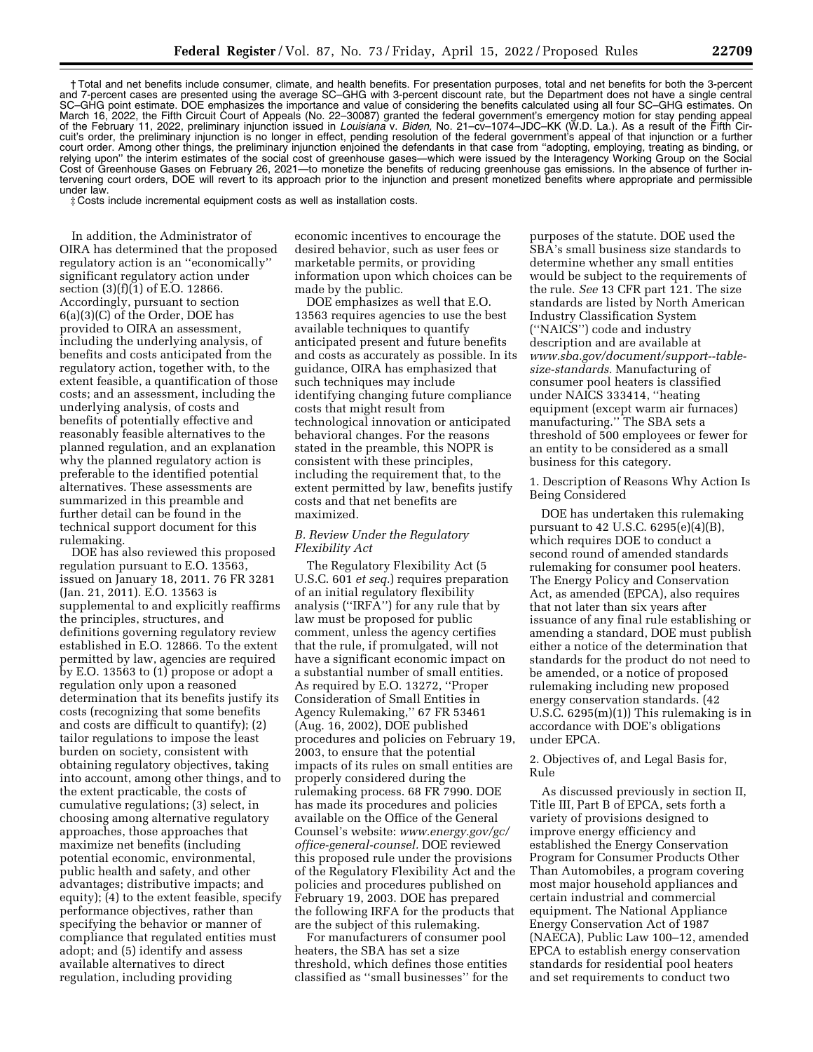† Total and net benefits include consumer, climate, and health benefits. For presentation purposes, total and net benefits for both the 3-percent and 7-percent cases are presented using the average SC–GHG with 3-percent discount rate, but the Department does not have a single central SC–GHG point estimate. DOE emphasizes the importance and value of considering the benefits calculated using all four SC–GHG estimates. On March 16, 2022, the Fifth Circuit Court of Appeals (No. 22–30087) granted the federal government's emergency motion for stay pending appeal of the February 11, 2022, preliminary injunction issued in *Louisiana* v. *Biden,* No. 21–cv–1074–JDC–KK (W.D. La.). As a result of the Fifth Circuit's order, the preliminary injunction is no longer in effect, pending resolution of the federal government's appeal of that injunction or a further court order. Among other things, the preliminary injunction enjoined the defendants in that case from ''adopting, employing, treating as binding, or relying upon'' the interim estimates of the social cost of greenhouse gases—which were issued by the Interagency Working Group on the Social Cost of Greenhouse Gases on February 26, 2021—to monetize the benefits of reducing greenhouse gas emissions. In the absence of further intervening court orders, DOE will revert to its approach prior to the injunction and present monetized benefits where appropriate and permissible under law.

‡ Costs include incremental equipment costs as well as installation costs.

In addition, the Administrator of OIRA has determined that the proposed regulatory action is an ''economically'' significant regulatory action under section (3)(f)(1) of E.O. 12866. Accordingly, pursuant to section 6(a)(3)(C) of the Order, DOE has provided to OIRA an assessment, including the underlying analysis, of benefits and costs anticipated from the regulatory action, together with, to the extent feasible, a quantification of those costs; and an assessment, including the underlying analysis, of costs and benefits of potentially effective and reasonably feasible alternatives to the planned regulation, and an explanation why the planned regulatory action is preferable to the identified potential alternatives. These assessments are summarized in this preamble and further detail can be found in the technical support document for this rulemaking.

DOE has also reviewed this proposed regulation pursuant to E.O. 13563, issued on January 18, 2011. 76 FR 3281 (Jan. 21, 2011). E.O. 13563 is supplemental to and explicitly reaffirms the principles, structures, and definitions governing regulatory review established in E.O. 12866. To the extent permitted by law, agencies are required by E.O. 13563 to (1) propose or adopt a regulation only upon a reasoned determination that its benefits justify its costs (recognizing that some benefits and costs are difficult to quantify); (2) tailor regulations to impose the least burden on society, consistent with obtaining regulatory objectives, taking into account, among other things, and to the extent practicable, the costs of cumulative regulations; (3) select, in choosing among alternative regulatory approaches, those approaches that maximize net benefits (including potential economic, environmental, public health and safety, and other advantages; distributive impacts; and equity); (4) to the extent feasible, specify performance objectives, rather than specifying the behavior or manner of compliance that regulated entities must adopt; and (5) identify and assess available alternatives to direct regulation, including providing economic incentives to encourage the desired behavior, such as user fees or marketable permits, or providing information upon which choices can be made by the public.

DOE emphasizes as well that E.O. 13563 requires agencies to use the best available techniques to quantify anticipated present and future benefits and costs as accurately as possible. In its guidance, OIRA has emphasized that such techniques may include identifying changing future compliance costs that might result from technological innovation or anticipated behavioral changes. For the reasons stated in the preamble, this NOPR is consistent with these principles, including the requirement that, to the extent permitted by law, benefits justify costs and that net benefits are maximized.

### *B. Review Under the Regulatory Flexibility Act*

The Regulatory Flexibility Act (5 U.S.C. 601 *et seq.*) requires preparation of an initial regulatory flexibility analysis (''IRFA'') for any rule that by law must be proposed for public comment, unless the agency certifies that the rule, if promulgated, will not have a significant economic impact on a substantial number of small entities. As required by E.O. 13272, ''Proper Consideration of Small Entities in Agency Rulemaking,'' 67 FR 53461 (Aug. 16, 2002), DOE published procedures and policies on February 19, 2003, to ensure that the potential impacts of its rules on small entities are properly considered during the rulemaking process. 68 FR 7990. DOE has made its procedures and policies available on the Office of the General Counsel's website: *www.energy.gov/gc/office-general-counsel.* DOE reviewed this proposed rule under the provisions of the Regulatory Flexibility Act and the policies and procedures published on February 19, 2003. DOE has prepared the following IRFA for the products that are the subject of this rulemaking.

For manufacturers of consumer pool heaters, the SBA has set a size threshold, which defines those entities classified as ''small businesses'' for the purposes of the statute. DOE used the SBA's small business size standards to determine whether any small entities would be subject to the requirements of the rule. *See* 13 CFR part 121. The size standards are listed by North American Industry Classification System (''NAICS'') code and industry description and are available at *www.sba.gov/document/support--table-size-standards.* Manufacturing of consumer pool heaters is classified under NAICS 333414, ''heating equipment (except warm air furnaces) manufacturing.'' The SBA sets a threshold of 500 employees or fewer for an entity to be considered as a small business for this category.

1. Description of Reasons Why Action Is Being Considered

DOE has undertaken this rulemaking pursuant to 42 U.S.C. 6295(e)(4)(B), which requires DOE to conduct a second round of amended standards rulemaking for consumer pool heaters. The Energy Policy and Conservation Act, as amended (EPCA), also requires that not later than six years after issuance of any final rule establishing or amending a standard, DOE must publish either a notice of the determination that standards for the product do not need to be amended, or a notice of proposed rulemaking including new proposed energy conservation standards. (42 U.S.C. 6295(m)(1)) This rulemaking is in accordance with DOE's obligations under EPCA.

2. Objectives of, and Legal Basis for, Rule

As discussed previously in section II, Title III, Part B of EPCA, sets forth a variety of provisions designed to improve energy efficiency and established the Energy Conservation Program for Consumer Products Other Than Automobiles, a program covering most major household appliances and certain industrial and commercial equipment. The National Appliance Energy Conservation Act of 1987 (NAECA), Public Law 100–12, amended EPCA to establish energy conservation standards for residential pool heaters and set requirements to conduct two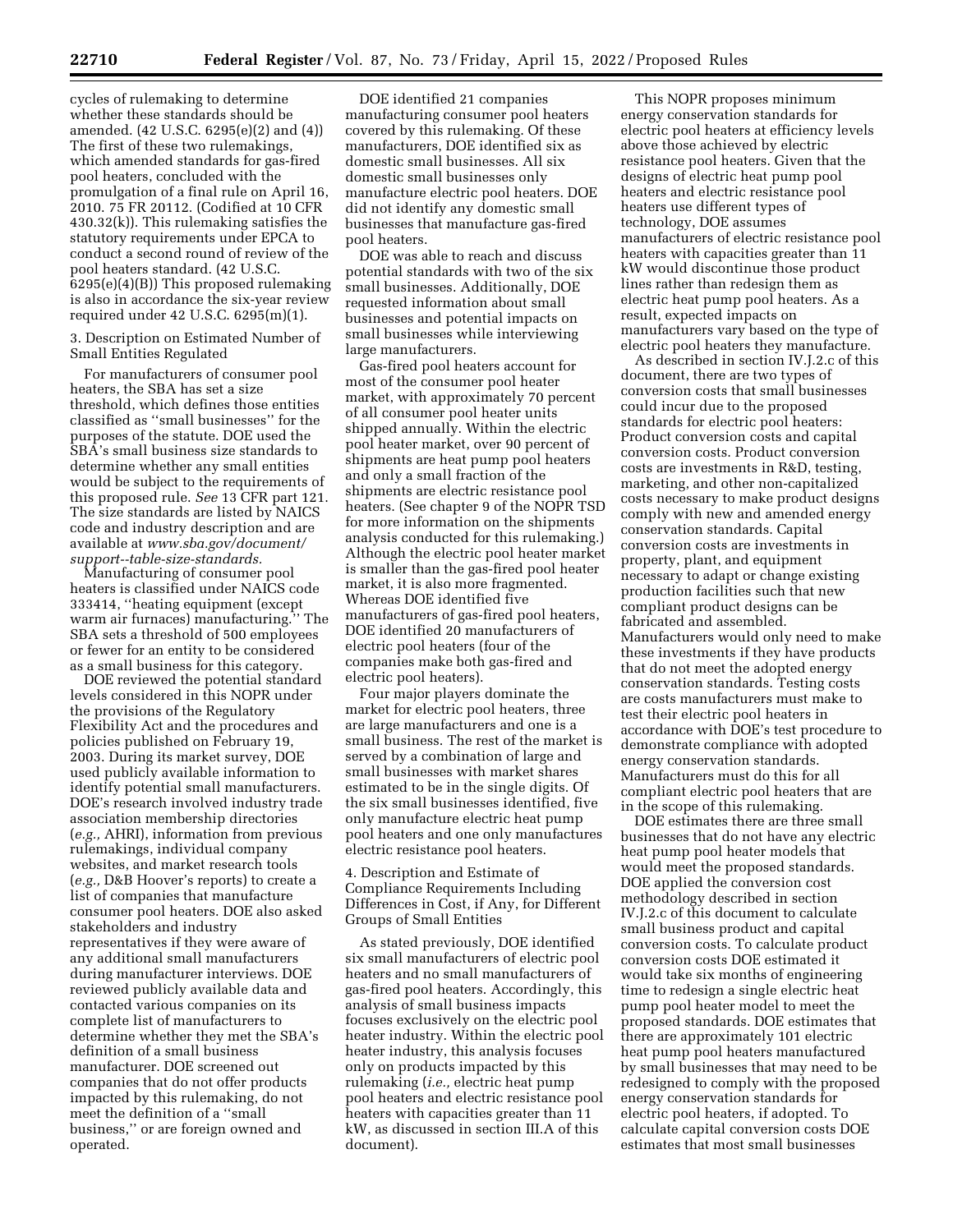cycles of rulemaking to determine whether these standards should be amended. (42 U.S.C. 6295(e)(2) and (4)) The first of these two rulemakings, which amended standards for gas-fired pool heaters, concluded with the promulgation of a final rule on April 16, 2010. 75 FR 20112. (Codified at 10 CFR 430.32(k)). This rulemaking satisfies the statutory requirements under EPCA to conduct a second round of review of the pool heaters standard. (42 U.S.C. 6295(e)(4)(B)) This proposed rulemaking is also in accordance the six-year review required under 42 U.S.C. 6295(m)(1).

3. Description on Estimated Number of Small Entities Regulated

For manufacturers of consumer pool heaters, the SBA has set a size threshold, which defines those entities classified as ''small businesses'' for the purposes of the statute. DOE used the SBA's small business size standards to determine whether any small entities would be subject to the requirements of this proposed rule. *See* 13 CFR part 121. The size standards are listed by NAICS code and industry description and are available at *www.sba.gov/document/support--table-size-standards.*

Manufacturing of consumer pool heaters is classified under NAICS code 333414, ''heating equipment (except warm air furnaces) manufacturing.'' The SBA sets a threshold of 500 employees or fewer for an entity to be considered as a small business for this category.

DOE reviewed the potential standard levels considered in this NOPR under the provisions of the Regulatory Flexibility Act and the procedures and policies published on February 19, 2003. During its market survey, DOE used publicly available information to identify potential small manufacturers. DOE's research involved industry trade association membership directories (*e.g.,* AHRI), information from previous rulemakings, individual company websites, and market research tools (*e.g.,* D&B Hoover's reports) to create a list of companies that manufacture consumer pool heaters. DOE also asked stakeholders and industry representatives if they were aware of any additional small manufacturers during manufacturer interviews. DOE reviewed publicly available data and contacted various companies on its complete list of manufacturers to determine whether they met the SBA's definition of a small business manufacturer. DOE screened out companies that do not offer products impacted by this rulemaking, do not meet the definition of a ''small business,'' or are foreign owned and operated.

DOE identified 21 companies manufacturing consumer pool heaters covered by this rulemaking. Of these manufacturers, DOE identified six as domestic small businesses. All six domestic small businesses only manufacture electric pool heaters. DOE did not identify any domestic small businesses that manufacture gas-fired pool heaters.

DOE was able to reach and discuss potential standards with two of the six small businesses. Additionally, DOE requested information about small businesses and potential impacts on small businesses while interviewing large manufacturers.

Gas-fired pool heaters account for most of the consumer pool heater market, with approximately 70 percent of all consumer pool heater units shipped annually. Within the electric pool heater market, over 90 percent of shipments are heat pump pool heaters and only a small fraction of the shipments are electric resistance pool heaters. (See chapter 9 of the NOPR TSD for more information on the shipments analysis conducted for this rulemaking.) Although the electric pool heater market is smaller than the gas-fired pool heater market, it is also more fragmented. Whereas DOE identified five manufacturers of gas-fired pool heaters, DOE identified 20 manufacturers of electric pool heaters (four of the companies make both gas-fired and electric pool heaters).

Four major players dominate the market for electric pool heaters, three are large manufacturers and one is a small business. The rest of the market is served by a combination of large and small businesses with market shares estimated to be in the single digits. Of the six small businesses identified, five only manufacture electric heat pump pool heaters and one only manufactures electric resistance pool heaters.

4. Description and Estimate of Compliance Requirements Including Differences in Cost, if Any, for Different Groups of Small Entities

As stated previously, DOE identified six small manufacturers of electric pool heaters and no small manufacturers of gas-fired pool heaters. Accordingly, this analysis of small business impacts focuses exclusively on the electric pool heater industry. Within the electric pool heater industry, this analysis focuses only on products impacted by this rulemaking (*i.e.,* electric heat pump pool heaters and electric resistance pool heaters with capacities greater than 11 kW, as discussed in section III.A of this document).

This NOPR proposes minimum energy conservation standards for electric pool heaters at efficiency levels above those achieved by electric resistance pool heaters. Given that the designs of electric heat pump pool heaters and electric resistance pool heaters use different types of technology, DOE assumes manufacturers of electric resistance pool heaters with capacities greater than 11 kW would discontinue those product lines rather than redesign them as electric heat pump pool heaters. As a result, expected impacts on manufacturers vary based on the type of electric pool heaters they manufacture.

As described in section IV.J.2.c of this document, there are two types of conversion costs that small businesses could incur due to the proposed standards for electric pool heaters: Product conversion costs and capital conversion costs. Product conversion costs are investments in R&D, testing, marketing, and other non-capitalized costs necessary to make product designs comply with new and amended energy conservation standards. Capital conversion costs are investments in property, plant, and equipment necessary to adapt or change existing production facilities such that new compliant product designs can be fabricated and assembled. Manufacturers would only need to make these investments if they have products that do not meet the adopted energy conservation standards. Testing costs are costs manufacturers must make to test their electric pool heaters in accordance with DOE's test procedure to demonstrate compliance with adopted energy conservation standards. Manufacturers must do this for all compliant electric pool heaters that are in the scope of this rulemaking.

DOE estimates there are three small businesses that do not have any electric heat pump pool heater models that would meet the proposed standards. DOE applied the conversion cost methodology described in section IV.J.2.c of this document to calculate small business product and capital conversion costs. To calculate product conversion costs DOE estimated it would take six months of engineering time to redesign a single electric heat pump pool heater model to meet the proposed standards. DOE estimates that there are approximately 101 electric heat pump pool heaters manufactured by small businesses that may need to be redesigned to comply with the proposed energy conservation standards for electric pool heaters, if adopted. To calculate capital conversion costs DOE estimates that most small businesses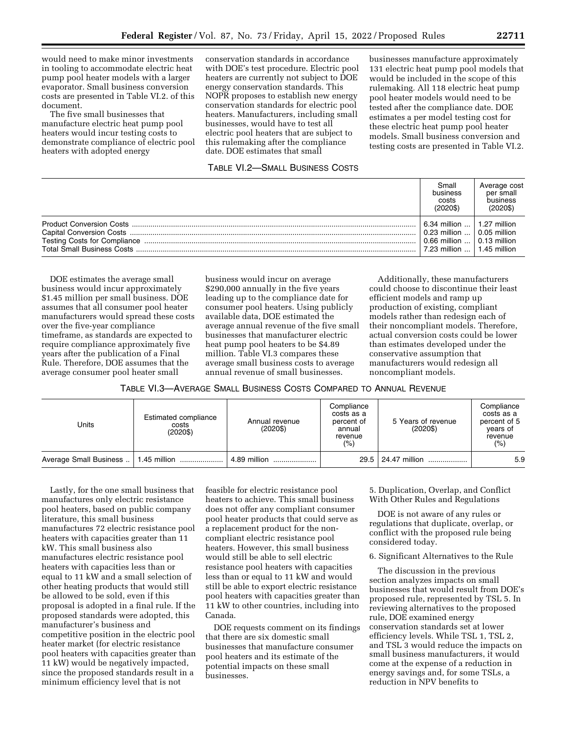would need to make minor investments in tooling to accommodate electric heat pump pool heater models with a larger evaporator. Small business conversion costs are presented in Table VI.2. of this document.

The five small businesses that manufacture electric heat pump pool heaters would incur testing costs to demonstrate compliance of electric pool heaters with adopted energy conservation standards in accordance with DOE's test procedure. Electric pool heaters are currently not subject to DOE energy conservation standards. This NOPR proposes to establish new energy conservation standards for electric pool heaters. Manufacturers, including small businesses, would have to test all electric pool heaters that are subject to this rulemaking after the compliance date. DOE estimates that small businesses manufacture approximately 131 electric heat pump pool models that would be included in the scope of this rulemaking. All 118 electric heat pump pool heater models would need to be tested after the compliance date. DOE estimates a per model testing cost for these electric heat pump pool heater models. Small business conversion and testing costs are presented in Table VI.2.

TABLE VI.2—SMALL BUSINESS COSTS

| | Small business costs (2020$) | Average cost per small business (2020$) |
|---|---|---|
| Product Conversion Costs | 6.34 million | 1.27 million |
| Capital Conversion Costs | 0.23 million | 0.05 million |
| Testing Costs for Compliance | 0.66 million | 0.13 million |
| Total Small Business Costs | 7.23 million | 1.45 million |

DOE estimates the average small business would incur approximately $1.45 million per small business. DOE assumes that all consumer pool heater manufacturers would spread these costs over the five-year compliance timeframe, as standards are expected to require compliance approximately five years after the publication of a Final Rule. Therefore, DOE assumes that the average consumer pool heater small business would incur on average $290,000 annually in the five years leading up to the compliance date for consumer pool heaters. Using publicly available data, DOE estimated the average annual revenue of the five small businesses that manufacturer electric heat pump pool heaters to be $4.89 million. Table VI.3 compares these average small business costs to average annual revenue of small businesses.

Additionally, these manufacturers could choose to discontinue their least efficient models and ramp up production of existing, compliant models rather than redesign each of their noncompliant models. Therefore, actual conversion costs could be lower than estimates developed under the conservative assumption that manufacturers would redesign all noncompliant models.

TABLE VI.3—AVERAGE SMALL BUSINESS COSTS COMPARED TO ANNUAL REVENUE

| Units | Estimated compliance costs (2020$) | Annual revenue (2020$) | Compliance costs as a percent of annual revenue (%) | 5 Years of revenue (2020$) | Compliance costs as a percent of 5 years of revenue (%) |
|---|---|---|---|---|---|
| Average Small Business | 1.45 million | 4.89 million | 29.5 | 24.47 million | 5.9 |

Lastly, for the one small business that manufactures only electric resistance pool heaters, based on public company literature, this small business manufactures 72 electric resistance pool heaters with capacities greater than 11 kW. This small business also manufactures electric resistance pool heaters with capacities less than or equal to 11 kW and a small selection of other heating products that would still be allowed to be sold, even if this proposal is adopted in a final rule. If the proposed standards were adopted, this manufacturer's business and competitive position in the electric pool heater market (for electric resistance pool heaters with capacities greater than 11 kW) would be negatively impacted, since the proposed standards result in a minimum efficiency level that is not feasible for electric resistance pool heaters to achieve. This small business does not offer any compliant consumer pool heater products that could serve as a replacement product for the non-compliant electric resistance pool heaters. However, this small business would still be able to sell electric resistance pool heaters with capacities less than or equal to 11 kW and would still be able to export electric resistance pool heaters with capacities greater than 11 kW to other countries, including into Canada.

DOE requests comment on its findings that there are six domestic small businesses that manufacture consumer pool heaters and its estimate of the potential impacts on these small businesses.

5. Duplication, Overlap, and Conflict With Other Rules and Regulations

DOE is not aware of any rules or regulations that duplicate, overlap, or conflict with the proposed rule being considered today.

6. Significant Alternatives to the Rule

The discussion in the previous section analyzes impacts on small businesses that would result from DOE's proposed rule, represented by TSL 5. In reviewing alternatives to the proposed rule, DOE examined energy conservation standards set at lower efficiency levels. While TSL 1, TSL 2, and TSL 3 would reduce the impacts on small business manufacturers, it would come at the expense of a reduction in energy savings and, for some TSLs, a reduction in NPV benefits to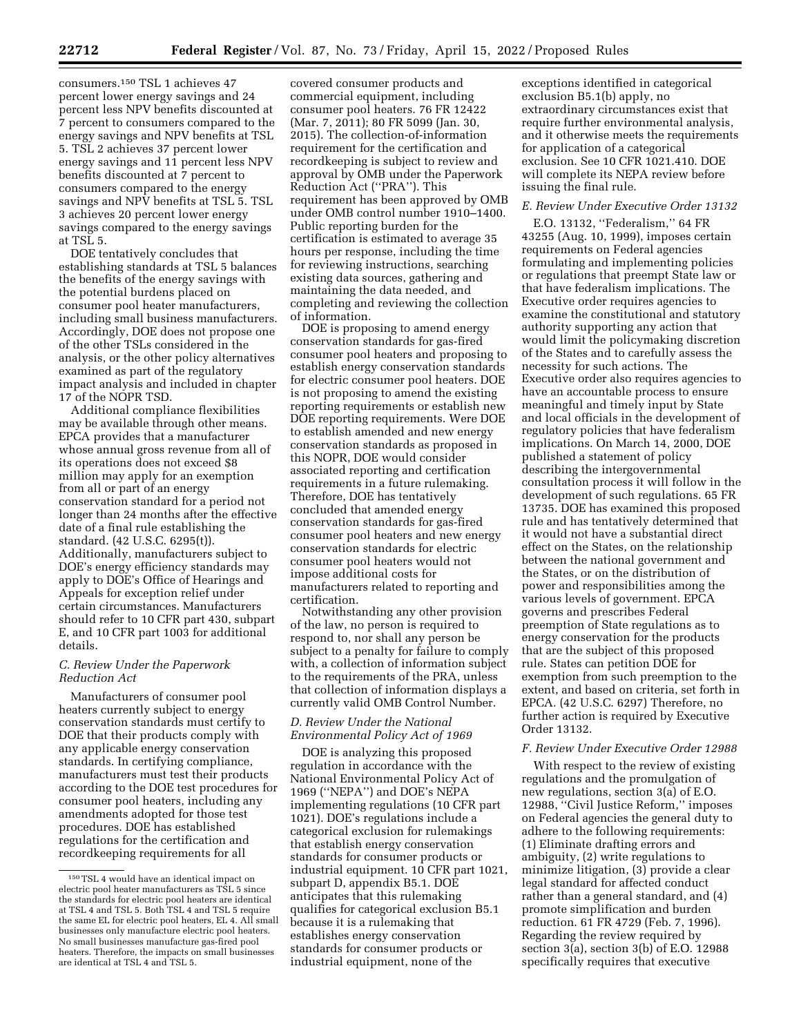consumers.[150] TSL 1 achieves 47 percent lower energy savings and 24 percent less NPV benefits discounted at 7 percent to consumers compared to the energy savings and NPV benefits at TSL 5. TSL 2 achieves 37 percent lower energy savings and 11 percent less NPV benefits discounted at 7 percent to consumers compared to the energy savings and NPV benefits at TSL 5. TSL 3 achieves 20 percent lower energy savings compared to the energy savings at TSL 5.

DOE tentatively concludes that establishing standards at TSL 5 balances the benefits of the energy savings with the potential burdens placed on consumer pool heater manufacturers, including small business manufacturers. Accordingly, DOE does not propose one of the other TSLs considered in the analysis, or the other policy alternatives examined as part of the regulatory impact analysis and included in chapter 17 of the NOPR TSD.

Additional compliance flexibilities may be available through other means. EPCA provides that a manufacturer whose annual gross revenue from all of its operations does not exceed $8 million may apply for an exemption from all or part of an energy conservation standard for a period not longer than 24 months after the effective date of a final rule establishing the standard. (42 U.S.C. 6295(t)). Additionally, manufacturers subject to DOE's energy efficiency standards may apply to DOE's Office of Hearings and Appeals for exception relief under certain circumstances. Manufacturers should refer to 10 CFR part 430, subpart E, and 10 CFR part 1003 for additional details.

### C. Review Under the Paperwork Reduction Act

Manufacturers of consumer pool heaters currently subject to energy conservation standards must certify to DOE that their products comply with any applicable energy conservation standards. In certifying compliance, manufacturers must test their products according to the DOE test procedures for consumer pool heaters, including any amendments adopted for those test procedures. DOE has established regulations for the certification and recordkeeping requirements for all covered consumer products and commercial equipment, including consumer pool heaters. 76 FR 12422 (Mar. 7, 2011); 80 FR 5099 (Jan. 30, 2015). The collection-of-information requirement for the certification and recordkeeping is subject to review and approval by OMB under the Paperwork Reduction Act (''PRA''). This requirement has been approved by OMB under OMB control number 1910–1400. Public reporting burden for the certification is estimated to average 35 hours per response, including the time for reviewing instructions, searching existing data sources, gathering and maintaining the data needed, and completing and reviewing the collection of information.

DOE is proposing to amend energy conservation standards for gas-fired consumer pool heaters and proposing to establish energy conservation standards for electric consumer pool heaters. DOE is not proposing to amend the existing reporting requirements or establish new DOE reporting requirements. Were DOE to establish amended and new energy conservation standards as proposed in this NOPR, DOE would consider associated reporting and certification requirements in a future rulemaking. Therefore, DOE has tentatively concluded that amended energy conservation standards for gas-fired consumer pool heaters and new energy conservation standards for electric consumer pool heaters would not impose additional costs for manufacturers related to reporting and certification.

Notwithstanding any other provision of the law, no person is required to respond to, nor shall any person be subject to a penalty for failure to comply with, a collection of information subject to the requirements of the PRA, unless that collection of information displays a currently valid OMB Control Number.

### D. Review Under the National Environmental Policy Act of 1969

DOE is analyzing this proposed regulation in accordance with the National Environmental Policy Act of 1969 (''NEPA'') and DOE's NEPA implementing regulations (10 CFR part 1021). DOE's regulations include a categorical exclusion for rulemakings that establish energy conservation standards for consumer products or industrial equipment. 10 CFR part 1021, subpart D, appendix B5.1. DOE anticipates that this rulemaking qualifies for categorical exclusion B5.1 because it is a rulemaking that establishes energy conservation standards for consumer products or industrial equipment, none of the exceptions identified in categorical exclusion B5.1(b) apply, no extraordinary circumstances exist that require further environmental analysis, and it otherwise meets the requirements for application of a categorical exclusion. See 10 CFR 1021.410. DOE will complete its NEPA review before issuing the final rule.

### E. Review Under Executive Order 13132

E.O. 13132, ''Federalism,'' 64 FR 43255 (Aug. 10, 1999), imposes certain requirements on Federal agencies formulating and implementing policies or regulations that preempt State law or that have federalism implications. The Executive order requires agencies to examine the constitutional and statutory authority supporting any action that would limit the policymaking discretion of the States and to carefully assess the necessity for such actions. The Executive order also requires agencies to have an accountable process to ensure meaningful and timely input by State and local officials in the development of regulatory policies that have federalism implications. On March 14, 2000, DOE published a statement of policy describing the intergovernmental consultation process it will follow in the development of such regulations. 65 FR 13735. DOE has examined this proposed rule and has tentatively determined that it would not have a substantial direct effect on the States, on the relationship between the national government and the States, or on the distribution of power and responsibilities among the various levels of government. EPCA governs and prescribes Federal preemption of State regulations as to energy conservation for the products that are the subject of this proposed rule. States can petition DOE for exemption from such preemption to the extent, and based on criteria, set forth in EPCA. (42 U.S.C. 6297) Therefore, no further action is required by Executive Order 13132.

### F. Review Under Executive Order 12988

With respect to the review of existing regulations and the promulgation of new regulations, section 3(a) of E.O. 12988, ''Civil Justice Reform,'' imposes on Federal agencies the general duty to adhere to the following requirements: (1) Eliminate drafting errors and ambiguity, (2) write regulations to minimize litigation, (3) provide a clear legal standard for affected conduct rather than a general standard, and (4) promote simplification and burden reduction. 61 FR 4729 (Feb. 7, 1996). Regarding the review required by section 3(a), section 3(b) of E.O. 12988 specifically requires that executive

---

[150] TSL 4 would have an identical impact on electric pool heater manufacturers as TSL 5 since the standards for electric pool heaters are identical at TSL 4 and TSL 5. Both TSL 4 and TSL 5 require the same EL for electric pool heaters, EL 4. All small businesses only manufacture electric pool heaters. No small businesses manufacture gas-fired pool heaters. Therefore, the impacts on small businesses are identical at TSL 4 and TSL 5.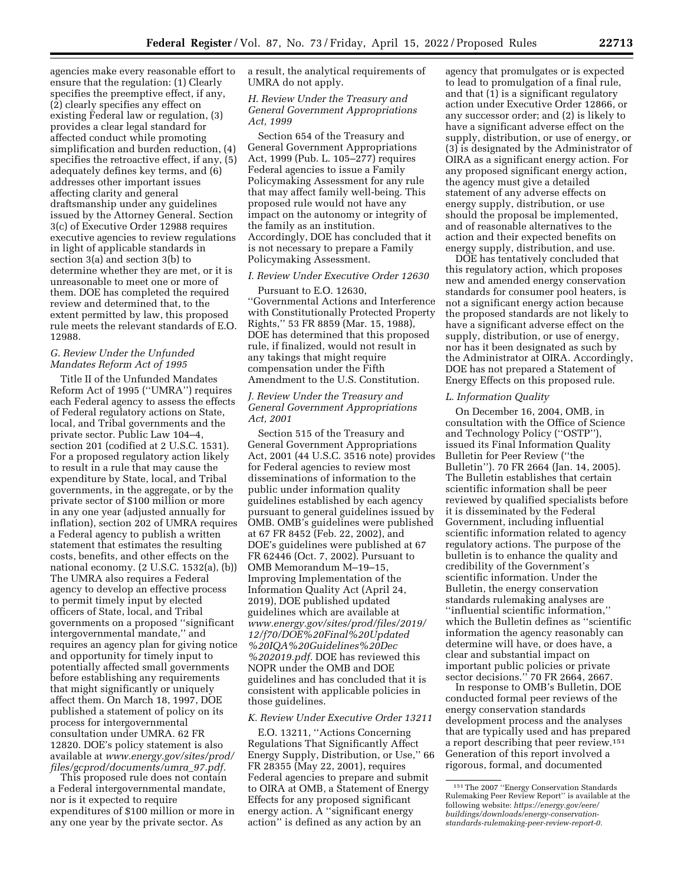agencies make every reasonable effort to ensure that the regulation: (1) Clearly specifies the preemptive effect, if any, (2) clearly specifies any effect on existing Federal law or regulation, (3) provides a clear legal standard for affected conduct while promoting simplification and burden reduction, (4) specifies the retroactive effect, if any, (5) adequately defines key terms, and (6) addresses other important issues affecting clarity and general draftsmanship under any guidelines issued by the Attorney General. Section 3(c) of Executive Order 12988 requires executive agencies to review regulations in light of applicable standards in section 3(a) and section 3(b) to determine whether they are met, or it is unreasonable to meet one or more of them. DOE has completed the required review and determined that, to the extent permitted by law, this proposed rule meets the relevant standards of E.O. 12988.

### G. Review Under the Unfunded Mandates Reform Act of 1995

Title II of the Unfunded Mandates Reform Act of 1995 (''UMRA'') requires each Federal agency to assess the effects of Federal regulatory actions on State, local, and Tribal governments and the private sector. Public Law 104–4, section 201 (codified at 2 U.S.C. 1531). For a proposed regulatory action likely to result in a rule that may cause the expenditure by State, local, and Tribal governments, in the aggregate, or by the private sector of $100 million or more in any one year (adjusted annually for inflation), section 202 of UMRA requires a Federal agency to publish a written statement that estimates the resulting costs, benefits, and other effects on the national economy. (2 U.S.C. 1532(a), (b)) The UMRA also requires a Federal agency to develop an effective process to permit timely input by elected officers of State, local, and Tribal governments on a proposed ''significant intergovernmental mandate,'' and requires an agency plan for giving notice and opportunity for timely input to potentially affected small governments before establishing any requirements that might significantly or uniquely affect them. On March 18, 1997, DOE published a statement of policy on its process for intergovernmental consultation under UMRA. 62 FR 12820. DOE's policy statement is also available at *www.energy.gov/sites/prod/files/gcprod/documents/umra_97.pdf.*

This proposed rule does not contain a Federal intergovernmental mandate, nor is it expected to require expenditures of $100 million or more in any one year by the private sector. As a result, the analytical requirements of UMRA do not apply.

### H. Review Under the Treasury and General Government Appropriations Act, 1999

Section 654 of the Treasury and General Government Appropriations Act, 1999 (Pub. L. 105–277) requires Federal agencies to issue a Family Policymaking Assessment for any rule that may affect family well-being. This proposed rule would not have any impact on the autonomy or integrity of the family as an institution. Accordingly, DOE has concluded that it is not necessary to prepare a Family Policymaking Assessment.

### I. Review Under Executive Order 12630

Pursuant to E.O. 12630, ''Governmental Actions and Interference with Constitutionally Protected Property Rights,'' 53 FR 8859 (Mar. 15, 1988), DOE has determined that this proposed rule, if finalized, would not result in any takings that might require compensation under the Fifth Amendment to the U.S. Constitution.

### J. Review Under the Treasury and General Government Appropriations Act, 2001

Section 515 of the Treasury and General Government Appropriations Act, 2001 (44 U.S.C. 3516 note) provides for Federal agencies to review most disseminations of information to the public under information quality guidelines established by each agency pursuant to general guidelines issued by OMB. OMB's guidelines were published at 67 FR 8452 (Feb. 22, 2002), and DOE's guidelines were published at 67 FR 62446 (Oct. 7, 2002). Pursuant to OMB Memorandum M–19–15, Improving Implementation of the Information Quality Act (April 24, 2019), DOE published updated guidelines which are available at *www.energy.gov/sites/prod/files/2019/12/f70/DOE%20Final%20Updated%20IQA%20Guidelines%20Dec%202019.pdf.* DOE has reviewed this NOPR under the OMB and DOE guidelines and has concluded that it is consistent with applicable policies in those guidelines.

### K. Review Under Executive Order 13211

E.O. 13211, ''Actions Concerning Regulations That Significantly Affect Energy Supply, Distribution, or Use,'' 66 FR 28355 (May 22, 2001), requires Federal agencies to prepare and submit to OIRA at OMB, a Statement of Energy Effects for any proposed significant energy action. A ''significant energy action'' is defined as any action by an agency that promulgates or is expected to lead to promulgation of a final rule, and that (1) is a significant regulatory action under Executive Order 12866, or any successor order; and (2) is likely to have a significant adverse effect on the supply, distribution, or use of energy, or (3) is designated by the Administrator of OIRA as a significant energy action. For any proposed significant energy action, the agency must give a detailed statement of any adverse effects on energy supply, distribution, or use should the proposal be implemented, and of reasonable alternatives to the action and their expected benefits on energy supply, distribution, and use.

DOE has tentatively concluded that this regulatory action, which proposes new and amended energy conservation standards for consumer pool heaters, is not a significant energy action because the proposed standards are not likely to have a significant adverse effect on the supply, distribution, or use of energy, nor has it been designated as such by the Administrator at OIRA. Accordingly, DOE has not prepared a Statement of Energy Effects on this proposed rule.

### L. Information Quality

On December 16, 2004, OMB, in consultation with the Office of Science and Technology Policy (''OSTP''), issued its Final Information Quality Bulletin for Peer Review (''the Bulletin''). 70 FR 2664 (Jan. 14, 2005). The Bulletin establishes that certain scientific information shall be peer reviewed by qualified specialists before it is disseminated by the Federal Government, including influential scientific information related to agency regulatory actions. The purpose of the bulletin is to enhance the quality and credibility of the Government's scientific information. Under the Bulletin, the energy conservation standards rulemaking analyses are ''influential scientific information,'' which the Bulletin defines as ''scientific information the agency reasonably can determine will have, or does have, a clear and substantial impact on important public policies or private sector decisions.'' 70 FR 2664, 2667.

In response to OMB's Bulletin, DOE conducted formal peer reviews of the energy conservation standards development process and the analyses that are typically used and has prepared a report describing that peer review.[151] Generation of this report involved a rigorous, formal, and documented

[151] The 2007 ''Energy Conservation Standards Rulemaking Peer Review Report'' is available at the following website: *https://energy.gov/eere/buildings/downloads/energy-conservation-standards-rulemaking-peer-review-report-0.*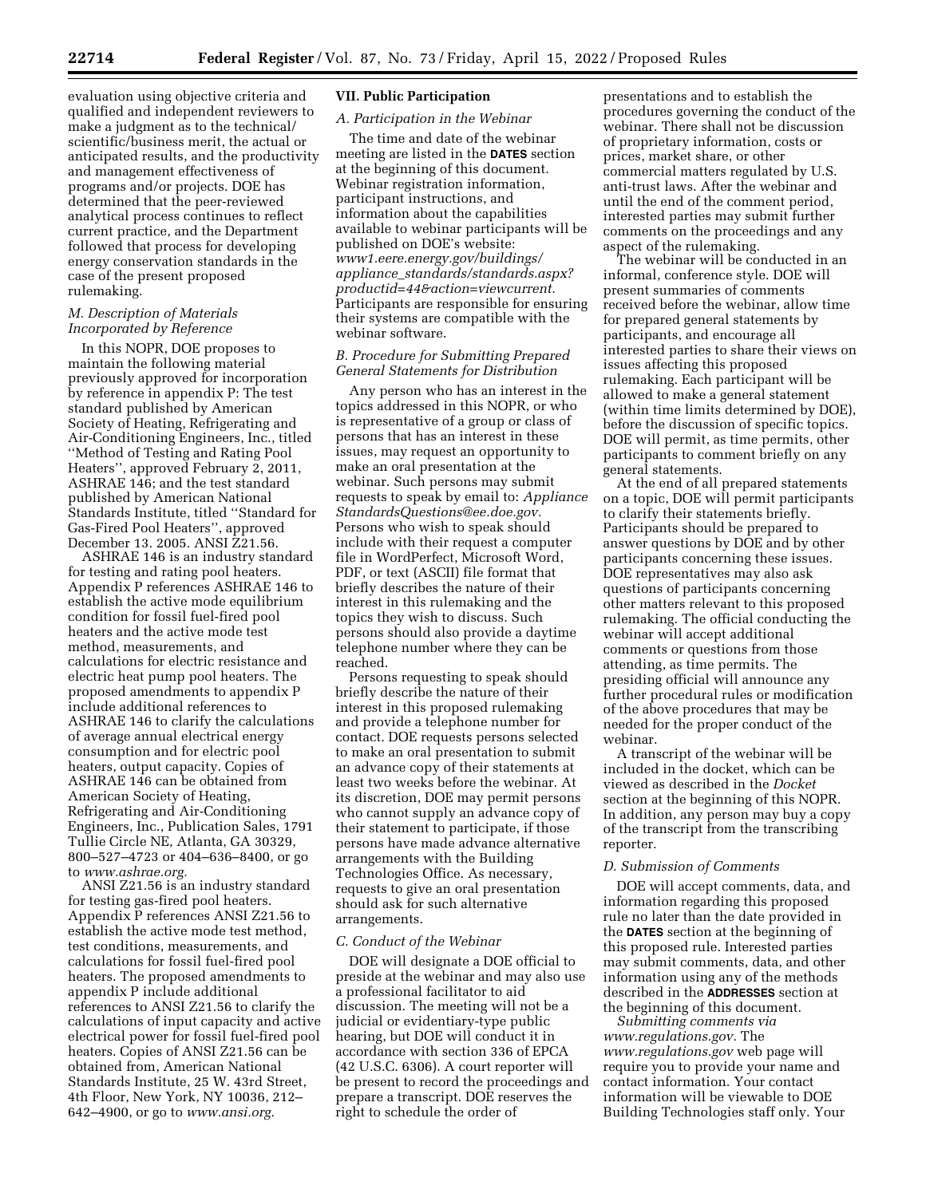evaluation using objective criteria and qualified and independent reviewers to make a judgment as to the technical/scientific/business merit, the actual or anticipated results, and the productivity and management effectiveness of programs and/or projects. DOE has determined that the peer-reviewed analytical process continues to reflect current practice, and the Department followed that process for developing energy conservation standards in the case of the present proposed rulemaking.

### M. Description of Materials Incorporated by Reference

In this NOPR, DOE proposes to maintain the following material previously approved for incorporation by reference in appendix P: The test standard published by American Society of Heating, Refrigerating and Air-Conditioning Engineers, Inc., titled ''Method of Testing and Rating Pool Heaters'', approved February 2, 2011, ASHRAE 146; and the test standard published by American National Standards Institute, titled ''Standard for Gas-Fired Pool Heaters'', approved December 13. 2005. ANSI Z21.56.

ASHRAE 146 is an industry standard for testing and rating pool heaters. Appendix P references ASHRAE 146 to establish the active mode equilibrium condition for fossil fuel-fired pool heaters and the active mode test method, measurements, and calculations for electric resistance and electric heat pump pool heaters. The proposed amendments to appendix P include additional references to ASHRAE 146 to clarify the calculations of average annual electrical energy consumption and for electric pool heaters, output capacity. Copies of ASHRAE 146 can be obtained from American Society of Heating, Refrigerating and Air-Conditioning Engineers, Inc., Publication Sales, 1791 Tullie Circle NE, Atlanta, GA 30329, 800–527–4723 or 404–636–8400, or go to *www.ashrae.org.*

ANSI Z21.56 is an industry standard for testing gas-fired pool heaters. Appendix P references ANSI Z21.56 to establish the active mode test method, test conditions, measurements, and calculations for fossil fuel-fired pool heaters. The proposed amendments to appendix P include additional references to ANSI Z21.56 to clarify the calculations of input capacity and active electrical power for fossil fuel-fired pool heaters. Copies of ANSI Z21.56 can be obtained from, American National Standards Institute, 25 W. 43rd Street, 4th Floor, New York, NY 10036, 212–642–4900, or go to *www.ansi.org.*

## VII. Public Participation

### A. Participation in the Webinar

The time and date of the webinar meeting are listed in the **DATES** section at the beginning of this document. Webinar registration information, participant instructions, and information about the capabilities available to webinar participants will be published on DOE's website: *www1.eere.energy.gov/buildings/appliance_standards/standards.aspx?productid=44&action=viewcurrent.* Participants are responsible for ensuring their systems are compatible with the webinar software.

### B. Procedure for Submitting Prepared General Statements for Distribution

Any person who has an interest in the topics addressed in this NOPR, or who is representative of a group or class of persons that has an interest in these issues, may request an opportunity to make an oral presentation at the webinar. Such persons may submit requests to speak by email to: *ApplianceStandardsQuestions@ee.doe.gov.* Persons who wish to speak should include with their request a computer file in WordPerfect, Microsoft Word, PDF, or text (ASCII) file format that briefly describes the nature of their interest in this rulemaking and the topics they wish to discuss. Such persons should also provide a daytime telephone number where they can be reached.

Persons requesting to speak should briefly describe the nature of their interest in this proposed rulemaking and provide a telephone number for contact. DOE requests persons selected to make an oral presentation to submit an advance copy of their statements at least two weeks before the webinar. At its discretion, DOE may permit persons who cannot supply an advance copy of their statement to participate, if those persons have made advance alternative arrangements with the Building Technologies Office. As necessary, requests to give an oral presentation should ask for such alternative arrangements.

### C. Conduct of the Webinar

DOE will designate a DOE official to preside at the webinar and may also use a professional facilitator to aid discussion. The meeting will not be a judicial or evidentiary-type public hearing, but DOE will conduct it in accordance with section 336 of EPCA (42 U.S.C. 6306). A court reporter will be present to record the proceedings and prepare a transcript. DOE reserves the right to schedule the order of presentations and to establish the procedures governing the conduct of the webinar. There shall not be discussion of proprietary information, costs or prices, market share, or other commercial matters regulated by U.S. anti-trust laws. After the webinar and until the end of the comment period, interested parties may submit further comments on the proceedings and any aspect of the rulemaking.

The webinar will be conducted in an informal, conference style. DOE will present summaries of comments received before the webinar, allow time for prepared general statements by participants, and encourage all interested parties to share their views on issues affecting this proposed rulemaking. Each participant will be allowed to make a general statement (within time limits determined by DOE), before the discussion of specific topics. DOE will permit, as time permits, other participants to comment briefly on any general statements.

At the end of all prepared statements on a topic, DOE will permit participants to clarify their statements briefly. Participants should be prepared to answer questions by DOE and by other participants concerning these issues. DOE representatives may also ask questions of participants concerning other matters relevant to this proposed rulemaking. The official conducting the webinar will accept additional comments or questions from those attending, as time permits. The presiding official will announce any further procedural rules or modification of the above procedures that may be needed for the proper conduct of the webinar.

A transcript of the webinar will be included in the docket, which can be viewed as described in the *Docket* section at the beginning of this NOPR. In addition, any person may buy a copy of the transcript from the transcribing reporter.

### D. Submission of Comments

DOE will accept comments, data, and information regarding this proposed rule no later than the date provided in the **DATES** section at the beginning of this proposed rule. Interested parties may submit comments, data, and other information using any of the methods described in the **ADDRESSES** section at the beginning of this document.

*Submitting comments via www.regulations.gov.* The *www.regulations.gov* web page will require you to provide your name and contact information. Your contact information will be viewable to DOE Building Technologies staff only. Your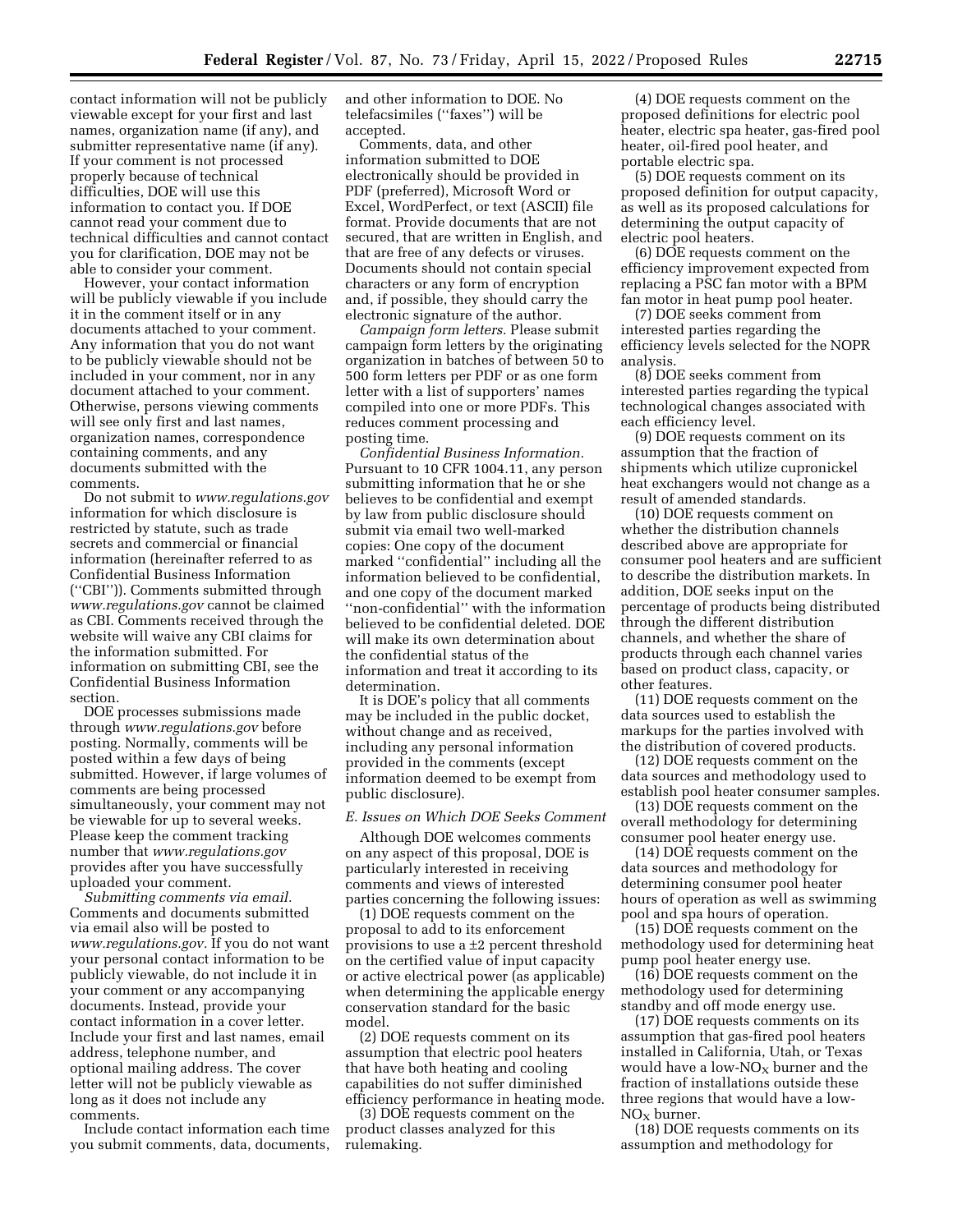contact information will not be publicly viewable except for your first and last names, organization name (if any), and submitter representative name (if any). If your comment is not processed properly because of technical difficulties, DOE will use this information to contact you. If DOE cannot read your comment due to technical difficulties and cannot contact you for clarification, DOE may not be able to consider your comment.

However, your contact information will be publicly viewable if you include it in the comment itself or in any documents attached to your comment. Any information that you do not want to be publicly viewable should not be included in your comment, nor in any document attached to your comment. Otherwise, persons viewing comments will see only first and last names, organization names, correspondence containing comments, and any documents submitted with the comments.

Do not submit to *www.regulations.gov* information for which disclosure is restricted by statute, such as trade secrets and commercial or financial information (hereinafter referred to as Confidential Business Information (''CBI'')). Comments submitted through *www.regulations.gov* cannot be claimed as CBI. Comments received through the website will waive any CBI claims for the information submitted. For information on submitting CBI, see the Confidential Business Information section.

DOE processes submissions made through *www.regulations.gov* before posting. Normally, comments will be posted within a few days of being submitted. However, if large volumes of comments are being processed simultaneously, your comment may not be viewable for up to several weeks. Please keep the comment tracking number that *www.regulations.gov* provides after you have successfully uploaded your comment.

*Submitting comments via email.* Comments and documents submitted via email also will be posted to *www.regulations.gov.* If you do not want your personal contact information to be publicly viewable, do not include it in your comment or any accompanying documents. Instead, provide your contact information in a cover letter. Include your first and last names, email address, telephone number, and optional mailing address. The cover letter will not be publicly viewable as long as it does not include any comments.

Include contact information each time you submit comments, data, documents, and other information to DOE. No telefacsimiles (''faxes'') will be accepted.

Comments, data, and other information submitted to DOE electronically should be provided in PDF (preferred), Microsoft Word or Excel, WordPerfect, or text (ASCII) file format. Provide documents that are not secured, that are written in English, and that are free of any defects or viruses. Documents should not contain special characters or any form of encryption and, if possible, they should carry the electronic signature of the author.

*Campaign form letters.* Please submit campaign form letters by the originating organization in batches of between 50 to 500 form letters per PDF or as one form letter with a list of supporters' names compiled into one or more PDFs. This reduces comment processing and posting time.

*Confidential Business Information.* Pursuant to 10 CFR 1004.11, any person submitting information that he or she believes to be confidential and exempt by law from public disclosure should submit via email two well-marked copies: One copy of the document marked ''confidential'' including all the information believed to be confidential, and one copy of the document marked ''non-confidential'' with the information believed to be confidential deleted. DOE will make its own determination about the confidential status of the information and treat it according to its determination.

It is DOE's policy that all comments may be included in the public docket, without change and as received, including any personal information provided in the comments (except information deemed to be exempt from public disclosure).

### *E. Issues on Which DOE Seeks Comment*

Although DOE welcomes comments on any aspect of this proposal, DOE is particularly interested in receiving comments and views of interested parties concerning the following issues:

(1) DOE requests comment on the proposal to add to its enforcement provisions to use a ±2 percent threshold on the certified value of input capacity or active electrical power (as applicable) when determining the applicable energy conservation standard for the basic model.

(2) DOE requests comment on its assumption that electric pool heaters that have both heating and cooling capabilities do not suffer diminished efficiency performance in heating mode.

(3) DOE requests comment on the product classes analyzed for this rulemaking.

(4) DOE requests comment on the proposed definitions for electric pool heater, electric spa heater, gas-fired pool heater, oil-fired pool heater, and portable electric spa.

(5) DOE requests comment on its proposed definition for output capacity, as well as its proposed calculations for determining the output capacity of electric pool heaters.

(6) DOE requests comment on the efficiency improvement expected from replacing a PSC fan motor with a BPM fan motor in heat pump pool heater.

(7) DOE seeks comment from interested parties regarding the efficiency levels selected for the NOPR analysis.

(8) DOE seeks comment from interested parties regarding the typical technological changes associated with each efficiency level.

(9) DOE requests comment on its assumption that the fraction of shipments which utilize cupronickel heat exchangers would not change as a result of amended standards.

(10) DOE requests comment on whether the distribution channels described above are appropriate for consumer pool heaters and are sufficient to describe the distribution markets. In addition, DOE seeks input on the percentage of products being distributed through the different distribution channels, and whether the share of products through each channel varies based on product class, capacity, or other features.

(11) DOE requests comment on the data sources used to establish the markups for the parties involved with the distribution of covered products.

(12) DOE requests comment on the data sources and methodology used to establish pool heater consumer samples.

(13) DOE requests comment on the overall methodology for determining consumer pool heater energy use.

(14) DOE requests comment on the data sources and methodology for determining consumer pool heater hours of operation as well as swimming pool and spa hours of operation.

(15) DOE requests comment on the methodology used for determining heat pump pool heater energy use.

(16) DOE requests comment on the methodology used for determining standby and off mode energy use.

(17) DOE requests comments on its assumption that gas-fired pool heaters installed in California, Utah, or Texas would have a low-$NO_X$ burner and the fraction of installations outside these three regions that would have a low-$NO_X$ burner.

(18) DOE requests comments on its assumption and methodology for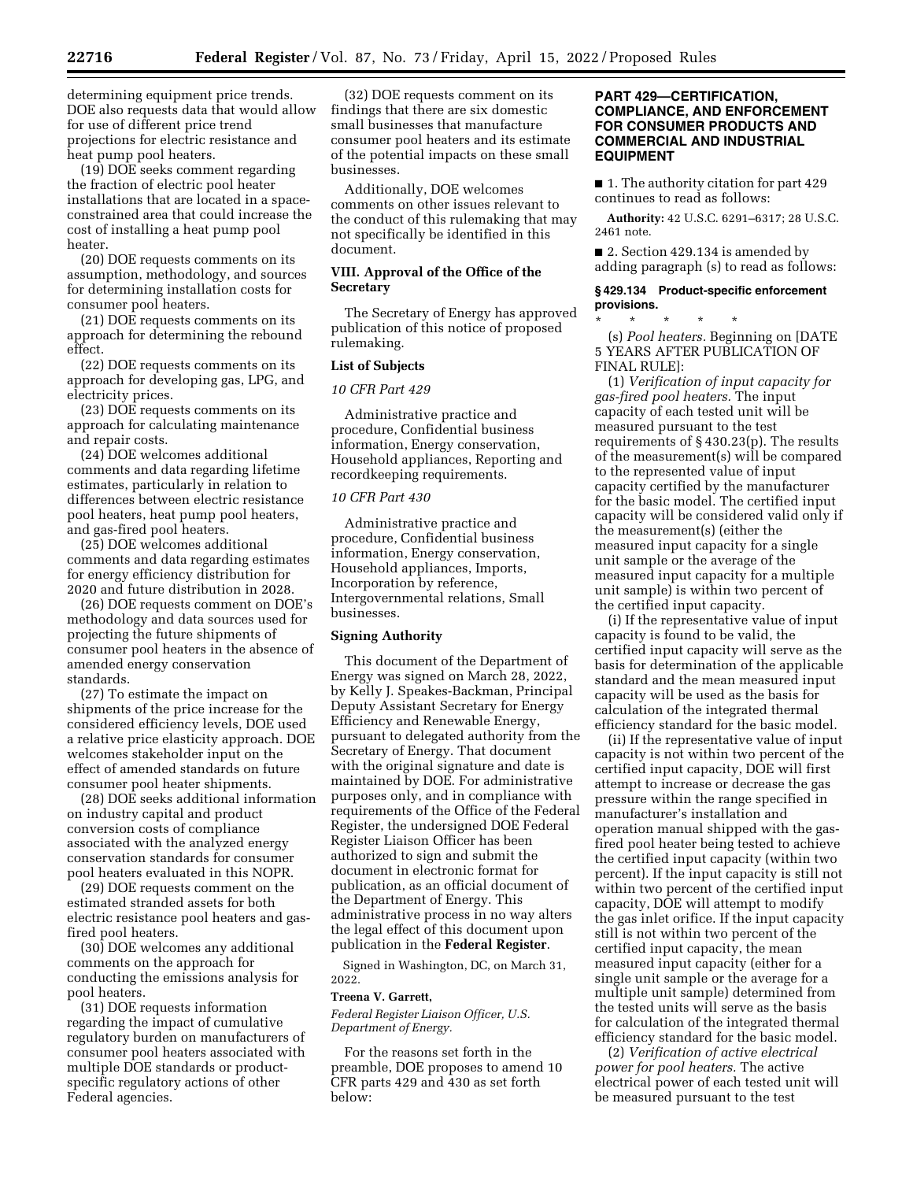determining equipment price trends. DOE also requests data that would allow for use of different price trend projections for electric resistance and heat pump pool heaters.

(19) DOE seeks comment regarding the fraction of electric pool heater installations that are located in a space-constrained area that could increase the cost of installing a heat pump pool heater.

(20) DOE requests comments on its assumption, methodology, and sources for determining installation costs for consumer pool heaters.

(21) DOE requests comments on its approach for determining the rebound effect.

(22) DOE requests comments on its approach for developing gas, LPG, and electricity prices.

(23) DOE requests comments on its approach for calculating maintenance and repair costs.

(24) DOE welcomes additional comments and data regarding lifetime estimates, particularly in relation to differences between electric resistance pool heaters, heat pump pool heaters, and gas-fired pool heaters.

(25) DOE welcomes additional comments and data regarding estimates for energy efficiency distribution for 2020 and future distribution in 2028.

(26) DOE requests comment on DOE's methodology and data sources used for projecting the future shipments of consumer pool heaters in the absence of amended energy conservation standards.

(27) To estimate the impact on shipments of the price increase for the considered efficiency levels, DOE used a relative price elasticity approach. DOE welcomes stakeholder input on the effect of amended standards on future consumer pool heater shipments.

(28) DOE seeks additional information on industry capital and product conversion costs of compliance associated with the analyzed energy conservation standards for consumer pool heaters evaluated in this NOPR.

(29) DOE requests comment on the estimated stranded assets for both electric resistance pool heaters and gas-fired pool heaters.

(30) DOE welcomes any additional comments on the approach for conducting the emissions analysis for pool heaters.

(31) DOE requests information regarding the impact of cumulative regulatory burden on manufacturers of consumer pool heaters associated with multiple DOE standards or product-specific regulatory actions of other Federal agencies.

(32) DOE requests comment on its findings that there are six domestic small businesses that manufacture consumer pool heaters and its estimate of the potential impacts on these small businesses.

Additionally, DOE welcomes comments on other issues relevant to the conduct of this rulemaking that may not specifically be identified in this document.

## VIII. Approval of the Office of the Secretary

The Secretary of Energy has approved publication of this notice of proposed rulemaking.

## List of Subjects

### *10 CFR Part 429*

Administrative practice and procedure, Confidential business information, Energy conservation, Household appliances, Reporting and recordkeeping requirements.

### *10 CFR Part 430*

Administrative practice and procedure, Confidential business information, Energy conservation, Household appliances, Imports, Incorporation by reference, Intergovernmental relations, Small businesses.

## Signing Authority

This document of the Department of Energy was signed on March 28, 2022, by Kelly J. Speakes-Backman, Principal Deputy Assistant Secretary for Energy Efficiency and Renewable Energy, pursuant to delegated authority from the Secretary of Energy. That document with the original signature and date is maintained by DOE. For administrative purposes only, and in compliance with requirements of the Office of the Federal Register, the undersigned DOE Federal Register Liaison Officer has been authorized to sign and submit the document in electronic format for publication, as an official document of the Department of Energy. This administrative process in no way alters the legal effect of this document upon publication in the **Federal Register**.

Signed in Washington, DC, on March 31, 2022.

**Treena V. Garrett,**

*Federal Register Liaison Officer, U.S. Department of Energy.*

For the reasons set forth in the preamble, DOE proposes to amend 10 CFR parts 429 and 430 as set forth below:

## PART 429—CERTIFICATION, COMPLIANCE, AND ENFORCEMENT FOR CONSUMER PRODUCTS AND COMMERCIAL AND INDUSTRIAL EQUIPMENT

■ 1. The authority citation for part 429 continues to read as follows:

**Authority:** 42 U.S.C. 6291–6317; 28 U.S.C. 2461 note.

■ 2. Section 429.134 is amended by adding paragraph (s) to read as follows:

### § 429.134 Product-specific enforcement provisions.

\* \* \* \* \*

(s) *Pool heaters.* Beginning on [DATE 5 YEARS AFTER PUBLICATION OF FINAL RULE]:

(1) *Verification of input capacity for gas-fired pool heaters.* The input capacity of each tested unit will be measured pursuant to the test requirements of § 430.23(p). The results of the measurement(s) will be compared to the represented value of input capacity certified by the manufacturer for the basic model. The certified input capacity will be considered valid only if the measurement(s) (either the measured input capacity for a single unit sample or the average of the measured input capacity for a multiple unit sample) is within two percent of the certified input capacity.

(i) If the representative value of input capacity is found to be valid, the certified input capacity will serve as the basis for determination of the applicable standard and the mean measured input capacity will be used as the basis for calculation of the integrated thermal efficiency standard for the basic model.

(ii) If the representative value of input capacity is not within two percent of the certified input capacity, DOE will first attempt to increase or decrease the gas pressure within the range specified in manufacturer's installation and operation manual shipped with the gas-fired pool heater being tested to achieve the certified input capacity (within two percent). If the input capacity is still not within two percent of the certified input capacity, DOE will attempt to modify the gas inlet orifice. If the input capacity still is not within two percent of the certified input capacity, the mean measured input capacity (either for a single unit sample or the average for a multiple unit sample) determined from the tested units will serve as the basis for calculation of the integrated thermal efficiency standard for the basic model.

(2) *Verification of active electrical power for pool heaters.* The active electrical power of each tested unit will be measured pursuant to the test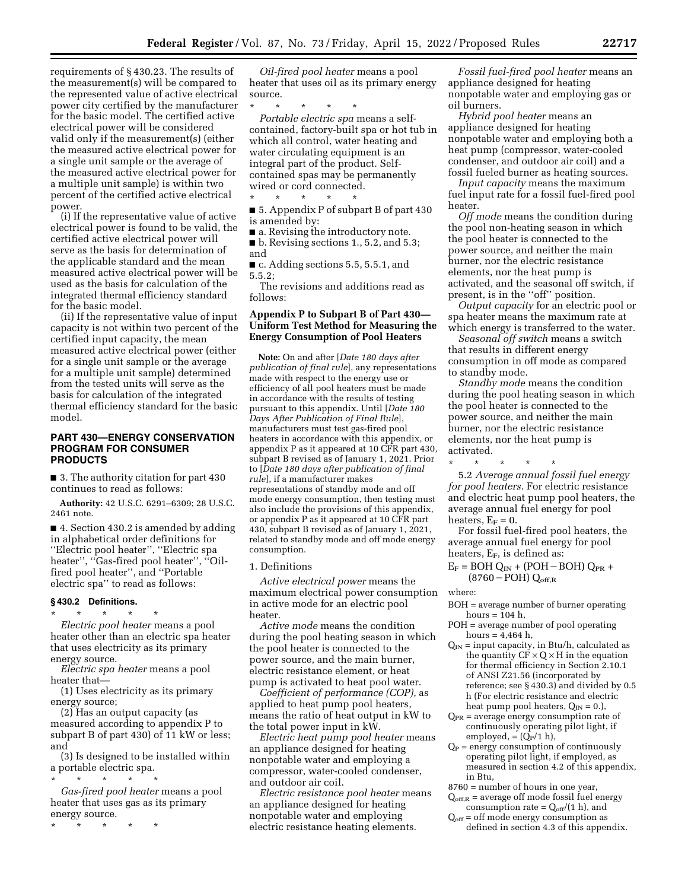requirements of § 430.23. The results of the measurement(s) will be compared to the represented value of active electrical power city certified by the manufacturer for the basic model. The certified active electrical power will be considered valid only if the measurement(s) (either the measured active electrical power for a single unit sample or the average of the measured active electrical power for a multiple unit sample) is within two percent of the certified active electrical power.

(i) If the representative value of active electrical power is found to be valid, the certified active electrical power will serve as the basis for determination of the applicable standard and the mean measured active electrical power will be used as the basis for calculation of the integrated thermal efficiency standard for the basic model.

(ii) If the representative value of input capacity is not within two percent of the certified input capacity, the mean measured active electrical power (either for a single unit sample or the average for a multiple unit sample) determined from the tested units will serve as the basis for calculation of the integrated thermal efficiency standard for the basic model.

## PART 430—ENERGY CONSERVATION PROGRAM FOR CONSUMER PRODUCTS

■ 3. The authority citation for part 430 continues to read as follows:

**Authority:** 42 U.S.C. 6291–6309; 28 U.S.C. 2461 note.

■ 4. Section 430.2 is amended by adding in alphabetical order definitions for ''Electric pool heater'', ''Electric spa heater'', ''Gas-fired pool heater'', ''Oil-fired pool heater'', and ''Portable electric spa'' to read as follows:

### § 430.2 Definitions.

\* \* \* \* \*

*Electric pool heater* means a pool heater other than an electric spa heater that uses electricity as its primary energy source.

*Electric spa heater* means a pool heater that—

(1) Uses electricity as its primary energy source;

(2) Has an output capacity (as measured according to appendix P to subpart B of part 430) of 11 kW or less; and

(3) Is designed to be installed within a portable electric spa.

\* \* \* \* \*

*Gas-fired pool heater* means a pool heater that uses gas as its primary energy source.

\* \* \* \* \*

*Oil-fired pool heater* means a pool heater that uses oil as its primary energy source.

\* \* \* \* \*

*Portable electric spa* means a self-contained, factory-built spa or hot tub in which all control, water heating and water circulating equipment is an integral part of the product. Self-contained spas may be permanently wired or cord connected.

\* \* \* \* \*

■ 5. Appendix P of subpart B of part 430 is amended by:

■ a. Revising the introductory note.

■ b. Revising sections 1., 5.2, and 5.3; and

■ c. Adding sections 5.5, 5.5.1, and 5.5.2;

The revisions and additions read as follows:

### Appendix P to Subpart B of Part 430—Uniform Test Method for Measuring the Energy Consumption of Pool Heaters

**Note:** On and after [*Date 180 days after publication of final rule*], any representations made with respect to the energy use or efficiency of all pool heaters must be made in accordance with the results of testing pursuant to this appendix. Until [*Date 180 Days After Publication of Final Rule*], manufacturers must test gas-fired pool heaters in accordance with this appendix, or appendix P as it appeared at 10 CFR part 430, subpart B revised as of January 1, 2021. Prior to [*Date 180 days after publication of final rule*], if a manufacturer makes representations of standby mode and off mode energy consumption, then testing must also include the provisions of this appendix, or appendix P as it appeared at 10 CFR part 430, subpart B revised as of January 1, 2021, related to standby mode and off mode energy consumption.

1. Definitions

*Active electrical power* means the maximum electrical power consumption in active mode for an electric pool heater.

*Active mode* means the condition during the pool heating season in which the pool heater is connected to the power source, and the main burner, electric resistance element, or heat pump is activated to heat pool water.

*Coefficient of performance (COP),* as applied to heat pump pool heaters, means the ratio of heat output in kW to the total power input in kW.

*Electric heat pump pool heater* means an appliance designed for heating nonpotable water and employing a compressor, water-cooled condenser, and outdoor air coil.

*Electric resistance pool heater* means an appliance designed for heating nonpotable water and employing electric resistance heating elements.

*Fossil fuel-fired pool heater* means an appliance designed for heating nonpotable water and employing gas or oil burners.

*Hybrid pool heater* means an appliance designed for heating nonpotable water and employing both a heat pump (compressor, water-cooled condenser, and outdoor air coil) and a fossil fueled burner as heating sources.

*Input capacity* means the maximum fuel input rate for a fossil fuel-fired pool heater.

*Off mode* means the condition during the pool non-heating season in which the pool heater is connected to the power source, and neither the main burner, nor the electric resistance elements, nor the heat pump is activated, and the seasonal off switch, if present, is in the ''off'' position.

*Output capacity* for an electric pool or spa heater means the maximum rate at which energy is transferred to the water.

*Seasonal off switch* means a switch that results in different energy consumption in off mode as compared to standby mode.

*Standby mode* means the condition during the pool heating season in which the pool heater is connected to the power source, and neither the main burner, nor the electric resistance elements, nor the heat pump is activated.

\* \* \* \* \*

5.2 *Average annual fossil fuel energy for pool heaters.* For electric resistance and electric heat pump pool heaters, the average annual fuel energy for pool heaters, $E_F = 0$.

For fossil fuel-fired pool heaters, the average annual fuel energy for pool heaters, $E_F$, is defined as:

$$E_F = BOH\ Q_{IN} + (POH - BOH)\ Q_{PR} + (8760 - POH)\ Q_{off,R}$$

where:

BOH = average number of burner operating hours = 104 h,

POH = average number of pool operating hours = 4,464 h,

$Q_{IN}$ = input capacity, in Btu/h, calculated as the quantity $CF \times Q \times H$ in the equation for thermal efficiency in Section 2.10.1 of ANSI Z21.56 (incorporated by reference; see § 430.3) and divided by 0.5 h (For electric resistance and electric heat pump pool heaters, $Q_{IN} = 0$.),

$Q_{PR}$ = average energy consumption rate of continuously operating pilot light, if employed, $= (Q_P/1\ h)$,

$Q_P$ = energy consumption of continuously operating pilot light, if employed, as measured in section 4.2 of this appendix, in Btu,

8760 = number of hours in one year,

$Q_{off,R}$ = average off mode fossil fuel energy consumption rate $= Q_{off}/(1\ h)$, and

$Q_{off}$ = off mode energy consumption as defined in section 4.3 of this appendix.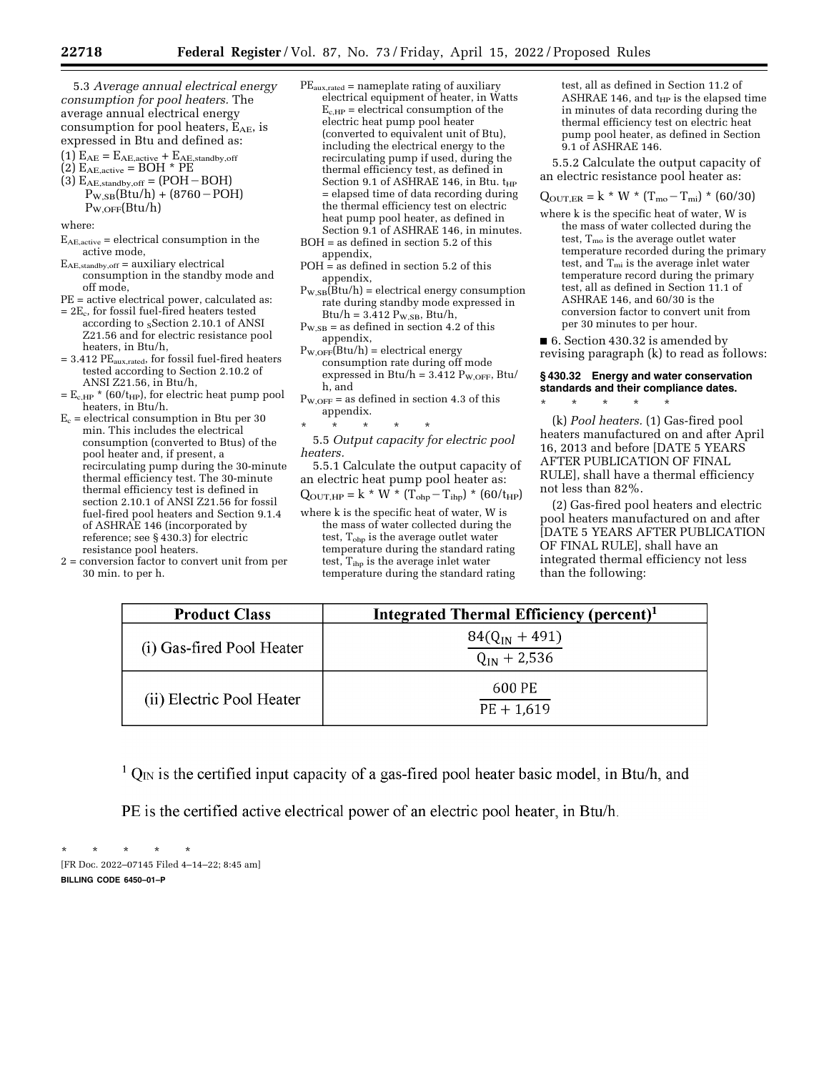5.3 *Average annual electrical energy consumption for pool heaters.* The average annual electrical energy consumption for pool heaters, $E_{AE}$, is expressed in Btu and defined as:

(1) $E_{AE} = E_{AE,active} + E_{AE,standby,off}$

(2) $E_{AE,active} = BOH * PE$

(3) $E_{AE,standby,off} = (POH - BOH) P_{W,SB}(Btu/h) + (8760 - POH) P_{W,OFF}(Btu/h)$

where:

$E_{AE,active}$ = electrical consumption in the active mode,

$E_{AE,standby,off}$ = auxiliary electrical consumption in the standby mode and off mode,

PE = active electrical power, calculated as:

= $2E_c$, for fossil fuel-fired heaters tested according to $_S$Section 2.10.1 of ANSI Z21.56 and for electric resistance pool heaters, in Btu/h,

= 3.412 $PE_{aux,rated}$, for fossil fuel-fired heaters tested according to Section 2.10.2 of ANSI Z21.56, in Btu/h,

= $E_{c,HP} * (60/t_{HP})$, for electric heat pump pool heaters, in Btu/h.

$E_c$ = electrical consumption in Btu per 30 min. This includes the electrical consumption (converted to Btus) of the pool heater and, if present, a recirculating pump during the 30-minute thermal efficiency test. The 30-minute thermal efficiency test is defined in section 2.10.1 of ANSI Z21.56 for fossil fuel-fired pool heaters and Section 9.1.4 of ASHRAE 146 (incorporated by reference; see § 430.3) for electric resistance pool heaters.

2 = conversion factor to convert unit from per 30 min. to per h.

$PE_{aux,rated}$ = nameplate rating of auxiliary electrical equipment of heater, in Watts

$E_{c,HP}$ = electrical consumption of the electric heat pump pool heater (converted to equivalent unit of Btu), including the electrical energy to the recirculating pump if used, during the thermal efficiency test, as defined in Section 9.1 of ASHRAE 146, in Btu. $t_{HP}$ = elapsed time of data recording during the thermal efficiency test on electric heat pump pool heater, as defined in Section 9.1 of ASHRAE 146, in minutes.

BOH = as defined in section 5.2 of this appendix,

POH = as defined in section 5.2 of this appendix,

$P_{W,SB}(Btu/h)$ = electrical energy consumption rate during standby mode expressed in Btu/h = 3.412 $P_{W,SB}$, Btu/h,

$P_{W,SB}$ = as defined in section 4.2 of this appendix,

$P_{W,OFF}(Btu/h)$ = electrical energy consumption rate during off mode expressed in Btu/h = 3.412 $P_{W,OFF}$, Btu/h, and

$P_{W,OFF}$ = as defined in section 4.3 of this appendix.

\* \* \* \* \*

5.5 *Output capacity for electric pool heaters.*

5.5.1 Calculate the output capacity of an electric heat pump pool heater as:

$$Q_{OUT,HP} = k * W * (T_{ohp} - T_{ihp}) * (60/t_{HP})$$

where k is the specific heat of water, W is the mass of water collected during the test, $T_{ohp}$ is the average outlet water temperature during the standard rating test, $T_{ihp}$ is the average inlet water temperature during the standard rating test, all as defined in Section 11.2 of ASHRAE 146, and $t_{HP}$ is the elapsed time in minutes of data recording during the thermal efficiency test on electric heat pump pool heater, as defined in Section 9.1 of ASHRAE 146.

5.5.2 Calculate the output capacity of an electric resistance pool heater as:

$$Q_{OUT,ER} = k * W * (T_{mo} - T_{mi}) * (60/30)$$

where k is the specific heat of water, W is the mass of water collected during the test, $T_{mo}$ is the average outlet water temperature recorded during the primary test, and $T_{mi}$ is the average inlet water temperature record during the primary test, all as defined in Section 11.1 of ASHRAE 146, and 60/30 is the conversion factor to convert unit from per 30 minutes to per hour.

■ 6. Section 430.32 is amended by revising paragraph (k) to read as follows:

**§ 430.32 Energy and water conservation standards and their compliance dates.**

\* \* \* \* \*

(k) *Pool heaters.* (1) Gas-fired pool heaters manufactured on and after April 16, 2013 and before [DATE 5 YEARS AFTER PUBLICATION OF FINAL RULE], shall have a thermal efficiency not less than 82%.

(2) Gas-fired pool heaters and electric pool heaters manufactured on and after [DATE 5 YEARS AFTER PUBLICATION OF FINAL RULE], shall have an integrated thermal efficiency not less than the following:

| Product Class | Integrated Thermal Efficiency (percent)[1] |
|---|---|
| (i) Gas-fired Pool Heater | $\frac{84(Q_{IN} + 491)}{Q_{IN} + 2,536}$ |
| (ii) Electric Pool Heater | $\frac{600\ PE}{PE + 1,619}$ |

[1] $Q_{IN}$ is the certified input capacity of a gas-fired pool heater basic model, in Btu/h, and PE is the certified active electrical power of an electric pool heater, in Btu/h.

\* \* \* \* \*

[FR Doc. 2022–07145 Filed 4–14–22; 8:45 am]

**BILLING CODE 6450–01–P**